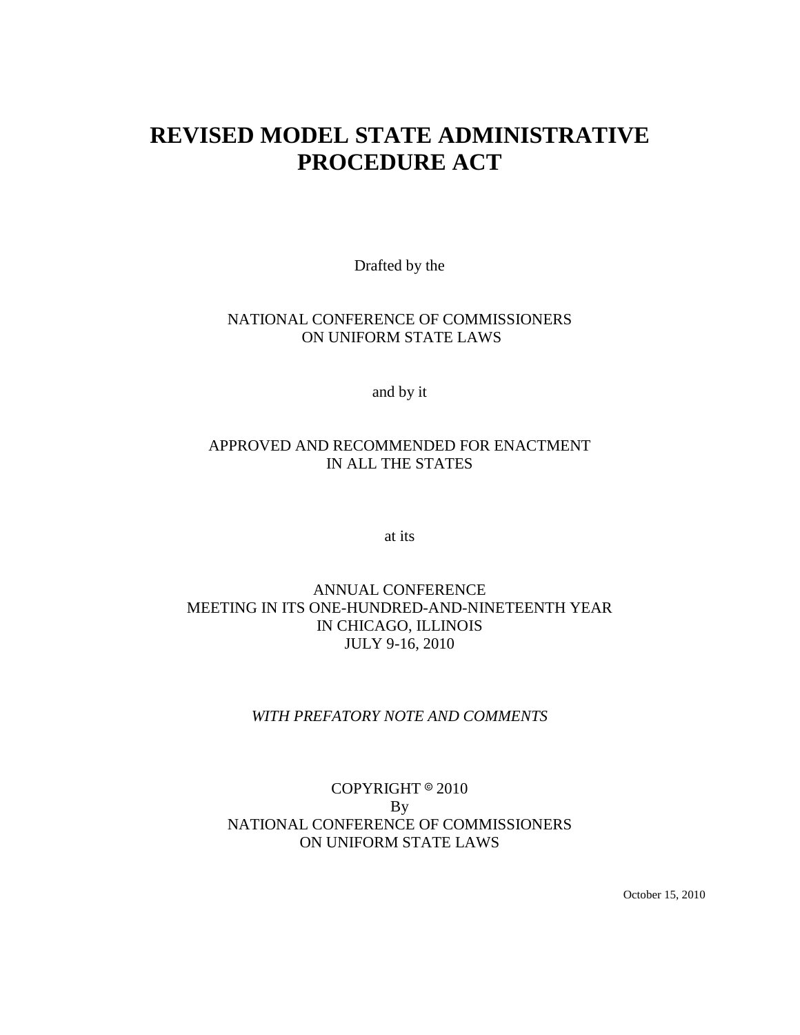# REVISED MODEL STATE ADMINISTRATIVE PROCEDURE ACT

Drafted by the

NATIONAL CONFERENCE OF COMMISSIONERS
ON UNIFORM STATE LAWS

and by it

APPROVED AND RECOMMENDED FOR ENACTMENT
IN ALL THE STATES

at its

ANNUAL CONFERENCE
MEETING IN ITS ONE-HUNDRED-AND-NINETEENTH YEAR
IN CHICAGO, ILLINOIS
JULY 9-16, 2010

*WITH PREFATORY NOTE AND COMMENTS*

COPYRIGHT © 2010
By
NATIONAL CONFERENCE OF COMMISSIONERS
ON UNIFORM STATE LAWS

October 15, 2010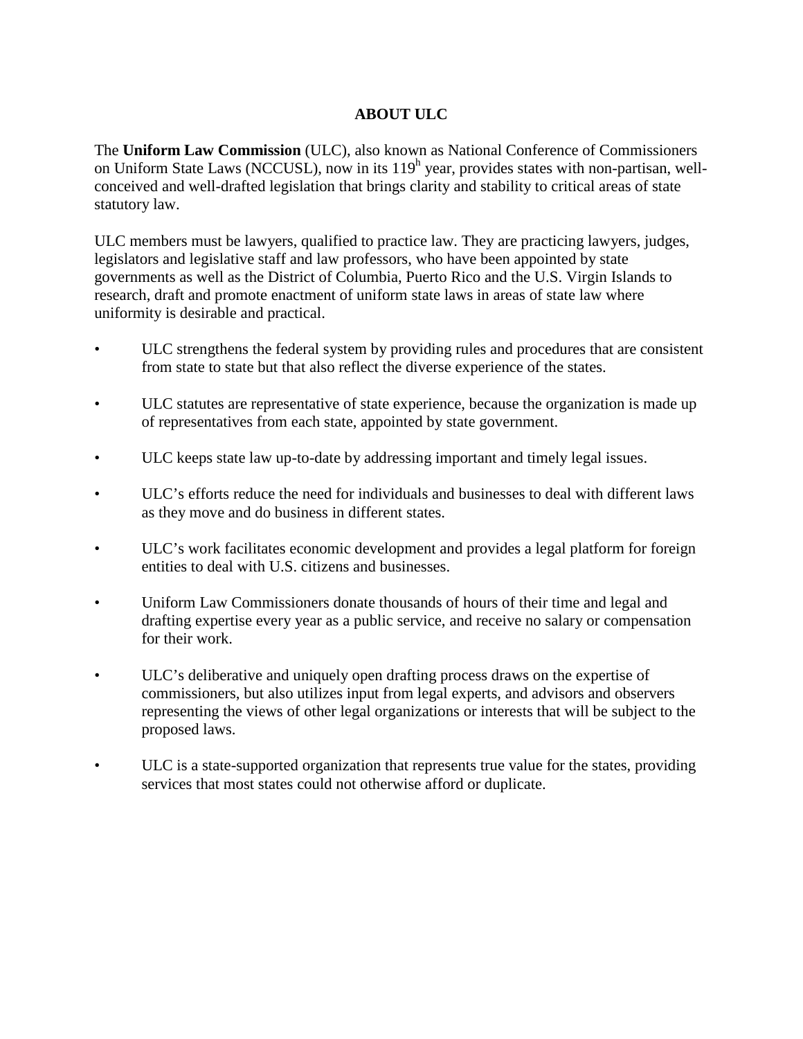# ABOUT ULC

The **Uniform Law Commission** (ULC), also known as National Conference of Commissioners on Uniform State Laws (NCCUSL), now in its 119$^{h}$ year, provides states with non-partisan, well-conceived and well-drafted legislation that brings clarity and stability to critical areas of state statutory law.

ULC members must be lawyers, qualified to practice law. They are practicing lawyers, judges, legislators and legislative staff and law professors, who have been appointed by state governments as well as the District of Columbia, Puerto Rico and the U.S. Virgin Islands to research, draft and promote enactment of uniform state laws in areas of state law where uniformity is desirable and practical.

- ULC strengthens the federal system by providing rules and procedures that are consistent from state to state but that also reflect the diverse experience of the states.
- ULC statutes are representative of state experience, because the organization is made up of representatives from each state, appointed by state government.
- ULC keeps state law up-to-date by addressing important and timely legal issues.
- ULC's efforts reduce the need for individuals and businesses to deal with different laws as they move and do business in different states.
- ULC's work facilitates economic development and provides a legal platform for foreign entities to deal with U.S. citizens and businesses.
- Uniform Law Commissioners donate thousands of hours of their time and legal and drafting expertise every year as a public service, and receive no salary or compensation for their work.
- ULC's deliberative and uniquely open drafting process draws on the expertise of commissioners, but also utilizes input from legal experts, and advisors and observers representing the views of other legal organizations or interests that will be subject to the proposed laws.
- ULC is a state-supported organization that represents true value for the states, providing services that most states could not otherwise afford or duplicate.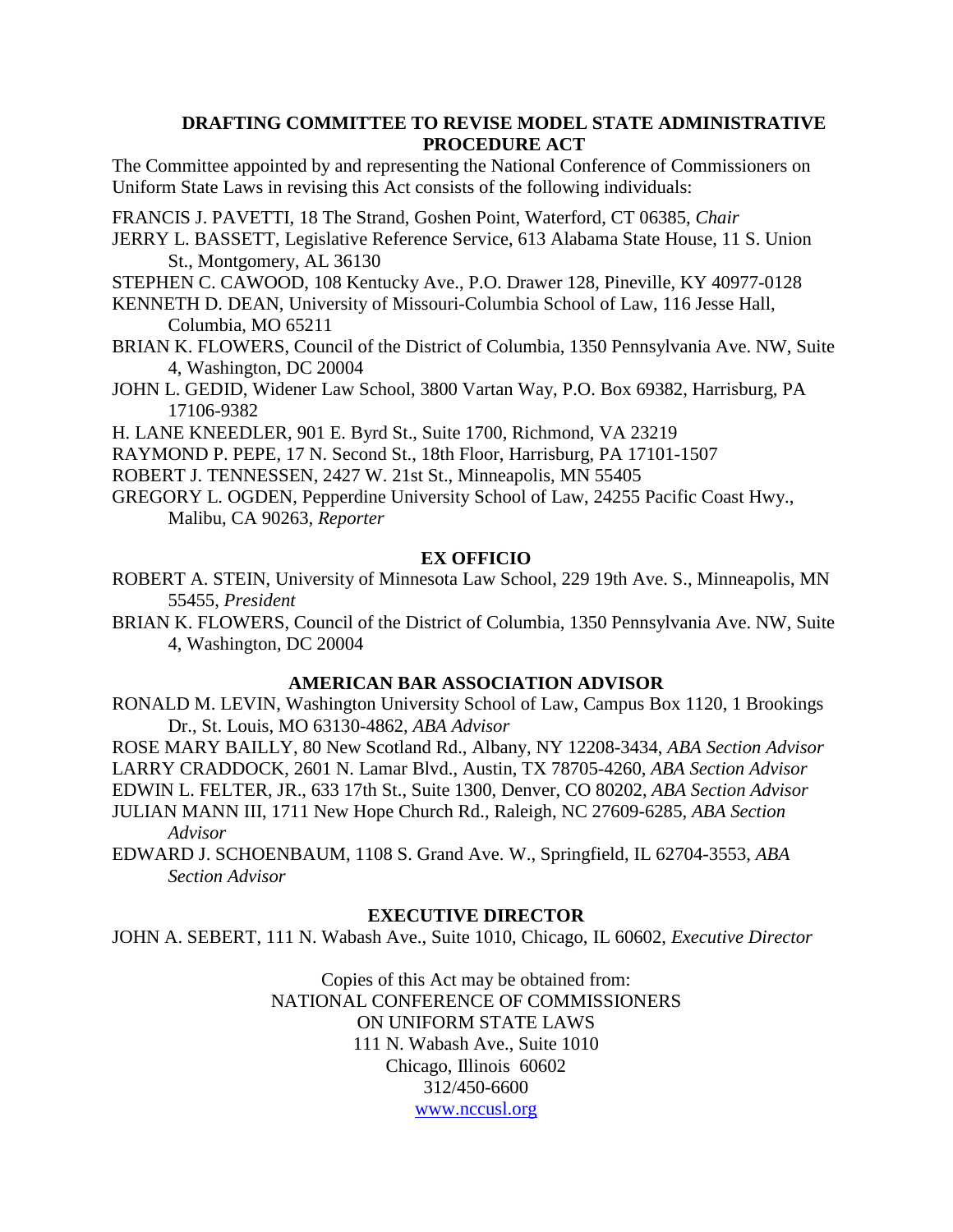## DRAFTING COMMITTEE TO REVISE MODEL STATE ADMINISTRATIVE PROCEDURE ACT

The Committee appointed by and representing the National Conference of Commissioners on Uniform State Laws in revising this Act consists of the following individuals:

FRANCIS J. PAVETTI, 18 The Strand, Goshen Point, Waterford, CT 06385, *Chair*

JERRY L. BASSETT, Legislative Reference Service, 613 Alabama State House, 11 S. Union St., Montgomery, AL 36130

STEPHEN C. CAWOOD, 108 Kentucky Ave., P.O. Drawer 128, Pineville, KY 40977-0128

KENNETH D. DEAN, University of Missouri-Columbia School of Law, 116 Jesse Hall, Columbia, MO 65211

BRIAN K. FLOWERS, Council of the District of Columbia, 1350 Pennsylvania Ave. NW, Suite 4, Washington, DC 20004

JOHN L. GEDID, Widener Law School, 3800 Vartan Way, P.O. Box 69382, Harrisburg, PA 17106-9382

H. LANE KNEEDLER, 901 E. Byrd St., Suite 1700, Richmond, VA 23219

RAYMOND P. PEPE, 17 N. Second St., 18th Floor, Harrisburg, PA 17101-1507

ROBERT J. TENNESSEN, 2427 W. 21st St., Minneapolis, MN 55405

GREGORY L. OGDEN, Pepperdine University School of Law, 24255 Pacific Coast Hwy., Malibu, CA 90263, *Reporter*

### EX OFFICIO

ROBERT A. STEIN, University of Minnesota Law School, 229 19th Ave. S., Minneapolis, MN 55455, *President*

BRIAN K. FLOWERS, Council of the District of Columbia, 1350 Pennsylvania Ave. NW, Suite 4, Washington, DC 20004

### AMERICAN BAR ASSOCIATION ADVISOR

RONALD M. LEVIN, Washington University School of Law, Campus Box 1120, 1 Brookings Dr., St. Louis, MO 63130-4862, *ABA Advisor*

ROSE MARY BAILLY, 80 New Scotland Rd., Albany, NY 12208-3434, *ABA Section Advisor*

LARRY CRADDOCK, 2601 N. Lamar Blvd., Austin, TX 78705-4260, *ABA Section Advisor*

EDWIN L. FELTER, JR., 633 17th St., Suite 1300, Denver, CO 80202, *ABA Section Advisor*

JULIAN MANN III, 1711 New Hope Church Rd., Raleigh, NC 27609-6285, *ABA Section Advisor*

EDWARD J. SCHOENBAUM, 1108 S. Grand Ave. W., Springfield, IL 62704-3553, *ABA Section Advisor*

### EXECUTIVE DIRECTOR

JOHN A. SEBERT, 111 N. Wabash Ave., Suite 1010, Chicago, IL 60602, *Executive Director*

Copies of this Act may be obtained from:
NATIONAL CONFERENCE OF COMMISSIONERS
ON UNIFORM STATE LAWS
111 N. Wabash Ave., Suite 1010
Chicago, Illinois 60602
312/450-6600
www.nccusl.org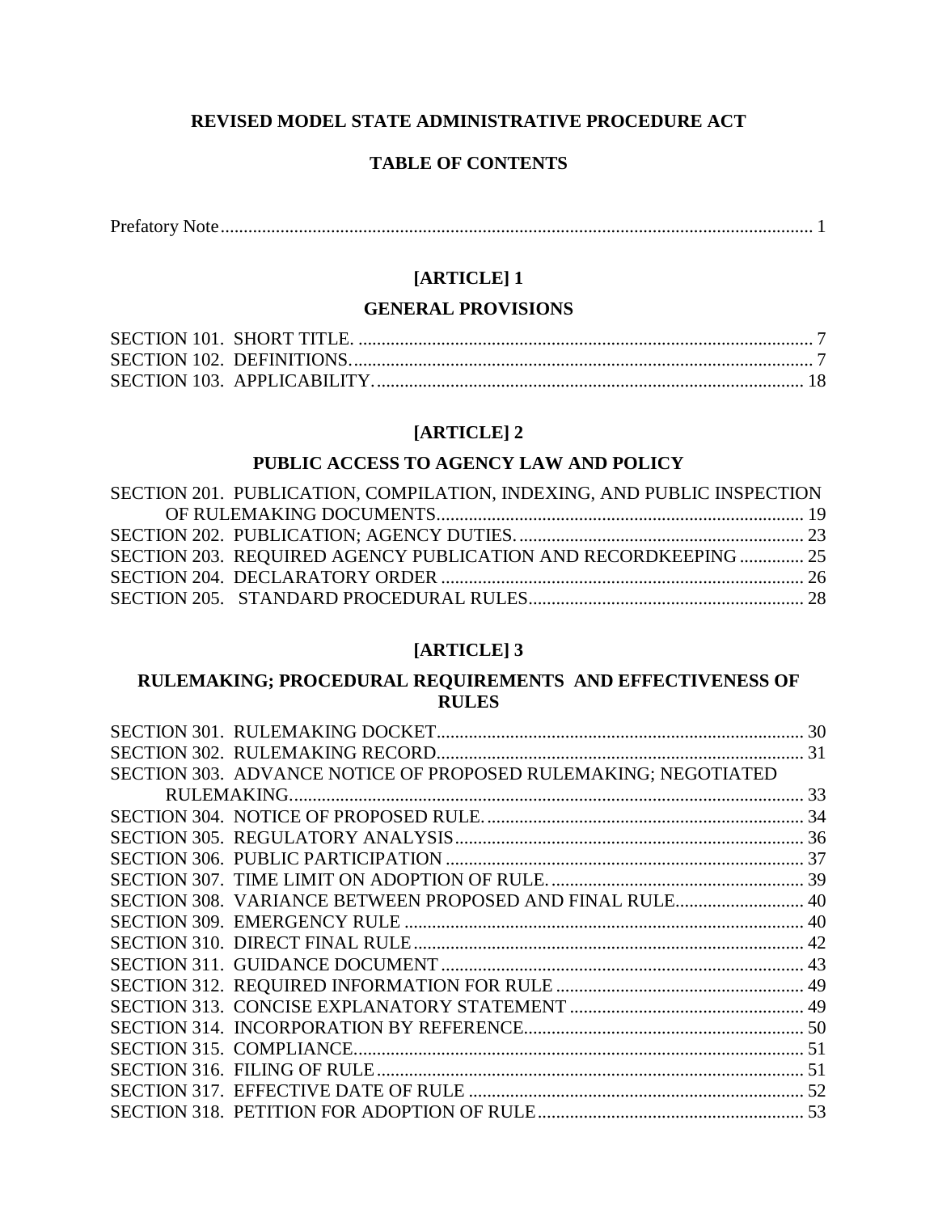# REVISED MODEL STATE ADMINISTRATIVE PROCEDURE ACT

## TABLE OF CONTENTS

Prefatory Note ........................................................ 1

## [ARTICLE] 1

### GENERAL PROVISIONS

SECTION 101. SHORT TITLE. ........................................................ 7
SECTION 102. DEFINITIONS. ........................................................ 7
SECTION 103. APPLICABILITY. ........................................................ 18

## [ARTICLE] 2

### PUBLIC ACCESS TO AGENCY LAW AND POLICY

SECTION 201. PUBLICATION, COMPILATION, INDEXING, AND PUBLIC INSPECTION OF RULEMAKING DOCUMENTS ........................................................ 19
SECTION 202. PUBLICATION; AGENCY DUTIES. ........................................................ 23
SECTION 203. REQUIRED AGENCY PUBLICATION AND RECORDKEEPING ........................................................ 25
SECTION 204. DECLARATORY ORDER ........................................................ 26
SECTION 205. STANDARD PROCEDURAL RULES ........................................................ 28

## [ARTICLE] 3

### RULEMAKING; PROCEDURAL REQUIREMENTS AND EFFECTIVENESS OF RULES

SECTION 301. RULEMAKING DOCKET ........................................................ 30
SECTION 302. RULEMAKING RECORD ........................................................ 31
SECTION 303. ADVANCE NOTICE OF PROPOSED RULEMAKING; NEGOTIATED RULEMAKING ........................................................ 33
SECTION 304. NOTICE OF PROPOSED RULE. ........................................................ 34
SECTION 305. REGULATORY ANALYSIS ........................................................ 36
SECTION 306. PUBLIC PARTICIPATION ........................................................ 37
SECTION 307. TIME LIMIT ON ADOPTION OF RULE. ........................................................ 39
SECTION 308. VARIANCE BETWEEN PROPOSED AND FINAL RULE ........................................................ 40
SECTION 309. EMERGENCY RULE ........................................................ 40
SECTION 310. DIRECT FINAL RULE ........................................................ 42
SECTION 311. GUIDANCE DOCUMENT ........................................................ 43
SECTION 312. REQUIRED INFORMATION FOR RULE ........................................................ 49
SECTION 313. CONCISE EXPLANATORY STATEMENT ........................................................ 49
SECTION 314. INCORPORATION BY REFERENCE ........................................................ 50
SECTION 315. COMPLIANCE ........................................................ 51
SECTION 316. FILING OF RULE ........................................................ 51
SECTION 317. EFFECTIVE DATE OF RULE ........................................................ 52
SECTION 318. PETITION FOR ADOPTION OF RULE ........................................................ 53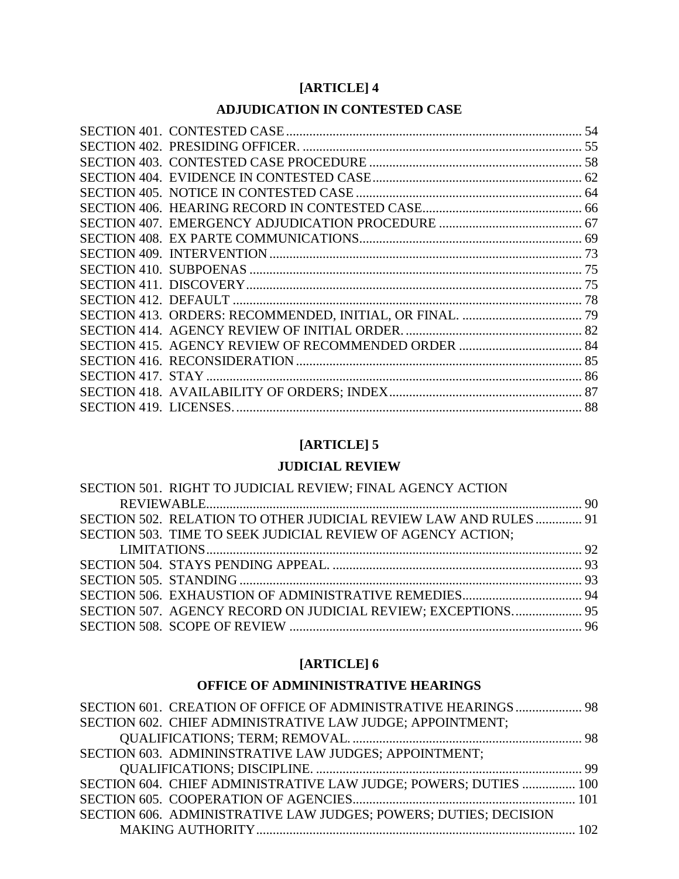## [ARTICLE] 4

## ADJUDICATION IN CONTESTED CASE

SECTION 401. CONTESTED CASE ........ 54
SECTION 402. PRESIDING OFFICER. ........ 55
SECTION 403. CONTESTED CASE PROCEDURE ........ 58
SECTION 404. EVIDENCE IN CONTESTED CASE ........ 62
SECTION 405. NOTICE IN CONTESTED CASE ........ 64
SECTION 406. HEARING RECORD IN CONTESTED CASE ........ 66
SECTION 407. EMERGENCY ADJUDICATION PROCEDURE ........ 67
SECTION 408. EX PARTE COMMUNICATIONS ........ 69
SECTION 409. INTERVENTION ........ 73
SECTION 410. SUBPOENAS ........ 75
SECTION 411. DISCOVERY ........ 75
SECTION 412. DEFAULT ........ 78
SECTION 413. ORDERS: RECOMMENDED, INITIAL, OR FINAL. ........ 79
SECTION 414. AGENCY REVIEW OF INITIAL ORDER. ........ 82
SECTION 415. AGENCY REVIEW OF RECOMMENDED ORDER ........ 84
SECTION 416. RECONSIDERATION ........ 85
SECTION 417. STAY ........ 86
SECTION 418. AVAILABILITY OF ORDERS; INDEX ........ 87
SECTION 419. LICENSES. ........ 88

## [ARTICLE] 5

## JUDICIAL REVIEW

SECTION 501. RIGHT TO JUDICIAL REVIEW; FINAL AGENCY ACTION REVIEWABLE ........ 90
SECTION 502. RELATION TO OTHER JUDICIAL REVIEW LAW AND RULES ........ 91
SECTION 503. TIME TO SEEK JUDICIAL REVIEW OF AGENCY ACTION; LIMITATIONS ........ 92
SECTION 504. STAYS PENDING APPEAL. ........ 93
SECTION 505. STANDING ........ 93
SECTION 506. EXHAUSTION OF ADMINISTRATIVE REMEDIES ........ 94
SECTION 507. AGENCY RECORD ON JUDICIAL REVIEW; EXCEPTIONS. ........ 95
SECTION 508. SCOPE OF REVIEW ........ 96

## [ARTICLE] 6

## OFFICE OF ADMININISTRATIVE HEARINGS

SECTION 601. CREATION OF OFFICE OF ADMINISTRATIVE HEARINGS ........ 98
SECTION 602. CHIEF ADMINISTRATIVE LAW JUDGE; APPOINTMENT; QUALIFICATIONS; TERM; REMOVAL. ........ 98
SECTION 603. ADMININSTRATIVE LAW JUDGES; APPOINTMENT; QUALIFICATIONS; DISCIPLINE. ........ 99
SECTION 604. CHIEF ADMINISTRATIVE LAW JUDGE; POWERS; DUTIES ........ 100
SECTION 605. COOPERATION OF AGENCIES ........ 101
SECTION 606. ADMINISTRATIVE LAW JUDGES; POWERS; DUTIES; DECISION MAKING AUTHORITY ........ 102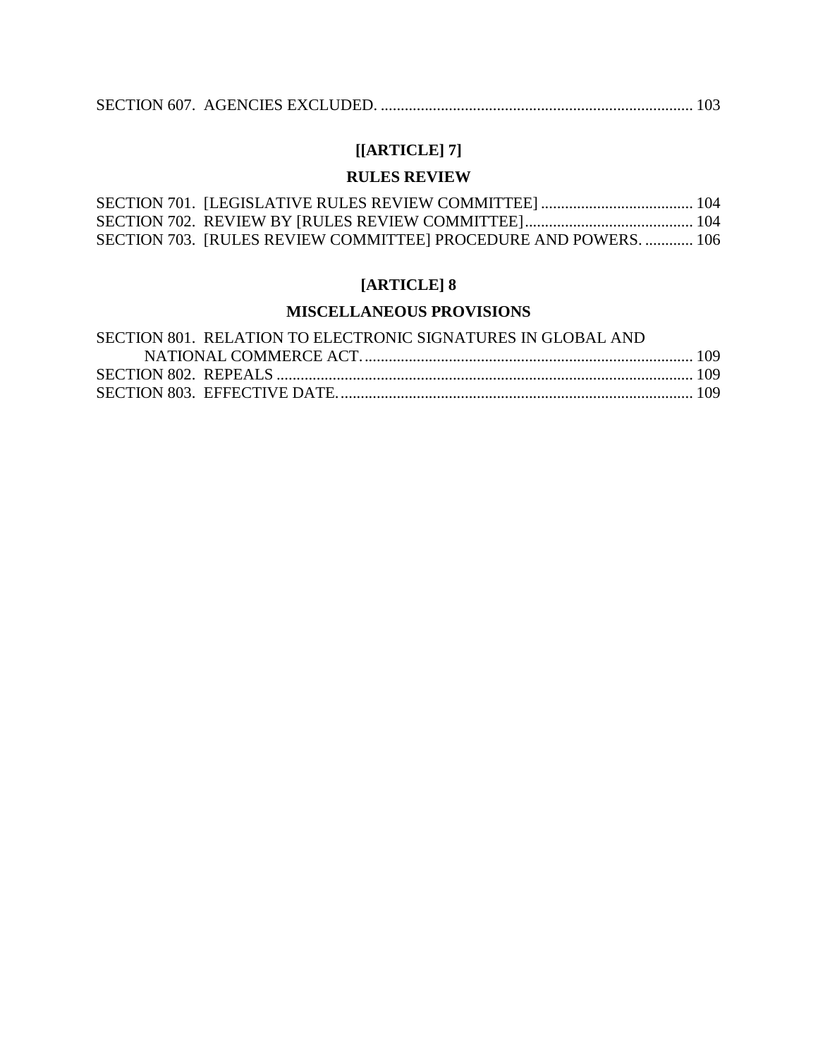SECTION 607. AGENCIES EXCLUDED. .............................................................................. 103

## [[ARTICLE] 7]

## RULES REVIEW

SECTION 701. [LEGISLATIVE RULES REVIEW COMMITTEE] ...................................... 104
SECTION 702. REVIEW BY [RULES REVIEW COMMITTEE].......................................... 104
SECTION 703. [RULES REVIEW COMMITTEE] PROCEDURE AND POWERS. ............ 106

## [ARTICLE] 8

## MISCELLANEOUS PROVISIONS

SECTION 801. RELATION TO ELECTRONIC SIGNATURES IN GLOBAL AND NATIONAL COMMERCE ACT.................................................................................. 109
SECTION 802. REPEALS ....................................................................................................... 109
SECTION 803. EFFECTIVE DATE. ....................................................................................... 109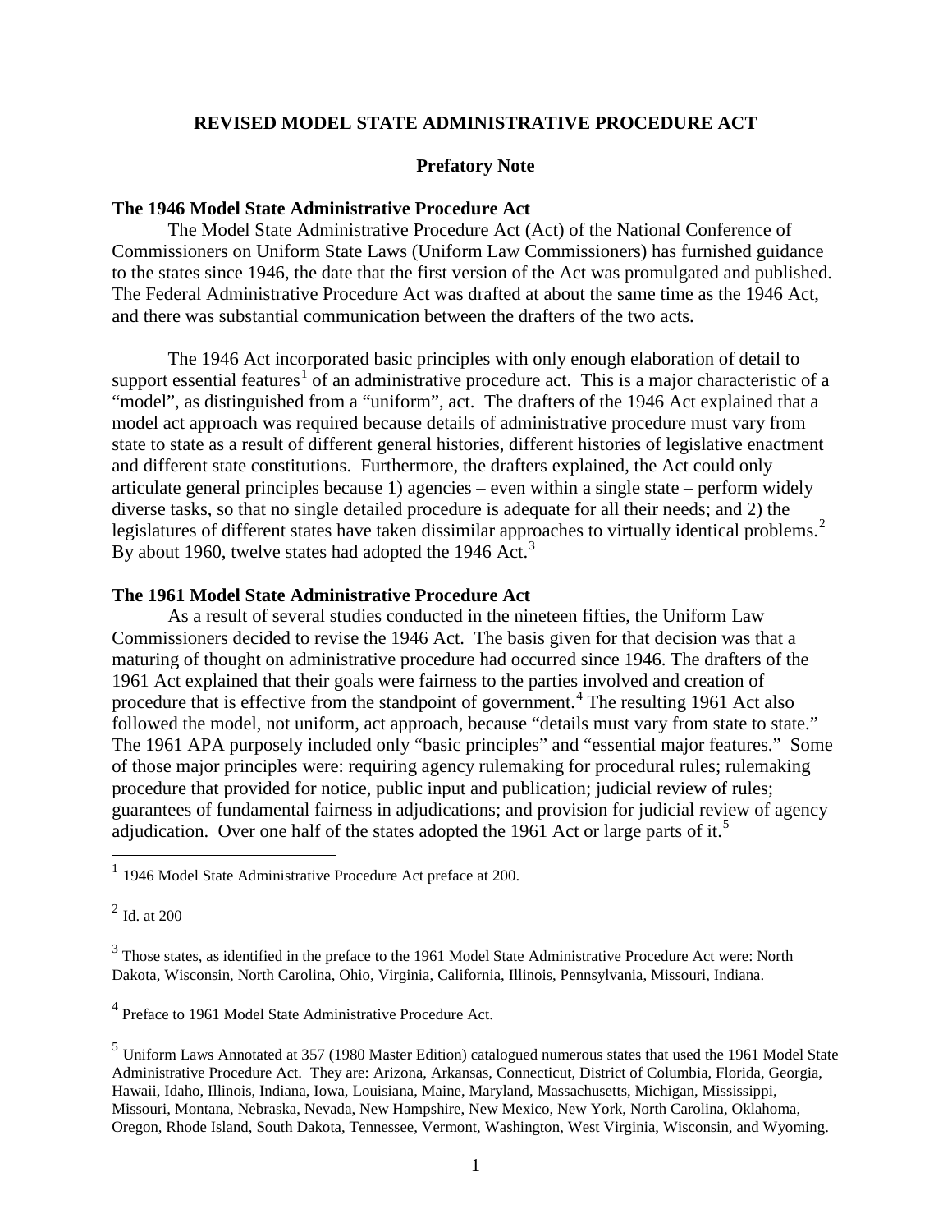# REVISED MODEL STATE ADMINISTRATIVE PROCEDURE ACT

## Prefatory Note

### The 1946 Model State Administrative Procedure Act

The Model State Administrative Procedure Act (Act) of the National Conference of Commissioners on Uniform State Laws (Uniform Law Commissioners) has furnished guidance to the states since 1946, the date that the first version of the Act was promulgated and published. The Federal Administrative Procedure Act was drafted at about the same time as the 1946 Act, and there was substantial communication between the drafters of the two acts.

The 1946 Act incorporated basic principles with only enough elaboration of detail to support essential features[1] of an administrative procedure act. This is a major characteristic of a "model", as distinguished from a "uniform", act. The drafters of the 1946 Act explained that a model act approach was required because details of administrative procedure must vary from state to state as a result of different general histories, different histories of legislative enactment and different state constitutions. Furthermore, the drafters explained, the Act could only articulate general principles because 1) agencies – even within a single state – perform widely diverse tasks, so that no single detailed procedure is adequate for all their needs; and 2) the legislatures of different states have taken dissimilar approaches to virtually identical problems.[2] By about 1960, twelve states had adopted the 1946 Act.[3]

### The 1961 Model State Administrative Procedure Act

As a result of several studies conducted in the nineteen fifties, the Uniform Law Commissioners decided to revise the 1946 Act. The basis given for that decision was that a maturing of thought on administrative procedure had occurred since 1946. The drafters of the 1961 Act explained that their goals were fairness to the parties involved and creation of procedure that is effective from the standpoint of government.[4] The resulting 1961 Act also followed the model, not uniform, act approach, because "details must vary from state to state." The 1961 APA purposely included only "basic principles" and "essential major features." Some of those major principles were: requiring agency rulemaking for procedural rules; rulemaking procedure that provided for notice, public input and publication; judicial review of rules; guarantees of fundamental fairness in adjudications; and provision for judicial review of agency adjudication. Over one half of the states adopted the 1961 Act or large parts of it.[5]

---

[1] 1946 Model State Administrative Procedure Act preface at 200.

[2] Id. at 200

[3] Those states, as identified in the preface to the 1961 Model State Administrative Procedure Act were: North Dakota, Wisconsin, North Carolina, Ohio, Virginia, California, Illinois, Pennsylvania, Missouri, Indiana.

[4] Preface to 1961 Model State Administrative Procedure Act.

[5] Uniform Laws Annotated at 357 (1980 Master Edition) catalogued numerous states that used the 1961 Model State Administrative Procedure Act. They are: Arizona, Arkansas, Connecticut, District of Columbia, Florida, Georgia, Hawaii, Idaho, Illinois, Indiana, Iowa, Louisiana, Maine, Maryland, Massachusetts, Michigan, Mississippi, Missouri, Montana, Nebraska, Nevada, New Hampshire, New Mexico, New York, North Carolina, Oklahoma, Oregon, Rhode Island, South Dakota, Tennessee, Vermont, Washington, West Virginia, Wisconsin, and Wyoming.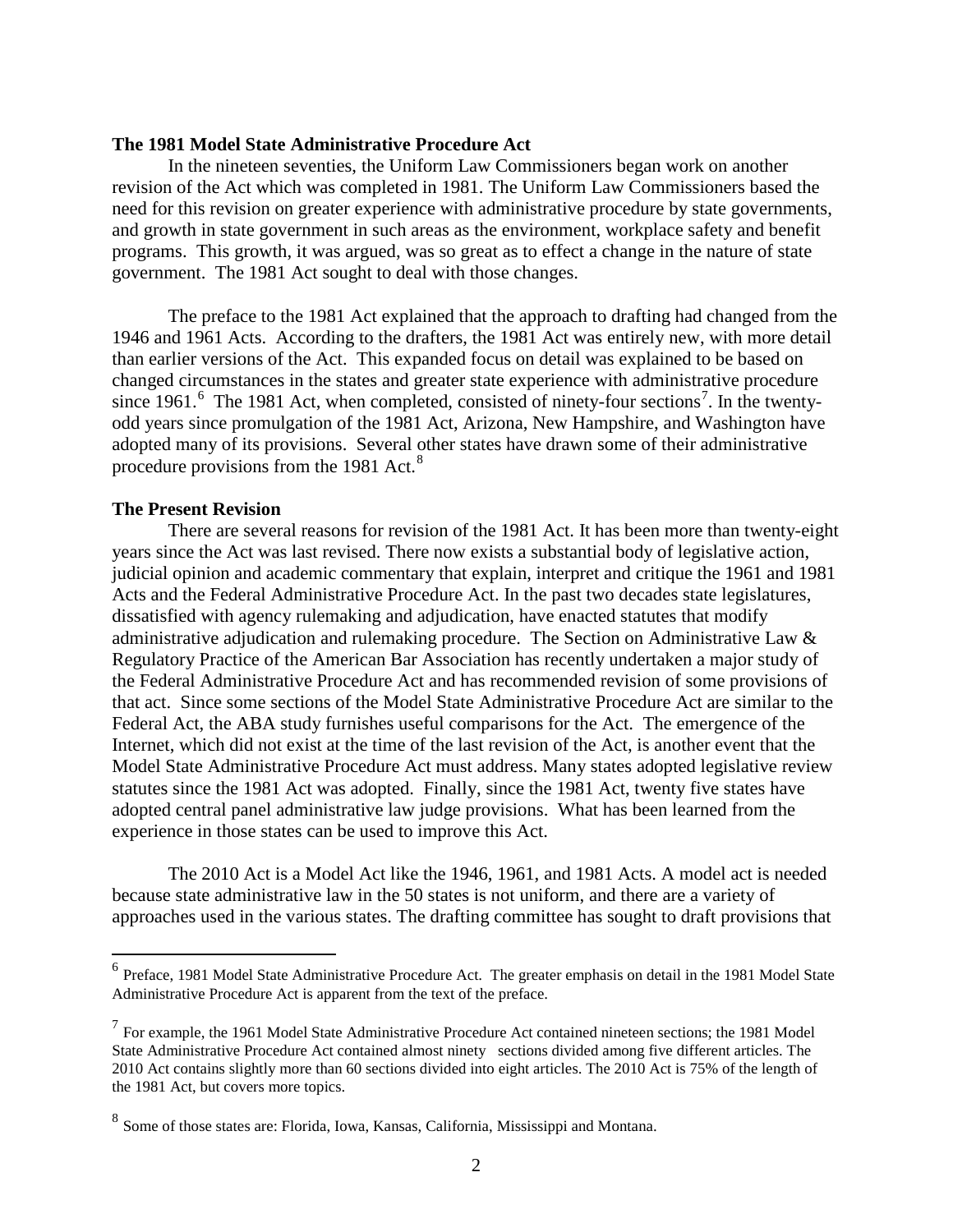### The 1981 Model State Administrative Procedure Act

In the nineteen seventies, the Uniform Law Commissioners began work on another revision of the Act which was completed in 1981. The Uniform Law Commissioners based the need for this revision on greater experience with administrative procedure by state governments, and growth in state government in such areas as the environment, workplace safety and benefit programs. This growth, it was argued, was so great as to effect a change in the nature of state government. The 1981 Act sought to deal with those changes.

The preface to the 1981 Act explained that the approach to drafting had changed from the 1946 and 1961 Acts. According to the drafters, the 1981 Act was entirely new, with more detail than earlier versions of the Act. This expanded focus on detail was explained to be based on changed circumstances in the states and greater state experience with administrative procedure since 1961.[6] The 1981 Act, when completed, consisted of ninety-four sections[7]. In the twenty-odd years since promulgation of the 1981 Act, Arizona, New Hampshire, and Washington have adopted many of its provisions. Several other states have drawn some of their administrative procedure provisions from the 1981 Act.[8]

### The Present Revision

There are several reasons for revision of the 1981 Act. It has been more than twenty-eight years since the Act was last revised. There now exists a substantial body of legislative action, judicial opinion and academic commentary that explain, interpret and critique the 1961 and 1981 Acts and the Federal Administrative Procedure Act. In the past two decades state legislatures, dissatisfied with agency rulemaking and adjudication, have enacted statutes that modify administrative adjudication and rulemaking procedure. The Section on Administrative Law & Regulatory Practice of the American Bar Association has recently undertaken a major study of the Federal Administrative Procedure Act and has recommended revision of some provisions of that act. Since some sections of the Model State Administrative Procedure Act are similar to the Federal Act, the ABA study furnishes useful comparisons for the Act. The emergence of the Internet, which did not exist at the time of the last revision of the Act, is another event that the Model State Administrative Procedure Act must address. Many states adopted legislative review statutes since the 1981 Act was adopted. Finally, since the 1981 Act, twenty five states have adopted central panel administrative law judge provisions. What has been learned from the experience in those states can be used to improve this Act.

The 2010 Act is a Model Act like the 1946, 1961, and 1981 Acts. A model act is needed because state administrative law in the 50 states is not uniform, and there are a variety of approaches used in the various states. The drafting committee has sought to draft provisions that

---

[6] Preface, 1981 Model State Administrative Procedure Act. The greater emphasis on detail in the 1981 Model State Administrative Procedure Act is apparent from the text of the preface.

[7] For example, the 1961 Model State Administrative Procedure Act contained nineteen sections; the 1981 Model State Administrative Procedure Act contained almost ninety sections divided among five different articles. The 2010 Act contains slightly more than 60 sections divided into eight articles. The 2010 Act is 75% of the length of the 1981 Act, but covers more topics.

[8] Some of those states are: Florida, Iowa, Kansas, California, Mississippi and Montana.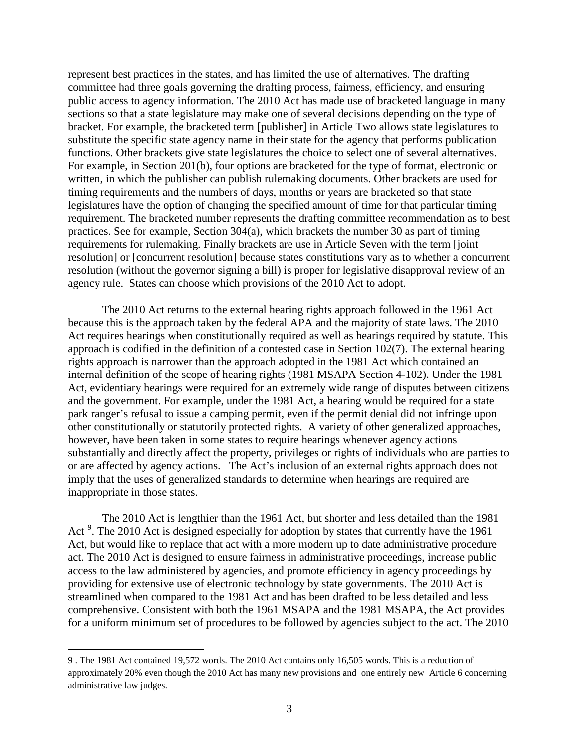represent best practices in the states, and has limited the use of alternatives. The drafting committee had three goals governing the drafting process, fairness, efficiency, and ensuring public access to agency information. The 2010 Act has made use of bracketed language in many sections so that a state legislature may make one of several decisions depending on the type of bracket. For example, the bracketed term [publisher] in Article Two allows state legislatures to substitute the specific state agency name in their state for the agency that performs publication functions. Other brackets give state legislatures the choice to select one of several alternatives. For example, in Section 201(b), four options are bracketed for the type of format, electronic or written, in which the publisher can publish rulemaking documents. Other brackets are used for timing requirements and the numbers of days, months or years are bracketed so that state legislatures have the option of changing the specified amount of time for that particular timing requirement. The bracketed number represents the drafting committee recommendation as to best practices. See for example, Section 304(a), which brackets the number 30 as part of timing requirements for rulemaking. Finally brackets are use in Article Seven with the term [joint resolution] or [concurrent resolution] because states constitutions vary as to whether a concurrent resolution (without the governor signing a bill) is proper for legislative disapproval review of an agency rule. States can choose which provisions of the 2010 Act to adopt.

The 2010 Act returns to the external hearing rights approach followed in the 1961 Act because this is the approach taken by the federal APA and the majority of state laws. The 2010 Act requires hearings when constitutionally required as well as hearings required by statute. This approach is codified in the definition of a contested case in Section 102(7). The external hearing rights approach is narrower than the approach adopted in the 1981 Act which contained an internal definition of the scope of hearing rights (1981 MSAPA Section 4-102). Under the 1981 Act, evidentiary hearings were required for an extremely wide range of disputes between citizens and the government. For example, under the 1981 Act, a hearing would be required for a state park ranger's refusal to issue a camping permit, even if the permit denial did not infringe upon other constitutionally or statutorily protected rights. A variety of other generalized approaches, however, have been taken in some states to require hearings whenever agency actions substantially and directly affect the property, privileges or rights of individuals who are parties to or are affected by agency actions. The Act's inclusion of an external rights approach does not imply that the uses of generalized standards to determine when hearings are required are inappropriate in those states.

The 2010 Act is lengthier than the 1961 Act, but shorter and less detailed than the 1981 Act [9]. The 2010 Act is designed especially for adoption by states that currently have the 1961 Act, but would like to replace that act with a more modern up to date administrative procedure act. The 2010 Act is designed to ensure fairness in administrative proceedings, increase public access to the law administered by agencies, and promote efficiency in agency proceedings by providing for extensive use of electronic technology by state governments. The 2010 Act is streamlined when compared to the 1981 Act and has been drafted to be less detailed and less comprehensive. Consistent with both the 1961 MSAPA and the 1981 MSAPA, the Act provides for a uniform minimum set of procedures to be followed by agencies subject to the act. The 2010

---

9 . The 1981 Act contained 19,572 words. The 2010 Act contains only 16,505 words. This is a reduction of approximately 20% even though the 2010 Act has many new provisions and one entirely new Article 6 concerning administrative law judges.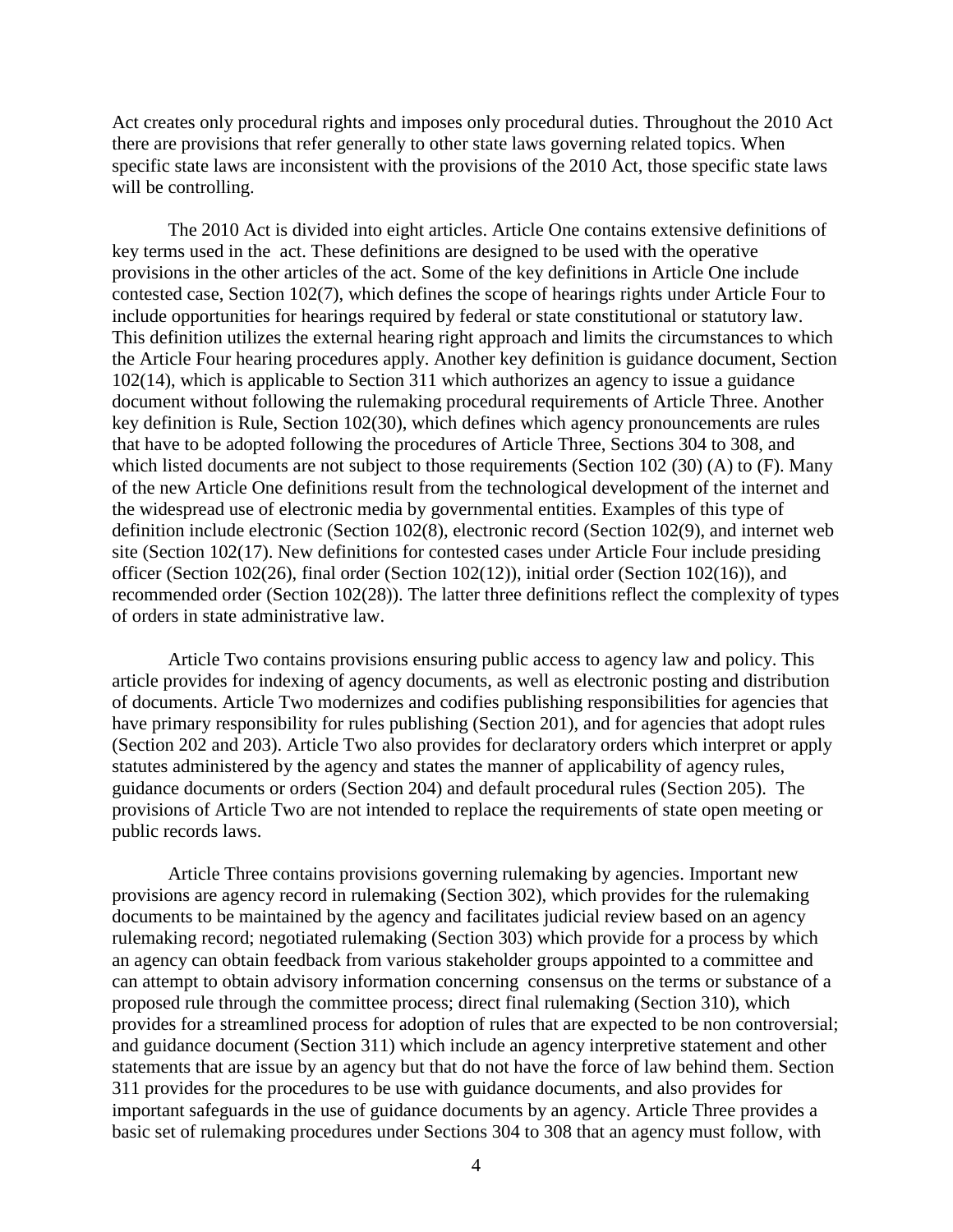Act creates only procedural rights and imposes only procedural duties. Throughout the 2010 Act there are provisions that refer generally to other state laws governing related topics. When specific state laws are inconsistent with the provisions of the 2010 Act, those specific state laws will be controlling.

The 2010 Act is divided into eight articles. Article One contains extensive definitions of key terms used in the act. These definitions are designed to be used with the operative provisions in the other articles of the act. Some of the key definitions in Article One include contested case, Section 102(7), which defines the scope of hearings rights under Article Four to include opportunities for hearings required by federal or state constitutional or statutory law. This definition utilizes the external hearing right approach and limits the circumstances to which the Article Four hearing procedures apply. Another key definition is guidance document, Section 102(14), which is applicable to Section 311 which authorizes an agency to issue a guidance document without following the rulemaking procedural requirements of Article Three. Another key definition is Rule, Section 102(30), which defines which agency pronouncements are rules that have to be adopted following the procedures of Article Three, Sections 304 to 308, and which listed documents are not subject to those requirements (Section 102 (30) (A) to (F). Many of the new Article One definitions result from the technological development of the internet and the widespread use of electronic media by governmental entities. Examples of this type of definition include electronic (Section 102(8), electronic record (Section 102(9), and internet web site (Section 102(17). New definitions for contested cases under Article Four include presiding officer (Section 102(26), final order (Section 102(12)), initial order (Section 102(16)), and recommended order (Section 102(28)). The latter three definitions reflect the complexity of types of orders in state administrative law.

Article Two contains provisions ensuring public access to agency law and policy. This article provides for indexing of agency documents, as well as electronic posting and distribution of documents. Article Two modernizes and codifies publishing responsibilities for agencies that have primary responsibility for rules publishing (Section 201), and for agencies that adopt rules (Section 202 and 203). Article Two also provides for declaratory orders which interpret or apply statutes administered by the agency and states the manner of applicability of agency rules, guidance documents or orders (Section 204) and default procedural rules (Section 205). The provisions of Article Two are not intended to replace the requirements of state open meeting or public records laws.

Article Three contains provisions governing rulemaking by agencies. Important new provisions are agency record in rulemaking (Section 302), which provides for the rulemaking documents to be maintained by the agency and facilitates judicial review based on an agency rulemaking record; negotiated rulemaking (Section 303) which provide for a process by which an agency can obtain feedback from various stakeholder groups appointed to a committee and can attempt to obtain advisory information concerning consensus on the terms or substance of a proposed rule through the committee process; direct final rulemaking (Section 310), which provides for a streamlined process for adoption of rules that are expected to be non controversial; and guidance document (Section 311) which include an agency interpretive statement and other statements that are issue by an agency but that do not have the force of law behind them. Section 311 provides for the procedures to be use with guidance documents, and also provides for important safeguards in the use of guidance documents by an agency. Article Three provides a basic set of rulemaking procedures under Sections 304 to 308 that an agency must follow, with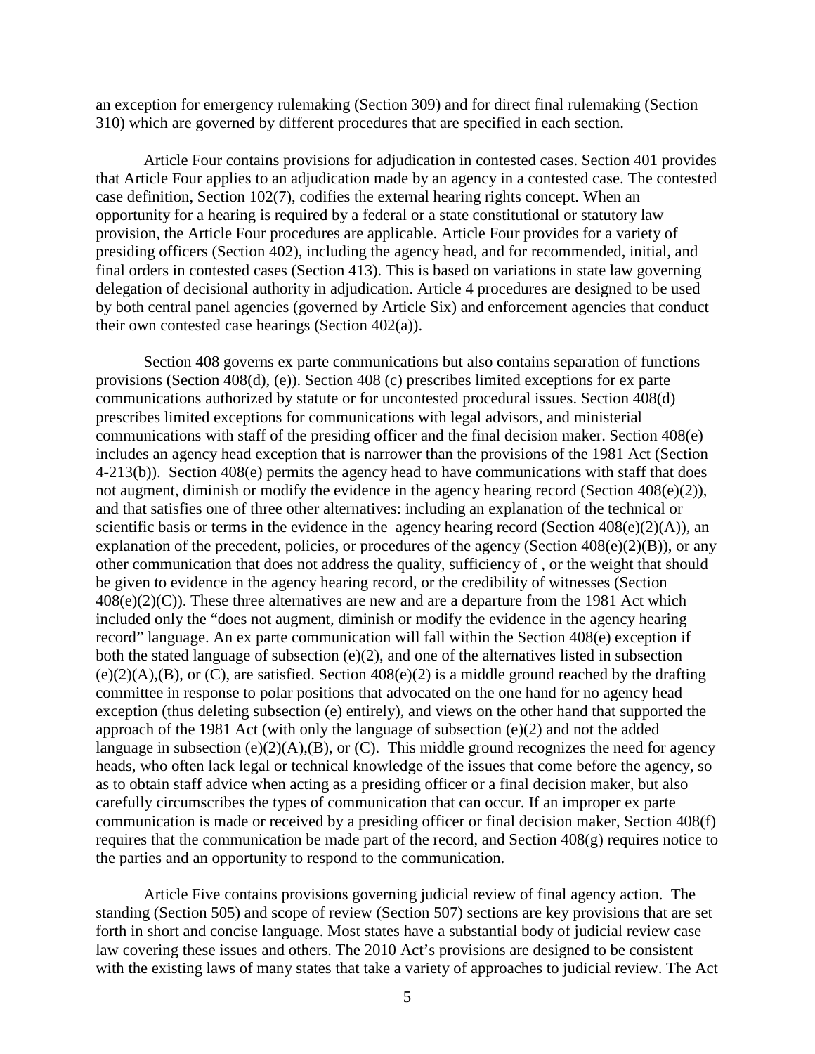an exception for emergency rulemaking (Section 309) and for direct final rulemaking (Section 310) which are governed by different procedures that are specified in each section.

Article Four contains provisions for adjudication in contested cases. Section 401 provides that Article Four applies to an adjudication made by an agency in a contested case. The contested case definition, Section 102(7), codifies the external hearing rights concept. When an opportunity for a hearing is required by a federal or a state constitutional or statutory law provision, the Article Four procedures are applicable. Article Four provides for a variety of presiding officers (Section 402), including the agency head, and for recommended, initial, and final orders in contested cases (Section 413). This is based on variations in state law governing delegation of decisional authority in adjudication. Article 4 procedures are designed to be used by both central panel agencies (governed by Article Six) and enforcement agencies that conduct their own contested case hearings (Section 402(a)).

Section 408 governs ex parte communications but also contains separation of functions provisions (Section 408(d), (e)). Section 408 (c) prescribes limited exceptions for ex parte communications authorized by statute or for uncontested procedural issues. Section 408(d) prescribes limited exceptions for communications with legal advisors, and ministerial communications with staff of the presiding officer and the final decision maker. Section 408(e) includes an agency head exception that is narrower than the provisions of the 1981 Act (Section 4-213(b)). Section 408(e) permits the agency head to have communications with staff that does not augment, diminish or modify the evidence in the agency hearing record (Section 408(e)(2)), and that satisfies one of three other alternatives: including an explanation of the technical or scientific basis or terms in the evidence in the agency hearing record (Section 408(e)(2)(A)), an explanation of the precedent, policies, or procedures of the agency (Section 408(e)(2)(B)), or any other communication that does not address the quality, sufficiency of , or the weight that should be given to evidence in the agency hearing record, or the credibility of witnesses (Section 408(e)(2)(C)). These three alternatives are new and are a departure from the 1981 Act which included only the "does not augment, diminish or modify the evidence in the agency hearing record" language. An ex parte communication will fall within the Section 408(e) exception if both the stated language of subsection (e)(2), and one of the alternatives listed in subsection (e)(2)(A),(B), or (C), are satisfied. Section 408(e)(2) is a middle ground reached by the drafting committee in response to polar positions that advocated on the one hand for no agency head exception (thus deleting subsection (e) entirely), and views on the other hand that supported the approach of the 1981 Act (with only the language of subsection (e)(2) and not the added language in subsection (e)(2)(A),(B), or (C). This middle ground recognizes the need for agency heads, who often lack legal or technical knowledge of the issues that come before the agency, so as to obtain staff advice when acting as a presiding officer or a final decision maker, but also carefully circumscribes the types of communication that can occur. If an improper ex parte communication is made or received by a presiding officer or final decision maker, Section 408(f) requires that the communication be made part of the record, and Section 408(g) requires notice to the parties and an opportunity to respond to the communication.

Article Five contains provisions governing judicial review of final agency action. The standing (Section 505) and scope of review (Section 507) sections are key provisions that are set forth in short and concise language. Most states have a substantial body of judicial review case law covering these issues and others. The 2010 Act's provisions are designed to be consistent with the existing laws of many states that take a variety of approaches to judicial review. The Act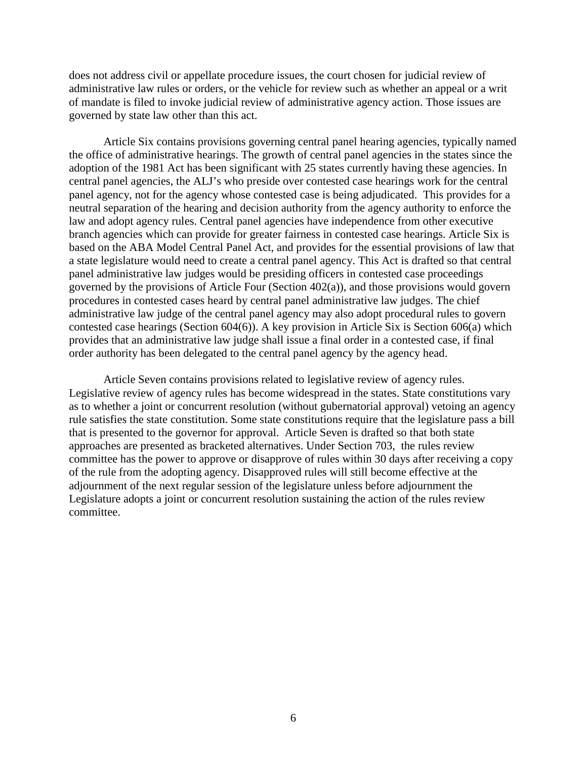does not address civil or appellate procedure issues, the court chosen for judicial review of administrative law rules or orders, or the vehicle for review such as whether an appeal or a writ of mandate is filed to invoke judicial review of administrative agency action. Those issues are governed by state law other than this act.

Article Six contains provisions governing central panel hearing agencies, typically named the office of administrative hearings. The growth of central panel agencies in the states since the adoption of the 1981 Act has been significant with 25 states currently having these agencies. In central panel agencies, the ALJ's who preside over contested case hearings work for the central panel agency, not for the agency whose contested case is being adjudicated. This provides for a neutral separation of the hearing and decision authority from the agency authority to enforce the law and adopt agency rules. Central panel agencies have independence from other executive branch agencies which can provide for greater fairness in contested case hearings. Article Six is based on the ABA Model Central Panel Act, and provides for the essential provisions of law that a state legislature would need to create a central panel agency. This Act is drafted so that central panel administrative law judges would be presiding officers in contested case proceedings governed by the provisions of Article Four (Section 402(a)), and those provisions would govern procedures in contested cases heard by central panel administrative law judges. The chief administrative law judge of the central panel agency may also adopt procedural rules to govern contested case hearings (Section 604(6)). A key provision in Article Six is Section 606(a) which provides that an administrative law judge shall issue a final order in a contested case, if final order authority has been delegated to the central panel agency by the agency head.

Article Seven contains provisions related to legislative review of agency rules. Legislative review of agency rules has become widespread in the states. State constitutions vary as to whether a joint or concurrent resolution (without gubernatorial approval) vetoing an agency rule satisfies the state constitution. Some state constitutions require that the legislature pass a bill that is presented to the governor for approval. Article Seven is drafted so that both state approaches are presented as bracketed alternatives. Under Section 703, the rules review committee has the power to approve or disapprove of rules within 30 days after receiving a copy of the rule from the adopting agency. Disapproved rules will still become effective at the adjournment of the next regular session of the legislature unless before adjournment the Legislature adopts a joint or concurrent resolution sustaining the action of the rules review committee.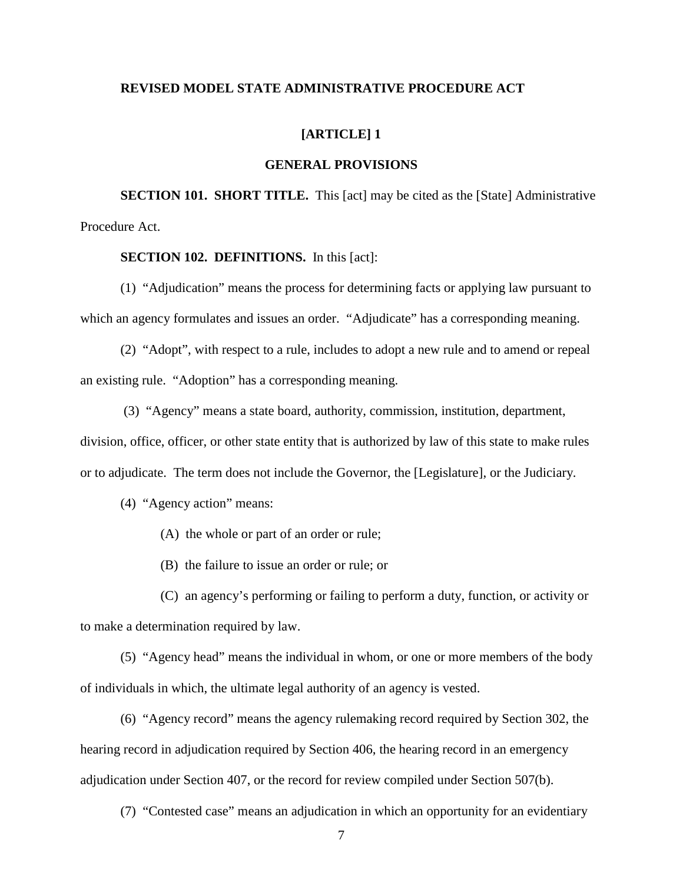# REVISED MODEL STATE ADMINISTRATIVE PROCEDURE ACT

## [ARTICLE] 1

## GENERAL PROVISIONS

**SECTION 101. SHORT TITLE.** This [act] may be cited as the [State] Administrative Procedure Act.

**SECTION 102. DEFINITIONS.** In this [act]:

(1) "Adjudication" means the process for determining facts or applying law pursuant to which an agency formulates and issues an order. "Adjudicate" has a corresponding meaning.

(2) "Adopt", with respect to a rule, includes to adopt a new rule and to amend or repeal an existing rule. "Adoption" has a corresponding meaning.

(3) "Agency" means a state board, authority, commission, institution, department, division, office, officer, or other state entity that is authorized by law of this state to make rules or to adjudicate. The term does not include the Governor, the [Legislature], or the Judiciary.

(4) "Agency action" means:

(A) the whole or part of an order or rule;

(B) the failure to issue an order or rule; or

(C) an agency's performing or failing to perform a duty, function, or activity or to make a determination required by law.

(5) "Agency head" means the individual in whom, or one or more members of the body of individuals in which, the ultimate legal authority of an agency is vested.

(6) "Agency record" means the agency rulemaking record required by Section 302, the hearing record in adjudication required by Section 406, the hearing record in an emergency adjudication under Section 407, or the record for review compiled under Section 507(b).

(7) "Contested case" means an adjudication in which an opportunity for an evidentiary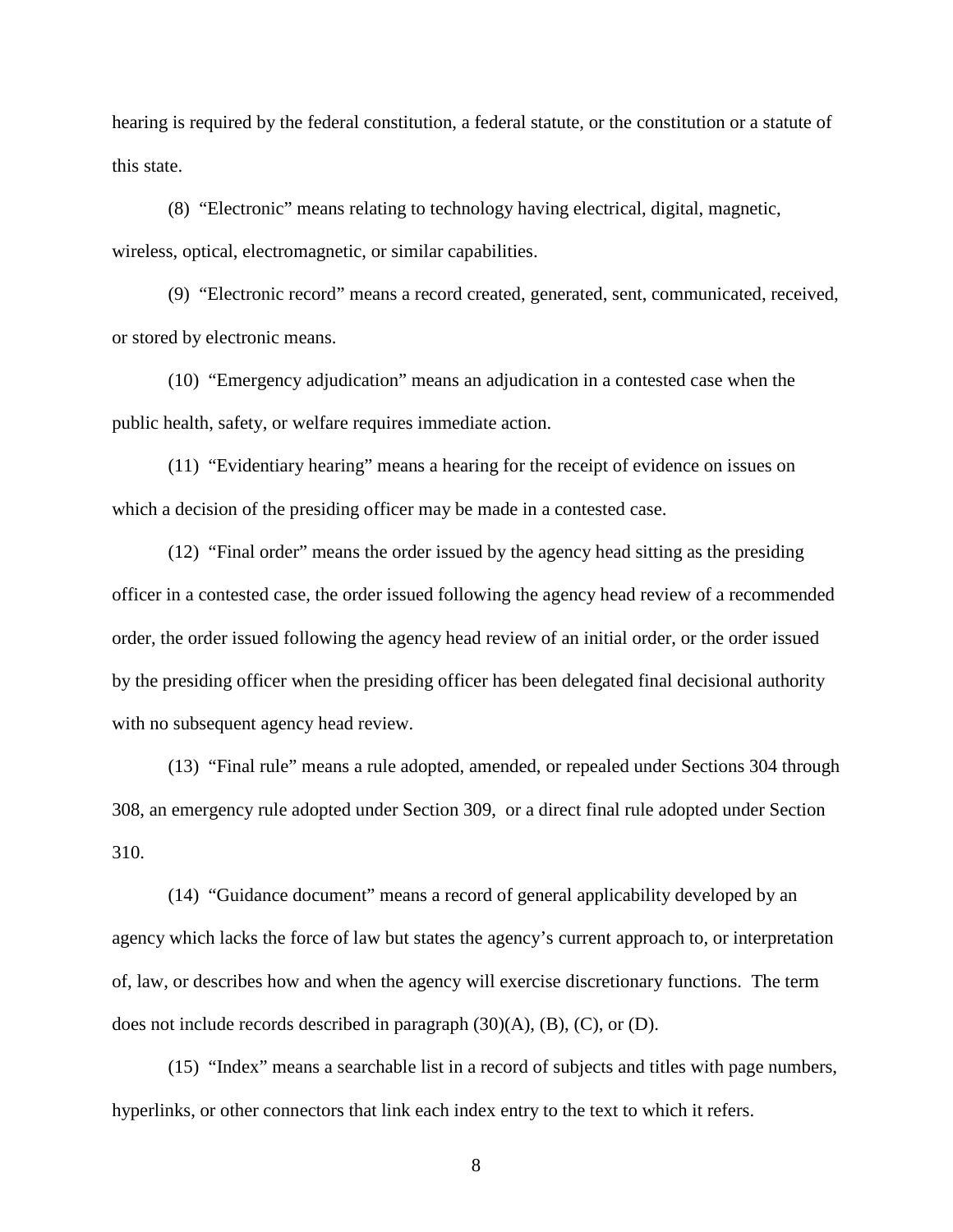hearing is required by the federal constitution, a federal statute, or the constitution or a statute of this state.

(8) "Electronic" means relating to technology having electrical, digital, magnetic, wireless, optical, electromagnetic, or similar capabilities.

(9) "Electronic record" means a record created, generated, sent, communicated, received, or stored by electronic means.

(10) "Emergency adjudication" means an adjudication in a contested case when the public health, safety, or welfare requires immediate action.

(11) "Evidentiary hearing" means a hearing for the receipt of evidence on issues on which a decision of the presiding officer may be made in a contested case.

(12) "Final order" means the order issued by the agency head sitting as the presiding officer in a contested case, the order issued following the agency head review of a recommended order, the order issued following the agency head review of an initial order, or the order issued by the presiding officer when the presiding officer has been delegated final decisional authority with no subsequent agency head review.

(13) "Final rule" means a rule adopted, amended, or repealed under Sections 304 through 308, an emergency rule adopted under Section 309, or a direct final rule adopted under Section 310.

(14) "Guidance document" means a record of general applicability developed by an agency which lacks the force of law but states the agency's current approach to, or interpretation of, law, or describes how and when the agency will exercise discretionary functions. The term does not include records described in paragraph (30)(A), (B), (C), or (D).

(15) "Index" means a searchable list in a record of subjects and titles with page numbers, hyperlinks, or other connectors that link each index entry to the text to which it refers.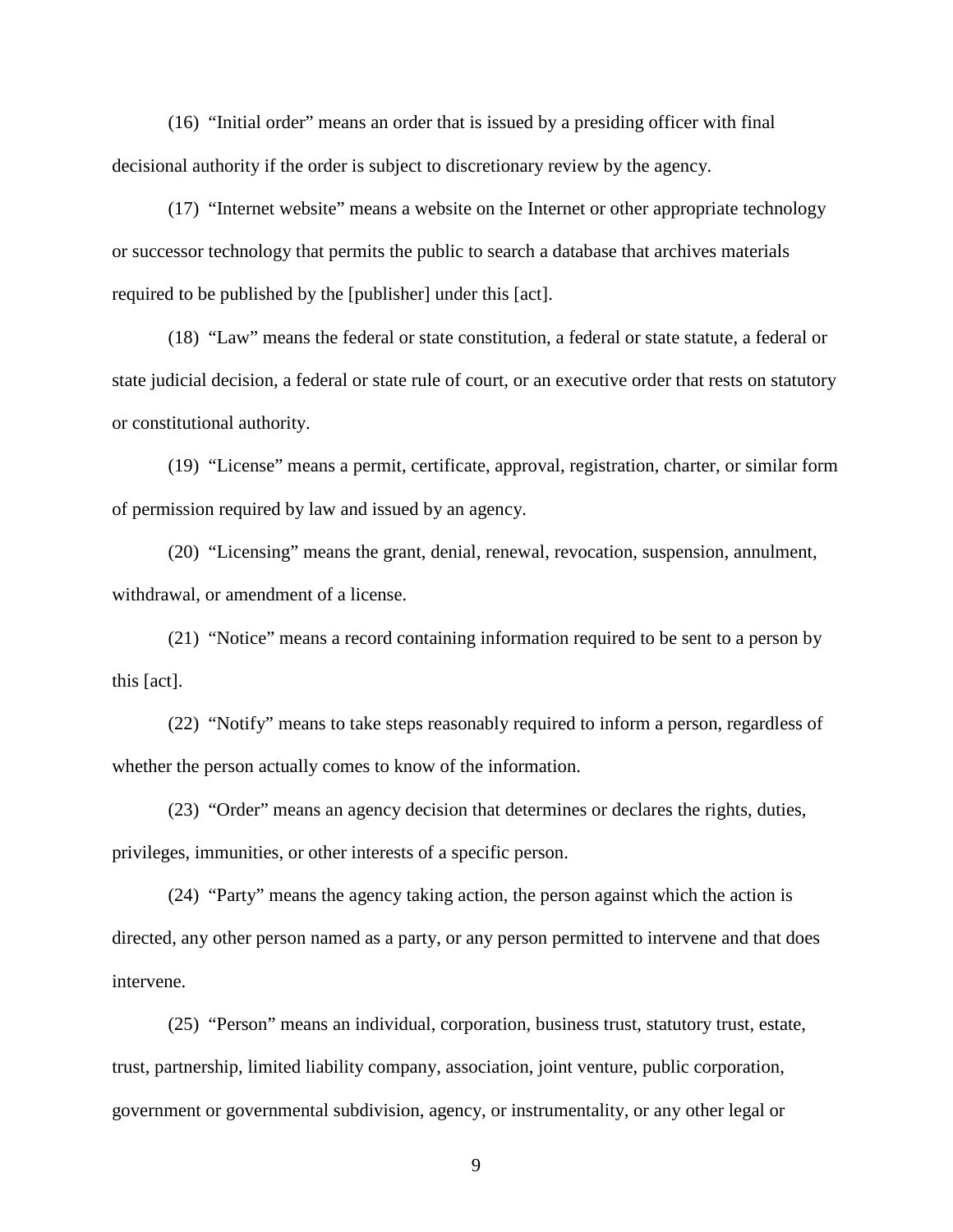(16) "Initial order" means an order that is issued by a presiding officer with final decisional authority if the order is subject to discretionary review by the agency.

(17) "Internet website" means a website on the Internet or other appropriate technology or successor technology that permits the public to search a database that archives materials required to be published by the [publisher] under this [act].

(18) "Law" means the federal or state constitution, a federal or state statute, a federal or state judicial decision, a federal or state rule of court, or an executive order that rests on statutory or constitutional authority.

(19) "License" means a permit, certificate, approval, registration, charter, or similar form of permission required by law and issued by an agency.

(20) "Licensing" means the grant, denial, renewal, revocation, suspension, annulment, withdrawal, or amendment of a license.

(21) "Notice" means a record containing information required to be sent to a person by this [act].

(22) "Notify" means to take steps reasonably required to inform a person, regardless of whether the person actually comes to know of the information.

(23) "Order" means an agency decision that determines or declares the rights, duties, privileges, immunities, or other interests of a specific person.

(24) "Party" means the agency taking action, the person against which the action is directed, any other person named as a party, or any person permitted to intervene and that does intervene.

(25) "Person" means an individual, corporation, business trust, statutory trust, estate, trust, partnership, limited liability company, association, joint venture, public corporation, government or governmental subdivision, agency, or instrumentality, or any other legal or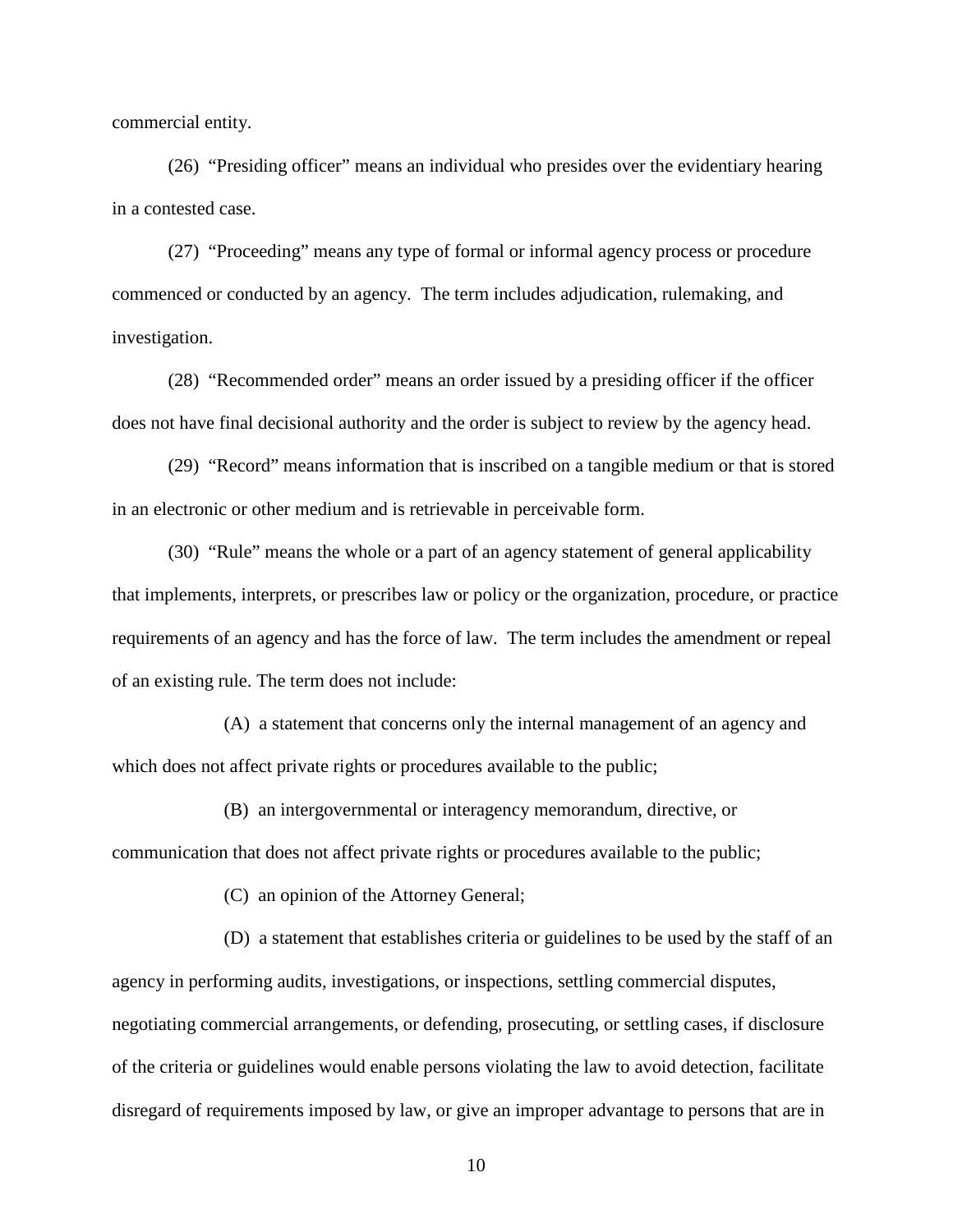commercial entity.

(26) "Presiding officer" means an individual who presides over the evidentiary hearing in a contested case.

(27) "Proceeding" means any type of formal or informal agency process or procedure commenced or conducted by an agency. The term includes adjudication, rulemaking, and investigation.

(28) "Recommended order" means an order issued by a presiding officer if the officer does not have final decisional authority and the order is subject to review by the agency head.

(29) "Record" means information that is inscribed on a tangible medium or that is stored in an electronic or other medium and is retrievable in perceivable form.

(30) "Rule" means the whole or a part of an agency statement of general applicability that implements, interprets, or prescribes law or policy or the organization, procedure, or practice requirements of an agency and has the force of law. The term includes the amendment or repeal of an existing rule. The term does not include:

(A) a statement that concerns only the internal management of an agency and which does not affect private rights or procedures available to the public;

(B) an intergovernmental or interagency memorandum, directive, or communication that does not affect private rights or procedures available to the public;

(C) an opinion of the Attorney General;

(D) a statement that establishes criteria or guidelines to be used by the staff of an agency in performing audits, investigations, or inspections, settling commercial disputes, negotiating commercial arrangements, or defending, prosecuting, or settling cases, if disclosure of the criteria or guidelines would enable persons violating the law to avoid detection, facilitate disregard of requirements imposed by law, or give an improper advantage to persons that are in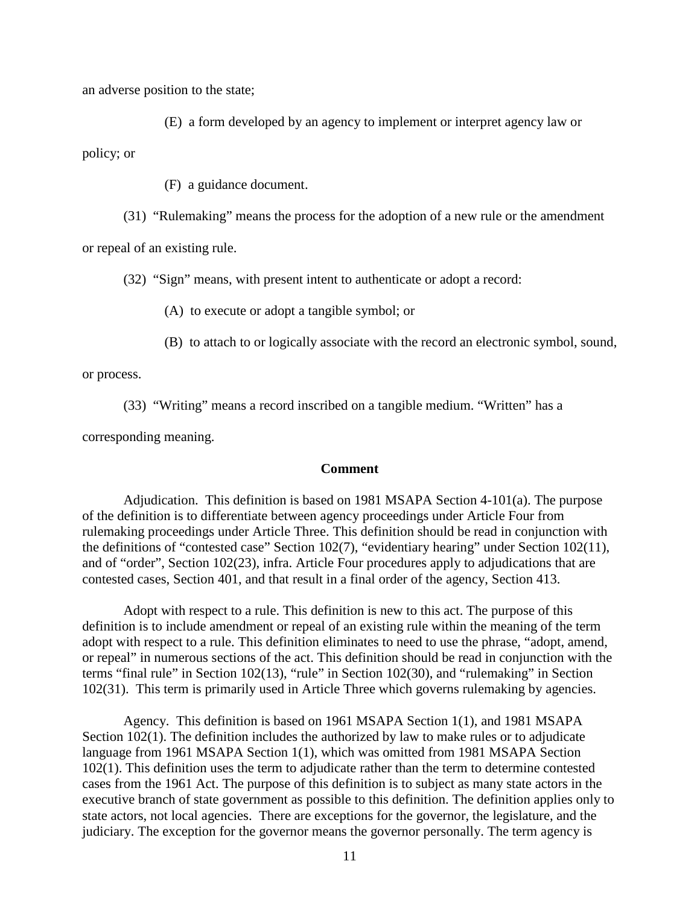an adverse position to the state;

(E) a form developed by an agency to implement or interpret agency law or policy; or

(F) a guidance document.

(31) "Rulemaking" means the process for the adoption of a new rule or the amendment or repeal of an existing rule.

(32) "Sign" means, with present intent to authenticate or adopt a record:

(A) to execute or adopt a tangible symbol; or

(B) to attach to or logically associate with the record an electronic symbol, sound, or process.

(33) "Writing" means a record inscribed on a tangible medium. "Written" has a corresponding meaning.

**Comment**

Adjudication. This definition is based on 1981 MSAPA Section 4-101(a). The purpose of the definition is to differentiate between agency proceedings under Article Four from rulemaking proceedings under Article Three. This definition should be read in conjunction with the definitions of "contested case" Section 102(7), "evidentiary hearing" under Section 102(11), and of "order", Section 102(23), infra. Article Four procedures apply to adjudications that are contested cases, Section 401, and that result in a final order of the agency, Section 413.

Adopt with respect to a rule. This definition is new to this act. The purpose of this definition is to include amendment or repeal of an existing rule within the meaning of the term adopt with respect to a rule. This definition eliminates to need to use the phrase, "adopt, amend, or repeal" in numerous sections of the act. This definition should be read in conjunction with the terms "final rule" in Section 102(13), "rule" in Section 102(30), and "rulemaking" in Section 102(31). This term is primarily used in Article Three which governs rulemaking by agencies.

Agency. This definition is based on 1961 MSAPA Section 1(1), and 1981 MSAPA Section 102(1). The definition includes the authorized by law to make rules or to adjudicate language from 1961 MSAPA Section 1(1), which was omitted from 1981 MSAPA Section 102(1). This definition uses the term to adjudicate rather than the term to determine contested cases from the 1961 Act. The purpose of this definition is to subject as many state actors in the executive branch of state government as possible to this definition. The definition applies only to state actors, not local agencies. There are exceptions for the governor, the legislature, and the judiciary. The exception for the governor means the governor personally. The term agency is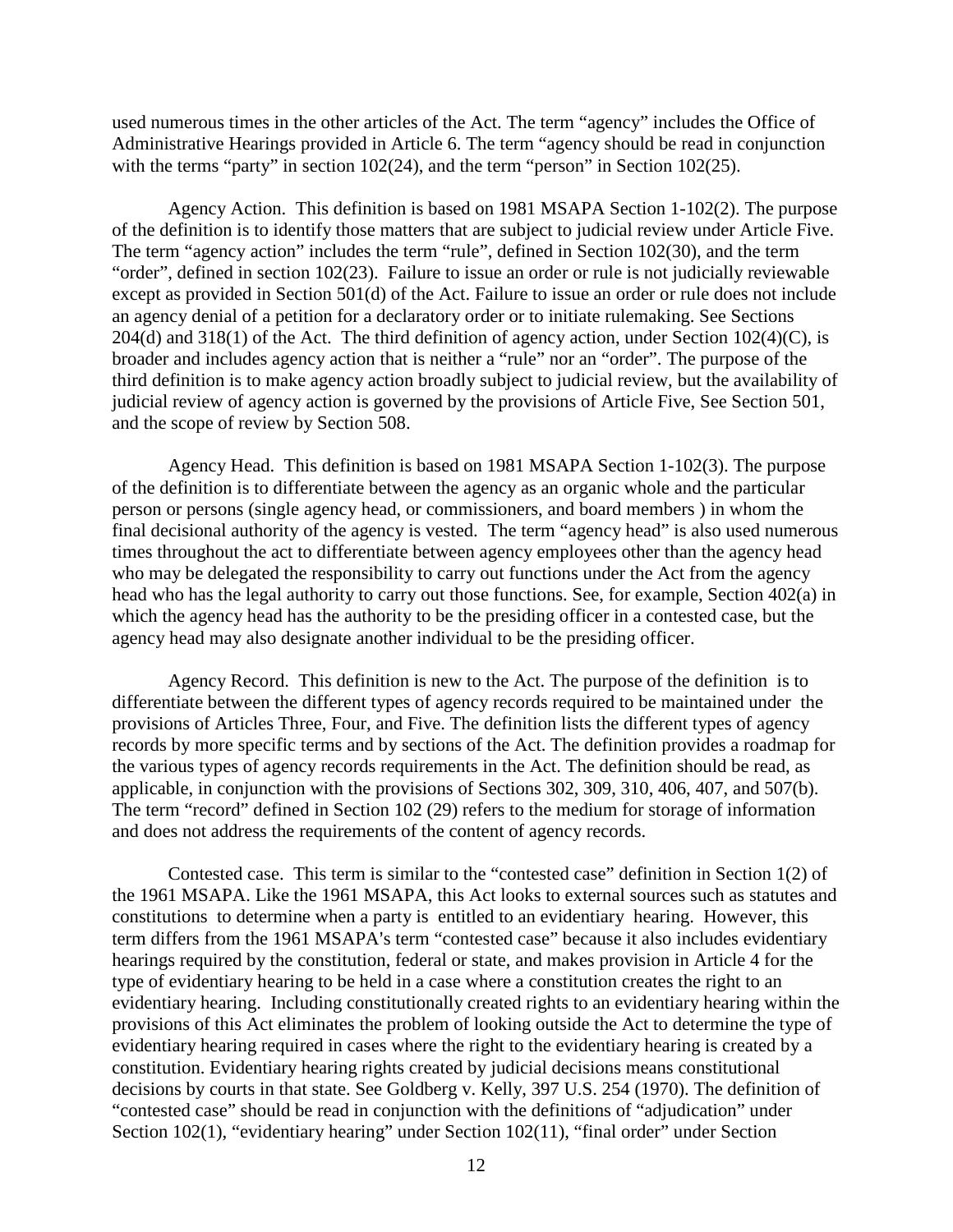used numerous times in the other articles of the Act. The term "agency" includes the Office of Administrative Hearings provided in Article 6. The term "agency should be read in conjunction with the terms "party" in section 102(24), and the term "person" in Section 102(25).

Agency Action. This definition is based on 1981 MSAPA Section 1-102(2). The purpose of the definition is to identify those matters that are subject to judicial review under Article Five. The term "agency action" includes the term "rule", defined in Section 102(30), and the term "order", defined in section 102(23). Failure to issue an order or rule is not judicially reviewable except as provided in Section 501(d) of the Act. Failure to issue an order or rule does not include an agency denial of a petition for a declaratory order or to initiate rulemaking. See Sections 204(d) and 318(1) of the Act. The third definition of agency action, under Section 102(4)(C), is broader and includes agency action that is neither a "rule" nor an "order". The purpose of the third definition is to make agency action broadly subject to judicial review, but the availability of judicial review of agency action is governed by the provisions of Article Five, See Section 501, and the scope of review by Section 508.

Agency Head. This definition is based on 1981 MSAPA Section 1-102(3). The purpose of the definition is to differentiate between the agency as an organic whole and the particular person or persons (single agency head, or commissioners, and board members ) in whom the final decisional authority of the agency is vested. The term "agency head" is also used numerous times throughout the act to differentiate between agency employees other than the agency head who may be delegated the responsibility to carry out functions under the Act from the agency head who has the legal authority to carry out those functions. See, for example, Section 402(a) in which the agency head has the authority to be the presiding officer in a contested case, but the agency head may also designate another individual to be the presiding officer.

Agency Record. This definition is new to the Act. The purpose of the definition is to differentiate between the different types of agency records required to be maintained under the provisions of Articles Three, Four, and Five. The definition lists the different types of agency records by more specific terms and by sections of the Act. The definition provides a roadmap for the various types of agency records requirements in the Act. The definition should be read, as applicable, in conjunction with the provisions of Sections 302, 309, 310, 406, 407, and 507(b). The term "record" defined in Section 102 (29) refers to the medium for storage of information and does not address the requirements of the content of agency records.

Contested case. This term is similar to the "contested case" definition in Section 1(2) of the 1961 MSAPA. Like the 1961 MSAPA, this Act looks to external sources such as statutes and constitutions to determine when a party is entitled to an evidentiary hearing. However, this term differs from the 1961 MSAPA's term "contested case" because it also includes evidentiary hearings required by the constitution, federal or state, and makes provision in Article 4 for the type of evidentiary hearing to be held in a case where a constitution creates the right to an evidentiary hearing. Including constitutionally created rights to an evidentiary hearing within the provisions of this Act eliminates the problem of looking outside the Act to determine the type of evidentiary hearing required in cases where the right to the evidentiary hearing is created by a constitution. Evidentiary hearing rights created by judicial decisions means constitutional decisions by courts in that state. See Goldberg v. Kelly, 397 U.S. 254 (1970). The definition of "contested case" should be read in conjunction with the definitions of "adjudication" under Section 102(1), "evidentiary hearing" under Section 102(11), "final order" under Section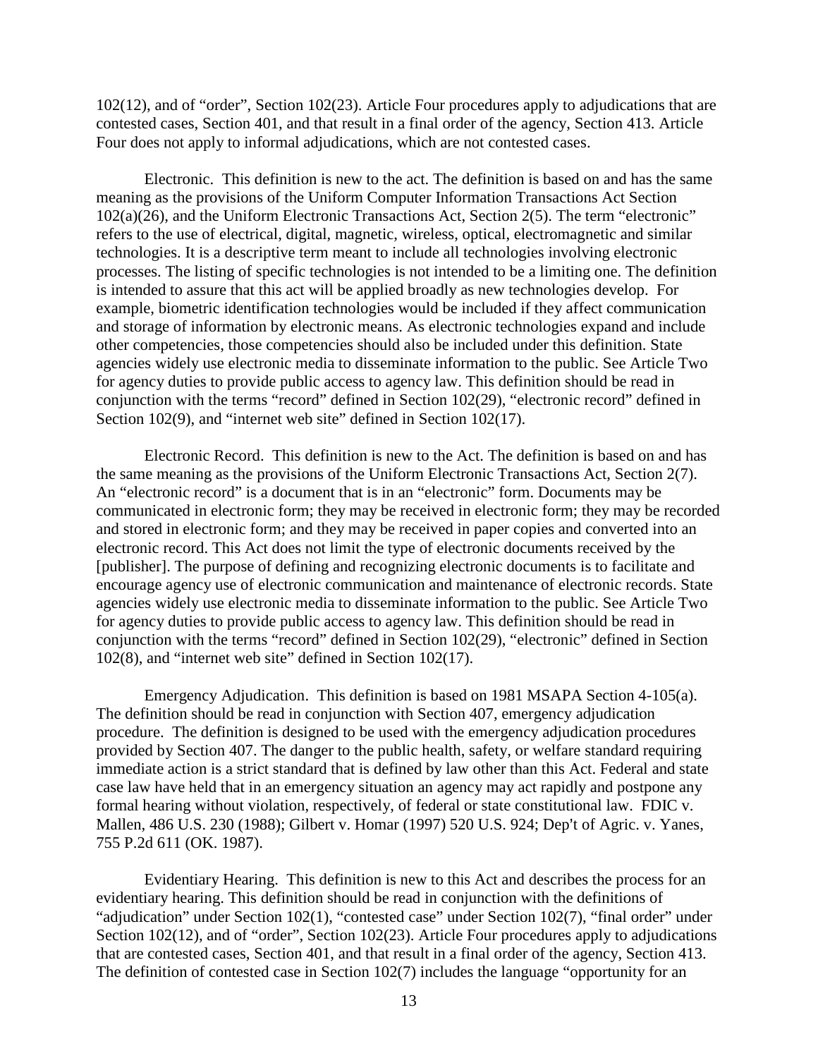102(12), and of "order", Section 102(23). Article Four procedures apply to adjudications that are contested cases, Section 401, and that result in a final order of the agency, Section 413. Article Four does not apply to informal adjudications, which are not contested cases.

Electronic. This definition is new to the act. The definition is based on and has the same meaning as the provisions of the Uniform Computer Information Transactions Act Section 102(a)(26), and the Uniform Electronic Transactions Act, Section 2(5). The term "electronic" refers to the use of electrical, digital, magnetic, wireless, optical, electromagnetic and similar technologies. It is a descriptive term meant to include all technologies involving electronic processes. The listing of specific technologies is not intended to be a limiting one. The definition is intended to assure that this act will be applied broadly as new technologies develop. For example, biometric identification technologies would be included if they affect communication and storage of information by electronic means. As electronic technologies expand and include other competencies, those competencies should also be included under this definition. State agencies widely use electronic media to disseminate information to the public. See Article Two for agency duties to provide public access to agency law. This definition should be read in conjunction with the terms "record" defined in Section 102(29), "electronic record" defined in Section 102(9), and "internet web site" defined in Section 102(17).

Electronic Record. This definition is new to the Act. The definition is based on and has the same meaning as the provisions of the Uniform Electronic Transactions Act, Section 2(7). An "electronic record" is a document that is in an "electronic" form. Documents may be communicated in electronic form; they may be received in electronic form; they may be recorded and stored in electronic form; and they may be received in paper copies and converted into an electronic record. This Act does not limit the type of electronic documents received by the [publisher]. The purpose of defining and recognizing electronic documents is to facilitate and encourage agency use of electronic communication and maintenance of electronic records. State agencies widely use electronic media to disseminate information to the public. See Article Two for agency duties to provide public access to agency law. This definition should be read in conjunction with the terms "record" defined in Section 102(29), "electronic" defined in Section 102(8), and "internet web site" defined in Section 102(17).

Emergency Adjudication. This definition is based on 1981 MSAPA Section 4-105(a). The definition should be read in conjunction with Section 407, emergency adjudication procedure. The definition is designed to be used with the emergency adjudication procedures provided by Section 407. The danger to the public health, safety, or welfare standard requiring immediate action is a strict standard that is defined by law other than this Act. Federal and state case law have held that in an emergency situation an agency may act rapidly and postpone any formal hearing without violation, respectively, of federal or state constitutional law. FDIC v. Mallen, 486 U.S. 230 (1988); Gilbert v. Homar (1997) 520 U.S. 924; Dep't of Agric. v. Yanes, 755 P.2d 611 (OK. 1987).

Evidentiary Hearing. This definition is new to this Act and describes the process for an evidentiary hearing. This definition should be read in conjunction with the definitions of "adjudication" under Section 102(1), "contested case" under Section 102(7), "final order" under Section 102(12), and of "order", Section 102(23). Article Four procedures apply to adjudications that are contested cases, Section 401, and that result in a final order of the agency, Section 413. The definition of contested case in Section 102(7) includes the language "opportunity for an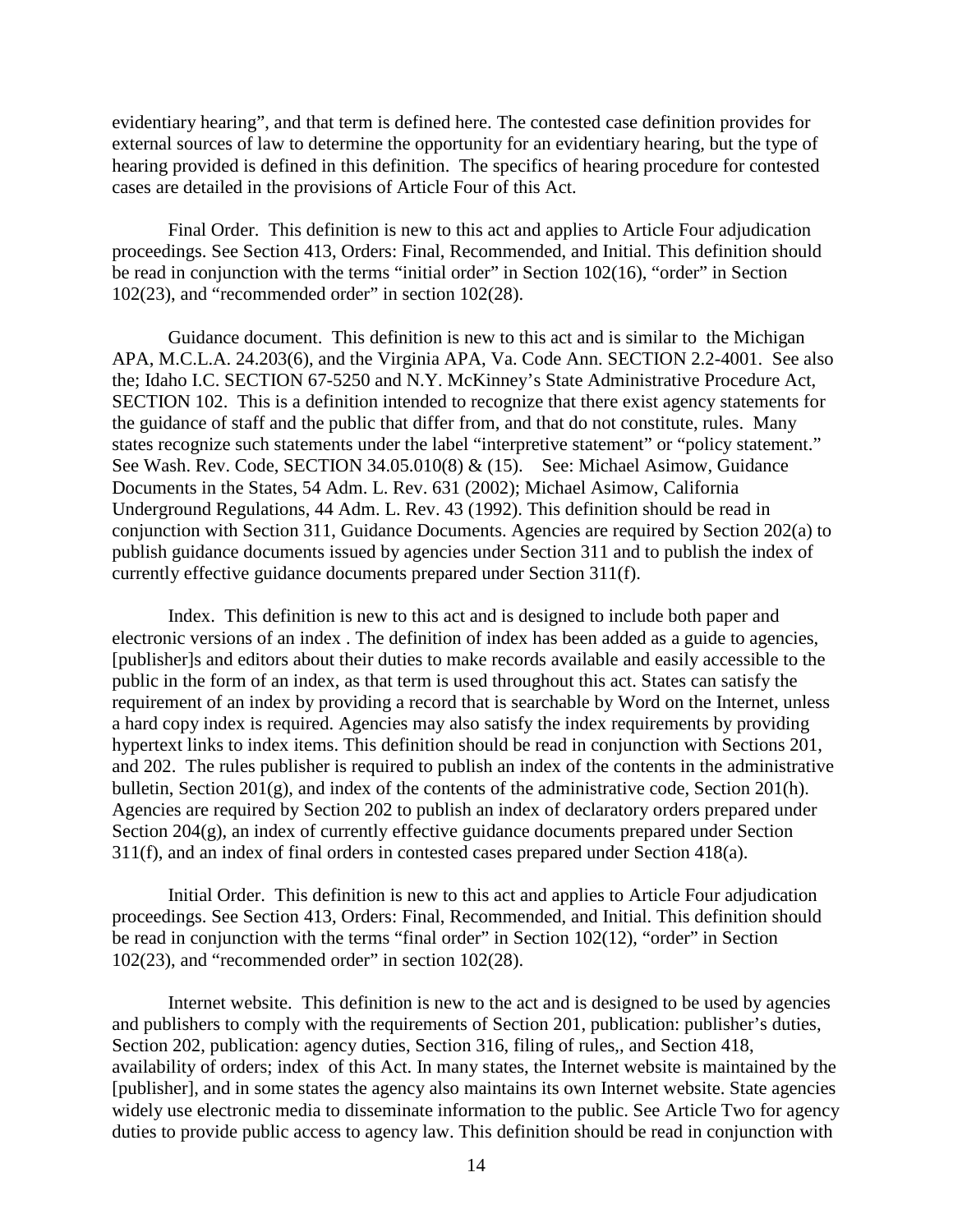evidentiary hearing", and that term is defined here. The contested case definition provides for external sources of law to determine the opportunity for an evidentiary hearing, but the type of hearing provided is defined in this definition. The specifics of hearing procedure for contested cases are detailed in the provisions of Article Four of this Act.

Final Order. This definition is new to this act and applies to Article Four adjudication proceedings. See Section 413, Orders: Final, Recommended, and Initial. This definition should be read in conjunction with the terms "initial order" in Section 102(16), "order" in Section 102(23), and "recommended order" in section 102(28).

Guidance document. This definition is new to this act and is similar to the Michigan APA, M.C.L.A. 24.203(6), and the Virginia APA, Va. Code Ann. SECTION 2.2-4001. See also the; Idaho I.C. SECTION 67-5250 and N.Y. McKinney's State Administrative Procedure Act, SECTION 102. This is a definition intended to recognize that there exist agency statements for the guidance of staff and the public that differ from, and that do not constitute, rules. Many states recognize such statements under the label "interpretive statement" or "policy statement." See Wash. Rev. Code, SECTION 34.05.010(8) & (15). See: Michael Asimow, Guidance Documents in the States, 54 Adm. L. Rev. 631 (2002); Michael Asimow, California Underground Regulations, 44 Adm. L. Rev. 43 (1992). This definition should be read in conjunction with Section 311, Guidance Documents. Agencies are required by Section 202(a) to publish guidance documents issued by agencies under Section 311 and to publish the index of currently effective guidance documents prepared under Section 311(f).

Index. This definition is new to this act and is designed to include both paper and electronic versions of an index . The definition of index has been added as a guide to agencies, [publisher]s and editors about their duties to make records available and easily accessible to the public in the form of an index, as that term is used throughout this act. States can satisfy the requirement of an index by providing a record that is searchable by Word on the Internet, unless a hard copy index is required. Agencies may also satisfy the index requirements by providing hypertext links to index items. This definition should be read in conjunction with Sections 201, and 202. The rules publisher is required to publish an index of the contents in the administrative bulletin, Section 201(g), and index of the contents of the administrative code, Section 201(h). Agencies are required by Section 202 to publish an index of declaratory orders prepared under Section 204(g), an index of currently effective guidance documents prepared under Section 311(f), and an index of final orders in contested cases prepared under Section 418(a).

Initial Order. This definition is new to this act and applies to Article Four adjudication proceedings. See Section 413, Orders: Final, Recommended, and Initial. This definition should be read in conjunction with the terms "final order" in Section 102(12), "order" in Section 102(23), and "recommended order" in section 102(28).

Internet website. This definition is new to the act and is designed to be used by agencies and publishers to comply with the requirements of Section 201, publication: publisher's duties, Section 202, publication: agency duties, Section 316, filing of rules,, and Section 418, availability of orders; index of this Act. In many states, the Internet website is maintained by the [publisher], and in some states the agency also maintains its own Internet website. State agencies widely use electronic media to disseminate information to the public. See Article Two for agency duties to provide public access to agency law. This definition should be read in conjunction with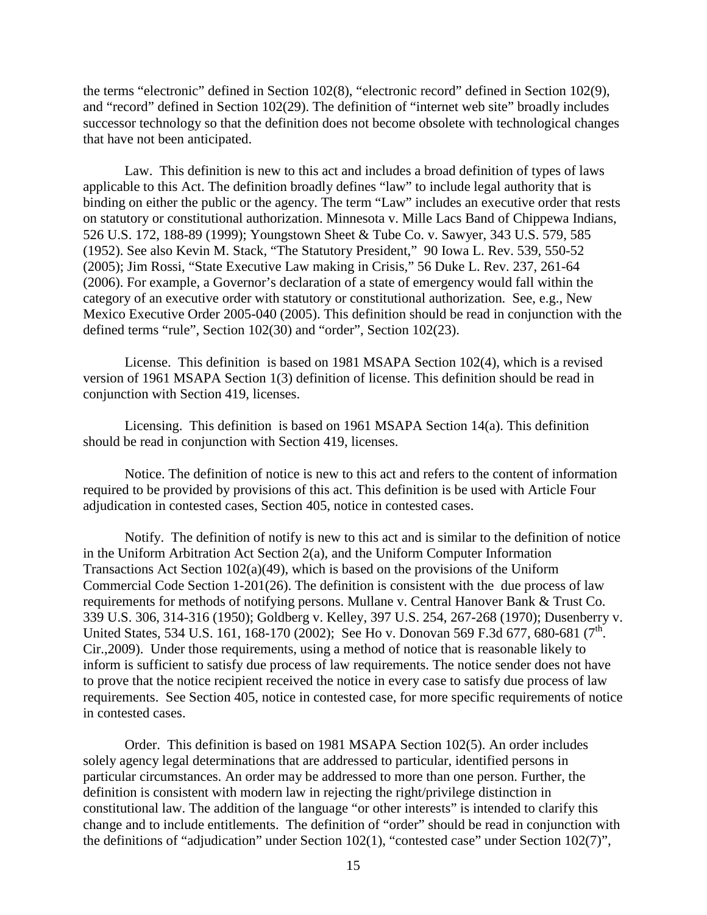the terms "electronic" defined in Section 102(8), "electronic record" defined in Section 102(9), and "record" defined in Section 102(29). The definition of "internet web site" broadly includes successor technology so that the definition does not become obsolete with technological changes that have not been anticipated.

Law. This definition is new to this act and includes a broad definition of types of laws applicable to this Act. The definition broadly defines "law" to include legal authority that is binding on either the public or the agency. The term "Law" includes an executive order that rests on statutory or constitutional authorization. Minnesota v. Mille Lacs Band of Chippewa Indians, 526 U.S. 172, 188-89 (1999); Youngstown Sheet & Tube Co. v. Sawyer, 343 U.S. 579, 585 (1952). See also Kevin M. Stack, "The Statutory President," 90 Iowa L. Rev. 539, 550-52 (2005); Jim Rossi, "State Executive Law making in Crisis," 56 Duke L. Rev. 237, 261-64 (2006). For example, a Governor's declaration of a state of emergency would fall within the category of an executive order with statutory or constitutional authorization. See, e.g., New Mexico Executive Order 2005-040 (2005). This definition should be read in conjunction with the defined terms "rule", Section 102(30) and "order", Section 102(23).

License. This definition is based on 1981 MSAPA Section 102(4), which is a revised version of 1961 MSAPA Section 1(3) definition of license. This definition should be read in conjunction with Section 419, licenses.

Licensing. This definition is based on 1961 MSAPA Section 14(a). This definition should be read in conjunction with Section 419, licenses.

Notice. The definition of notice is new to this act and refers to the content of information required to be provided by provisions of this act. This definition is be used with Article Four adjudication in contested cases, Section 405, notice in contested cases.

Notify. The definition of notify is new to this act and is similar to the definition of notice in the Uniform Arbitration Act Section 2(a), and the Uniform Computer Information Transactions Act Section 102(a)(49), which is based on the provisions of the Uniform Commercial Code Section 1-201(26). The definition is consistent with the due process of law requirements for methods of notifying persons. Mullane v. Central Hanover Bank & Trust Co. 339 U.S. 306, 314-316 (1950); Goldberg v. Kelley, 397 U.S. 254, 267-268 (1970); Dusenberry v. United States, 534 U.S. 161, 168-170 (2002); See Ho v. Donovan 569 F.3d 677, 680-681 (7th. Cir.,2009). Under those requirements, using a method of notice that is reasonable likely to inform is sufficient to satisfy due process of law requirements. The notice sender does not have to prove that the notice recipient received the notice in every case to satisfy due process of law requirements. See Section 405, notice in contested case, for more specific requirements of notice in contested cases.

Order. This definition is based on 1981 MSAPA Section 102(5). An order includes solely agency legal determinations that are addressed to particular, identified persons in particular circumstances. An order may be addressed to more than one person. Further, the definition is consistent with modern law in rejecting the right/privilege distinction in constitutional law. The addition of the language "or other interests" is intended to clarify this change and to include entitlements. The definition of "order" should be read in conjunction with the definitions of "adjudication" under Section 102(1), "contested case" under Section 102(7)",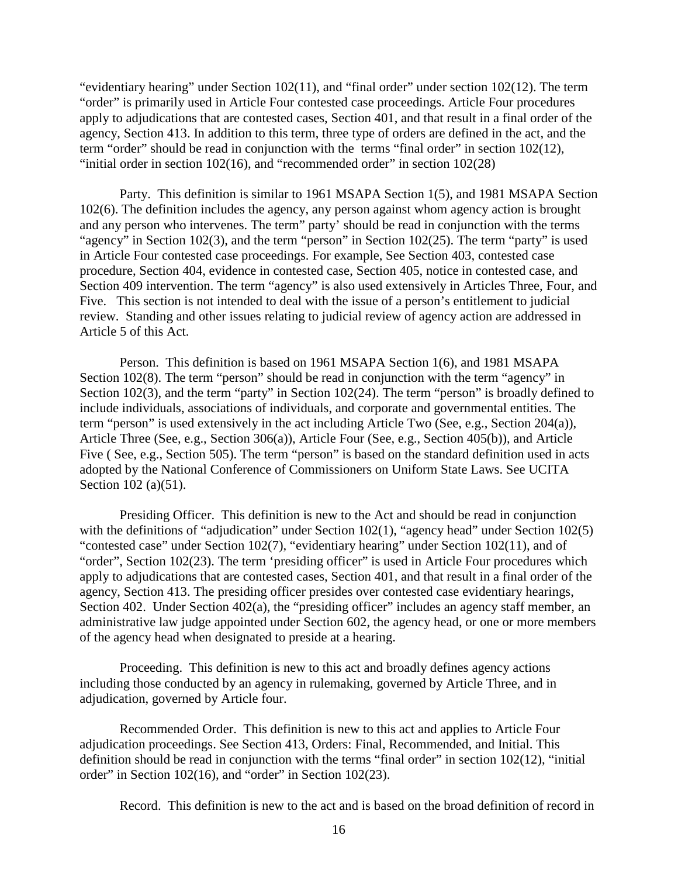"evidentiary hearing" under Section 102(11), and "final order" under section 102(12). The term "order" is primarily used in Article Four contested case proceedings. Article Four procedures apply to adjudications that are contested cases, Section 401, and that result in a final order of the agency, Section 413. In addition to this term, three type of orders are defined in the act, and the term "order" should be read in conjunction with the terms "final order" in section 102(12), "initial order in section 102(16), and "recommended order" in section 102(28)

Party. This definition is similar to 1961 MSAPA Section 1(5), and 1981 MSAPA Section 102(6). The definition includes the agency, any person against whom agency action is brought and any person who intervenes. The term" party' should be read in conjunction with the terms "agency" in Section 102(3), and the term "person" in Section 102(25). The term "party" is used in Article Four contested case proceedings. For example, See Section 403, contested case procedure, Section 404, evidence in contested case, Section 405, notice in contested case, and Section 409 intervention. The term "agency" is also used extensively in Articles Three, Four, and Five. This section is not intended to deal with the issue of a person's entitlement to judicial review. Standing and other issues relating to judicial review of agency action are addressed in Article 5 of this Act.

Person. This definition is based on 1961 MSAPA Section 1(6), and 1981 MSAPA Section 102(8). The term "person" should be read in conjunction with the term "agency" in Section 102(3), and the term "party" in Section 102(24). The term "person" is broadly defined to include individuals, associations of individuals, and corporate and governmental entities. The term "person" is used extensively in the act including Article Two (See, e.g., Section 204(a)), Article Three (See, e.g., Section 306(a)), Article Four (See, e.g., Section 405(b)), and Article Five ( See, e.g., Section 505). The term "person" is based on the standard definition used in acts adopted by the National Conference of Commissioners on Uniform State Laws. See UCITA Section 102 (a)(51).

Presiding Officer. This definition is new to the Act and should be read in conjunction with the definitions of "adjudication" under Section 102(1), "agency head" under Section 102(5) "contested case" under Section 102(7), "evidentiary hearing" under Section 102(11), and of "order", Section 102(23). The term 'presiding officer" is used in Article Four procedures which apply to adjudications that are contested cases, Section 401, and that result in a final order of the agency, Section 413. The presiding officer presides over contested case evidentiary hearings, Section 402. Under Section 402(a), the "presiding officer" includes an agency staff member, an administrative law judge appointed under Section 602, the agency head, or one or more members of the agency head when designated to preside at a hearing.

Proceeding. This definition is new to this act and broadly defines agency actions including those conducted by an agency in rulemaking, governed by Article Three, and in adjudication, governed by Article four.

Recommended Order. This definition is new to this act and applies to Article Four adjudication proceedings. See Section 413, Orders: Final, Recommended, and Initial. This definition should be read in conjunction with the terms "final order" in section 102(12), "initial order" in Section 102(16), and "order" in Section 102(23).

Record. This definition is new to the act and is based on the broad definition of record in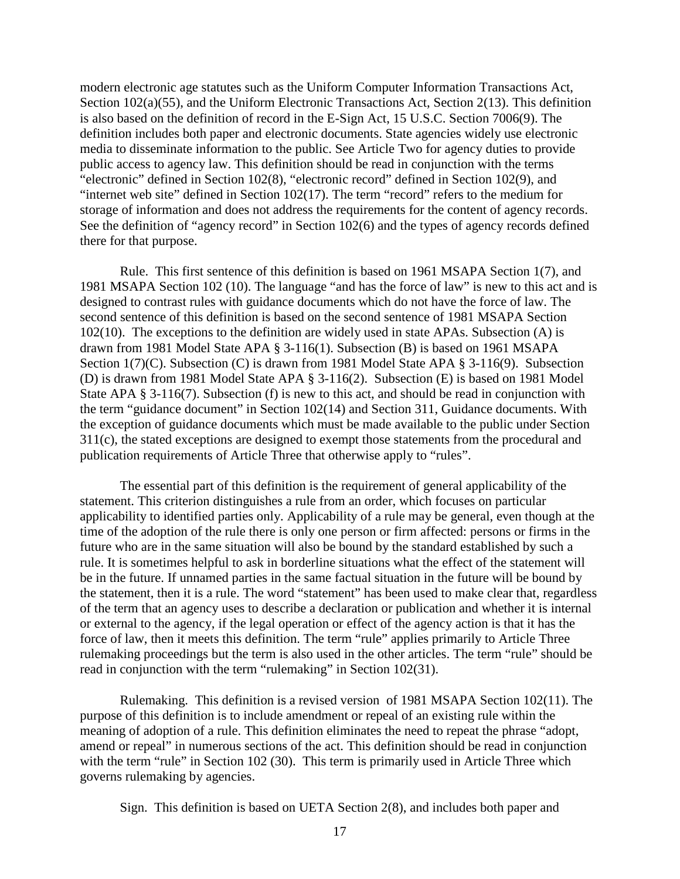modern electronic age statutes such as the Uniform Computer Information Transactions Act, Section 102(a)(55), and the Uniform Electronic Transactions Act, Section 2(13). This definition is also based on the definition of record in the E-Sign Act, 15 U.S.C. Section 7006(9). The definition includes both paper and electronic documents. State agencies widely use electronic media to disseminate information to the public. See Article Two for agency duties to provide public access to agency law. This definition should be read in conjunction with the terms "electronic" defined in Section 102(8), "electronic record" defined in Section 102(9), and "internet web site" defined in Section 102(17). The term "record" refers to the medium for storage of information and does not address the requirements for the content of agency records. See the definition of "agency record" in Section 102(6) and the types of agency records defined there for that purpose.

Rule. This first sentence of this definition is based on 1961 MSAPA Section 1(7), and 1981 MSAPA Section 102 (10). The language "and has the force of law" is new to this act and is designed to contrast rules with guidance documents which do not have the force of law. The second sentence of this definition is based on the second sentence of 1981 MSAPA Section 102(10). The exceptions to the definition are widely used in state APAs. Subsection (A) is drawn from 1981 Model State APA § 3-116(1). Subsection (B) is based on 1961 MSAPA Section 1(7)(C). Subsection (C) is drawn from 1981 Model State APA § 3-116(9). Subsection (D) is drawn from 1981 Model State APA § 3-116(2). Subsection (E) is based on 1981 Model State APA § 3-116(7). Subsection (f) is new to this act, and should be read in conjunction with the term "guidance document" in Section 102(14) and Section 311, Guidance documents. With the exception of guidance documents which must be made available to the public under Section 311(c), the stated exceptions are designed to exempt those statements from the procedural and publication requirements of Article Three that otherwise apply to "rules".

The essential part of this definition is the requirement of general applicability of the statement. This criterion distinguishes a rule from an order, which focuses on particular applicability to identified parties only. Applicability of a rule may be general, even though at the time of the adoption of the rule there is only one person or firm affected: persons or firms in the future who are in the same situation will also be bound by the standard established by such a rule. It is sometimes helpful to ask in borderline situations what the effect of the statement will be in the future. If unnamed parties in the same factual situation in the future will be bound by the statement, then it is a rule. The word "statement" has been used to make clear that, regardless of the term that an agency uses to describe a declaration or publication and whether it is internal or external to the agency, if the legal operation or effect of the agency action is that it has the force of law, then it meets this definition. The term "rule" applies primarily to Article Three rulemaking proceedings but the term is also used in the other articles. The term "rule" should be read in conjunction with the term "rulemaking" in Section 102(31).

Rulemaking. This definition is a revised version of 1981 MSAPA Section 102(11). The purpose of this definition is to include amendment or repeal of an existing rule within the meaning of adoption of a rule. This definition eliminates the need to repeat the phrase "adopt, amend or repeal" in numerous sections of the act. This definition should be read in conjunction with the term "rule" in Section 102 (30). This term is primarily used in Article Three which governs rulemaking by agencies.

Sign. This definition is based on UETA Section 2(8), and includes both paper and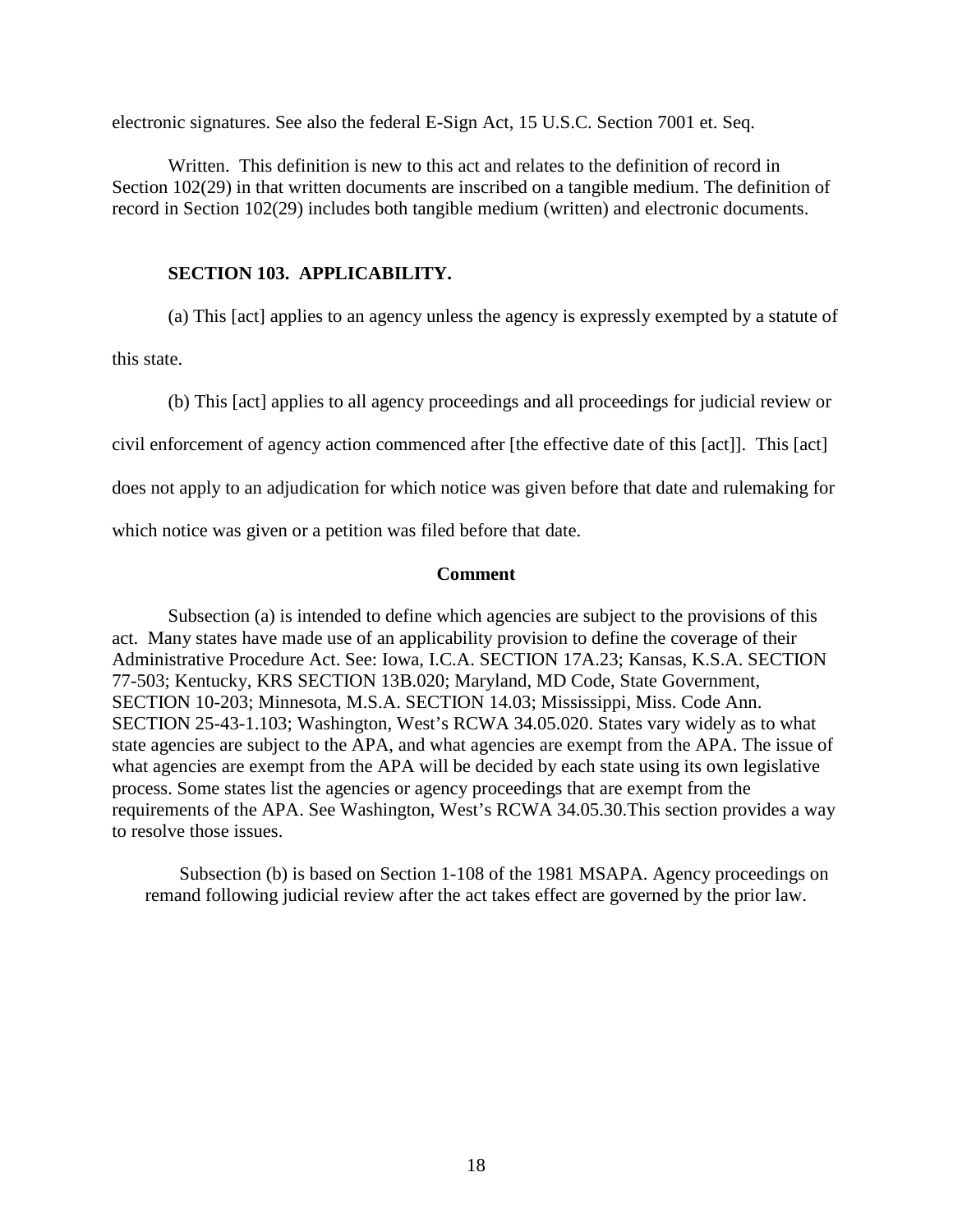electronic signatures. See also the federal E-Sign Act, 15 U.S.C. Section 7001 et. Seq.

Written. This definition is new to this act and relates to the definition of record in Section 102(29) in that written documents are inscribed on a tangible medium. The definition of record in Section 102(29) includes both tangible medium (written) and electronic documents.

### SECTION 103. APPLICABILITY.

(a) This [act] applies to an agency unless the agency is expressly exempted by a statute of this state.

(b) This [act] applies to all agency proceedings and all proceedings for judicial review or civil enforcement of agency action commenced after [the effective date of this [act]]. This [act] does not apply to an adjudication for which notice was given before that date and rulemaking for which notice was given or a petition was filed before that date.

**Comment**

Subsection (a) is intended to define which agencies are subject to the provisions of this act. Many states have made use of an applicability provision to define the coverage of their Administrative Procedure Act. See: Iowa, I.C.A. SECTION 17A.23; Kansas, K.S.A. SECTION 77-503; Kentucky, KRS SECTION 13B.020; Maryland, MD Code, State Government, SECTION 10-203; Minnesota, M.S.A. SECTION 14.03; Mississippi, Miss. Code Ann. SECTION 25-43-1.103; Washington, West's RCWA 34.05.020. States vary widely as to what state agencies are subject to the APA, and what agencies are exempt from the APA. The issue of what agencies are exempt from the APA will be decided by each state using its own legislative process. Some states list the agencies or agency proceedings that are exempt from the requirements of the APA. See Washington, West's RCWA 34.05.30.This section provides a way to resolve those issues.

Subsection (b) is based on Section 1-108 of the 1981 MSAPA. Agency proceedings on remand following judicial review after the act takes effect are governed by the prior law.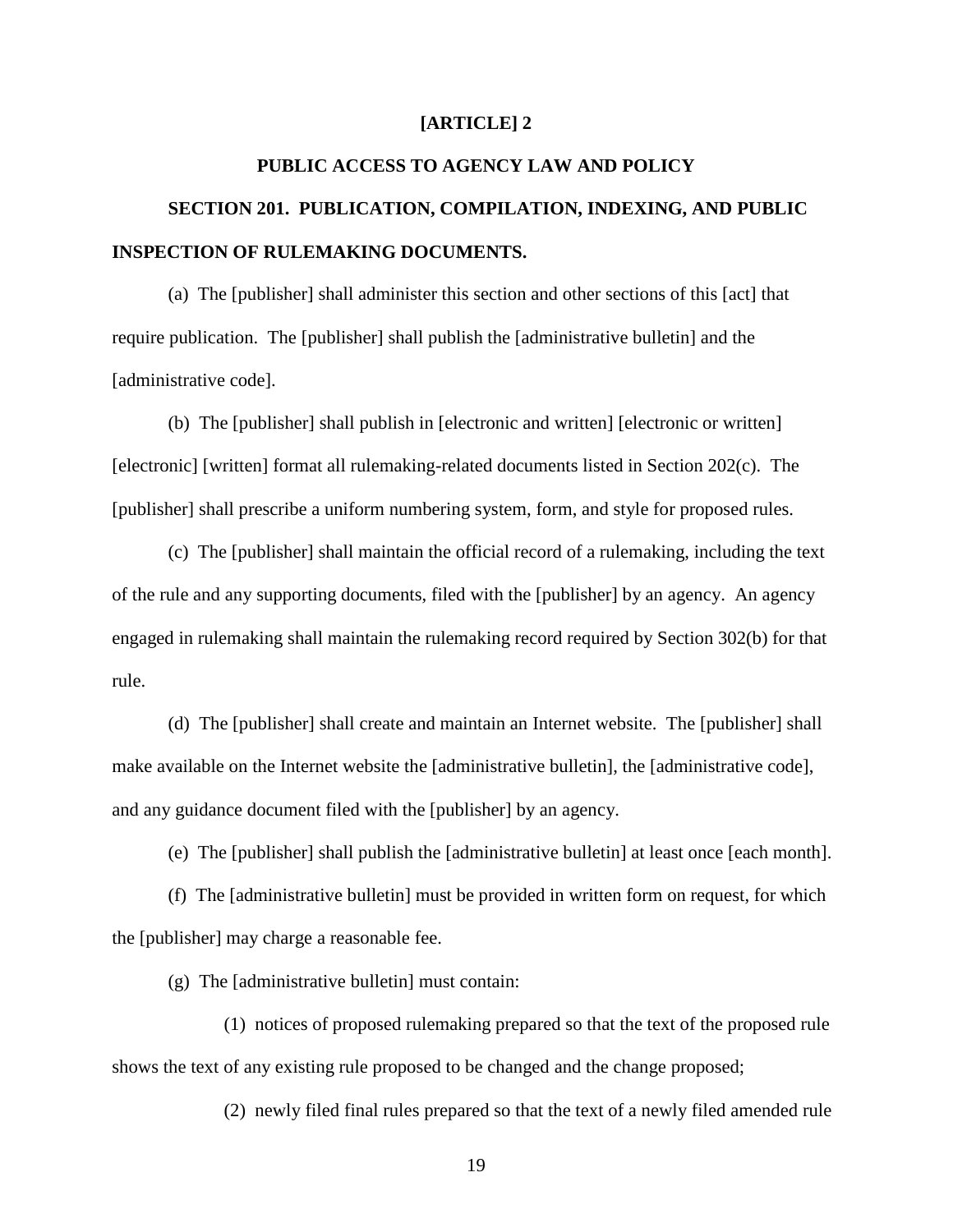# [ARTICLE] 2

## PUBLIC ACCESS TO AGENCY LAW AND POLICY

### SECTION 201. PUBLICATION, COMPILATION, INDEXING, AND PUBLIC INSPECTION OF RULEMAKING DOCUMENTS.

(a) The [publisher] shall administer this section and other sections of this [act] that require publication. The [publisher] shall publish the [administrative bulletin] and the [administrative code].

(b) The [publisher] shall publish in [electronic and written] [electronic or written] [electronic] [written] format all rulemaking-related documents listed in Section 202(c). The [publisher] shall prescribe a uniform numbering system, form, and style for proposed rules.

(c) The [publisher] shall maintain the official record of a rulemaking, including the text of the rule and any supporting documents, filed with the [publisher] by an agency. An agency engaged in rulemaking shall maintain the rulemaking record required by Section 302(b) for that rule.

(d) The [publisher] shall create and maintain an Internet website. The [publisher] shall make available on the Internet website the [administrative bulletin], the [administrative code], and any guidance document filed with the [publisher] by an agency.

(e) The [publisher] shall publish the [administrative bulletin] at least once [each month].

(f) The [administrative bulletin] must be provided in written form on request, for which the [publisher] may charge a reasonable fee.

(g) The [administrative bulletin] must contain:

(1) notices of proposed rulemaking prepared so that the text of the proposed rule shows the text of any existing rule proposed to be changed and the change proposed;

(2) newly filed final rules prepared so that the text of a newly filed amended rule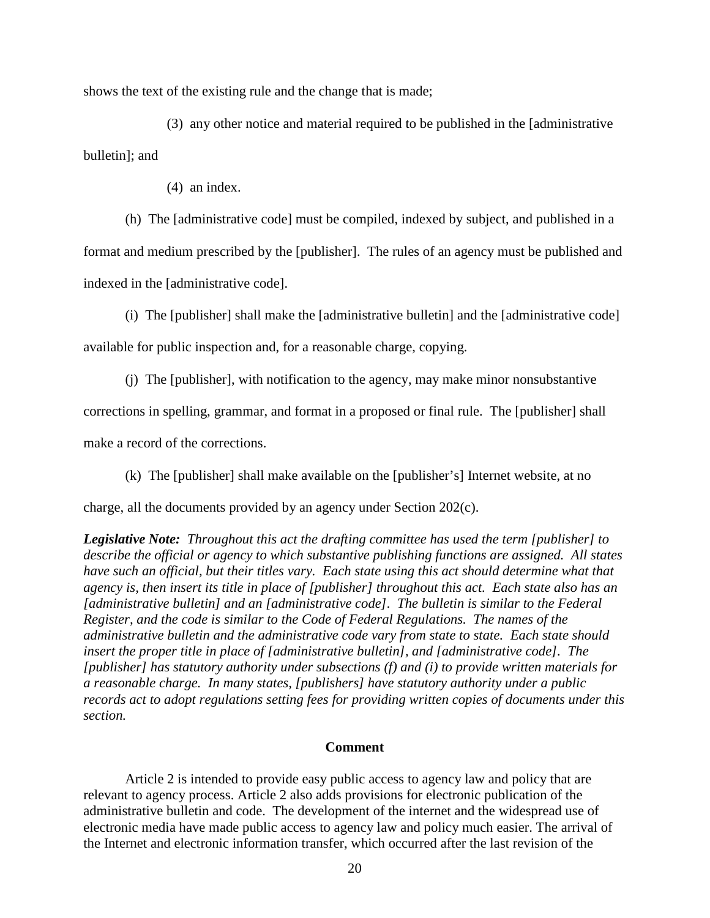shows the text of the existing rule and the change that is made;

(3) any other notice and material required to be published in the [administrative bulletin]; and

(4) an index.

(h) The [administrative code] must be compiled, indexed by subject, and published in a format and medium prescribed by the [publisher]. The rules of an agency must be published and indexed in the [administrative code].

(i) The [publisher] shall make the [administrative bulletin] and the [administrative code] available for public inspection and, for a reasonable charge, copying.

(j) The [publisher], with notification to the agency, may make minor nonsubstantive corrections in spelling, grammar, and format in a proposed or final rule. The [publisher] shall make a record of the corrections.

(k) The [publisher] shall make available on the [publisher's] Internet website, at no charge, all the documents provided by an agency under Section 202(c).

***Legislative Note:*** *Throughout this act the drafting committee has used the term [publisher] to describe the official or agency to which substantive publishing functions are assigned. All states have such an official, but their titles vary. Each state using this act should determine what that agency is, then insert its title in place of [publisher] throughout this act. Each state also has an [administrative bulletin] and an [administrative code]. The bulletin is similar to the Federal Register, and the code is similar to the Code of Federal Regulations. The names of the administrative bulletin and the administrative code vary from state to state. Each state should insert the proper title in place of [administrative bulletin], and [administrative code]. The [publisher] has statutory authority under subsections (f) and (i) to provide written materials for a reasonable charge. In many states, [publishers] have statutory authority under a public records act to adopt regulations setting fees for providing written copies of documents under this section.*

**Comment**

Article 2 is intended to provide easy public access to agency law and policy that are relevant to agency process. Article 2 also adds provisions for electronic publication of the administrative bulletin and code. The development of the internet and the widespread use of electronic media have made public access to agency law and policy much easier. The arrival of the Internet and electronic information transfer, which occurred after the last revision of the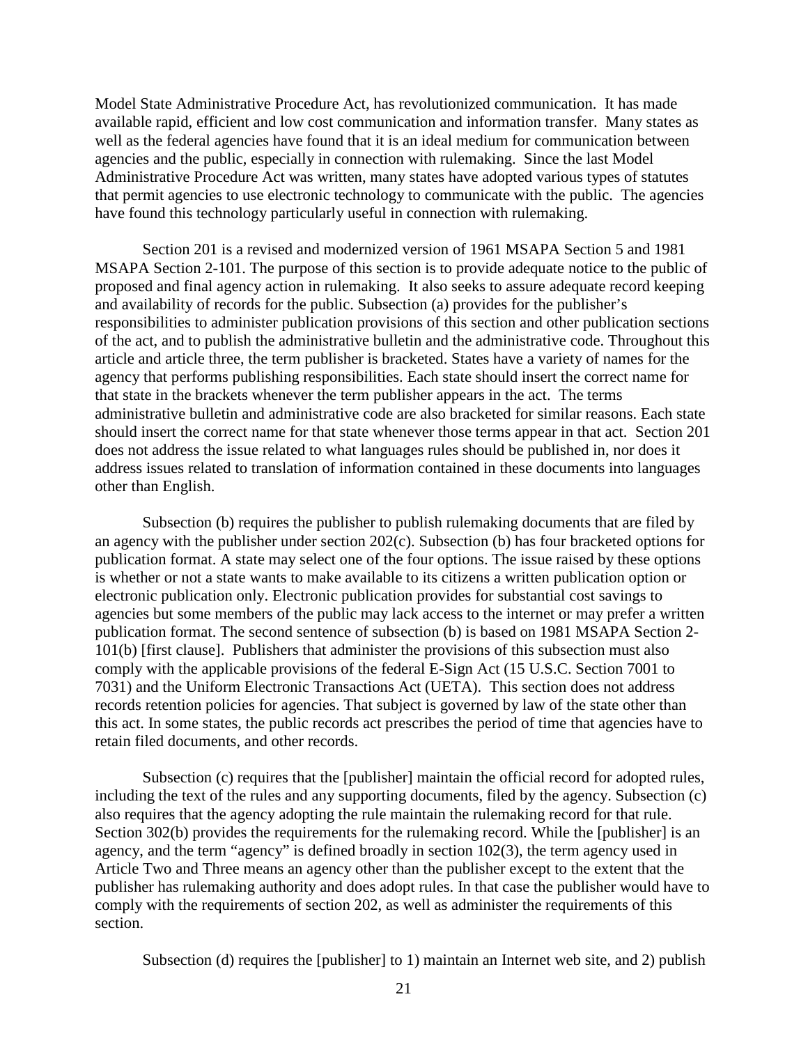Model State Administrative Procedure Act, has revolutionized communication. It has made available rapid, efficient and low cost communication and information transfer. Many states as well as the federal agencies have found that it is an ideal medium for communication between agencies and the public, especially in connection with rulemaking. Since the last Model Administrative Procedure Act was written, many states have adopted various types of statutes that permit agencies to use electronic technology to communicate with the public. The agencies have found this technology particularly useful in connection with rulemaking.

Section 201 is a revised and modernized version of 1961 MSAPA Section 5 and 1981 MSAPA Section 2-101. The purpose of this section is to provide adequate notice to the public of proposed and final agency action in rulemaking. It also seeks to assure adequate record keeping and availability of records for the public. Subsection (a) provides for the publisher's responsibilities to administer publication provisions of this section and other publication sections of the act, and to publish the administrative bulletin and the administrative code. Throughout this article and article three, the term publisher is bracketed. States have a variety of names for the agency that performs publishing responsibilities. Each state should insert the correct name for that state in the brackets whenever the term publisher appears in the act. The terms administrative bulletin and administrative code are also bracketed for similar reasons. Each state should insert the correct name for that state whenever those terms appear in that act. Section 201 does not address the issue related to what languages rules should be published in, nor does it address issues related to translation of information contained in these documents into languages other than English.

Subsection (b) requires the publisher to publish rulemaking documents that are filed by an agency with the publisher under section 202(c). Subsection (b) has four bracketed options for publication format. A state may select one of the four options. The issue raised by these options is whether or not a state wants to make available to its citizens a written publication option or electronic publication only. Electronic publication provides for substantial cost savings to agencies but some members of the public may lack access to the internet or may prefer a written publication format. The second sentence of subsection (b) is based on 1981 MSAPA Section 2-101(b) [first clause]. Publishers that administer the provisions of this subsection must also comply with the applicable provisions of the federal E-Sign Act (15 U.S.C. Section 7001 to 7031) and the Uniform Electronic Transactions Act (UETA). This section does not address records retention policies for agencies. That subject is governed by law of the state other than this act. In some states, the public records act prescribes the period of time that agencies have to retain filed documents, and other records.

Subsection (c) requires that the [publisher] maintain the official record for adopted rules, including the text of the rules and any supporting documents, filed by the agency. Subsection (c) also requires that the agency adopting the rule maintain the rulemaking record for that rule. Section 302(b) provides the requirements for the rulemaking record. While the [publisher] is an agency, and the term "agency" is defined broadly in section 102(3), the term agency used in Article Two and Three means an agency other than the publisher except to the extent that the publisher has rulemaking authority and does adopt rules. In that case the publisher would have to comply with the requirements of section 202, as well as administer the requirements of this section.

Subsection (d) requires the [publisher] to 1) maintain an Internet web site, and 2) publish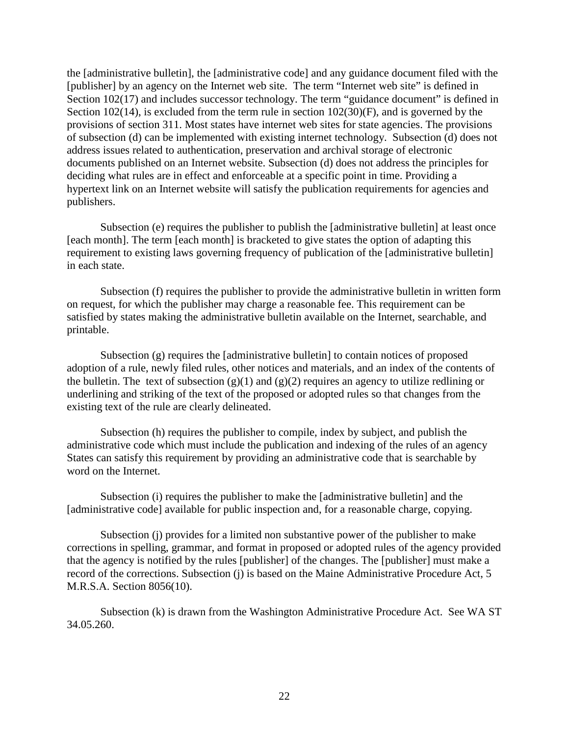the [administrative bulletin], the [administrative code] and any guidance document filed with the [publisher] by an agency on the Internet web site. The term "Internet web site" is defined in Section 102(17) and includes successor technology. The term "guidance document" is defined in Section 102(14), is excluded from the term rule in section 102(30)(F), and is governed by the provisions of section 311. Most states have internet web sites for state agencies. The provisions of subsection (d) can be implemented with existing internet technology. Subsection (d) does not address issues related to authentication, preservation and archival storage of electronic documents published on an Internet website. Subsection (d) does not address the principles for deciding what rules are in effect and enforceable at a specific point in time. Providing a hypertext link on an Internet website will satisfy the publication requirements for agencies and publishers.

Subsection (e) requires the publisher to publish the [administrative bulletin] at least once [each month]. The term [each month] is bracketed to give states the option of adapting this requirement to existing laws governing frequency of publication of the [administrative bulletin] in each state.

Subsection (f) requires the publisher to provide the administrative bulletin in written form on request, for which the publisher may charge a reasonable fee. This requirement can be satisfied by states making the administrative bulletin available on the Internet, searchable, and printable.

Subsection (g) requires the [administrative bulletin] to contain notices of proposed adoption of a rule, newly filed rules, other notices and materials, and an index of the contents of the bulletin. The text of subsection (g)(1) and (g)(2) requires an agency to utilize redlining or underlining and striking of the text of the proposed or adopted rules so that changes from the existing text of the rule are clearly delineated.

Subsection (h) requires the publisher to compile, index by subject, and publish the administrative code which must include the publication and indexing of the rules of an agency States can satisfy this requirement by providing an administrative code that is searchable by word on the Internet.

Subsection (i) requires the publisher to make the [administrative bulletin] and the [administrative code] available for public inspection and, for a reasonable charge, copying.

Subsection (j) provides for a limited non substantive power of the publisher to make corrections in spelling, grammar, and format in proposed or adopted rules of the agency provided that the agency is notified by the rules [publisher] of the changes. The [publisher] must make a record of the corrections. Subsection (j) is based on the Maine Administrative Procedure Act, 5 M.R.S.A. Section 8056(10).

Subsection (k) is drawn from the Washington Administrative Procedure Act. See WA ST 34.05.260.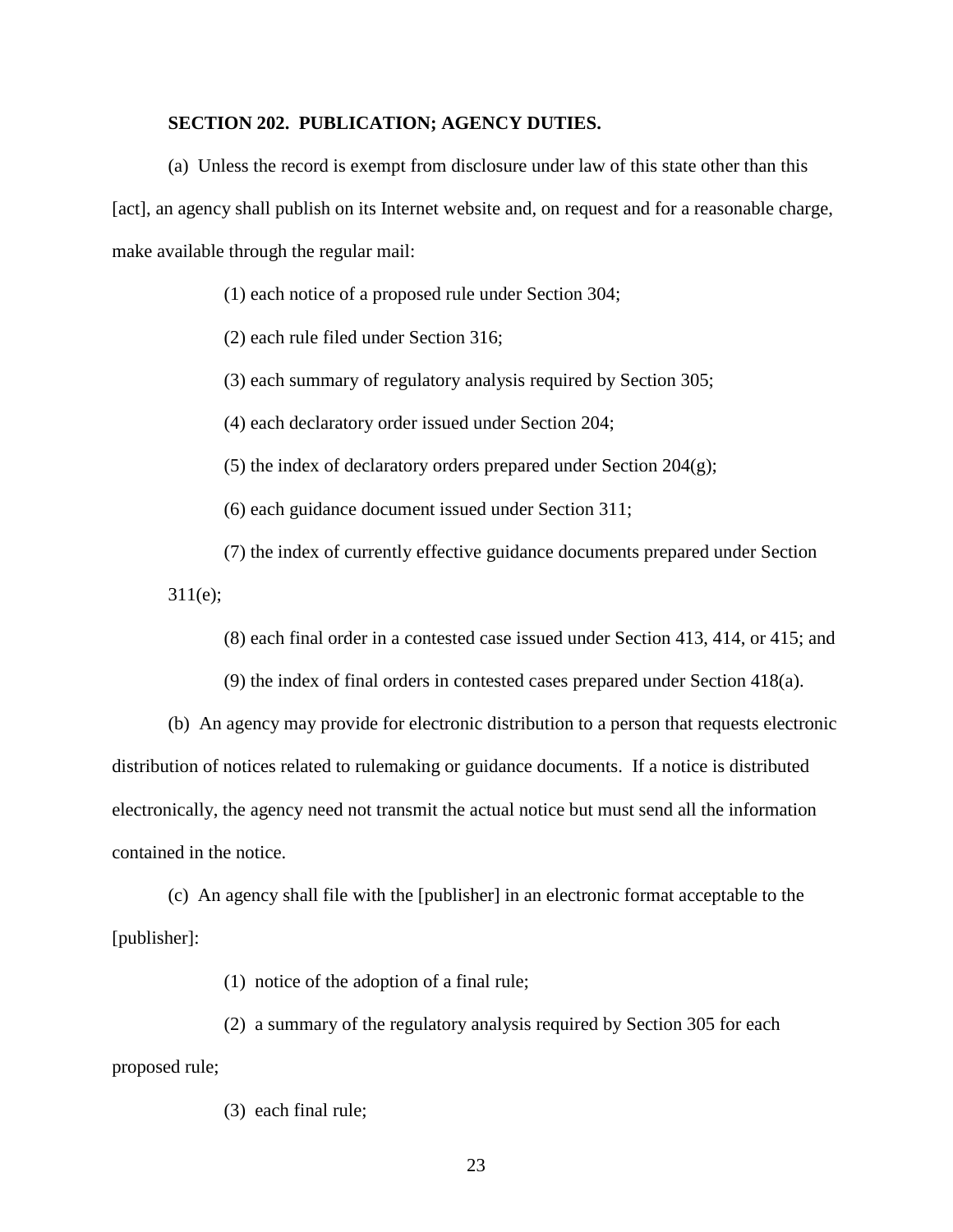**SECTION 202. PUBLICATION; AGENCY DUTIES.**

(a) Unless the record is exempt from disclosure under law of this state other than this [act], an agency shall publish on its Internet website and, on request and for a reasonable charge, make available through the regular mail:

(1) each notice of a proposed rule under Section 304;

(2) each rule filed under Section 316;

(3) each summary of regulatory analysis required by Section 305;

(4) each declaratory order issued under Section 204;

(5) the index of declaratory orders prepared under Section 204(g);

(6) each guidance document issued under Section 311;

(7) the index of currently effective guidance documents prepared under Section 311(e);

(8) each final order in a contested case issued under Section 413, 414, or 415; and

(9) the index of final orders in contested cases prepared under Section 418(a).

(b) An agency may provide for electronic distribution to a person that requests electronic distribution of notices related to rulemaking or guidance documents. If a notice is distributed electronically, the agency need not transmit the actual notice but must send all the information contained in the notice.

(c) An agency shall file with the [publisher] in an electronic format acceptable to the [publisher]:

(1) notice of the adoption of a final rule;

(2) a summary of the regulatory analysis required by Section 305 for each proposed rule;

(3) each final rule;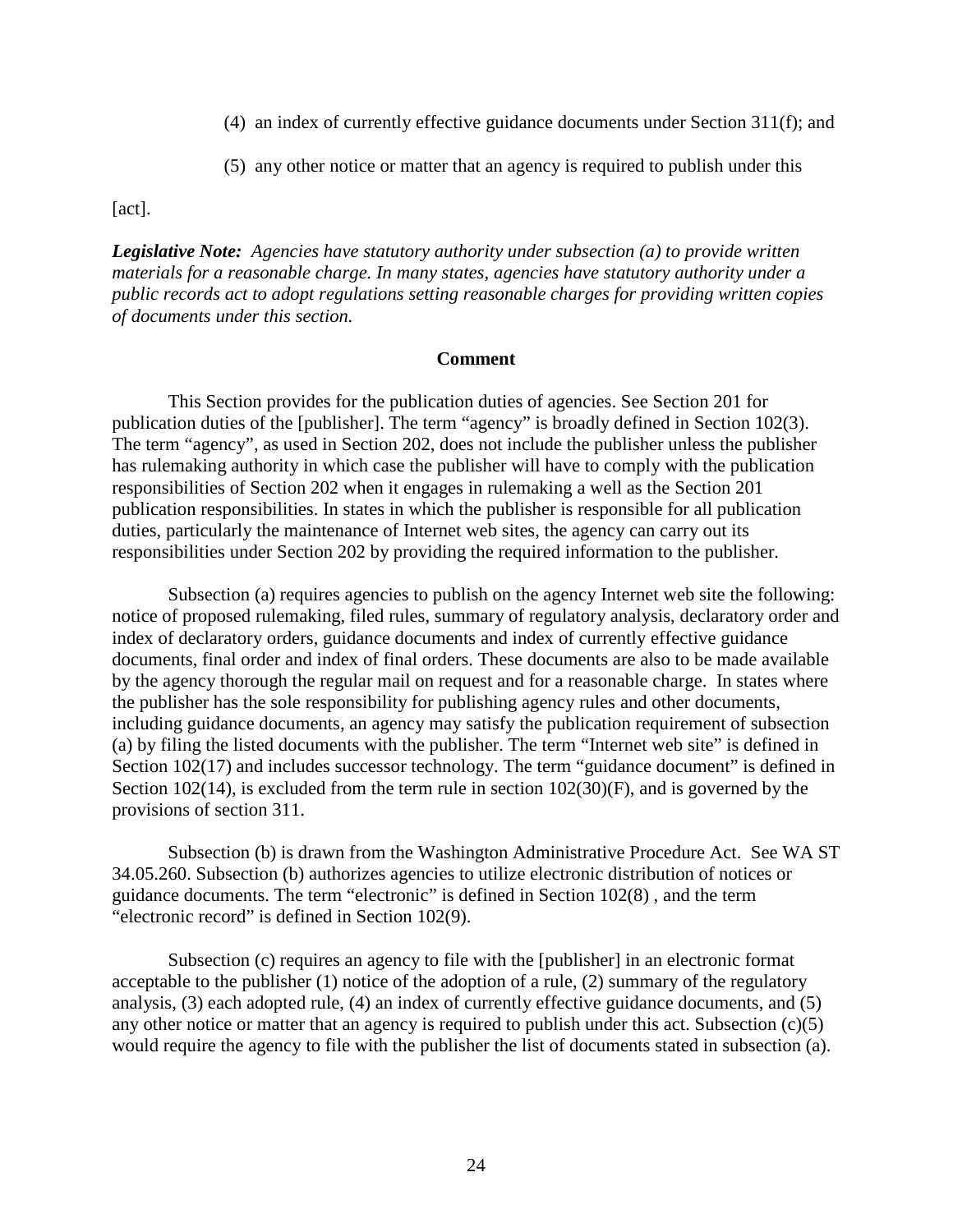(4) an index of currently effective guidance documents under Section 311(f); and

(5) any other notice or matter that an agency is required to publish under this [act].

***Legislative Note:*** *Agencies have statutory authority under subsection (a) to provide written materials for a reasonable charge. In many states, agencies have statutory authority under a public records act to adopt regulations setting reasonable charges for providing written copies of documents under this section.*

**Comment**

This Section provides for the publication duties of agencies. See Section 201 for publication duties of the [publisher]. The term "agency" is broadly defined in Section 102(3). The term "agency", as used in Section 202, does not include the publisher unless the publisher has rulemaking authority in which case the publisher will have to comply with the publication responsibilities of Section 202 when it engages in rulemaking a well as the Section 201 publication responsibilities. In states in which the publisher is responsible for all publication duties, particularly the maintenance of Internet web sites, the agency can carry out its responsibilities under Section 202 by providing the required information to the publisher.

Subsection (a) requires agencies to publish on the agency Internet web site the following: notice of proposed rulemaking, filed rules, summary of regulatory analysis, declaratory order and index of declaratory orders, guidance documents and index of currently effective guidance documents, final order and index of final orders. These documents are also to be made available by the agency thorough the regular mail on request and for a reasonable charge. In states where the publisher has the sole responsibility for publishing agency rules and other documents, including guidance documents, an agency may satisfy the publication requirement of subsection (a) by filing the listed documents with the publisher. The term "Internet web site" is defined in Section 102(17) and includes successor technology. The term "guidance document" is defined in Section 102(14), is excluded from the term rule in section 102(30)(F), and is governed by the provisions of section 311.

Subsection (b) is drawn from the Washington Administrative Procedure Act. See WA ST 34.05.260. Subsection (b) authorizes agencies to utilize electronic distribution of notices or guidance documents. The term "electronic" is defined in Section 102(8) , and the term "electronic record" is defined in Section 102(9).

Subsection (c) requires an agency to file with the [publisher] in an electronic format acceptable to the publisher (1) notice of the adoption of a rule, (2) summary of the regulatory analysis, (3) each adopted rule, (4) an index of currently effective guidance documents, and (5) any other notice or matter that an agency is required to publish under this act. Subsection (c)(5) would require the agency to file with the publisher the list of documents stated in subsection (a).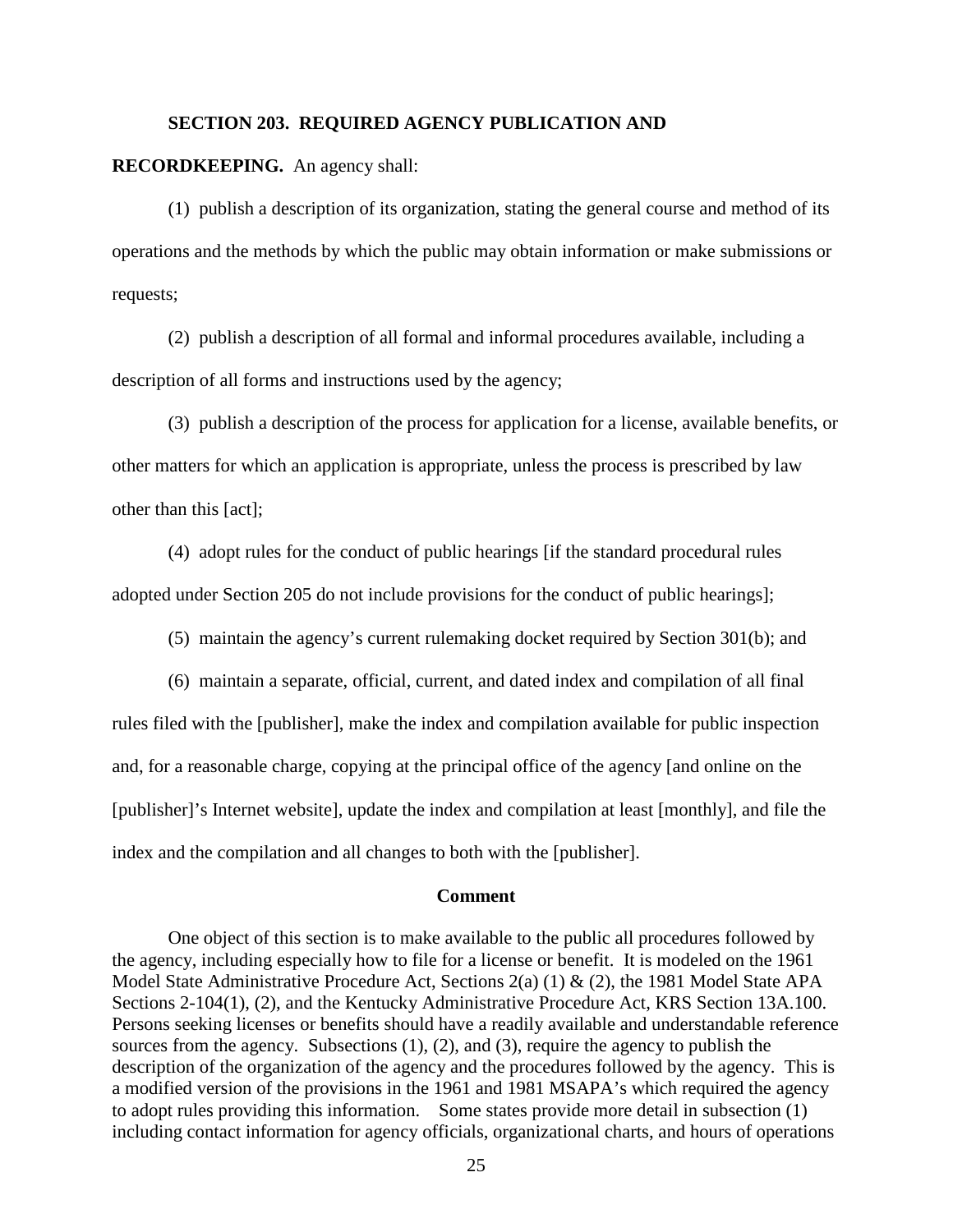**SECTION 203. REQUIRED AGENCY PUBLICATION AND RECORDKEEPING.** An agency shall:

(1) publish a description of its organization, stating the general course and method of its operations and the methods by which the public may obtain information or make submissions or requests;

(2) publish a description of all formal and informal procedures available, including a description of all forms and instructions used by the agency;

(3) publish a description of the process for application for a license, available benefits, or other matters for which an application is appropriate, unless the process is prescribed by law other than this [act];

(4) adopt rules for the conduct of public hearings [if the standard procedural rules adopted under Section 205 do not include provisions for the conduct of public hearings];

(5) maintain the agency's current rulemaking docket required by Section 301(b); and

(6) maintain a separate, official, current, and dated index and compilation of all final rules filed with the [publisher], make the index and compilation available for public inspection and, for a reasonable charge, copying at the principal office of the agency [and online on the [publisher]'s Internet website], update the index and compilation at least [monthly], and file the index and the compilation and all changes to both with the [publisher].

**Comment**

One object of this section is to make available to the public all procedures followed by the agency, including especially how to file for a license or benefit. It is modeled on the 1961 Model State Administrative Procedure Act, Sections 2(a) (1) & (2), the 1981 Model State APA Sections 2-104(1), (2), and the Kentucky Administrative Procedure Act, KRS Section 13A.100. Persons seeking licenses or benefits should have a readily available and understandable reference sources from the agency. Subsections (1), (2), and (3), require the agency to publish the description of the organization of the agency and the procedures followed by the agency. This is a modified version of the provisions in the 1961 and 1981 MSAPA's which required the agency to adopt rules providing this information. Some states provide more detail in subsection (1) including contact information for agency officials, organizational charts, and hours of operations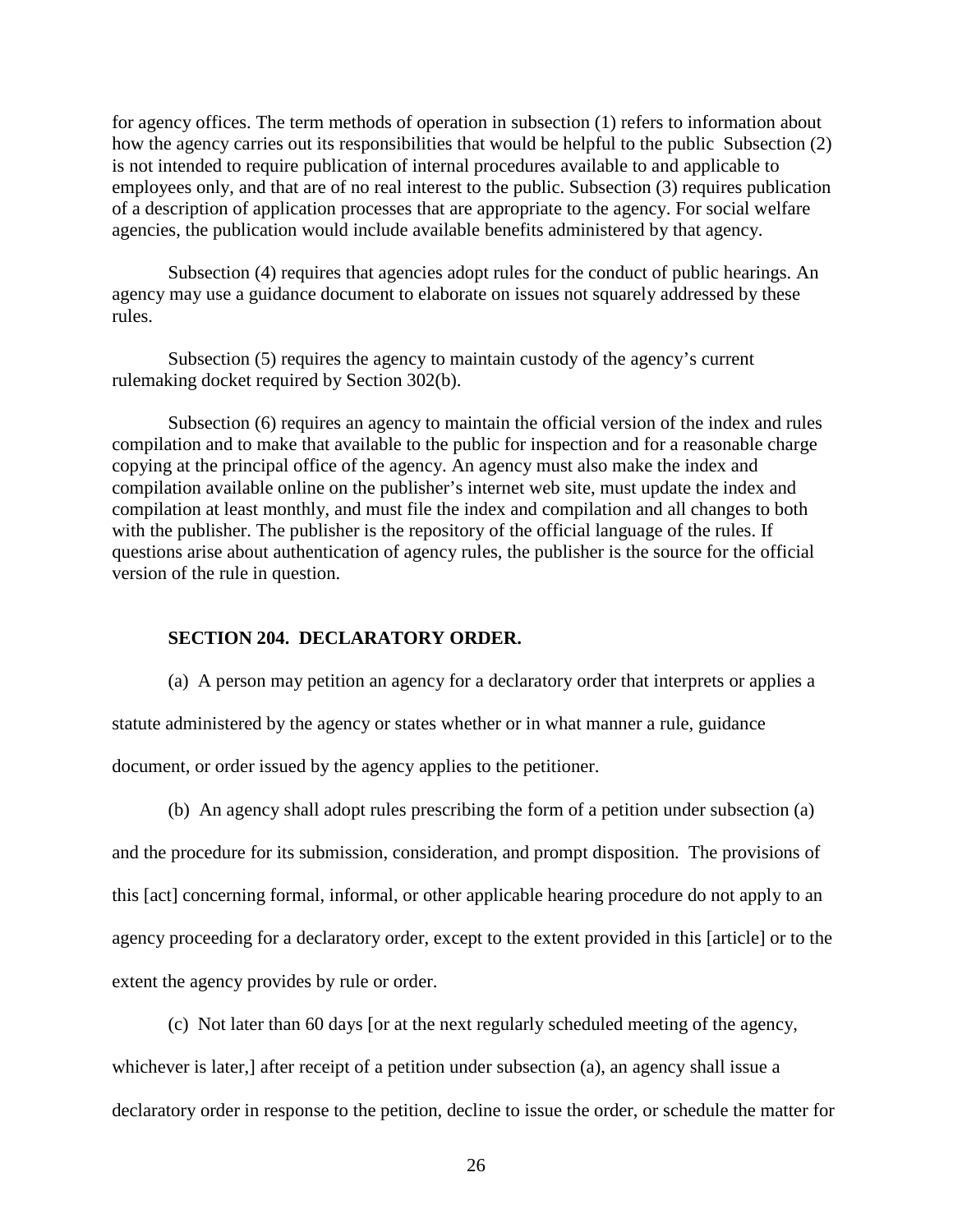for agency offices. The term methods of operation in subsection (1) refers to information about how the agency carries out its responsibilities that would be helpful to the public Subsection (2) is not intended to require publication of internal procedures available to and applicable to employees only, and that are of no real interest to the public. Subsection (3) requires publication of a description of application processes that are appropriate to the agency. For social welfare agencies, the publication would include available benefits administered by that agency.

Subsection (4) requires that agencies adopt rules for the conduct of public hearings. An agency may use a guidance document to elaborate on issues not squarely addressed by these rules.

Subsection (5) requires the agency to maintain custody of the agency's current rulemaking docket required by Section 302(b).

Subsection (6) requires an agency to maintain the official version of the index and rules compilation and to make that available to the public for inspection and for a reasonable charge copying at the principal office of the agency. An agency must also make the index and compilation available online on the publisher's internet web site, must update the index and compilation at least monthly, and must file the index and compilation and all changes to both with the publisher. The publisher is the repository of the official language of the rules. If questions arise about authentication of agency rules, the publisher is the source for the official version of the rule in question.

**SECTION 204. DECLARATORY ORDER.**

(a) A person may petition an agency for a declaratory order that interprets or applies a statute administered by the agency or states whether or in what manner a rule, guidance document, or order issued by the agency applies to the petitioner.

(b) An agency shall adopt rules prescribing the form of a petition under subsection (a) and the procedure for its submission, consideration, and prompt disposition. The provisions of this [act] concerning formal, informal, or other applicable hearing procedure do not apply to an agency proceeding for a declaratory order, except to the extent provided in this [article] or to the extent the agency provides by rule or order.

(c) Not later than 60 days [or at the next regularly scheduled meeting of the agency, whichever is later,] after receipt of a petition under subsection (a), an agency shall issue a declaratory order in response to the petition, decline to issue the order, or schedule the matter for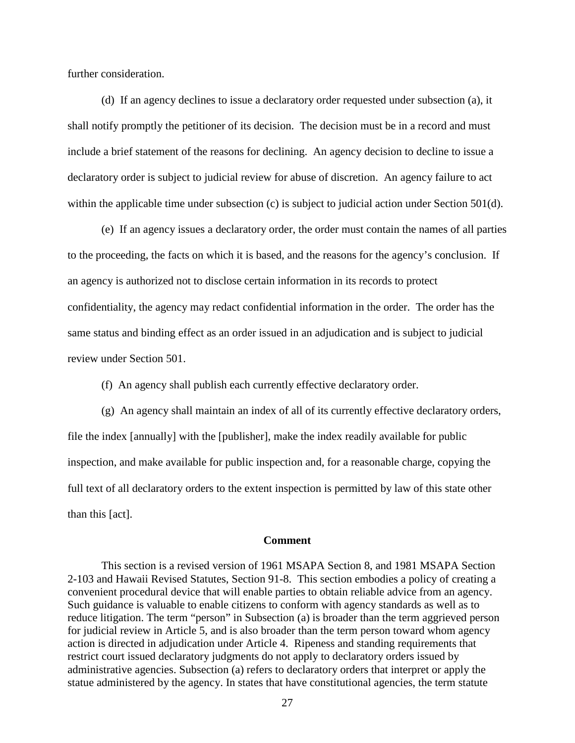further consideration.

(d) If an agency declines to issue a declaratory order requested under subsection (a), it shall notify promptly the petitioner of its decision. The decision must be in a record and must include a brief statement of the reasons for declining. An agency decision to decline to issue a declaratory order is subject to judicial review for abuse of discretion. An agency failure to act within the applicable time under subsection (c) is subject to judicial action under Section 501(d).

(e) If an agency issues a declaratory order, the order must contain the names of all parties to the proceeding, the facts on which it is based, and the reasons for the agency's conclusion. If an agency is authorized not to disclose certain information in its records to protect confidentiality, the agency may redact confidential information in the order. The order has the same status and binding effect as an order issued in an adjudication and is subject to judicial review under Section 501.

(f) An agency shall publish each currently effective declaratory order.

(g) An agency shall maintain an index of all of its currently effective declaratory orders, file the index [annually] with the [publisher], make the index readily available for public inspection, and make available for public inspection and, for a reasonable charge, copying the full text of all declaratory orders to the extent inspection is permitted by law of this state other than this [act].

**Comment**

This section is a revised version of 1961 MSAPA Section 8, and 1981 MSAPA Section 2-103 and Hawaii Revised Statutes, Section 91-8. This section embodies a policy of creating a convenient procedural device that will enable parties to obtain reliable advice from an agency. Such guidance is valuable to enable citizens to conform with agency standards as well as to reduce litigation. The term "person" in Subsection (a) is broader than the term aggrieved person for judicial review in Article 5, and is also broader than the term person toward whom agency action is directed in adjudication under Article 4. Ripeness and standing requirements that restrict court issued declaratory judgments do not apply to declaratory orders issued by administrative agencies. Subsection (a) refers to declaratory orders that interpret or apply the statue administered by the agency. In states that have constitutional agencies, the term statute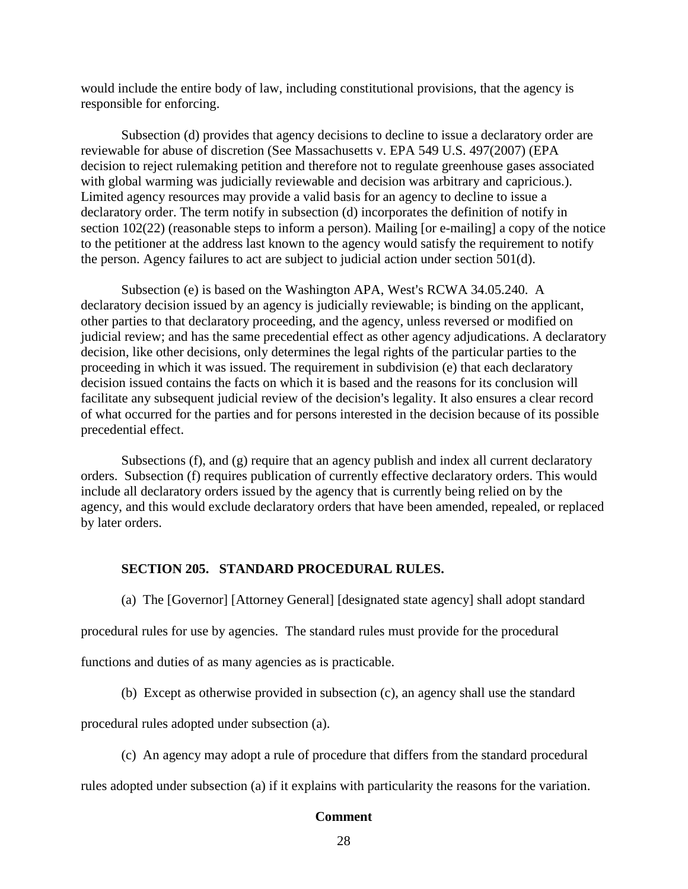would include the entire body of law, including constitutional provisions, that the agency is responsible for enforcing.

Subsection (d) provides that agency decisions to decline to issue a declaratory order are reviewable for abuse of discretion (See Massachusetts v. EPA 549 U.S. 497(2007) (EPA decision to reject rulemaking petition and therefore not to regulate greenhouse gases associated with global warming was judicially reviewable and decision was arbitrary and capricious.). Limited agency resources may provide a valid basis for an agency to decline to issue a declaratory order. The term notify in subsection (d) incorporates the definition of notify in section 102(22) (reasonable steps to inform a person). Mailing [or e-mailing] a copy of the notice to the petitioner at the address last known to the agency would satisfy the requirement to notify the person. Agency failures to act are subject to judicial action under section 501(d).

Subsection (e) is based on the Washington APA, West's RCWA 34.05.240. A declaratory decision issued by an agency is judicially reviewable; is binding on the applicant, other parties to that declaratory proceeding, and the agency, unless reversed or modified on judicial review; and has the same precedential effect as other agency adjudications. A declaratory decision, like other decisions, only determines the legal rights of the particular parties to the proceeding in which it was issued. The requirement in subdivision (e) that each declaratory decision issued contains the facts on which it is based and the reasons for its conclusion will facilitate any subsequent judicial review of the decision's legality. It also ensures a clear record of what occurred for the parties and for persons interested in the decision because of its possible precedential effect.

Subsections (f), and (g) require that an agency publish and index all current declaratory orders. Subsection (f) requires publication of currently effective declaratory orders. This would include all declaratory orders issued by the agency that is currently being relied on by the agency, and this would exclude declaratory orders that have been amended, repealed, or replaced by later orders.

**SECTION 205. STANDARD PROCEDURAL RULES.**

(a) The [Governor] [Attorney General] [designated state agency] shall adopt standard procedural rules for use by agencies. The standard rules must provide for the procedural functions and duties of as many agencies as is practicable.

(b) Except as otherwise provided in subsection (c), an agency shall use the standard procedural rules adopted under subsection (a).

(c) An agency may adopt a rule of procedure that differs from the standard procedural rules adopted under subsection (a) if it explains with particularity the reasons for the variation.

**Comment**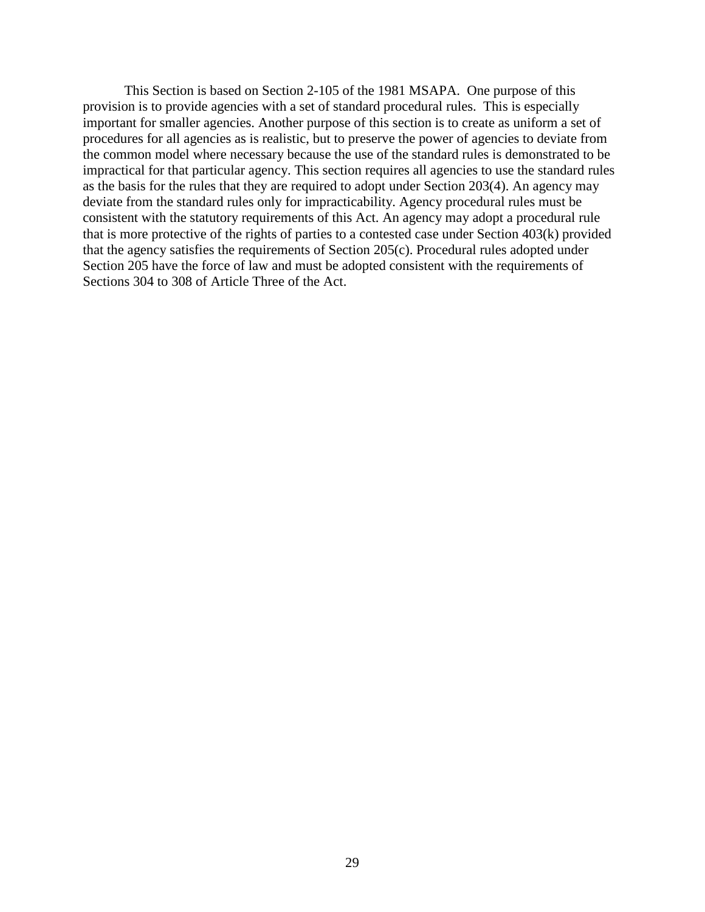This Section is based on Section 2-105 of the 1981 MSAPA. One purpose of this provision is to provide agencies with a set of standard procedural rules. This is especially important for smaller agencies. Another purpose of this section is to create as uniform a set of procedures for all agencies as is realistic, but to preserve the power of agencies to deviate from the common model where necessary because the use of the standard rules is demonstrated to be impractical for that particular agency. This section requires all agencies to use the standard rules as the basis for the rules that they are required to adopt under Section 203(4). An agency may deviate from the standard rules only for impracticability. Agency procedural rules must be consistent with the statutory requirements of this Act. An agency may adopt a procedural rule that is more protective of the rights of parties to a contested case under Section 403(k) provided that the agency satisfies the requirements of Section 205(c). Procedural rules adopted under Section 205 have the force of law and must be adopted consistent with the requirements of Sections 304 to 308 of Article Three of the Act.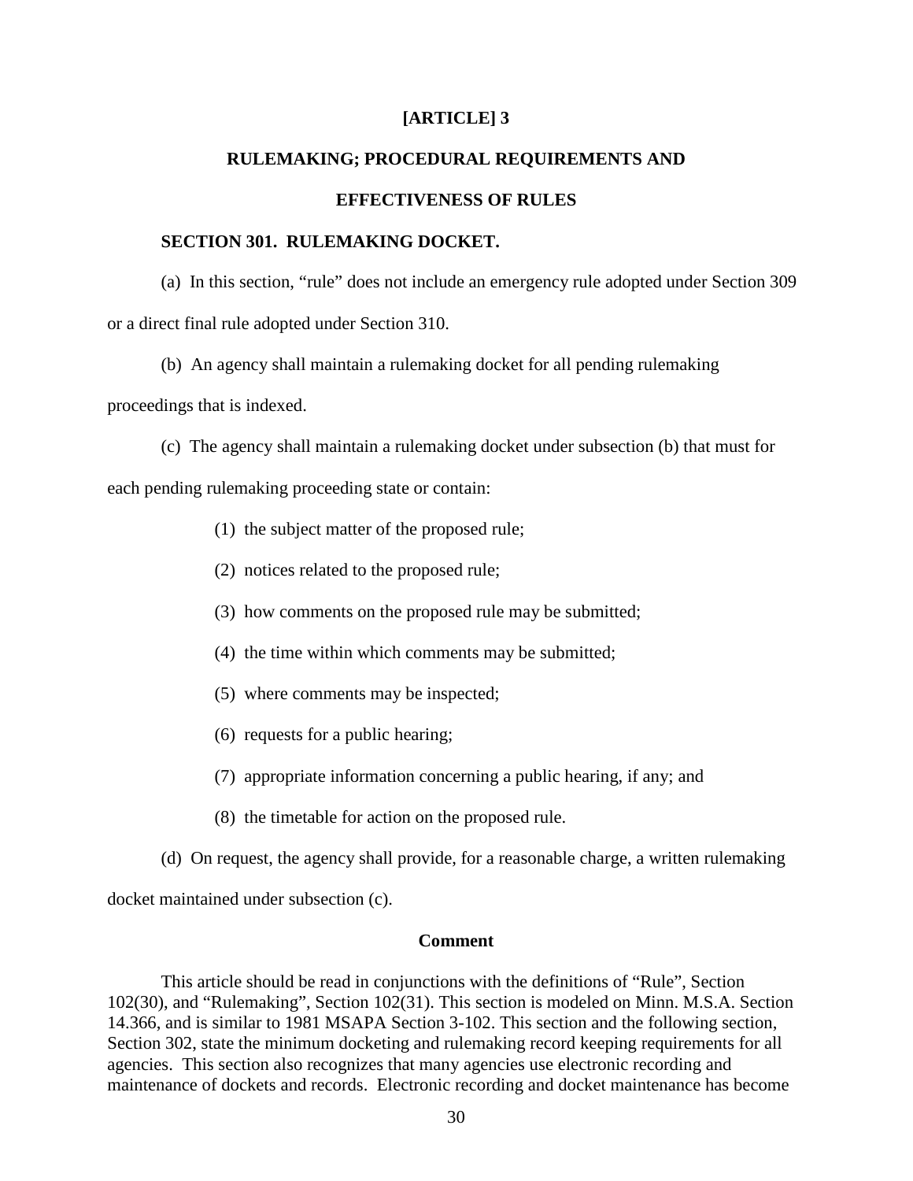# [ARTICLE] 3

## RULEMAKING; PROCEDURAL REQUIREMENTS AND EFFECTIVENESS OF RULES

### SECTION 301. RULEMAKING DOCKET.

(a) In this section, "rule" does not include an emergency rule adopted under Section 309 or a direct final rule adopted under Section 310.

(b) An agency shall maintain a rulemaking docket for all pending rulemaking proceedings that is indexed.

(c) The agency shall maintain a rulemaking docket under subsection (b) that must for each pending rulemaking proceeding state or contain:

(1) the subject matter of the proposed rule;

(2) notices related to the proposed rule;

(3) how comments on the proposed rule may be submitted;

(4) the time within which comments may be submitted;

(5) where comments may be inspected;

(6) requests for a public hearing;

(7) appropriate information concerning a public hearing, if any; and

(8) the timetable for action on the proposed rule.

(d) On request, the agency shall provide, for a reasonable charge, a written rulemaking docket maintained under subsection (c).

**Comment**

This article should be read in conjunctions with the definitions of "Rule", Section 102(30), and "Rulemaking", Section 102(31). This section is modeled on Minn. M.S.A. Section 14.366, and is similar to 1981 MSAPA Section 3-102. This section and the following section, Section 302, state the minimum docketing and rulemaking record keeping requirements for all agencies. This section also recognizes that many agencies use electronic recording and maintenance of dockets and records. Electronic recording and docket maintenance has become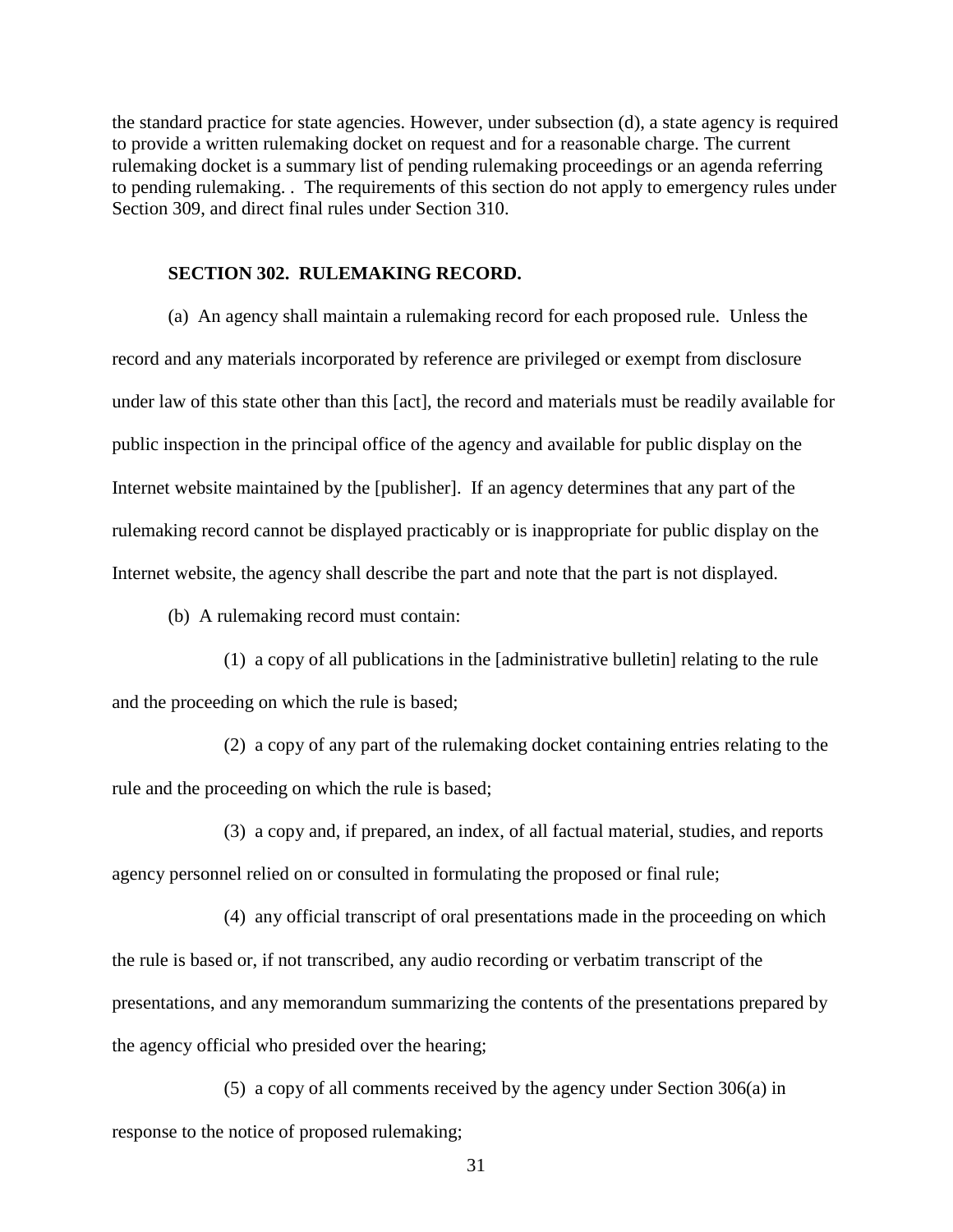the standard practice for state agencies. However, under subsection (d), a state agency is required to provide a written rulemaking docket on request and for a reasonable charge. The current rulemaking docket is a summary list of pending rulemaking proceedings or an agenda referring to pending rulemaking. . The requirements of this section do not apply to emergency rules under Section 309, and direct final rules under Section 310.

**SECTION 302. RULEMAKING RECORD.**

(a) An agency shall maintain a rulemaking record for each proposed rule. Unless the record and any materials incorporated by reference are privileged or exempt from disclosure under law of this state other than this [act], the record and materials must be readily available for public inspection in the principal office of the agency and available for public display on the Internet website maintained by the [publisher]. If an agency determines that any part of the rulemaking record cannot be displayed practicably or is inappropriate for public display on the Internet website, the agency shall describe the part and note that the part is not displayed.

(b) A rulemaking record must contain:

(1) a copy of all publications in the [administrative bulletin] relating to the rule and the proceeding on which the rule is based;

(2) a copy of any part of the rulemaking docket containing entries relating to the rule and the proceeding on which the rule is based;

(3) a copy and, if prepared, an index, of all factual material, studies, and reports agency personnel relied on or consulted in formulating the proposed or final rule;

(4) any official transcript of oral presentations made in the proceeding on which the rule is based or, if not transcribed, any audio recording or verbatim transcript of the presentations, and any memorandum summarizing the contents of the presentations prepared by the agency official who presided over the hearing;

(5) a copy of all comments received by the agency under Section 306(a) in response to the notice of proposed rulemaking;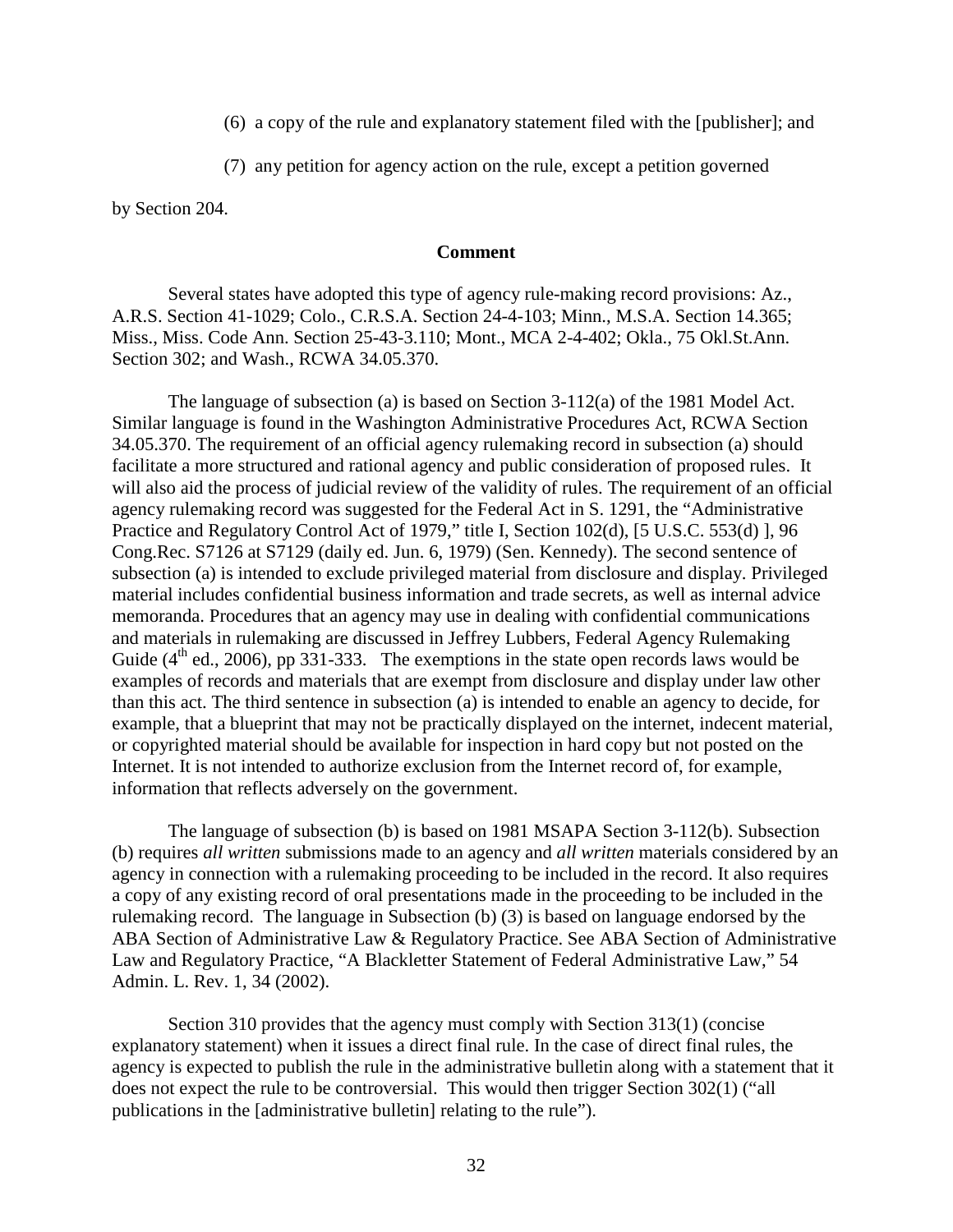(6) a copy of the rule and explanatory statement filed with the [publisher]; and

(7) any petition for agency action on the rule, except a petition governed by Section 204.

**Comment**

Several states have adopted this type of agency rule-making record provisions: Az., A.R.S. Section 41-1029; Colo., C.R.S.A. Section 24-4-103; Minn., M.S.A. Section 14.365; Miss., Miss. Code Ann. Section 25-43-3.110; Mont., MCA 2-4-402; Okla., 75 Okl.St.Ann. Section 302; and Wash., RCWA 34.05.370.

The language of subsection (a) is based on Section 3-112(a) of the 1981 Model Act. Similar language is found in the Washington Administrative Procedures Act, RCWA Section 34.05.370. The requirement of an official agency rulemaking record in subsection (a) should facilitate a more structured and rational agency and public consideration of proposed rules. It will also aid the process of judicial review of the validity of rules. The requirement of an official agency rulemaking record was suggested for the Federal Act in S. 1291, the "Administrative Practice and Regulatory Control Act of 1979," title I, Section 102(d), [5 U.S.C. 553(d) ], 96 Cong.Rec. S7126 at S7129 (daily ed. Jun. 6, 1979) (Sen. Kennedy). The second sentence of subsection (a) is intended to exclude privileged material from disclosure and display. Privileged material includes confidential business information and trade secrets, as well as internal advice memoranda. Procedures that an agency may use in dealing with confidential communications and materials in rulemaking are discussed in Jeffrey Lubbers, Federal Agency Rulemaking Guide (4th ed., 2006), pp 331-333. The exemptions in the state open records laws would be examples of records and materials that are exempt from disclosure and display under law other than this act. The third sentence in subsection (a) is intended to enable an agency to decide, for example, that a blueprint that may not be practically displayed on the internet, indecent material, or copyrighted material should be available for inspection in hard copy but not posted on the Internet. It is not intended to authorize exclusion from the Internet record of, for example, information that reflects adversely on the government.

The language of subsection (b) is based on 1981 MSAPA Section 3-112(b). Subsection (b) requires *all written* submissions made to an agency and *all written* materials considered by an agency in connection with a rulemaking proceeding to be included in the record. It also requires a copy of any existing record of oral presentations made in the proceeding to be included in the rulemaking record. The language in Subsection (b) (3) is based on language endorsed by the ABA Section of Administrative Law & Regulatory Practice. See ABA Section of Administrative Law and Regulatory Practice, "A Blackletter Statement of Federal Administrative Law," 54 Admin. L. Rev. 1, 34 (2002).

Section 310 provides that the agency must comply with Section 313(1) (concise explanatory statement) when it issues a direct final rule. In the case of direct final rules, the agency is expected to publish the rule in the administrative bulletin along with a statement that it does not expect the rule to be controversial. This would then trigger Section 302(1) ("all publications in the [administrative bulletin] relating to the rule").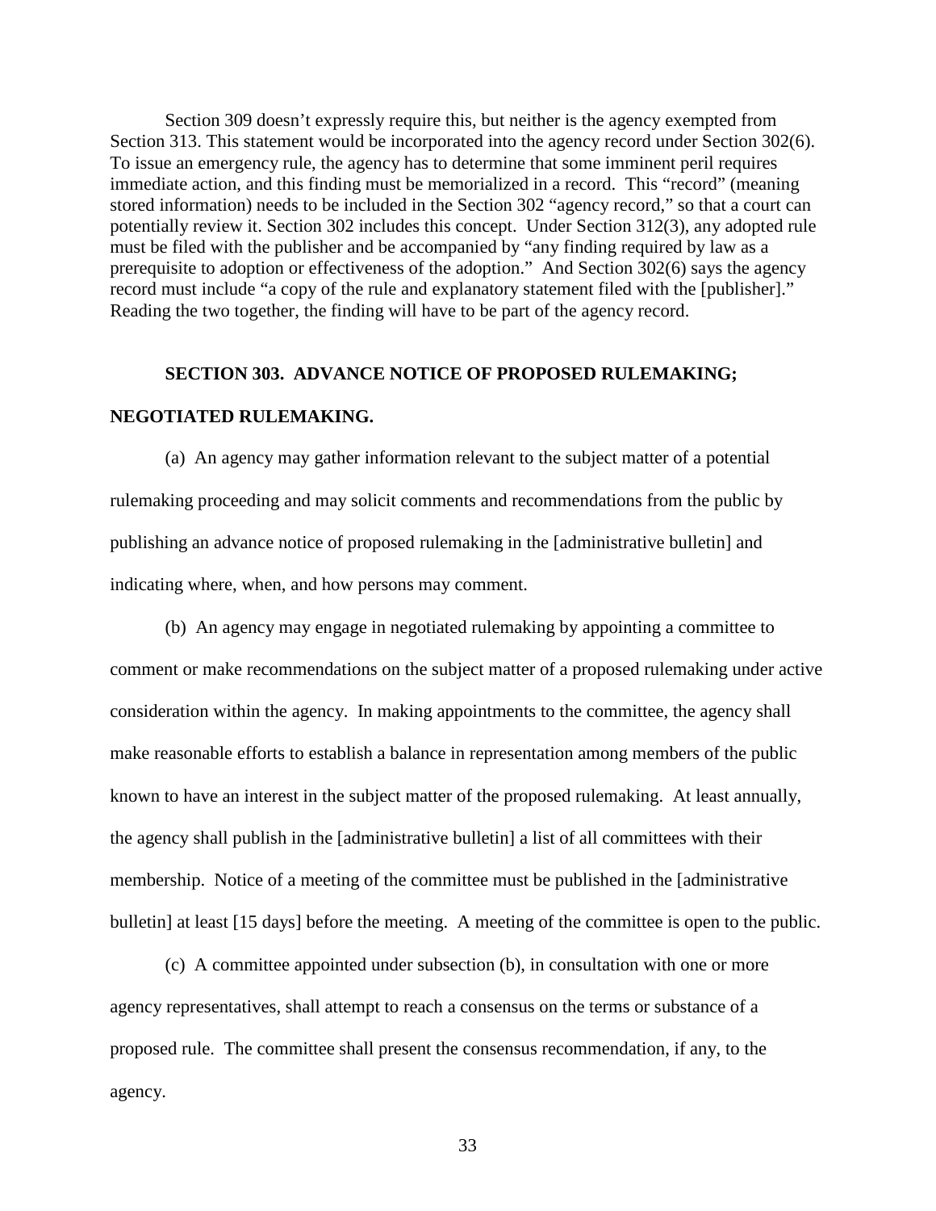Section 309 doesn't expressly require this, but neither is the agency exempted from Section 313. This statement would be incorporated into the agency record under Section 302(6). To issue an emergency rule, the agency has to determine that some imminent peril requires immediate action, and this finding must be memorialized in a record. This "record" (meaning stored information) needs to be included in the Section 302 "agency record," so that a court can potentially review it. Section 302 includes this concept. Under Section 312(3), any adopted rule must be filed with the publisher and be accompanied by "any finding required by law as a prerequisite to adoption or effectiveness of the adoption." And Section 302(6) says the agency record must include "a copy of the rule and explanatory statement filed with the [publisher]." Reading the two together, the finding will have to be part of the agency record.

## SECTION 303. ADVANCE NOTICE OF PROPOSED RULEMAKING; NEGOTIATED RULEMAKING.

(a) An agency may gather information relevant to the subject matter of a potential rulemaking proceeding and may solicit comments and recommendations from the public by publishing an advance notice of proposed rulemaking in the [administrative bulletin] and indicating where, when, and how persons may comment.

(b) An agency may engage in negotiated rulemaking by appointing a committee to comment or make recommendations on the subject matter of a proposed rulemaking under active consideration within the agency. In making appointments to the committee, the agency shall make reasonable efforts to establish a balance in representation among members of the public known to have an interest in the subject matter of the proposed rulemaking. At least annually, the agency shall publish in the [administrative bulletin] a list of all committees with their membership. Notice of a meeting of the committee must be published in the [administrative bulletin] at least [15 days] before the meeting. A meeting of the committee is open to the public.

(c) A committee appointed under subsection (b), in consultation with one or more agency representatives, shall attempt to reach a consensus on the terms or substance of a proposed rule. The committee shall present the consensus recommendation, if any, to the agency.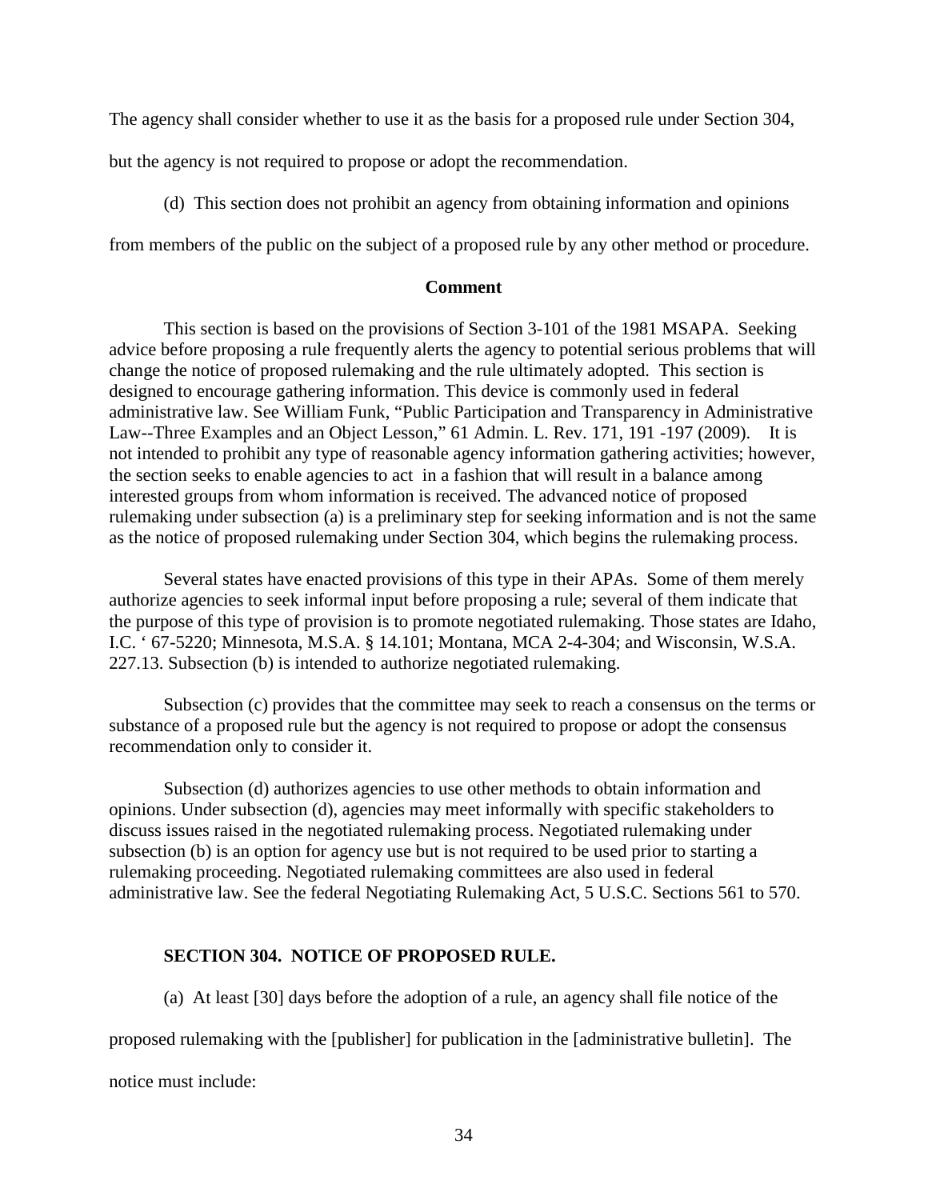The agency shall consider whether to use it as the basis for a proposed rule under Section 304, but the agency is not required to propose or adopt the recommendation.

(d) This section does not prohibit an agency from obtaining information and opinions from members of the public on the subject of a proposed rule by any other method or procedure.

**Comment**

This section is based on the provisions of Section 3-101 of the 1981 MSAPA. Seeking advice before proposing a rule frequently alerts the agency to potential serious problems that will change the notice of proposed rulemaking and the rule ultimately adopted. This section is designed to encourage gathering information. This device is commonly used in federal administrative law. See William Funk, "Public Participation and Transparency in Administrative Law--Three Examples and an Object Lesson," 61 Admin. L. Rev. 171, 191 -197 (2009). It is not intended to prohibit any type of reasonable agency information gathering activities; however, the section seeks to enable agencies to act in a fashion that will result in a balance among interested groups from whom information is received. The advanced notice of proposed rulemaking under subsection (a) is a preliminary step for seeking information and is not the same as the notice of proposed rulemaking under Section 304, which begins the rulemaking process.

Several states have enacted provisions of this type in their APAs. Some of them merely authorize agencies to seek informal input before proposing a rule; several of them indicate that the purpose of this type of provision is to promote negotiated rulemaking. Those states are Idaho, I.C. ' 67-5220; Minnesota, M.S.A. § 14.101; Montana, MCA 2-4-304; and Wisconsin, W.S.A. 227.13. Subsection (b) is intended to authorize negotiated rulemaking.

Subsection (c) provides that the committee may seek to reach a consensus on the terms or substance of a proposed rule but the agency is not required to propose or adopt the consensus recommendation only to consider it.

Subsection (d) authorizes agencies to use other methods to obtain information and opinions. Under subsection (d), agencies may meet informally with specific stakeholders to discuss issues raised in the negotiated rulemaking process. Negotiated rulemaking under subsection (b) is an option for agency use but is not required to be used prior to starting a rulemaking proceeding. Negotiated rulemaking committees are also used in federal administrative law. See the federal Negotiating Rulemaking Act, 5 U.S.C. Sections 561 to 570.

**SECTION 304. NOTICE OF PROPOSED RULE.**

(a) At least [30] days before the adoption of a rule, an agency shall file notice of the proposed rulemaking with the [publisher] for publication in the [administrative bulletin]. The notice must include: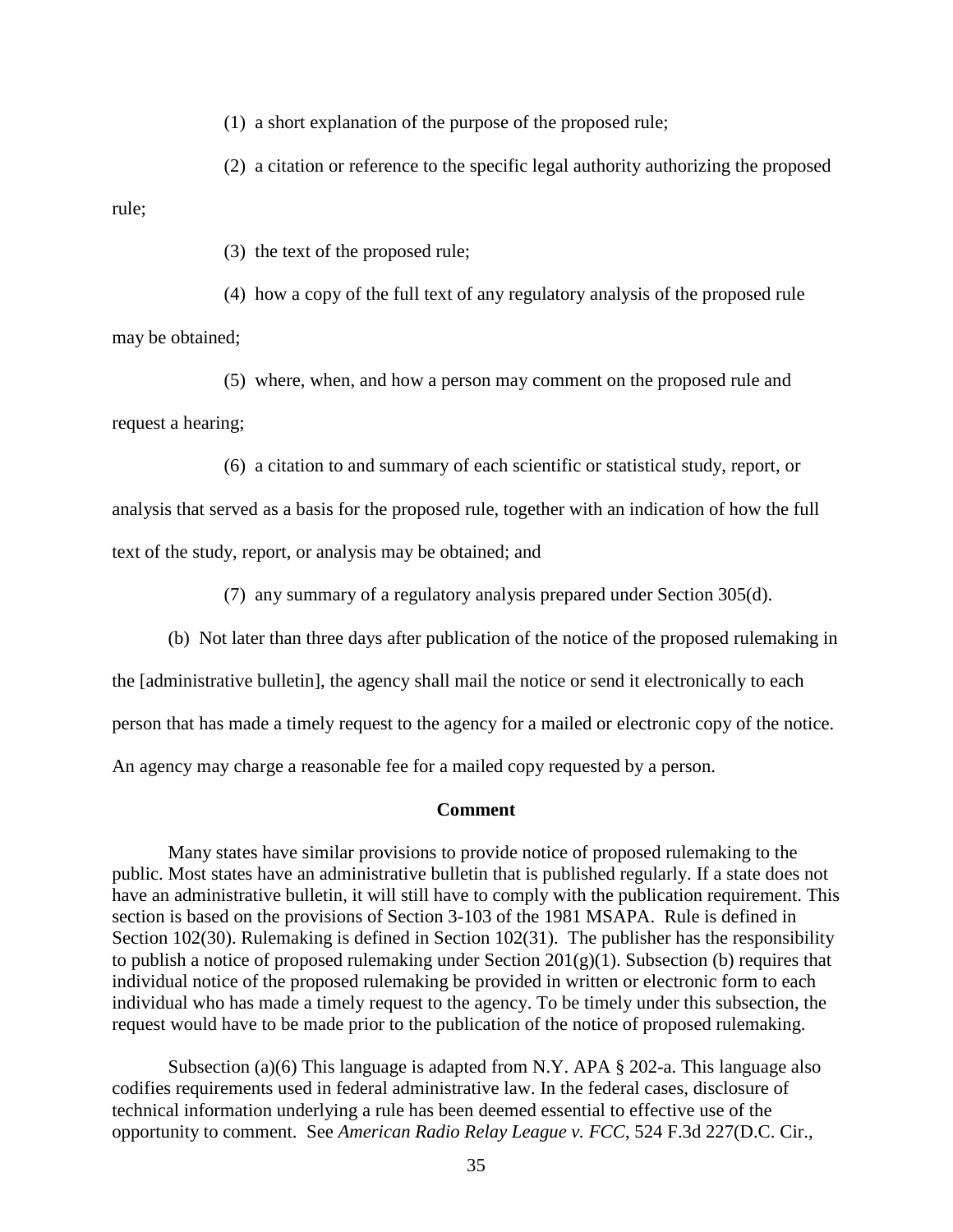(1) a short explanation of the purpose of the proposed rule;

(2) a citation or reference to the specific legal authority authorizing the proposed rule;

(3) the text of the proposed rule;

(4) how a copy of the full text of any regulatory analysis of the proposed rule may be obtained;

(5) where, when, and how a person may comment on the proposed rule and request a hearing;

(6) a citation to and summary of each scientific or statistical study, report, or analysis that served as a basis for the proposed rule, together with an indication of how the full text of the study, report, or analysis may be obtained; and

(7) any summary of a regulatory analysis prepared under Section 305(d).

(b) Not later than three days after publication of the notice of the proposed rulemaking in the [administrative bulletin], the agency shall mail the notice or send it electronically to each person that has made a timely request to the agency for a mailed or electronic copy of the notice. An agency may charge a reasonable fee for a mailed copy requested by a person.

**Comment**

Many states have similar provisions to provide notice of proposed rulemaking to the public. Most states have an administrative bulletin that is published regularly. If a state does not have an administrative bulletin, it will still have to comply with the publication requirement. This section is based on the provisions of Section 3-103 of the 1981 MSAPA. Rule is defined in Section 102(30). Rulemaking is defined in Section 102(31). The publisher has the responsibility to publish a notice of proposed rulemaking under Section 201(g)(1). Subsection (b) requires that individual notice of the proposed rulemaking be provided in written or electronic form to each individual who has made a timely request to the agency. To be timely under this subsection, the request would have to be made prior to the publication of the notice of proposed rulemaking.

Subsection (a)(6) This language is adapted from N.Y. APA § 202-a. This language also codifies requirements used in federal administrative law. In the federal cases, disclosure of technical information underlying a rule has been deemed essential to effective use of the opportunity to comment. See *American Radio Relay League v. FCC*, 524 F.3d 227(D.C. Cir.,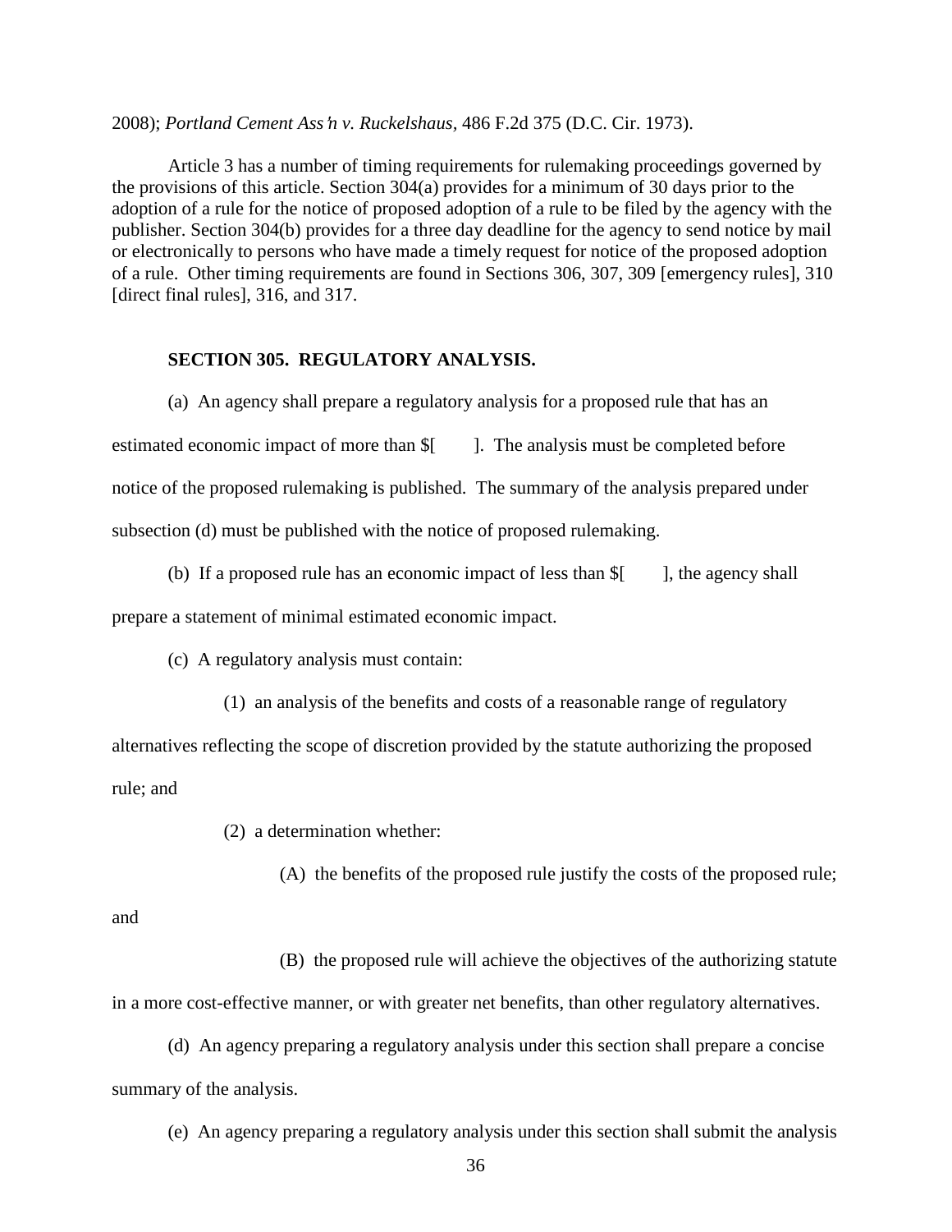2008); *Portland Cement Ass'n v. Ruckelshaus*, 486 F.2d 375 (D.C. Cir. 1973).

Article 3 has a number of timing requirements for rulemaking proceedings governed by the provisions of this article. Section 304(a) provides for a minimum of 30 days prior to the adoption of a rule for the notice of proposed adoption of a rule to be filed by the agency with the publisher. Section 304(b) provides for a three day deadline for the agency to send notice by mail or electronically to persons who have made a timely request for notice of the proposed adoption of a rule. Other timing requirements are found in Sections 306, 307, 309 [emergency rules], 310 [direct final rules], 316, and 317.

**SECTION 305. REGULATORY ANALYSIS.**

(a) An agency shall prepare a regulatory analysis for a proposed rule that has an estimated economic impact of more than $[ ]. The analysis must be completed before notice of the proposed rulemaking is published. The summary of the analysis prepared under subsection (d) must be published with the notice of proposed rulemaking.

(b) If a proposed rule has an economic impact of less than $[ ], the agency shall prepare a statement of minimal estimated economic impact.

(c) A regulatory analysis must contain:

(1) an analysis of the benefits and costs of a reasonable range of regulatory alternatives reflecting the scope of discretion provided by the statute authorizing the proposed rule; and

(2) a determination whether:

(A) the benefits of the proposed rule justify the costs of the proposed rule; and

(B) the proposed rule will achieve the objectives of the authorizing statute in a more cost-effective manner, or with greater net benefits, than other regulatory alternatives.

(d) An agency preparing a regulatory analysis under this section shall prepare a concise summary of the analysis.

(e) An agency preparing a regulatory analysis under this section shall submit the analysis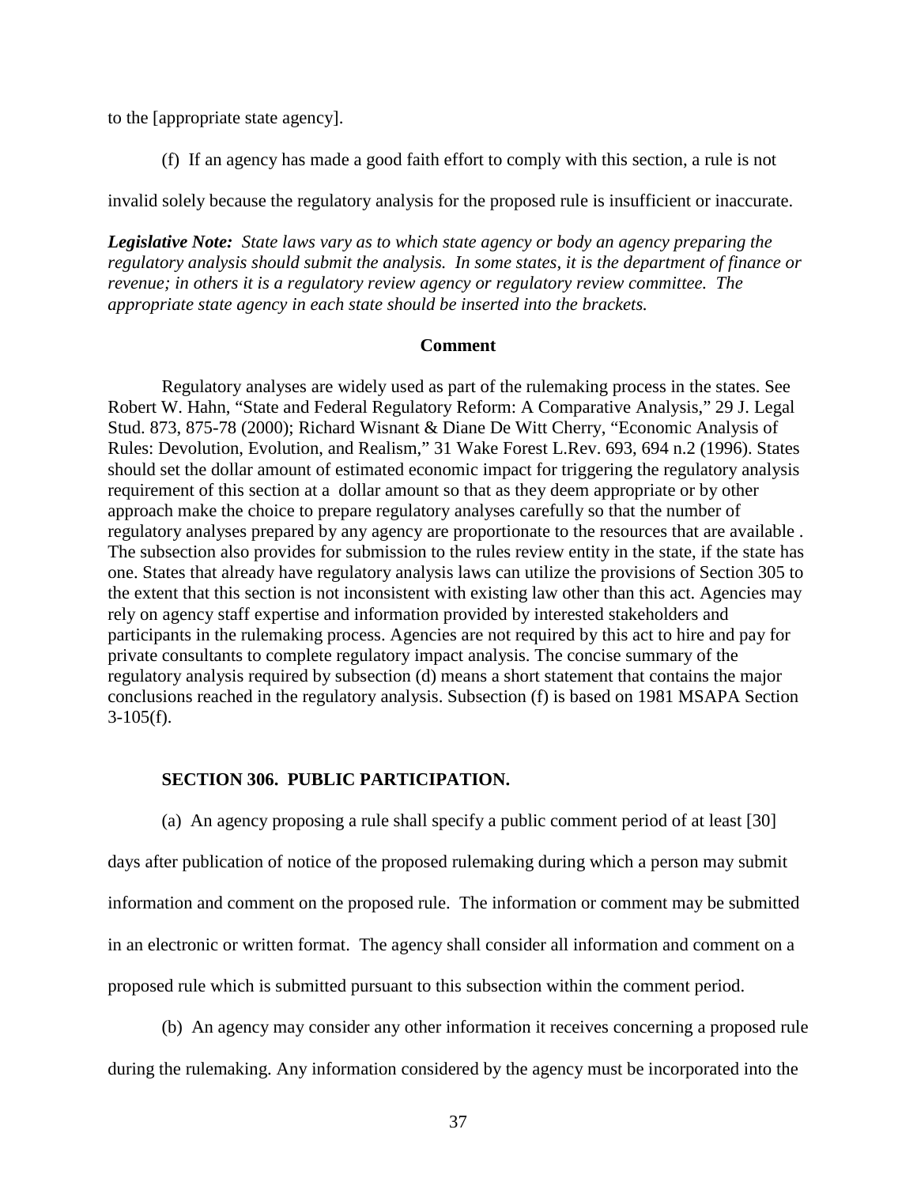to the [appropriate state agency].

(f) If an agency has made a good faith effort to comply with this section, a rule is not invalid solely because the regulatory analysis for the proposed rule is insufficient or inaccurate.

***Legislative Note:*** *State laws vary as to which state agency or body an agency preparing the regulatory analysis should submit the analysis. In some states, it is the department of finance or revenue; in others it is a regulatory review agency or regulatory review committee. The appropriate state agency in each state should be inserted into the brackets.*

**Comment**

Regulatory analyses are widely used as part of the rulemaking process in the states. See Robert W. Hahn, "State and Federal Regulatory Reform: A Comparative Analysis," 29 J. Legal Stud. 873, 875-78 (2000); Richard Wisnant & Diane De Witt Cherry, "Economic Analysis of Rules: Devolution, Evolution, and Realism," 31 Wake Forest L.Rev. 693, 694 n.2 (1996). States should set the dollar amount of estimated economic impact for triggering the regulatory analysis requirement of this section at a dollar amount so that as they deem appropriate or by other approach make the choice to prepare regulatory analyses carefully so that the number of regulatory analyses prepared by any agency are proportionate to the resources that are available . The subsection also provides for submission to the rules review entity in the state, if the state has one. States that already have regulatory analysis laws can utilize the provisions of Section 305 to the extent that this section is not inconsistent with existing law other than this act. Agencies may rely on agency staff expertise and information provided by interested stakeholders and participants in the rulemaking process. Agencies are not required by this act to hire and pay for private consultants to complete regulatory impact analysis. The concise summary of the regulatory analysis required by subsection (d) means a short statement that contains the major conclusions reached in the regulatory analysis. Subsection (f) is based on 1981 MSAPA Section 3-105(f).

**SECTION 306. PUBLIC PARTICIPATION.**

(a) An agency proposing a rule shall specify a public comment period of at least [30] days after publication of notice of the proposed rulemaking during which a person may submit information and comment on the proposed rule. The information or comment may be submitted in an electronic or written format. The agency shall consider all information and comment on a proposed rule which is submitted pursuant to this subsection within the comment period.

(b) An agency may consider any other information it receives concerning a proposed rule during the rulemaking. Any information considered by the agency must be incorporated into the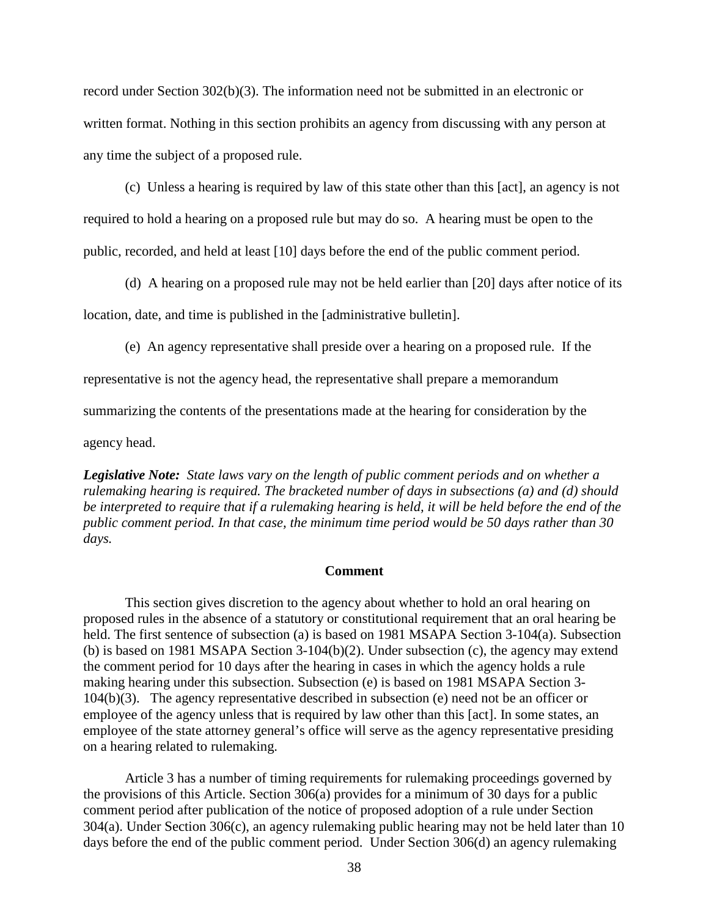record under Section 302(b)(3). The information need not be submitted in an electronic or written format. Nothing in this section prohibits an agency from discussing with any person at any time the subject of a proposed rule.

(c) Unless a hearing is required by law of this state other than this [act], an agency is not required to hold a hearing on a proposed rule but may do so. A hearing must be open to the public, recorded, and held at least [10] days before the end of the public comment period.

(d) A hearing on a proposed rule may not be held earlier than [20] days after notice of its location, date, and time is published in the [administrative bulletin].

(e) An agency representative shall preside over a hearing on a proposed rule. If the representative is not the agency head, the representative shall prepare a memorandum summarizing the contents of the presentations made at the hearing for consideration by the agency head.

***Legislative Note:*** *State laws vary on the length of public comment periods and on whether a rulemaking hearing is required. The bracketed number of days in subsections (a) and (d) should be interpreted to require that if a rulemaking hearing is held, it will be held before the end of the public comment period. In that case, the minimum time period would be 50 days rather than 30 days.*

**Comment**

This section gives discretion to the agency about whether to hold an oral hearing on proposed rules in the absence of a statutory or constitutional requirement that an oral hearing be held. The first sentence of subsection (a) is based on 1981 MSAPA Section 3-104(a). Subsection (b) is based on 1981 MSAPA Section 3-104(b)(2). Under subsection (c), the agency may extend the comment period for 10 days after the hearing in cases in which the agency holds a rule making hearing under this subsection. Subsection (e) is based on 1981 MSAPA Section 3-104(b)(3). The agency representative described in subsection (e) need not be an officer or employee of the agency unless that is required by law other than this [act]. In some states, an employee of the state attorney general's office will serve as the agency representative presiding on a hearing related to rulemaking.

Article 3 has a number of timing requirements for rulemaking proceedings governed by the provisions of this Article. Section 306(a) provides for a minimum of 30 days for a public comment period after publication of the notice of proposed adoption of a rule under Section 304(a). Under Section 306(c), an agency rulemaking public hearing may not be held later than 10 days before the end of the public comment period. Under Section 306(d) an agency rulemaking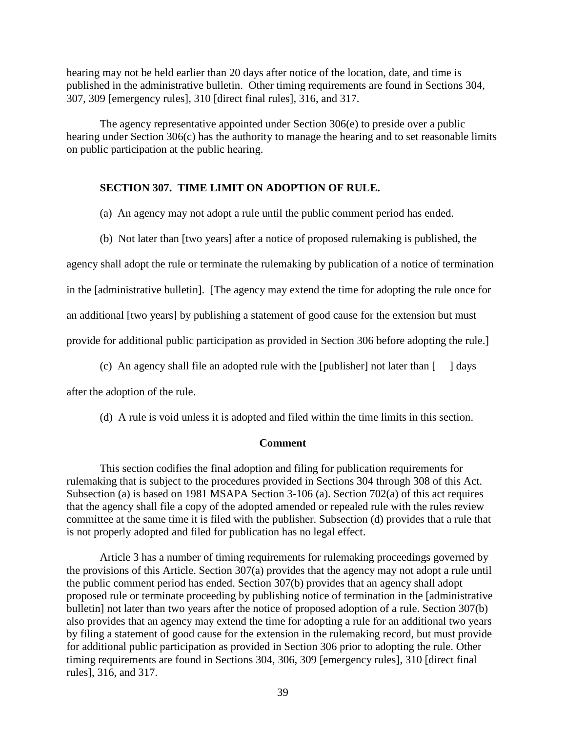hearing may not be held earlier than 20 days after notice of the location, date, and time is published in the administrative bulletin. Other timing requirements are found in Sections 304, 307, 309 [emergency rules], 310 [direct final rules], 316, and 317.

The agency representative appointed under Section 306(e) to preside over a public hearing under Section 306(c) has the authority to manage the hearing and to set reasonable limits on public participation at the public hearing.

### SECTION 307. TIME LIMIT ON ADOPTION OF RULE.

(a) An agency may not adopt a rule until the public comment period has ended.

(b) Not later than [two years] after a notice of proposed rulemaking is published, the agency shall adopt the rule or terminate the rulemaking by publication of a notice of termination in the [administrative bulletin]. [The agency may extend the time for adopting the rule once for an additional [two years] by publishing a statement of good cause for the extension but must provide for additional public participation as provided in Section 306 before adopting the rule.]

(c) An agency shall file an adopted rule with the [publisher] not later than [ ] days after the adoption of the rule.

(d) A rule is void unless it is adopted and filed within the time limits in this section.

**Comment**

This section codifies the final adoption and filing for publication requirements for rulemaking that is subject to the procedures provided in Sections 304 through 308 of this Act. Subsection (a) is based on 1981 MSAPA Section 3-106 (a). Section 702(a) of this act requires that the agency shall file a copy of the adopted amended or repealed rule with the rules review committee at the same time it is filed with the publisher. Subsection (d) provides that a rule that is not properly adopted and filed for publication has no legal effect.

Article 3 has a number of timing requirements for rulemaking proceedings governed by the provisions of this Article. Section 307(a) provides that the agency may not adopt a rule until the public comment period has ended. Section 307(b) provides that an agency shall adopt proposed rule or terminate proceeding by publishing notice of termination in the [administrative bulletin] not later than two years after the notice of proposed adoption of a rule. Section 307(b) also provides that an agency may extend the time for adopting a rule for an additional two years by filing a statement of good cause for the extension in the rulemaking record, but must provide for additional public participation as provided in Section 306 prior to adopting the rule. Other timing requirements are found in Sections 304, 306, 309 [emergency rules], 310 [direct final rules], 316, and 317.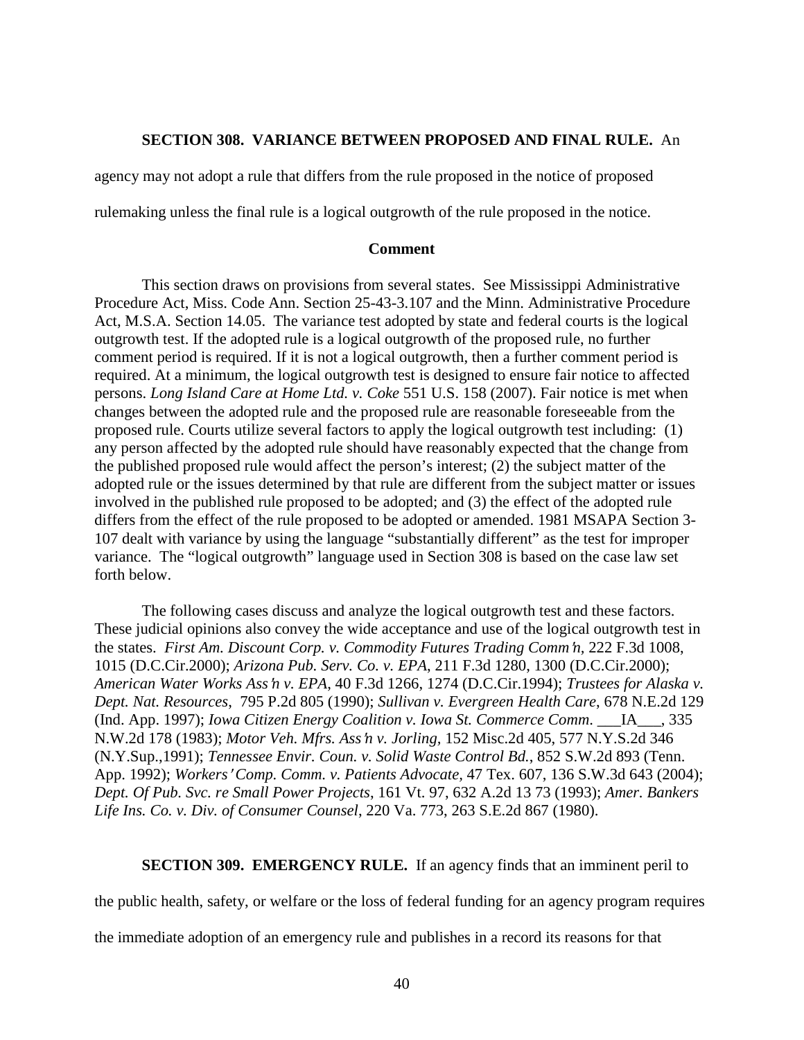**SECTION 308. VARIANCE BETWEEN PROPOSED AND FINAL RULE.** An agency may not adopt a rule that differs from the rule proposed in the notice of proposed rulemaking unless the final rule is a logical outgrowth of the rule proposed in the notice.

**Comment**

This section draws on provisions from several states. See Mississippi Administrative Procedure Act, Miss. Code Ann. Section 25-43-3.107 and the Minn. Administrative Procedure Act, M.S.A. Section 14.05. The variance test adopted by state and federal courts is the logical outgrowth test. If the adopted rule is a logical outgrowth of the proposed rule, no further comment period is required. If it is not a logical outgrowth, then a further comment period is required. At a minimum, the logical outgrowth test is designed to ensure fair notice to affected persons. *Long Island Care at Home Ltd. v. Coke* 551 U.S. 158 (2007). Fair notice is met when changes between the adopted rule and the proposed rule are reasonable foreseeable from the proposed rule. Courts utilize several factors to apply the logical outgrowth test including: (1) any person affected by the adopted rule should have reasonably expected that the change from the published proposed rule would affect the person's interest; (2) the subject matter of the adopted rule or the issues determined by that rule are different from the subject matter or issues involved in the published rule proposed to be adopted; and (3) the effect of the adopted rule differs from the effect of the rule proposed to be adopted or amended. 1981 MSAPA Section 3-107 dealt with variance by using the language "substantially different" as the test for improper variance. The "logical outgrowth" language used in Section 308 is based on the case law set forth below.

The following cases discuss and analyze the logical outgrowth test and these factors. These judicial opinions also convey the wide acceptance and use of the logical outgrowth test in the states. *First Am. Discount Corp. v. Commodity Futures Trading Comm'n*, 222 F.3d 1008, 1015 (D.C.Cir.2000); *Arizona Pub. Serv. Co. v. EPA*, 211 F.3d 1280, 1300 (D.C.Cir.2000); *American Water Works Ass'n v. EPA*, 40 F.3d 1266, 1274 (D.C.Cir.1994); *Trustees for Alaska v. Dept. Nat. Resources*, 795 P.2d 805 (1990); *Sullivan v. Evergreen Health Care*, 678 N.E.2d 129 (Ind. App. 1997); *Iowa Citizen Energy Coalition v. Iowa St. Commerce Comm*. \_\_\_IA\_\_\_, 335 N.W.2d 178 (1983); *Motor Veh. Mfrs. Ass'n v. Jorling*, 152 Misc.2d 405, 577 N.Y.S.2d 346 (N.Y.Sup.,1991); *Tennessee Envir. Coun. v. Solid Waste Control Bd.*, 852 S.W.2d 893 (Tenn. App. 1992); *Workers' Comp. Comm. v. Patients Advocate*, 47 Tex. 607, 136 S.W.3d 643 (2004); *Dept. Of Pub. Svc. re Small Power Projects*, 161 Vt. 97, 632 A.2d 13 73 (1993); *Amer. Bankers Life Ins. Co. v. Div. of Consumer Counsel*, 220 Va. 773, 263 S.E.2d 867 (1980).

**SECTION 309. EMERGENCY RULE.** If an agency finds that an imminent peril to the public health, safety, or welfare or the loss of federal funding for an agency program requires the immediate adoption of an emergency rule and publishes in a record its reasons for that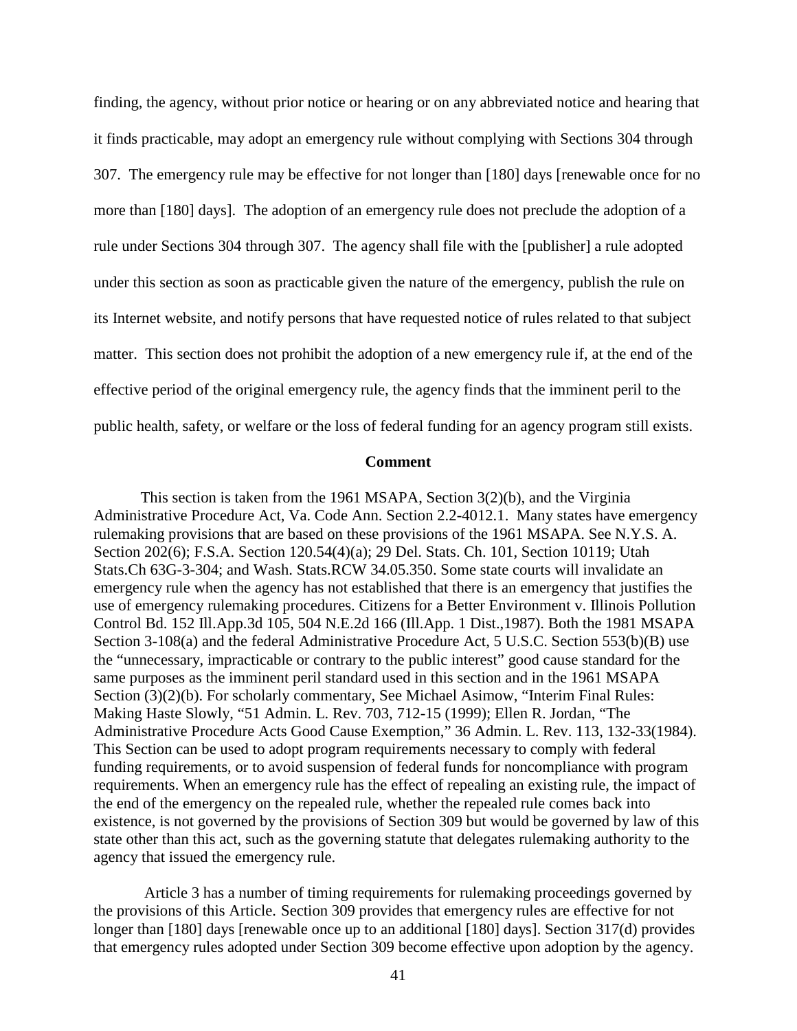finding, the agency, without prior notice or hearing or on any abbreviated notice and hearing that it finds practicable, may adopt an emergency rule without complying with Sections 304 through 307. The emergency rule may be effective for not longer than [180] days [renewable once for no more than [180] days]. The adoption of an emergency rule does not preclude the adoption of a rule under Sections 304 through 307. The agency shall file with the [publisher] a rule adopted under this section as soon as practicable given the nature of the emergency, publish the rule on its Internet website, and notify persons that have requested notice of rules related to that subject matter. This section does not prohibit the adoption of a new emergency rule if, at the end of the effective period of the original emergency rule, the agency finds that the imminent peril to the public health, safety, or welfare or the loss of federal funding for an agency program still exists.

**Comment**

This section is taken from the 1961 MSAPA, Section 3(2)(b), and the Virginia Administrative Procedure Act, Va. Code Ann. Section 2.2-4012.1. Many states have emergency rulemaking provisions that are based on these provisions of the 1961 MSAPA. See N.Y.S. A. Section 202(6); F.S.A. Section 120.54(4)(a); 29 Del. Stats. Ch. 101, Section 10119; Utah Stats.Ch 63G-3-304; and Wash. Stats.RCW 34.05.350. Some state courts will invalidate an emergency rule when the agency has not established that there is an emergency that justifies the use of emergency rulemaking procedures. Citizens for a Better Environment v. Illinois Pollution Control Bd. 152 Ill.App.3d 105, 504 N.E.2d 166 (Ill.App. 1 Dist.,1987). Both the 1981 MSAPA Section 3-108(a) and the federal Administrative Procedure Act, 5 U.S.C. Section 553(b)(B) use the "unnecessary, impracticable or contrary to the public interest" good cause standard for the same purposes as the imminent peril standard used in this section and in the 1961 MSAPA Section (3)(2)(b). For scholarly commentary, See Michael Asimow, "Interim Final Rules: Making Haste Slowly, "51 Admin. L. Rev. 703, 712-15 (1999); Ellen R. Jordan, "The Administrative Procedure Acts Good Cause Exemption," 36 Admin. L. Rev. 113, 132-33(1984). This Section can be used to adopt program requirements necessary to comply with federal funding requirements, or to avoid suspension of federal funds for noncompliance with program requirements. When an emergency rule has the effect of repealing an existing rule, the impact of the end of the emergency on the repealed rule, whether the repealed rule comes back into existence, is not governed by the provisions of Section 309 but would be governed by law of this state other than this act, such as the governing statute that delegates rulemaking authority to the agency that issued the emergency rule.

Article 3 has a number of timing requirements for rulemaking proceedings governed by the provisions of this Article. Section 309 provides that emergency rules are effective for not longer than [180] days [renewable once up to an additional [180] days]. Section 317(d) provides that emergency rules adopted under Section 309 become effective upon adoption by the agency.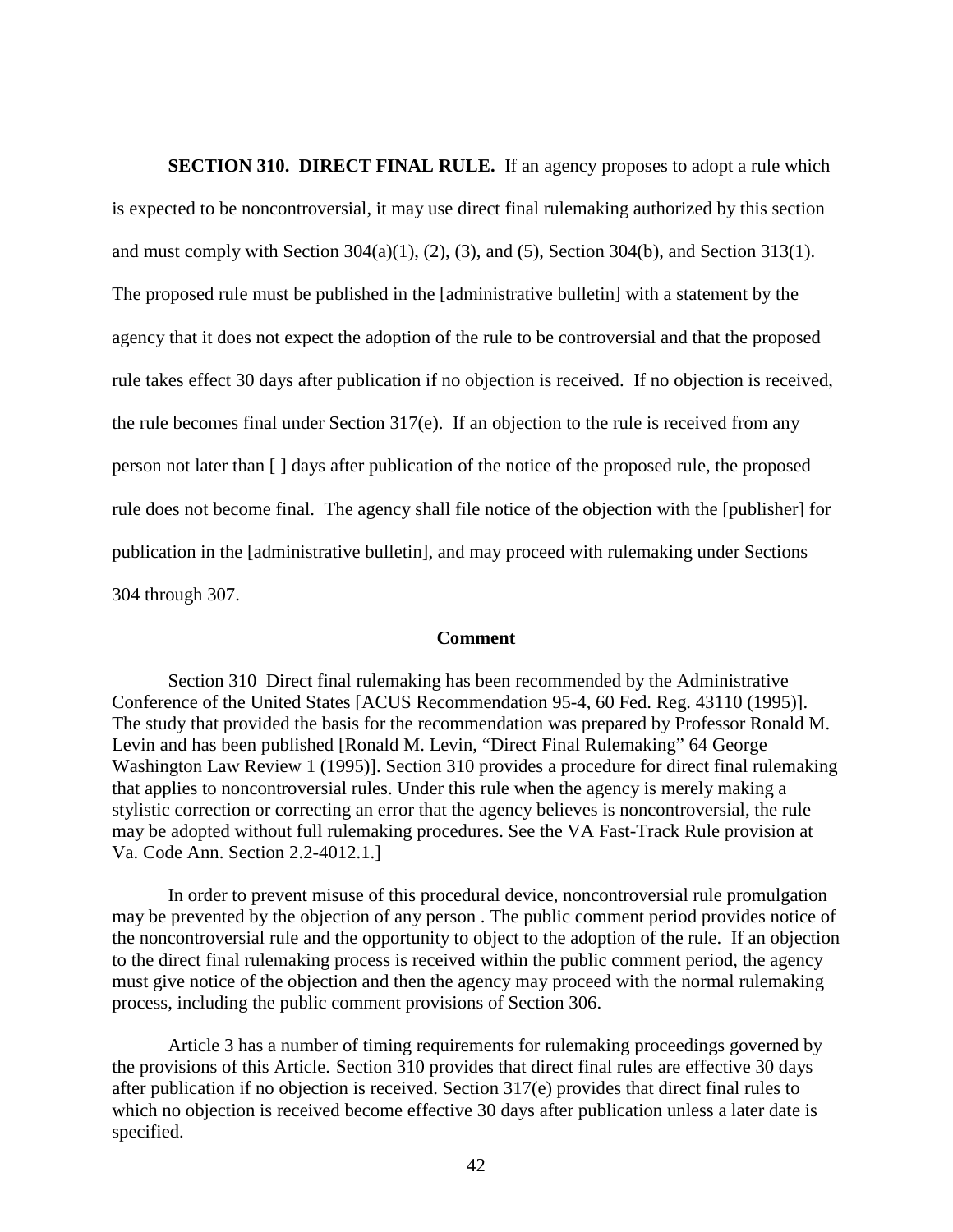**SECTION 310. DIRECT FINAL RULE.** If an agency proposes to adopt a rule which is expected to be noncontroversial, it may use direct final rulemaking authorized by this section and must comply with Section 304(a)(1), (2), (3), and (5), Section 304(b), and Section 313(1). The proposed rule must be published in the [administrative bulletin] with a statement by the agency that it does not expect the adoption of the rule to be controversial and that the proposed rule takes effect 30 days after publication if no objection is received. If no objection is received, the rule becomes final under Section 317(e). If an objection to the rule is received from any person not later than [ ] days after publication of the notice of the proposed rule, the proposed rule does not become final. The agency shall file notice of the objection with the [publisher] for publication in the [administrative bulletin], and may proceed with rulemaking under Sections 304 through 307.

**Comment**

Section 310 Direct final rulemaking has been recommended by the Administrative Conference of the United States [ACUS Recommendation 95-4, 60 Fed. Reg. 43110 (1995)]. The study that provided the basis for the recommendation was prepared by Professor Ronald M. Levin and has been published [Ronald M. Levin, "Direct Final Rulemaking" 64 George Washington Law Review 1 (1995)]. Section 310 provides a procedure for direct final rulemaking that applies to noncontroversial rules. Under this rule when the agency is merely making a stylistic correction or correcting an error that the agency believes is noncontroversial, the rule may be adopted without full rulemaking procedures. See the VA Fast-Track Rule provision at Va. Code Ann. Section 2.2-4012.1.]

In order to prevent misuse of this procedural device, noncontroversial rule promulgation may be prevented by the objection of any person . The public comment period provides notice of the noncontroversial rule and the opportunity to object to the adoption of the rule. If an objection to the direct final rulemaking process is received within the public comment period, the agency must give notice of the objection and then the agency may proceed with the normal rulemaking process, including the public comment provisions of Section 306.

Article 3 has a number of timing requirements for rulemaking proceedings governed by the provisions of this Article. Section 310 provides that direct final rules are effective 30 days after publication if no objection is received. Section 317(e) provides that direct final rules to which no objection is received become effective 30 days after publication unless a later date is specified.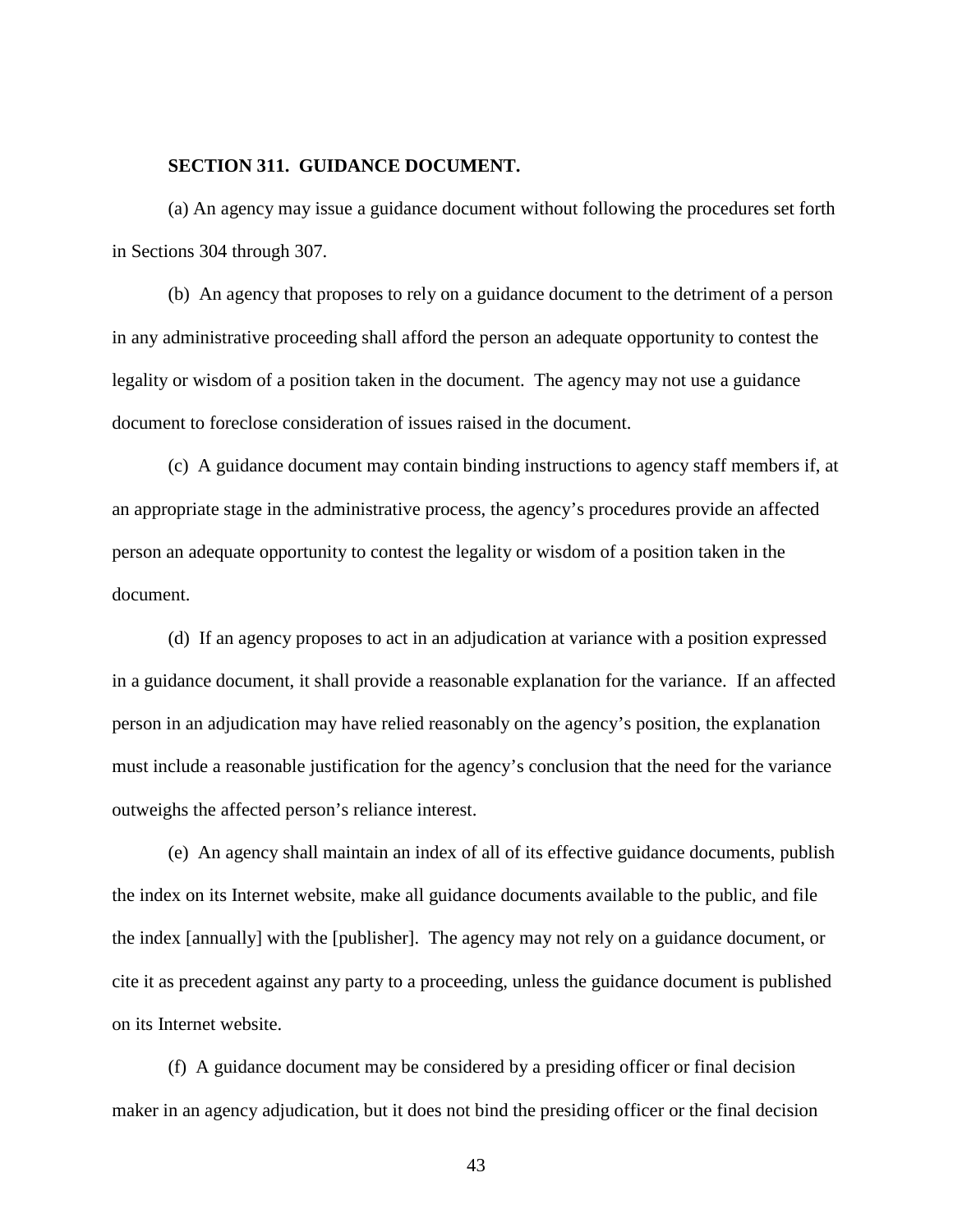**SECTION 311. GUIDANCE DOCUMENT.**

(a) An agency may issue a guidance document without following the procedures set forth in Sections 304 through 307.

(b) An agency that proposes to rely on a guidance document to the detriment of a person in any administrative proceeding shall afford the person an adequate opportunity to contest the legality or wisdom of a position taken in the document. The agency may not use a guidance document to foreclose consideration of issues raised in the document.

(c) A guidance document may contain binding instructions to agency staff members if, at an appropriate stage in the administrative process, the agency's procedures provide an affected person an adequate opportunity to contest the legality or wisdom of a position taken in the document.

(d) If an agency proposes to act in an adjudication at variance with a position expressed in a guidance document, it shall provide a reasonable explanation for the variance. If an affected person in an adjudication may have relied reasonably on the agency's position, the explanation must include a reasonable justification for the agency's conclusion that the need for the variance outweighs the affected person's reliance interest.

(e) An agency shall maintain an index of all of its effective guidance documents, publish the index on its Internet website, make all guidance documents available to the public, and file the index [annually] with the [publisher]. The agency may not rely on a guidance document, or cite it as precedent against any party to a proceeding, unless the guidance document is published on its Internet website.

(f) A guidance document may be considered by a presiding officer or final decision maker in an agency adjudication, but it does not bind the presiding officer or the final decision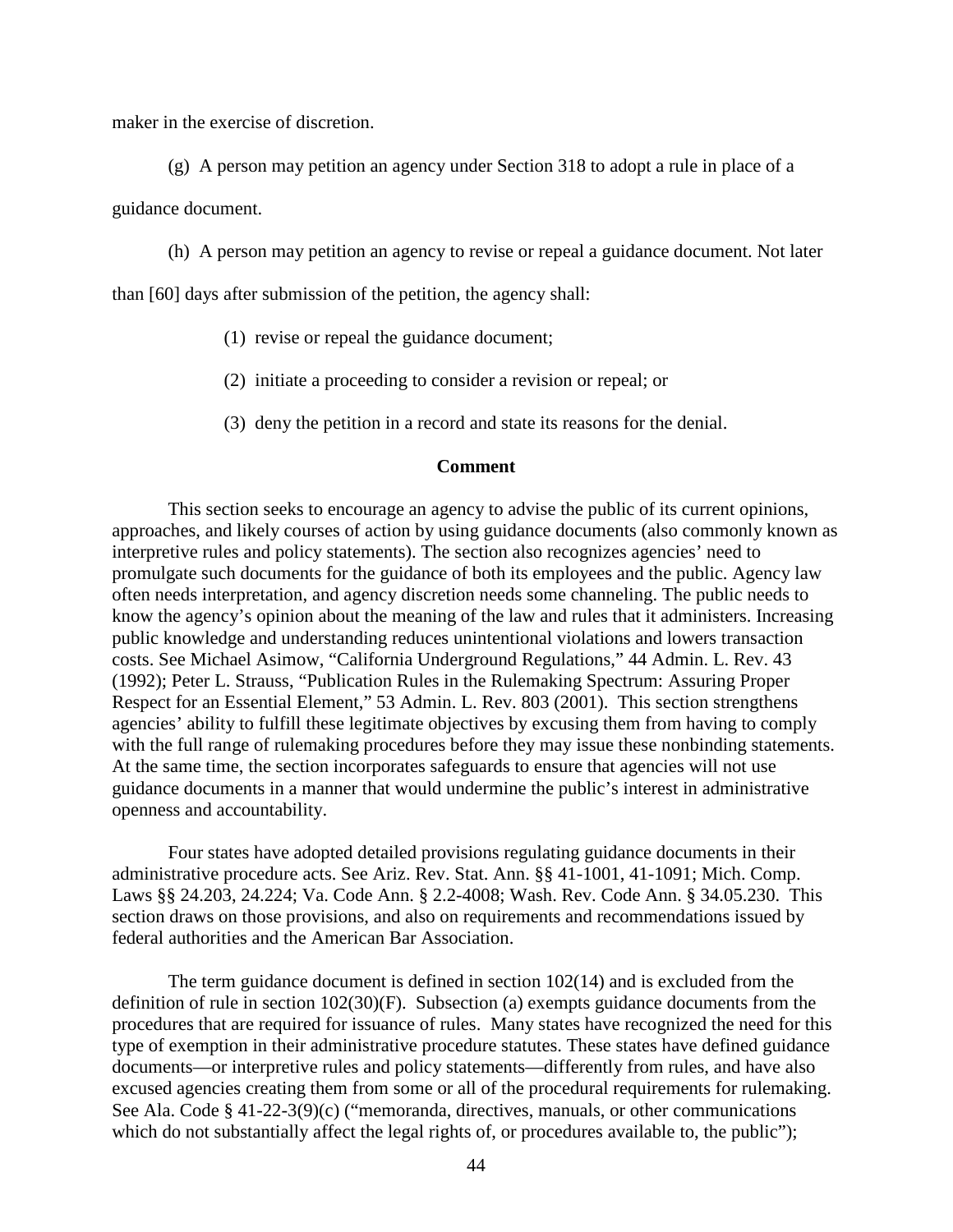maker in the exercise of discretion.

(g) A person may petition an agency under Section 318 to adopt a rule in place of a guidance document.

(h) A person may petition an agency to revise or repeal a guidance document. Not later than [60] days after submission of the petition, the agency shall:

(1) revise or repeal the guidance document;

(2) initiate a proceeding to consider a revision or repeal; or

(3) deny the petition in a record and state its reasons for the denial.

**Comment**

This section seeks to encourage an agency to advise the public of its current opinions, approaches, and likely courses of action by using guidance documents (also commonly known as interpretive rules and policy statements). The section also recognizes agencies' need to promulgate such documents for the guidance of both its employees and the public. Agency law often needs interpretation, and agency discretion needs some channeling. The public needs to know the agency's opinion about the meaning of the law and rules that it administers. Increasing public knowledge and understanding reduces unintentional violations and lowers transaction costs. See Michael Asimow, "California Underground Regulations," 44 Admin. L. Rev. 43 (1992); Peter L. Strauss, "Publication Rules in the Rulemaking Spectrum: Assuring Proper Respect for an Essential Element," 53 Admin. L. Rev. 803 (2001). This section strengthens agencies' ability to fulfill these legitimate objectives by excusing them from having to comply with the full range of rulemaking procedures before they may issue these nonbinding statements. At the same time, the section incorporates safeguards to ensure that agencies will not use guidance documents in a manner that would undermine the public's interest in administrative openness and accountability.

Four states have adopted detailed provisions regulating guidance documents in their administrative procedure acts. See Ariz. Rev. Stat. Ann. §§ 41-1001, 41-1091; Mich. Comp. Laws §§ 24.203, 24.224; Va. Code Ann. § 2.2-4008; Wash. Rev. Code Ann. § 34.05.230. This section draws on those provisions, and also on requirements and recommendations issued by federal authorities and the American Bar Association.

The term guidance document is defined in section 102(14) and is excluded from the definition of rule in section 102(30)(F). Subsection (a) exempts guidance documents from the procedures that are required for issuance of rules. Many states have recognized the need for this type of exemption in their administrative procedure statutes. These states have defined guidance documents—or interpretive rules and policy statements—differently from rules, and have also excused agencies creating them from some or all of the procedural requirements for rulemaking. See Ala. Code § 41-22-3(9)(c) ("memoranda, directives, manuals, or other communications which do not substantially affect the legal rights of, or procedures available to, the public");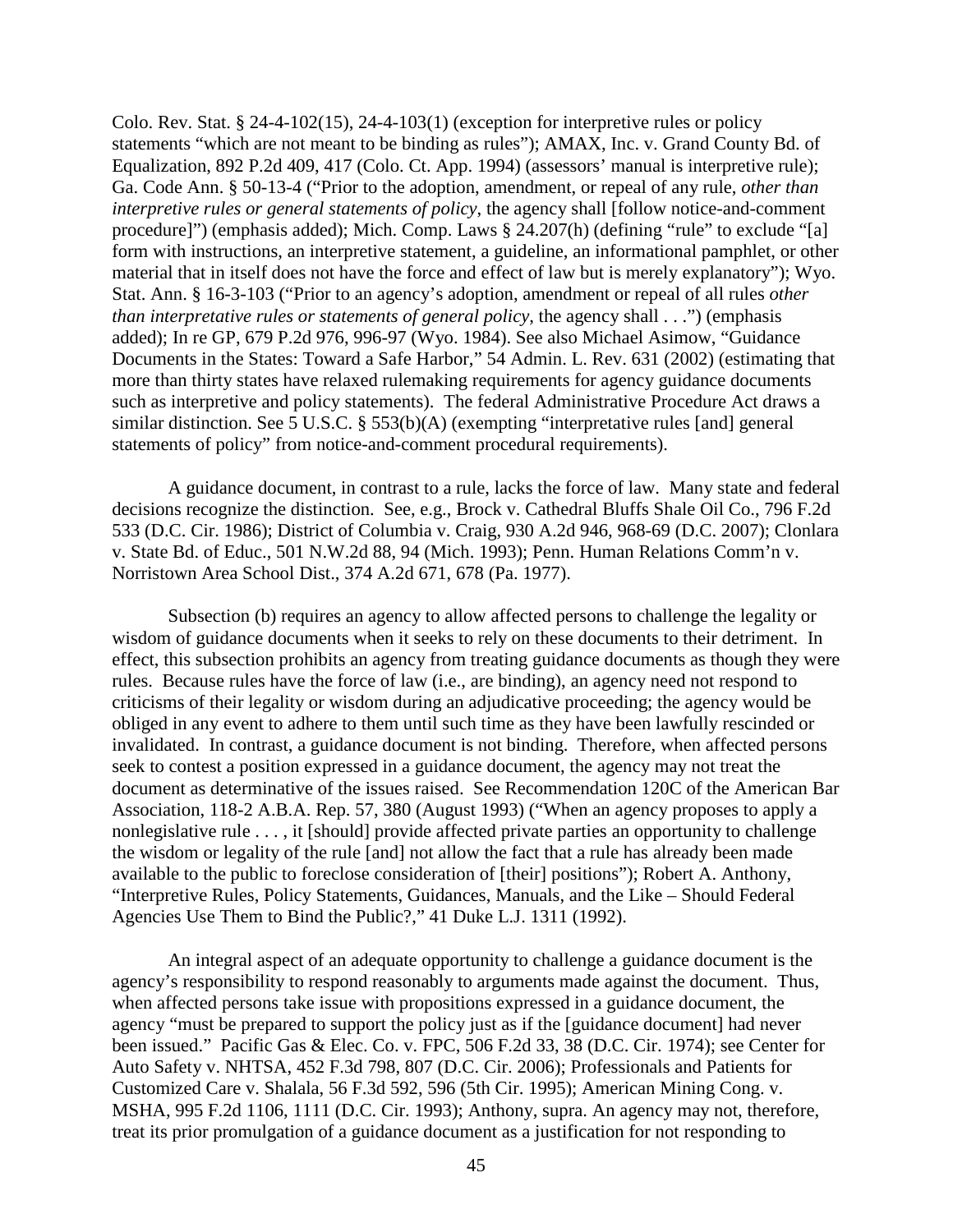Colo. Rev. Stat. § 24-4-102(15), 24-4-103(1) (exception for interpretive rules or policy statements "which are not meant to be binding as rules"); AMAX, Inc. v. Grand County Bd. of Equalization, 892 P.2d 409, 417 (Colo. Ct. App. 1994) (assessors' manual is interpretive rule); Ga. Code Ann. § 50-13-4 ("Prior to the adoption, amendment, or repeal of any rule, *other than interpretive rules or general statements of policy*, the agency shall [follow notice-and-comment procedure]") (emphasis added); Mich. Comp. Laws § 24.207(h) (defining "rule" to exclude "[a] form with instructions, an interpretive statement, a guideline, an informational pamphlet, or other material that in itself does not have the force and effect of law but is merely explanatory"); Wyo. Stat. Ann. § 16-3-103 ("Prior to an agency's adoption, amendment or repeal of all rules *other than interpretative rules or statements of general policy*, the agency shall . . .") (emphasis added); In re GP, 679 P.2d 976, 996-97 (Wyo. 1984). See also Michael Asimow, "Guidance Documents in the States: Toward a Safe Harbor," 54 Admin. L. Rev. 631 (2002) (estimating that more than thirty states have relaxed rulemaking requirements for agency guidance documents such as interpretive and policy statements). The federal Administrative Procedure Act draws a similar distinction. See 5 U.S.C. § 553(b)(A) (exempting "interpretative rules [and] general statements of policy" from notice-and-comment procedural requirements).

A guidance document, in contrast to a rule, lacks the force of law. Many state and federal decisions recognize the distinction. See, e.g., Brock v. Cathedral Bluffs Shale Oil Co., 796 F.2d 533 (D.C. Cir. 1986); District of Columbia v. Craig, 930 A.2d 946, 968-69 (D.C. 2007); Clonlara v. State Bd. of Educ., 501 N.W.2d 88, 94 (Mich. 1993); Penn. Human Relations Comm'n v. Norristown Area School Dist., 374 A.2d 671, 678 (Pa. 1977).

Subsection (b) requires an agency to allow affected persons to challenge the legality or wisdom of guidance documents when it seeks to rely on these documents to their detriment. In effect, this subsection prohibits an agency from treating guidance documents as though they were rules. Because rules have the force of law (i.e., are binding), an agency need not respond to criticisms of their legality or wisdom during an adjudicative proceeding; the agency would be obliged in any event to adhere to them until such time as they have been lawfully rescinded or invalidated. In contrast, a guidance document is not binding. Therefore, when affected persons seek to contest a position expressed in a guidance document, the agency may not treat the document as determinative of the issues raised. See Recommendation 120C of the American Bar Association, 118-2 A.B.A. Rep. 57, 380 (August 1993) ("When an agency proposes to apply a nonlegislative rule . . . , it [should] provide affected private parties an opportunity to challenge the wisdom or legality of the rule [and] not allow the fact that a rule has already been made available to the public to foreclose consideration of [their] positions"); Robert A. Anthony, "Interpretive Rules, Policy Statements, Guidances, Manuals, and the Like – Should Federal Agencies Use Them to Bind the Public?," 41 Duke L.J. 1311 (1992).

An integral aspect of an adequate opportunity to challenge a guidance document is the agency's responsibility to respond reasonably to arguments made against the document. Thus, when affected persons take issue with propositions expressed in a guidance document, the agency "must be prepared to support the policy just as if the [guidance document] had never been issued." Pacific Gas & Elec. Co. v. FPC, 506 F.2d 33, 38 (D.C. Cir. 1974); see Center for Auto Safety v. NHTSA, 452 F.3d 798, 807 (D.C. Cir. 2006); Professionals and Patients for Customized Care v. Shalala, 56 F.3d 592, 596 (5th Cir. 1995); American Mining Cong. v. MSHA, 995 F.2d 1106, 1111 (D.C. Cir. 1993); Anthony, supra. An agency may not, therefore, treat its prior promulgation of a guidance document as a justification for not responding to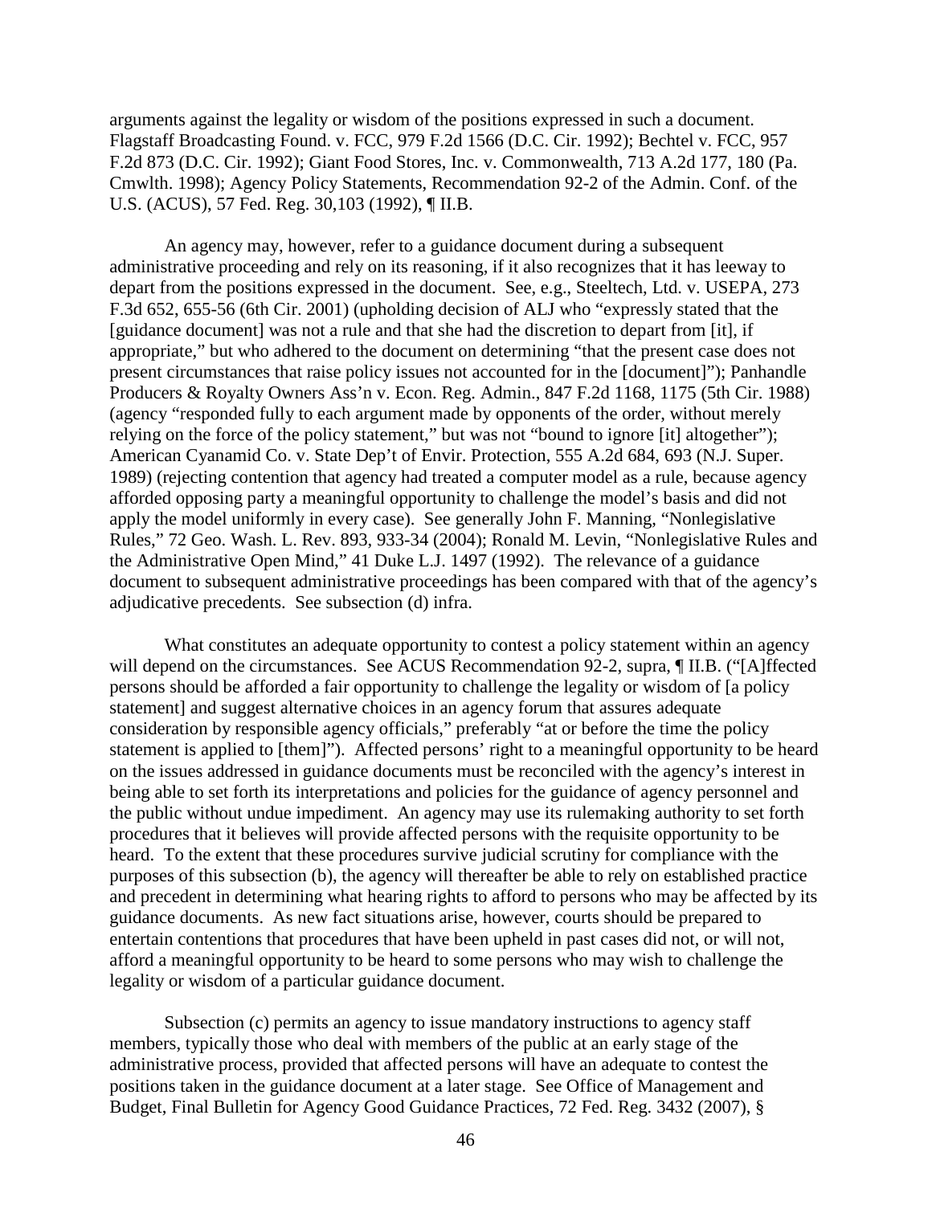arguments against the legality or wisdom of the positions expressed in such a document. Flagstaff Broadcasting Found. v. FCC, 979 F.2d 1566 (D.C. Cir. 1992); Bechtel v. FCC, 957 F.2d 873 (D.C. Cir. 1992); Giant Food Stores, Inc. v. Commonwealth, 713 A.2d 177, 180 (Pa. Cmwlth. 1998); Agency Policy Statements, Recommendation 92-2 of the Admin. Conf. of the U.S. (ACUS), 57 Fed. Reg. 30,103 (1992), ¶ II.B.

An agency may, however, refer to a guidance document during a subsequent administrative proceeding and rely on its reasoning, if it also recognizes that it has leeway to depart from the positions expressed in the document. See, e.g., Steeltech, Ltd. v. USEPA, 273 F.3d 652, 655-56 (6th Cir. 2001) (upholding decision of ALJ who "expressly stated that the [guidance document] was not a rule and that she had the discretion to depart from [it], if appropriate," but who adhered to the document on determining "that the present case does not present circumstances that raise policy issues not accounted for in the [document]"); Panhandle Producers & Royalty Owners Ass'n v. Econ. Reg. Admin., 847 F.2d 1168, 1175 (5th Cir. 1988) (agency "responded fully to each argument made by opponents of the order, without merely relying on the force of the policy statement," but was not "bound to ignore [it] altogether"); American Cyanamid Co. v. State Dep't of Envir. Protection, 555 A.2d 684, 693 (N.J. Super. 1989) (rejecting contention that agency had treated a computer model as a rule, because agency afforded opposing party a meaningful opportunity to challenge the model's basis and did not apply the model uniformly in every case). See generally John F. Manning, "Nonlegislative Rules," 72 Geo. Wash. L. Rev. 893, 933-34 (2004); Ronald M. Levin, "Nonlegislative Rules and the Administrative Open Mind," 41 Duke L.J. 1497 (1992). The relevance of a guidance document to subsequent administrative proceedings has been compared with that of the agency's adjudicative precedents. See subsection (d) infra.

What constitutes an adequate opportunity to contest a policy statement within an agency will depend on the circumstances. See ACUS Recommendation 92-2, supra, ¶ II.B. ("[A]ffected persons should be afforded a fair opportunity to challenge the legality or wisdom of [a policy statement] and suggest alternative choices in an agency forum that assures adequate consideration by responsible agency officials," preferably "at or before the time the policy statement is applied to [them]"). Affected persons' right to a meaningful opportunity to be heard on the issues addressed in guidance documents must be reconciled with the agency's interest in being able to set forth its interpretations and policies for the guidance of agency personnel and the public without undue impediment. An agency may use its rulemaking authority to set forth procedures that it believes will provide affected persons with the requisite opportunity to be heard. To the extent that these procedures survive judicial scrutiny for compliance with the purposes of this subsection (b), the agency will thereafter be able to rely on established practice and precedent in determining what hearing rights to afford to persons who may be affected by its guidance documents. As new fact situations arise, however, courts should be prepared to entertain contentions that procedures that have been upheld in past cases did not, or will not, afford a meaningful opportunity to be heard to some persons who may wish to challenge the legality or wisdom of a particular guidance document.

Subsection (c) permits an agency to issue mandatory instructions to agency staff members, typically those who deal with members of the public at an early stage of the administrative process, provided that affected persons will have an adequate to contest the positions taken in the guidance document at a later stage. See Office of Management and Budget, Final Bulletin for Agency Good Guidance Practices, 72 Fed. Reg. 3432 (2007), §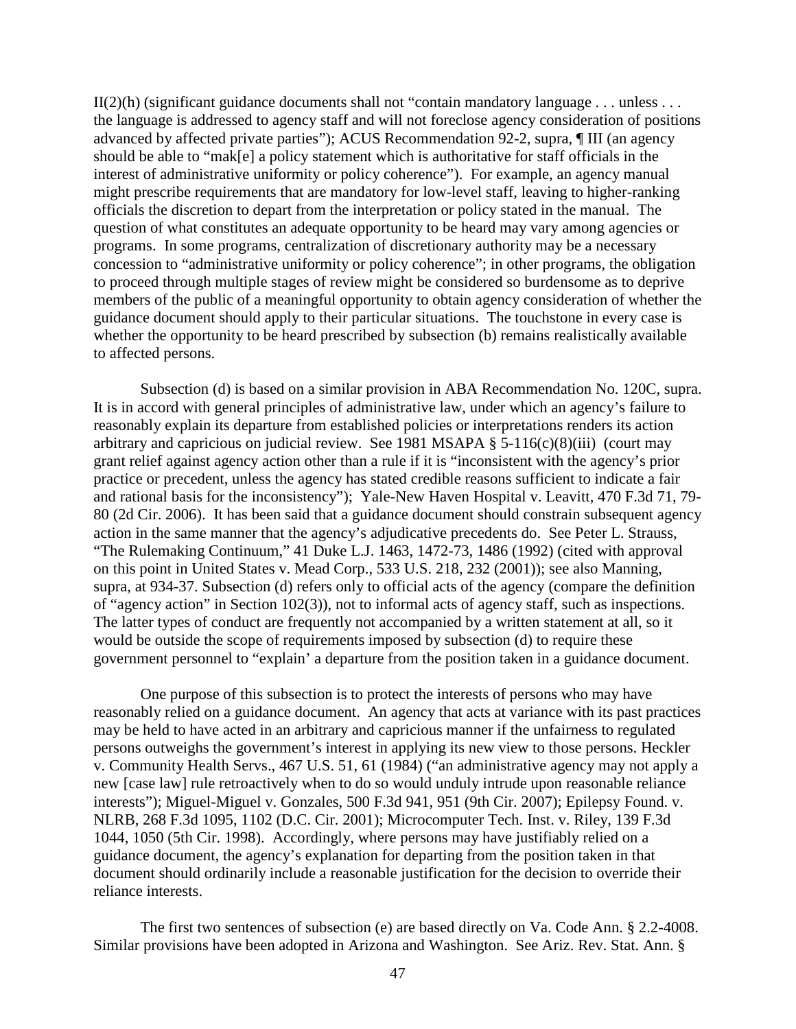II(2)(h) (significant guidance documents shall not "contain mandatory language . . . unless . . . the language is addressed to agency staff and will not foreclose agency consideration of positions advanced by affected private parties"); ACUS Recommendation 92-2, supra, ¶ III (an agency should be able to "mak[e] a policy statement which is authoritative for staff officials in the interest of administrative uniformity or policy coherence"). For example, an agency manual might prescribe requirements that are mandatory for low-level staff, leaving to higher-ranking officials the discretion to depart from the interpretation or policy stated in the manual. The question of what constitutes an adequate opportunity to be heard may vary among agencies or programs. In some programs, centralization of discretionary authority may be a necessary concession to "administrative uniformity or policy coherence"; in other programs, the obligation to proceed through multiple stages of review might be considered so burdensome as to deprive members of the public of a meaningful opportunity to obtain agency consideration of whether the guidance document should apply to their particular situations. The touchstone in every case is whether the opportunity to be heard prescribed by subsection (b) remains realistically available to affected persons.

Subsection (d) is based on a similar provision in ABA Recommendation No. 120C, supra. It is in accord with general principles of administrative law, under which an agency's failure to reasonably explain its departure from established policies or interpretations renders its action arbitrary and capricious on judicial review. See 1981 MSAPA § 5-116(c)(8)(iii) (court may grant relief against agency action other than a rule if it is "inconsistent with the agency's prior practice or precedent, unless the agency has stated credible reasons sufficient to indicate a fair and rational basis for the inconsistency"); Yale-New Haven Hospital v. Leavitt, 470 F.3d 71, 79-80 (2d Cir. 2006). It has been said that a guidance document should constrain subsequent agency action in the same manner that the agency's adjudicative precedents do. See Peter L. Strauss, "The Rulemaking Continuum," 41 Duke L.J. 1463, 1472-73, 1486 (1992) (cited with approval on this point in United States v. Mead Corp., 533 U.S. 218, 232 (2001)); see also Manning, supra, at 934-37. Subsection (d) refers only to official acts of the agency (compare the definition of "agency action" in Section 102(3)), not to informal acts of agency staff, such as inspections. The latter types of conduct are frequently not accompanied by a written statement at all, so it would be outside the scope of requirements imposed by subsection (d) to require these government personnel to "explain' a departure from the position taken in a guidance document.

One purpose of this subsection is to protect the interests of persons who may have reasonably relied on a guidance document. An agency that acts at variance with its past practices may be held to have acted in an arbitrary and capricious manner if the unfairness to regulated persons outweighs the government's interest in applying its new view to those persons. Heckler v. Community Health Servs., 467 U.S. 51, 61 (1984) ("an administrative agency may not apply a new [case law] rule retroactively when to do so would unduly intrude upon reasonable reliance interests"); Miguel-Miguel v. Gonzales, 500 F.3d 941, 951 (9th Cir. 2007); Epilepsy Found. v. NLRB, 268 F.3d 1095, 1102 (D.C. Cir. 2001); Microcomputer Tech. Inst. v. Riley, 139 F.3d 1044, 1050 (5th Cir. 1998). Accordingly, where persons may have justifiably relied on a guidance document, the agency's explanation for departing from the position taken in that document should ordinarily include a reasonable justification for the decision to override their reliance interests.

The first two sentences of subsection (e) are based directly on Va. Code Ann. § 2.2-4008. Similar provisions have been adopted in Arizona and Washington. See Ariz. Rev. Stat. Ann. §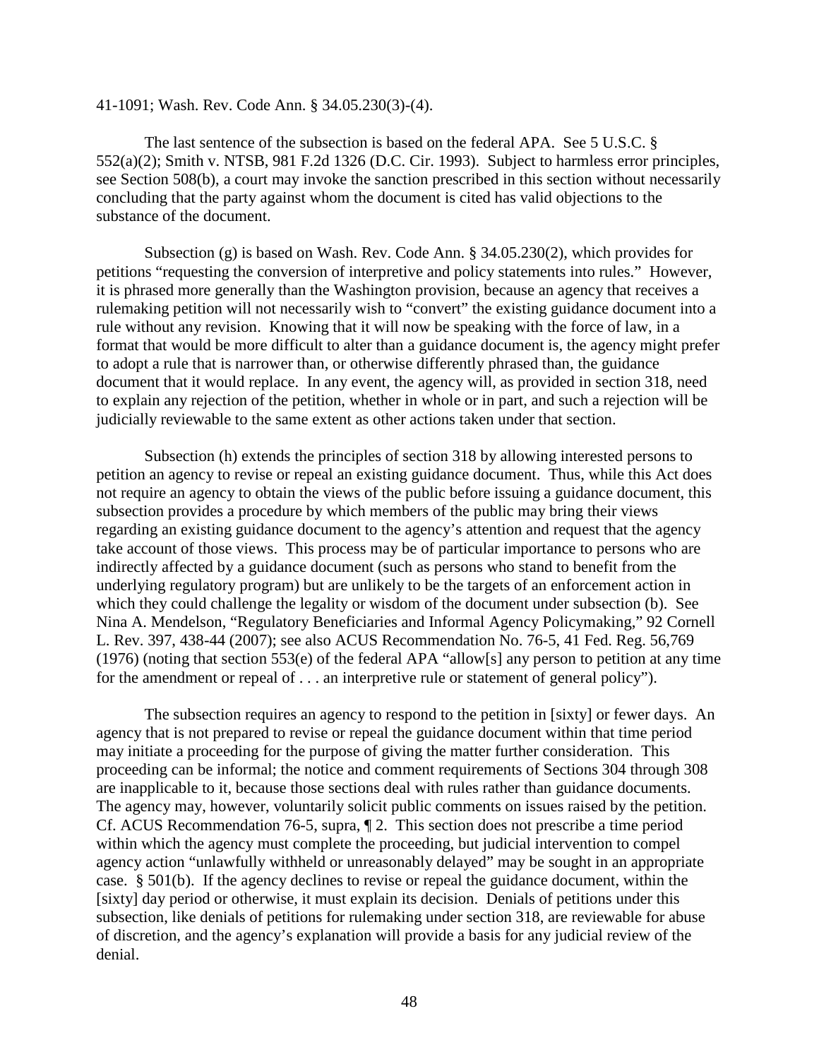41-1091; Wash. Rev. Code Ann. § 34.05.230(3)-(4).

The last sentence of the subsection is based on the federal APA. See 5 U.S.C. § 552(a)(2); Smith v. NTSB, 981 F.2d 1326 (D.C. Cir. 1993). Subject to harmless error principles, see Section 508(b), a court may invoke the sanction prescribed in this section without necessarily concluding that the party against whom the document is cited has valid objections to the substance of the document.

Subsection (g) is based on Wash. Rev. Code Ann. § 34.05.230(2), which provides for petitions "requesting the conversion of interpretive and policy statements into rules." However, it is phrased more generally than the Washington provision, because an agency that receives a rulemaking petition will not necessarily wish to "convert" the existing guidance document into a rule without any revision. Knowing that it will now be speaking with the force of law, in a format that would be more difficult to alter than a guidance document is, the agency might prefer to adopt a rule that is narrower than, or otherwise differently phrased than, the guidance document that it would replace. In any event, the agency will, as provided in section 318, need to explain any rejection of the petition, whether in whole or in part, and such a rejection will be judicially reviewable to the same extent as other actions taken under that section.

Subsection (h) extends the principles of section 318 by allowing interested persons to petition an agency to revise or repeal an existing guidance document. Thus, while this Act does not require an agency to obtain the views of the public before issuing a guidance document, this subsection provides a procedure by which members of the public may bring their views regarding an existing guidance document to the agency's attention and request that the agency take account of those views. This process may be of particular importance to persons who are indirectly affected by a guidance document (such as persons who stand to benefit from the underlying regulatory program) but are unlikely to be the targets of an enforcement action in which they could challenge the legality or wisdom of the document under subsection (b). See Nina A. Mendelson, "Regulatory Beneficiaries and Informal Agency Policymaking," 92 Cornell L. Rev. 397, 438-44 (2007); see also ACUS Recommendation No. 76-5, 41 Fed. Reg. 56,769 (1976) (noting that section 553(e) of the federal APA "allow[s] any person to petition at any time for the amendment or repeal of . . . an interpretive rule or statement of general policy").

The subsection requires an agency to respond to the petition in [sixty] or fewer days. An agency that is not prepared to revise or repeal the guidance document within that time period may initiate a proceeding for the purpose of giving the matter further consideration. This proceeding can be informal; the notice and comment requirements of Sections 304 through 308 are inapplicable to it, because those sections deal with rules rather than guidance documents. The agency may, however, voluntarily solicit public comments on issues raised by the petition. Cf. ACUS Recommendation 76-5, supra, ¶ 2. This section does not prescribe a time period within which the agency must complete the proceeding, but judicial intervention to compel agency action "unlawfully withheld or unreasonably delayed" may be sought in an appropriate case. § 501(b). If the agency declines to revise or repeal the guidance document, within the [sixty] day period or otherwise, it must explain its decision. Denials of petitions under this subsection, like denials of petitions for rulemaking under section 318, are reviewable for abuse of discretion, and the agency's explanation will provide a basis for any judicial review of the denial.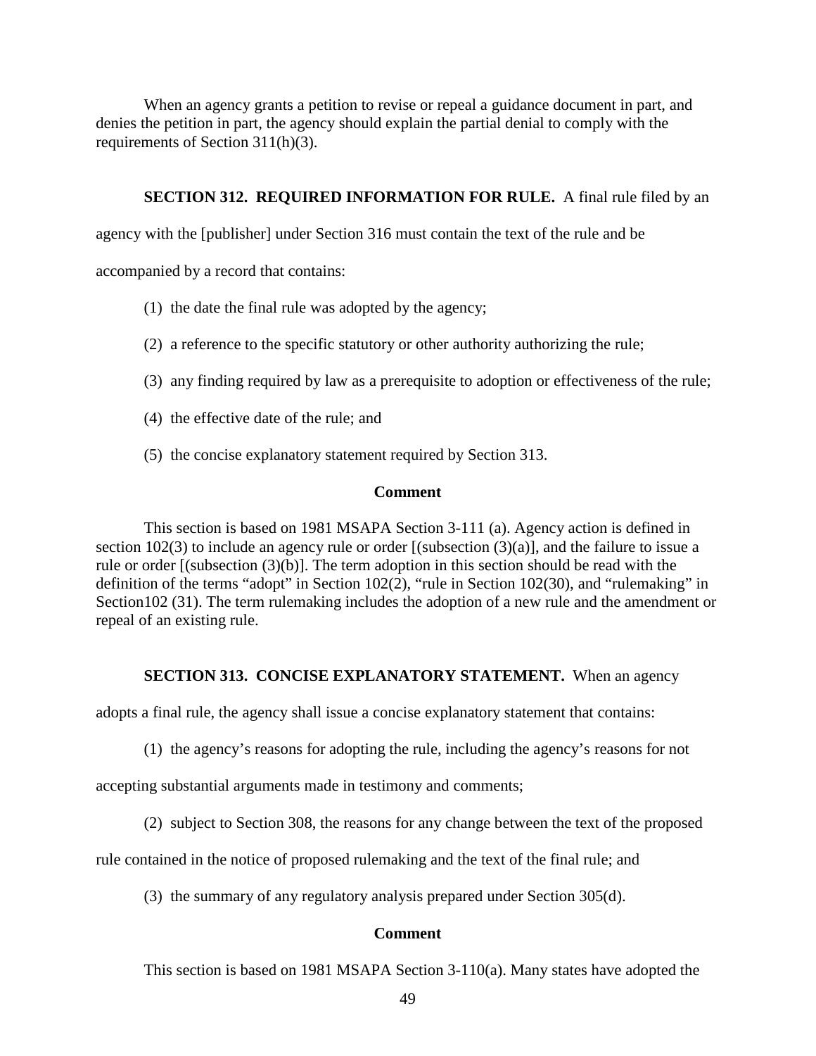When an agency grants a petition to revise or repeal a guidance document in part, and denies the petition in part, the agency should explain the partial denial to comply with the requirements of Section 311(h)(3).

**SECTION 312. REQUIRED INFORMATION FOR RULE.** A final rule filed by an agency with the [publisher] under Section 316 must contain the text of the rule and be accompanied by a record that contains:

(1) the date the final rule was adopted by the agency;

(2) a reference to the specific statutory or other authority authorizing the rule;

(3) any finding required by law as a prerequisite to adoption or effectiveness of the rule;

(4) the effective date of the rule; and

(5) the concise explanatory statement required by Section 313.

**Comment**

This section is based on 1981 MSAPA Section 3-111 (a). Agency action is defined in section 102(3) to include an agency rule or order [(subsection (3)(a)], and the failure to issue a rule or order [(subsection (3)(b)]. The term adoption in this section should be read with the definition of the terms "adopt" in Section 102(2), "rule in Section 102(30), and "rulemaking" in Section102 (31). The term rulemaking includes the adoption of a new rule and the amendment or repeal of an existing rule.

**SECTION 313. CONCISE EXPLANATORY STATEMENT.** When an agency adopts a final rule, the agency shall issue a concise explanatory statement that contains:

(1) the agency's reasons for adopting the rule, including the agency's reasons for not accepting substantial arguments made in testimony and comments;

(2) subject to Section 308, the reasons for any change between the text of the proposed rule contained in the notice of proposed rulemaking and the text of the final rule; and

(3) the summary of any regulatory analysis prepared under Section 305(d).

**Comment**

This section is based on 1981 MSAPA Section 3-110(a). Many states have adopted the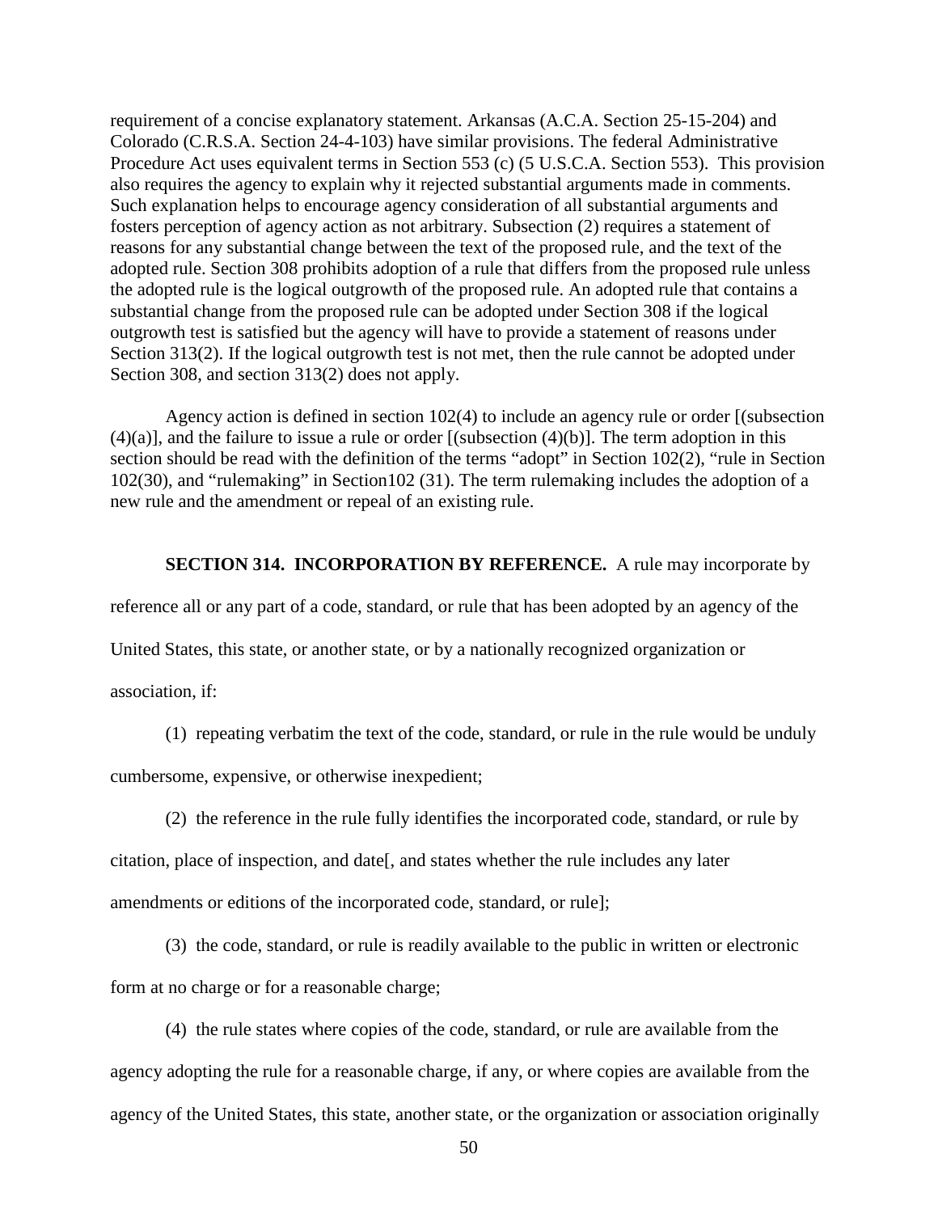requirement of a concise explanatory statement. Arkansas (A.C.A. Section 25-15-204) and Colorado (C.R.S.A. Section 24-4-103) have similar provisions. The federal Administrative Procedure Act uses equivalent terms in Section 553 (c) (5 U.S.C.A. Section 553). This provision also requires the agency to explain why it rejected substantial arguments made in comments. Such explanation helps to encourage agency consideration of all substantial arguments and fosters perception of agency action as not arbitrary. Subsection (2) requires a statement of reasons for any substantial change between the text of the proposed rule, and the text of the adopted rule. Section 308 prohibits adoption of a rule that differs from the proposed rule unless the adopted rule is the logical outgrowth of the proposed rule. An adopted rule that contains a substantial change from the proposed rule can be adopted under Section 308 if the logical outgrowth test is satisfied but the agency will have to provide a statement of reasons under Section 313(2). If the logical outgrowth test is not met, then the rule cannot be adopted under Section 308, and section 313(2) does not apply.

Agency action is defined in section 102(4) to include an agency rule or order [(subsection (4)(a)], and the failure to issue a rule or order [(subsection (4)(b)]. The term adoption in this section should be read with the definition of the terms "adopt" in Section 102(2), "rule in Section 102(30), and "rulemaking" in Section102 (31). The term rulemaking includes the adoption of a new rule and the amendment or repeal of an existing rule.

**SECTION 314. INCORPORATION BY REFERENCE.** A rule may incorporate by reference all or any part of a code, standard, or rule that has been adopted by an agency of the United States, this state, or another state, or by a nationally recognized organization or association, if:

(1) repeating verbatim the text of the code, standard, or rule in the rule would be unduly cumbersome, expensive, or otherwise inexpedient;

(2) the reference in the rule fully identifies the incorporated code, standard, or rule by citation, place of inspection, and date[, and states whether the rule includes any later amendments or editions of the incorporated code, standard, or rule];

(3) the code, standard, or rule is readily available to the public in written or electronic form at no charge or for a reasonable charge;

(4) the rule states where copies of the code, standard, or rule are available from the agency adopting the rule for a reasonable charge, if any, or where copies are available from the agency of the United States, this state, another state, or the organization or association originally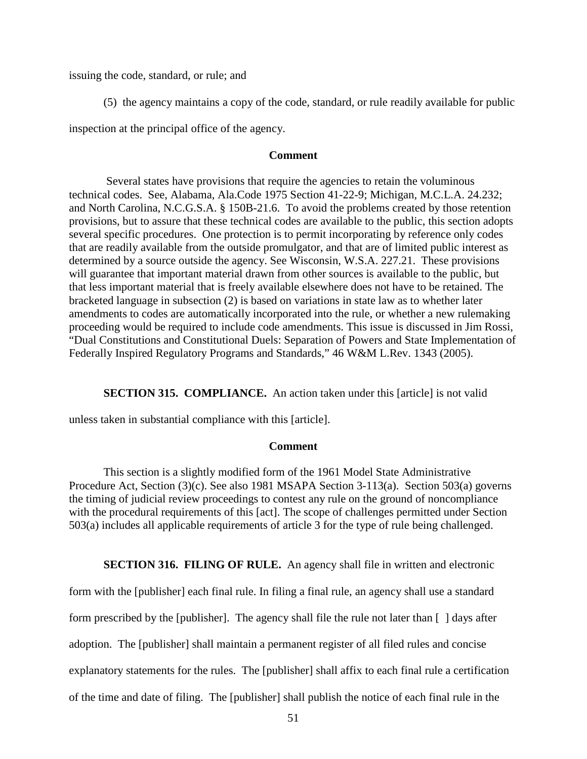issuing the code, standard, or rule; and

(5) the agency maintains a copy of the code, standard, or rule readily available for public inspection at the principal office of the agency.

**Comment**

Several states have provisions that require the agencies to retain the voluminous technical codes. See, Alabama, Ala.Code 1975 Section 41-22-9; Michigan, M.C.L.A. 24.232; and North Carolina, N.C.G.S.A. § 150B-21.6. To avoid the problems created by those retention provisions, but to assure that these technical codes are available to the public, this section adopts several specific procedures. One protection is to permit incorporating by reference only codes that are readily available from the outside promulgator, and that are of limited public interest as determined by a source outside the agency. See Wisconsin, W.S.A. 227.21. These provisions will guarantee that important material drawn from other sources is available to the public, but that less important material that is freely available elsewhere does not have to be retained. The bracketed language in subsection (2) is based on variations in state law as to whether later amendments to codes are automatically incorporated into the rule, or whether a new rulemaking proceeding would be required to include code amendments. This issue is discussed in Jim Rossi, "Dual Constitutions and Constitutional Duels: Separation of Powers and State Implementation of Federally Inspired Regulatory Programs and Standards," 46 W&M L.Rev. 1343 (2005).

**SECTION 315. COMPLIANCE.** An action taken under this [article] is not valid unless taken in substantial compliance with this [article].

**Comment**

This section is a slightly modified form of the 1961 Model State Administrative Procedure Act, Section (3)(c). See also 1981 MSAPA Section 3-113(a). Section 503(a) governs the timing of judicial review proceedings to contest any rule on the ground of noncompliance with the procedural requirements of this [act]. The scope of challenges permitted under Section 503(a) includes all applicable requirements of article 3 for the type of rule being challenged.

**SECTION 316. FILING OF RULE.** An agency shall file in written and electronic form with the [publisher] each final rule. In filing a final rule, an agency shall use a standard form prescribed by the [publisher]. The agency shall file the rule not later than [ ] days after adoption. The [publisher] shall maintain a permanent register of all filed rules and concise explanatory statements for the rules. The [publisher] shall affix to each final rule a certification of the time and date of filing. The [publisher] shall publish the notice of each final rule in the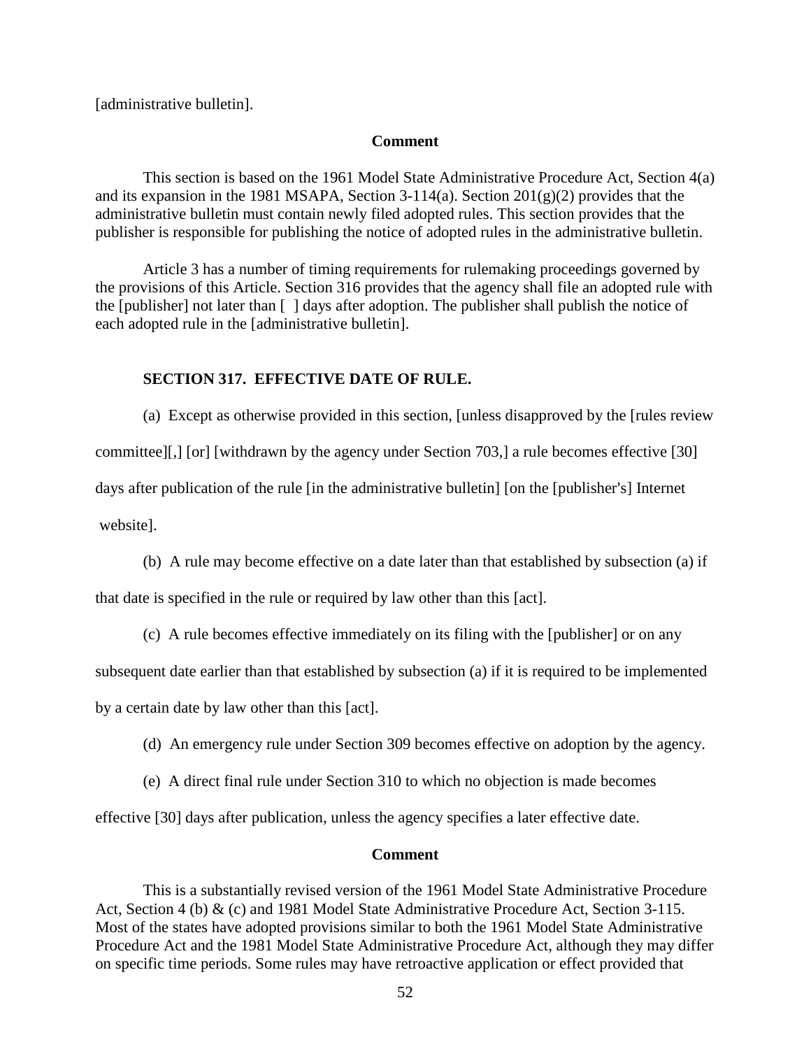[administrative bulletin].

**Comment**

This section is based on the 1961 Model State Administrative Procedure Act, Section 4(a) and its expansion in the 1981 MSAPA, Section 3-114(a). Section 201(g)(2) provides that the administrative bulletin must contain newly filed adopted rules. This section provides that the publisher is responsible for publishing the notice of adopted rules in the administrative bulletin.

Article 3 has a number of timing requirements for rulemaking proceedings governed by the provisions of this Article. Section 316 provides that the agency shall file an adopted rule with the [publisher] not later than [ ] days after adoption. The publisher shall publish the notice of each adopted rule in the [administrative bulletin].

**SECTION 317. EFFECTIVE DATE OF RULE.**

(a) Except as otherwise provided in this section, [unless disapproved by the [rules review committee][,] [or] [withdrawn by the agency under Section 703,] a rule becomes effective [30] days after publication of the rule [in the administrative bulletin] [on the [publisher's] Internet website].

(b) A rule may become effective on a date later than that established by subsection (a) if that date is specified in the rule or required by law other than this [act].

(c) A rule becomes effective immediately on its filing with the [publisher] or on any subsequent date earlier than that established by subsection (a) if it is required to be implemented by a certain date by law other than this [act].

(d) An emergency rule under Section 309 becomes effective on adoption by the agency.

(e) A direct final rule under Section 310 to which no objection is made becomes effective [30] days after publication, unless the agency specifies a later effective date.

**Comment**

This is a substantially revised version of the 1961 Model State Administrative Procedure Act, Section 4 (b) & (c) and 1981 Model State Administrative Procedure Act, Section 3-115. Most of the states have adopted provisions similar to both the 1961 Model State Administrative Procedure Act and the 1981 Model State Administrative Procedure Act, although they may differ on specific time periods. Some rules may have retroactive application or effect provided that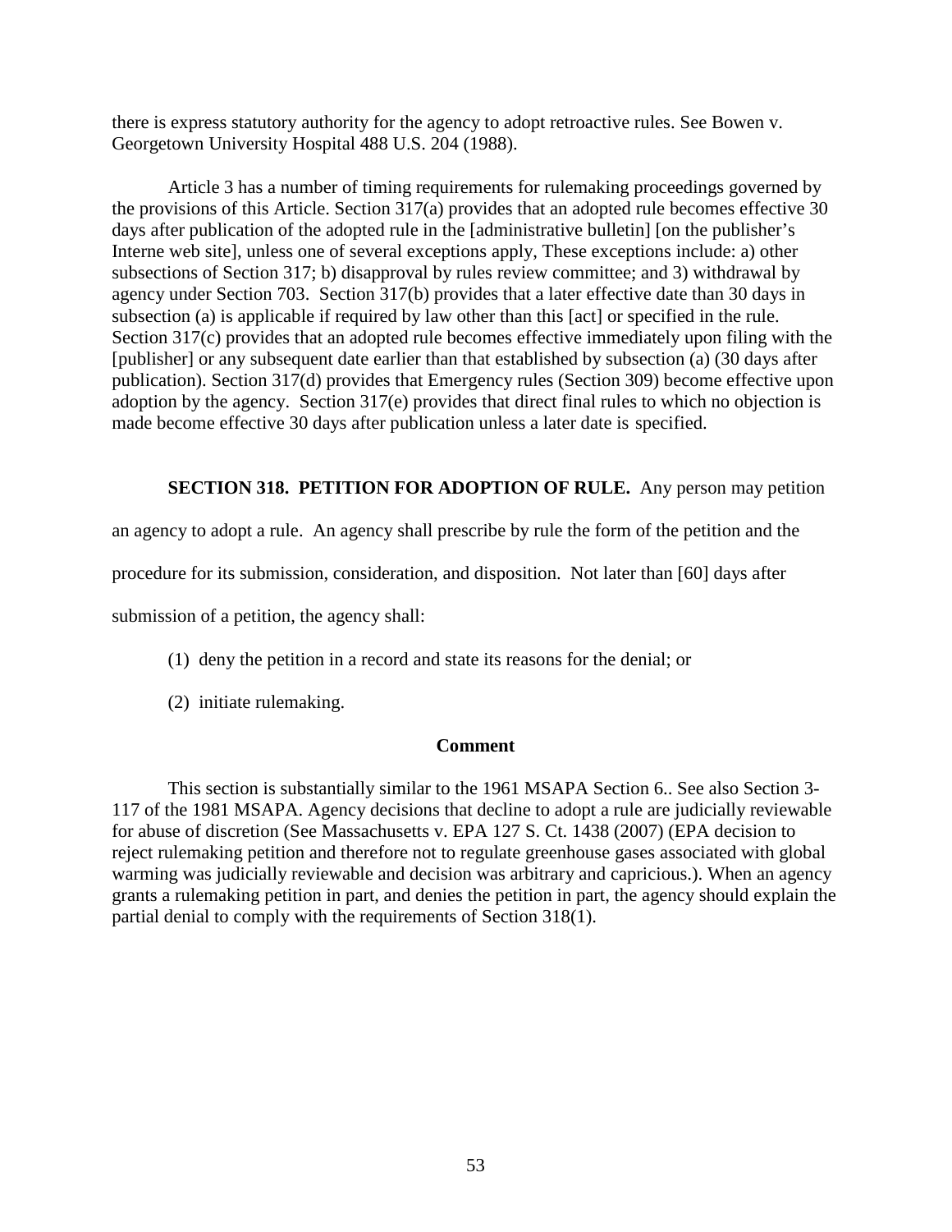there is express statutory authority for the agency to adopt retroactive rules. See Bowen v. Georgetown University Hospital 488 U.S. 204 (1988).

Article 3 has a number of timing requirements for rulemaking proceedings governed by the provisions of this Article. Section 317(a) provides that an adopted rule becomes effective 30 days after publication of the adopted rule in the [administrative bulletin] [on the publisher's Interne web site], unless one of several exceptions apply, These exceptions include: a) other subsections of Section 317; b) disapproval by rules review committee; and 3) withdrawal by agency under Section 703. Section 317(b) provides that a later effective date than 30 days in subsection (a) is applicable if required by law other than this [act] or specified in the rule. Section 317(c) provides that an adopted rule becomes effective immediately upon filing with the [publisher] or any subsequent date earlier than that established by subsection (a) (30 days after publication). Section 317(d) provides that Emergency rules (Section 309) become effective upon adoption by the agency. Section 317(e) provides that direct final rules to which no objection is made become effective 30 days after publication unless a later date is specified.

**SECTION 318. PETITION FOR ADOPTION OF RULE.** Any person may petition an agency to adopt a rule. An agency shall prescribe by rule the form of the petition and the procedure for its submission, consideration, and disposition. Not later than [60] days after submission of a petition, the agency shall:

(1) deny the petition in a record and state its reasons for the denial; or

(2) initiate rulemaking.

**Comment**

This section is substantially similar to the 1961 MSAPA Section 6.. See also Section 3-117 of the 1981 MSAPA. Agency decisions that decline to adopt a rule are judicially reviewable for abuse of discretion (See Massachusetts v. EPA 127 S. Ct. 1438 (2007) (EPA decision to reject rulemaking petition and therefore not to regulate greenhouse gases associated with global warming was judicially reviewable and decision was arbitrary and capricious.). When an agency grants a rulemaking petition in part, and denies the petition in part, the agency should explain the partial denial to comply with the requirements of Section 318(1).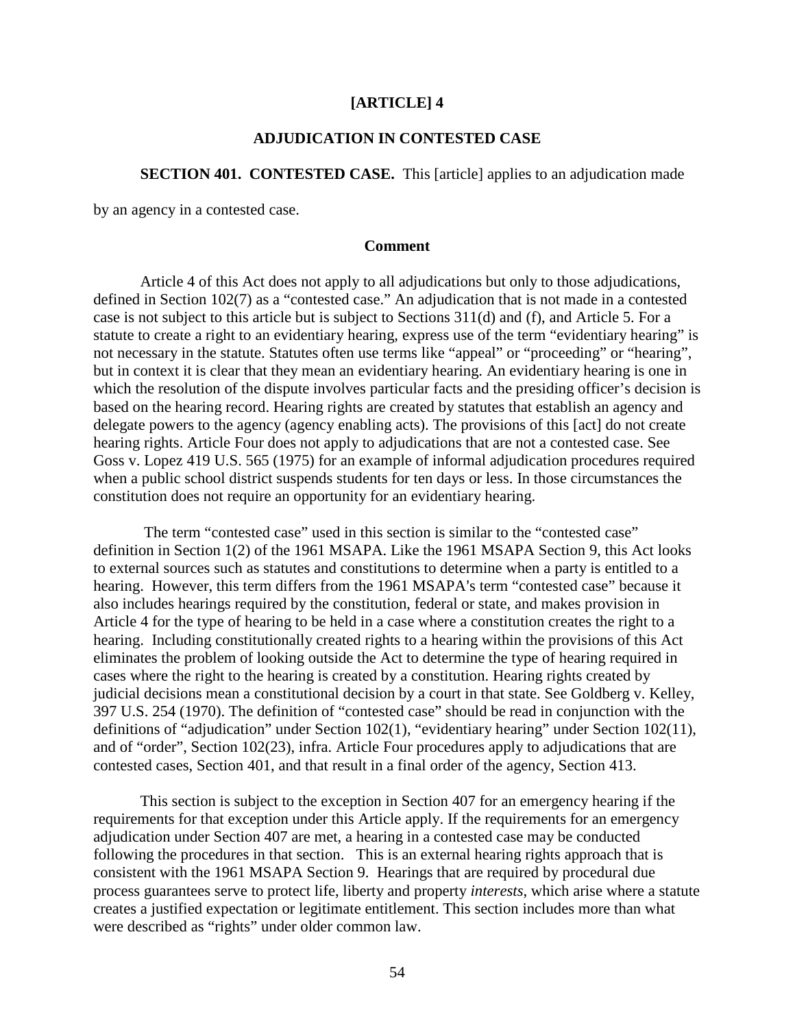# [ARTICLE] 4

## ADJUDICATION IN CONTESTED CASE

**SECTION 401. CONTESTED CASE.** This [article] applies to an adjudication made by an agency in a contested case.

### Comment

Article 4 of this Act does not apply to all adjudications but only to those adjudications, defined in Section 102(7) as a "contested case." An adjudication that is not made in a contested case is not subject to this article but is subject to Sections 311(d) and (f), and Article 5. For a statute to create a right to an evidentiary hearing, express use of the term "evidentiary hearing" is not necessary in the statute. Statutes often use terms like "appeal" or "proceeding" or "hearing", but in context it is clear that they mean an evidentiary hearing. An evidentiary hearing is one in which the resolution of the dispute involves particular facts and the presiding officer's decision is based on the hearing record. Hearing rights are created by statutes that establish an agency and delegate powers to the agency (agency enabling acts). The provisions of this [act] do not create hearing rights. Article Four does not apply to adjudications that are not a contested case. See Goss v. Lopez 419 U.S. 565 (1975) for an example of informal adjudication procedures required when a public school district suspends students for ten days or less. In those circumstances the constitution does not require an opportunity for an evidentiary hearing.

The term "contested case" used in this section is similar to the "contested case" definition in Section 1(2) of the 1961 MSAPA. Like the 1961 MSAPA Section 9, this Act looks to external sources such as statutes and constitutions to determine when a party is entitled to a hearing. However, this term differs from the 1961 MSAPA's term "contested case" because it also includes hearings required by the constitution, federal or state, and makes provision in Article 4 for the type of hearing to be held in a case where a constitution creates the right to a hearing. Including constitutionally created rights to a hearing within the provisions of this Act eliminates the problem of looking outside the Act to determine the type of hearing required in cases where the right to the hearing is created by a constitution. Hearing rights created by judicial decisions mean a constitutional decision by a court in that state. See Goldberg v. Kelley, 397 U.S. 254 (1970). The definition of "contested case" should be read in conjunction with the definitions of "adjudication" under Section 102(1), "evidentiary hearing" under Section 102(11), and of "order", Section 102(23), infra. Article Four procedures apply to adjudications that are contested cases, Section 401, and that result in a final order of the agency, Section 413.

This section is subject to the exception in Section 407 for an emergency hearing if the requirements for that exception under this Article apply. If the requirements for an emergency adjudication under Section 407 are met, a hearing in a contested case may be conducted following the procedures in that section. This is an external hearing rights approach that is consistent with the 1961 MSAPA Section 9. Hearings that are required by procedural due process guarantees serve to protect life, liberty and property *interests*, which arise where a statute creates a justified expectation or legitimate entitlement. This section includes more than what were described as "rights" under older common law.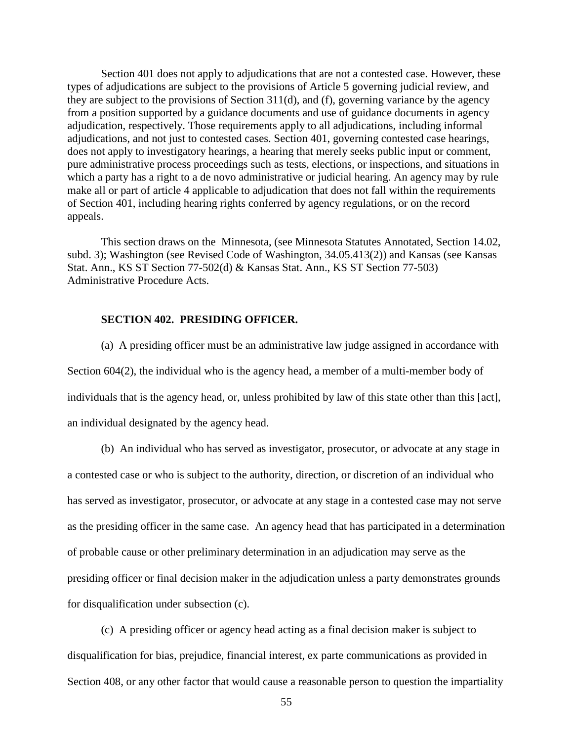Section 401 does not apply to adjudications that are not a contested case. However, these types of adjudications are subject to the provisions of Article 5 governing judicial review, and they are subject to the provisions of Section 311(d), and (f), governing variance by the agency from a position supported by a guidance documents and use of guidance documents in agency adjudication, respectively. Those requirements apply to all adjudications, including informal adjudications, and not just to contested cases. Section 401, governing contested case hearings, does not apply to investigatory hearings, a hearing that merely seeks public input or comment, pure administrative process proceedings such as tests, elections, or inspections, and situations in which a party has a right to a de novo administrative or judicial hearing. An agency may by rule make all or part of article 4 applicable to adjudication that does not fall within the requirements of Section 401, including hearing rights conferred by agency regulations, or on the record appeals.

This section draws on the Minnesota, (see Minnesota Statutes Annotated, Section 14.02, subd. 3); Washington (see Revised Code of Washington, 34.05.413(2)) and Kansas (see Kansas Stat. Ann., KS ST Section 77-502(d) & Kansas Stat. Ann., KS ST Section 77-503) Administrative Procedure Acts.

**SECTION 402. PRESIDING OFFICER.**

(a) A presiding officer must be an administrative law judge assigned in accordance with Section 604(2), the individual who is the agency head, a member of a multi-member body of individuals that is the agency head, or, unless prohibited by law of this state other than this [act], an individual designated by the agency head.

(b) An individual who has served as investigator, prosecutor, or advocate at any stage in a contested case or who is subject to the authority, direction, or discretion of an individual who has served as investigator, prosecutor, or advocate at any stage in a contested case may not serve as the presiding officer in the same case. An agency head that has participated in a determination of probable cause or other preliminary determination in an adjudication may serve as the presiding officer or final decision maker in the adjudication unless a party demonstrates grounds for disqualification under subsection (c).

(c) A presiding officer or agency head acting as a final decision maker is subject to disqualification for bias, prejudice, financial interest, ex parte communications as provided in Section 408, or any other factor that would cause a reasonable person to question the impartiality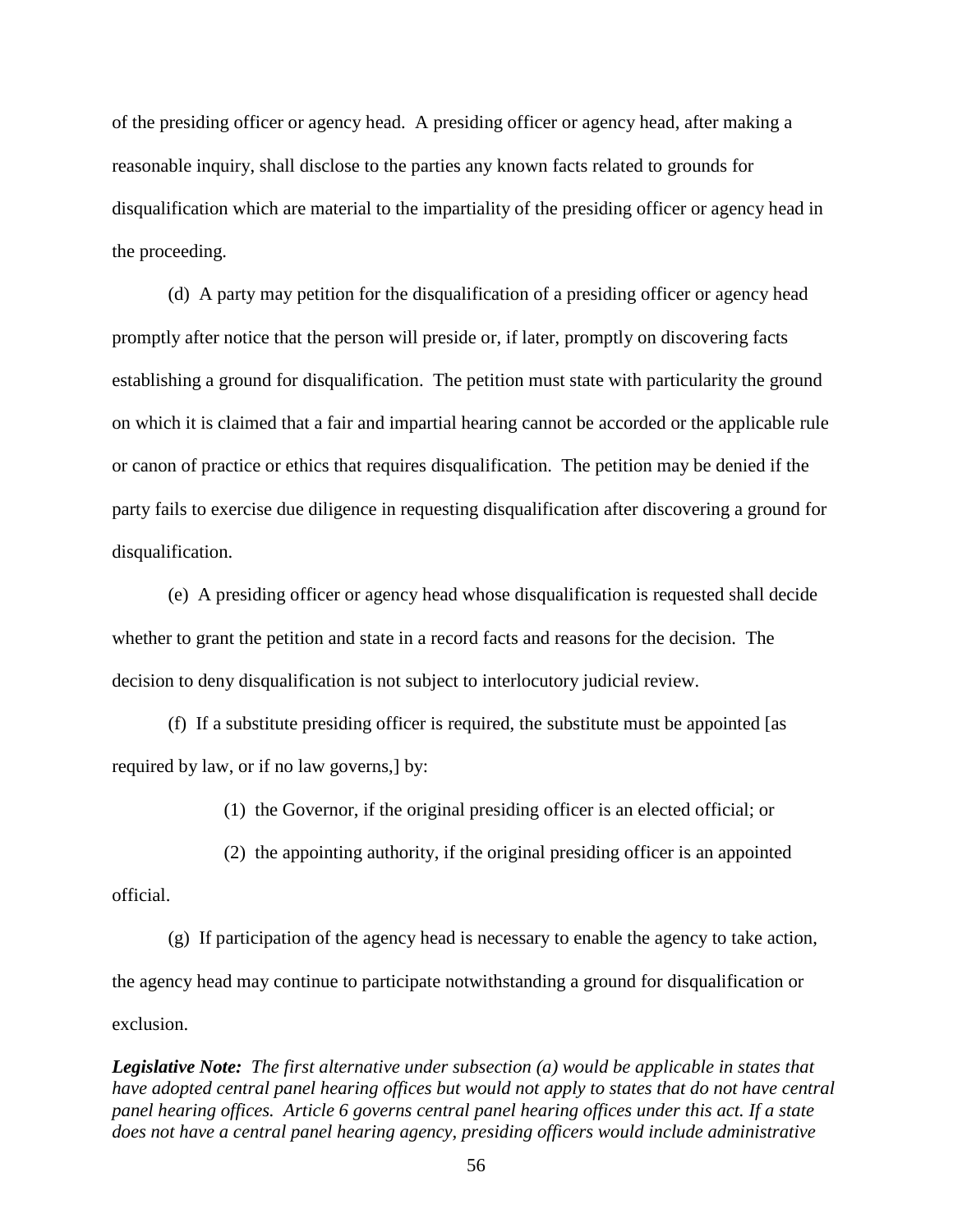of the presiding officer or agency head. A presiding officer or agency head, after making a reasonable inquiry, shall disclose to the parties any known facts related to grounds for disqualification which are material to the impartiality of the presiding officer or agency head in the proceeding.

(d) A party may petition for the disqualification of a presiding officer or agency head promptly after notice that the person will preside or, if later, promptly on discovering facts establishing a ground for disqualification. The petition must state with particularity the ground on which it is claimed that a fair and impartial hearing cannot be accorded or the applicable rule or canon of practice or ethics that requires disqualification. The petition may be denied if the party fails to exercise due diligence in requesting disqualification after discovering a ground for disqualification.

(e) A presiding officer or agency head whose disqualification is requested shall decide whether to grant the petition and state in a record facts and reasons for the decision. The decision to deny disqualification is not subject to interlocutory judicial review.

(f) If a substitute presiding officer is required, the substitute must be appointed [as required by law, or if no law governs,] by:

(1) the Governor, if the original presiding officer is an elected official; or

(2) the appointing authority, if the original presiding officer is an appointed official.

(g) If participation of the agency head is necessary to enable the agency to take action, the agency head may continue to participate notwithstanding a ground for disqualification or exclusion.

***Legislative Note:*** *The first alternative under subsection (a) would be applicable in states that have adopted central panel hearing offices but would not apply to states that do not have central panel hearing offices. Article 6 governs central panel hearing offices under this act. If a state does not have a central panel hearing agency, presiding officers would include administrative*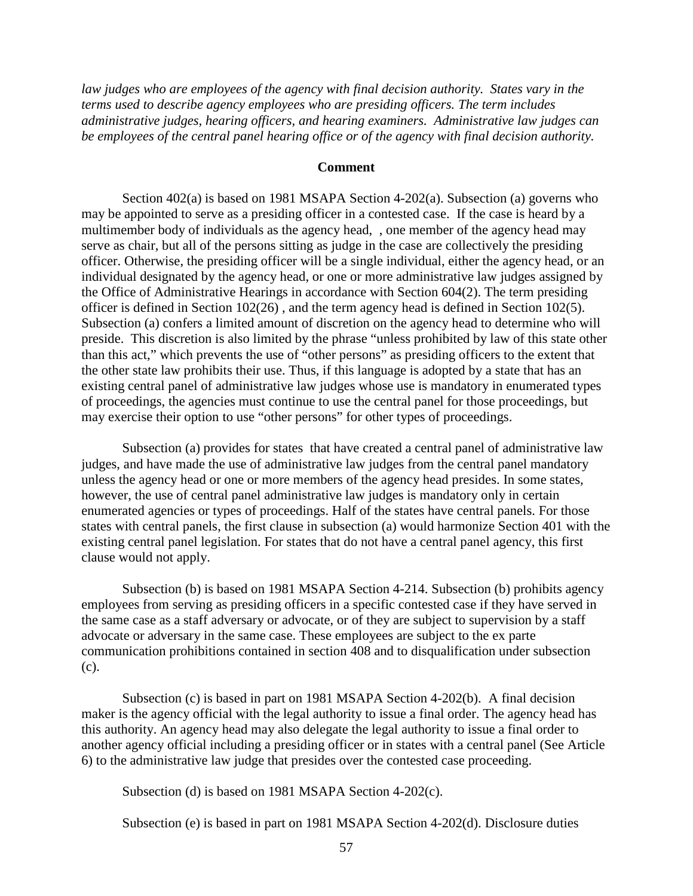*law judges who are employees of the agency with final decision authority. States vary in the terms used to describe agency employees who are presiding officers. The term includes administrative judges, hearing officers, and hearing examiners. Administrative law judges can be employees of the central panel hearing office or of the agency with final decision authority.*

**Comment**

Section 402(a) is based on 1981 MSAPA Section 4-202(a). Subsection (a) governs who may be appointed to serve as a presiding officer in a contested case. If the case is heard by a multimember body of individuals as the agency head, , one member of the agency head may serve as chair, but all of the persons sitting as judge in the case are collectively the presiding officer. Otherwise, the presiding officer will be a single individual, either the agency head, or an individual designated by the agency head, or one or more administrative law judges assigned by the Office of Administrative Hearings in accordance with Section 604(2). The term presiding officer is defined in Section 102(26) , and the term agency head is defined in Section 102(5). Subsection (a) confers a limited amount of discretion on the agency head to determine who will preside. This discretion is also limited by the phrase "unless prohibited by law of this state other than this act," which prevents the use of "other persons" as presiding officers to the extent that the other state law prohibits their use. Thus, if this language is adopted by a state that has an existing central panel of administrative law judges whose use is mandatory in enumerated types of proceedings, the agencies must continue to use the central panel for those proceedings, but may exercise their option to use "other persons" for other types of proceedings.

Subsection (a) provides for states that have created a central panel of administrative law judges, and have made the use of administrative law judges from the central panel mandatory unless the agency head or one or more members of the agency head presides. In some states, however, the use of central panel administrative law judges is mandatory only in certain enumerated agencies or types of proceedings. Half of the states have central panels. For those states with central panels, the first clause in subsection (a) would harmonize Section 401 with the existing central panel legislation. For states that do not have a central panel agency, this first clause would not apply.

Subsection (b) is based on 1981 MSAPA Section 4-214. Subsection (b) prohibits agency employees from serving as presiding officers in a specific contested case if they have served in the same case as a staff adversary or advocate, or of they are subject to supervision by a staff advocate or adversary in the same case. These employees are subject to the ex parte communication prohibitions contained in section 408 and to disqualification under subsection (c).

Subsection (c) is based in part on 1981 MSAPA Section 4-202(b). A final decision maker is the agency official with the legal authority to issue a final order. The agency head has this authority. An agency head may also delegate the legal authority to issue a final order to another agency official including a presiding officer or in states with a central panel (See Article 6) to the administrative law judge that presides over the contested case proceeding.

Subsection (d) is based on 1981 MSAPA Section 4-202(c).

Subsection (e) is based in part on 1981 MSAPA Section 4-202(d). Disclosure duties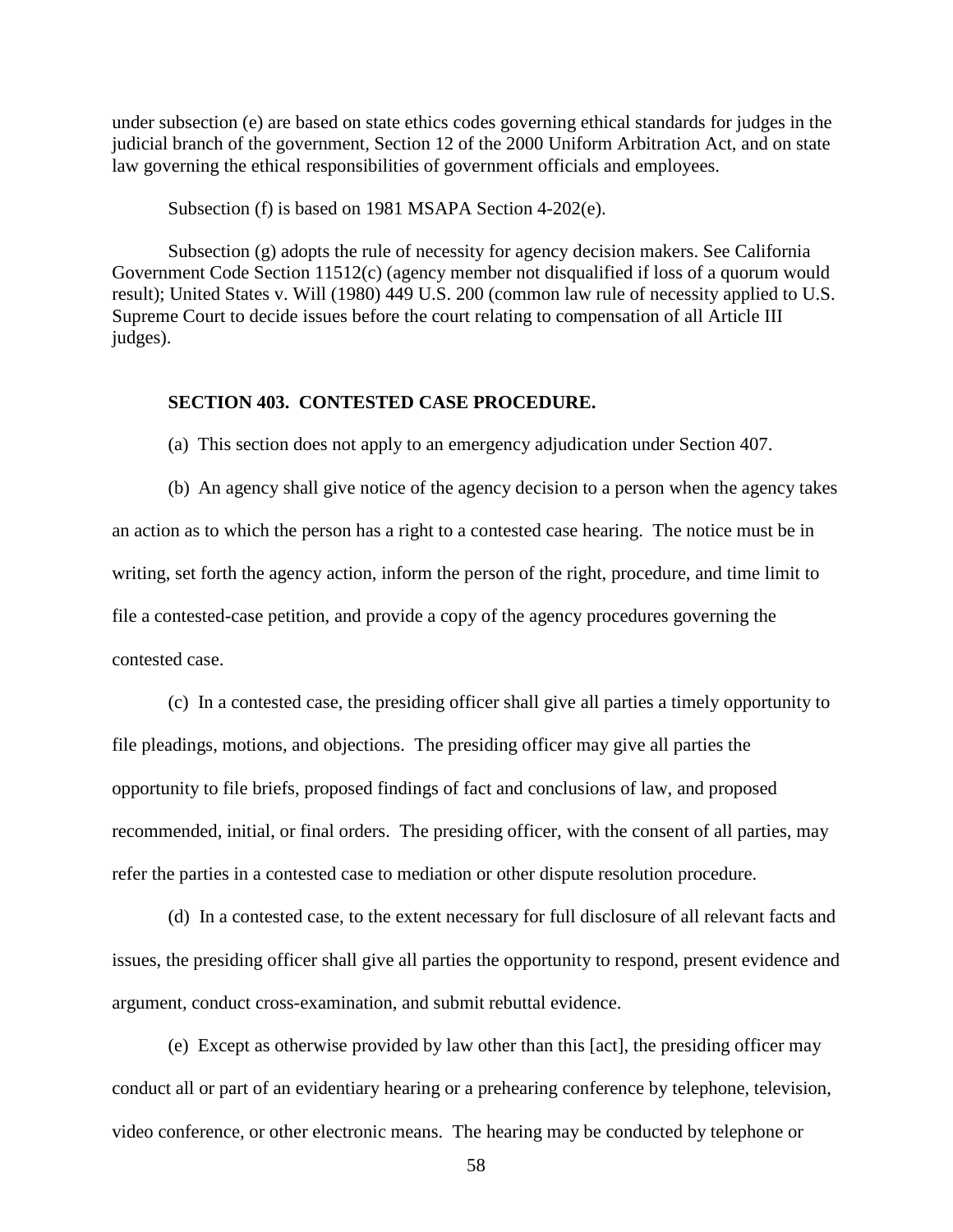under subsection (e) are based on state ethics codes governing ethical standards for judges in the judicial branch of the government, Section 12 of the 2000 Uniform Arbitration Act, and on state law governing the ethical responsibilities of government officials and employees.

Subsection (f) is based on 1981 MSAPA Section 4-202(e).

Subsection (g) adopts the rule of necessity for agency decision makers. See California Government Code Section 11512(c) (agency member not disqualified if loss of a quorum would result); United States v. Will (1980) 449 U.S. 200 (common law rule of necessity applied to U.S. Supreme Court to decide issues before the court relating to compensation of all Article III judges).

**SECTION 403. CONTESTED CASE PROCEDURE.**

(a) This section does not apply to an emergency adjudication under Section 407.

(b) An agency shall give notice of the agency decision to a person when the agency takes an action as to which the person has a right to a contested case hearing. The notice must be in writing, set forth the agency action, inform the person of the right, procedure, and time limit to file a contested-case petition, and provide a copy of the agency procedures governing the contested case.

(c) In a contested case, the presiding officer shall give all parties a timely opportunity to file pleadings, motions, and objections. The presiding officer may give all parties the opportunity to file briefs, proposed findings of fact and conclusions of law, and proposed recommended, initial, or final orders. The presiding officer, with the consent of all parties, may refer the parties in a contested case to mediation or other dispute resolution procedure.

(d) In a contested case, to the extent necessary for full disclosure of all relevant facts and issues, the presiding officer shall give all parties the opportunity to respond, present evidence and argument, conduct cross-examination, and submit rebuttal evidence.

(e) Except as otherwise provided by law other than this [act], the presiding officer may conduct all or part of an evidentiary hearing or a prehearing conference by telephone, television, video conference, or other electronic means. The hearing may be conducted by telephone or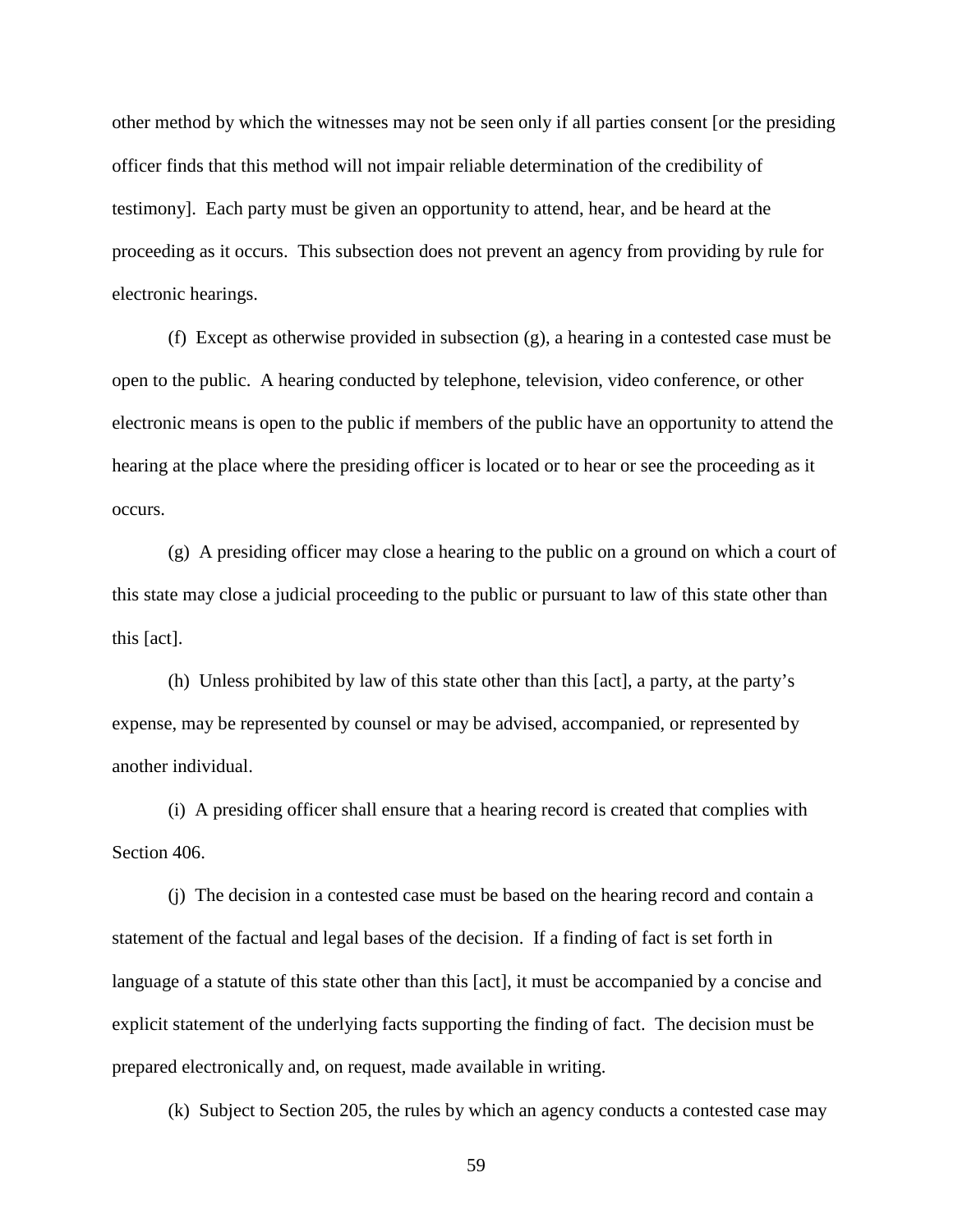other method by which the witnesses may not be seen only if all parties consent [or the presiding officer finds that this method will not impair reliable determination of the credibility of testimony]. Each party must be given an opportunity to attend, hear, and be heard at the proceeding as it occurs. This subsection does not prevent an agency from providing by rule for electronic hearings.

(f) Except as otherwise provided in subsection (g), a hearing in a contested case must be open to the public. A hearing conducted by telephone, television, video conference, or other electronic means is open to the public if members of the public have an opportunity to attend the hearing at the place where the presiding officer is located or to hear or see the proceeding as it occurs.

(g) A presiding officer may close a hearing to the public on a ground on which a court of this state may close a judicial proceeding to the public or pursuant to law of this state other than this [act].

(h) Unless prohibited by law of this state other than this [act], a party, at the party's expense, may be represented by counsel or may be advised, accompanied, or represented by another individual.

(i) A presiding officer shall ensure that a hearing record is created that complies with Section 406.

(j) The decision in a contested case must be based on the hearing record and contain a statement of the factual and legal bases of the decision. If a finding of fact is set forth in language of a statute of this state other than this [act], it must be accompanied by a concise and explicit statement of the underlying facts supporting the finding of fact. The decision must be prepared electronically and, on request, made available in writing.

(k) Subject to Section 205, the rules by which an agency conducts a contested case may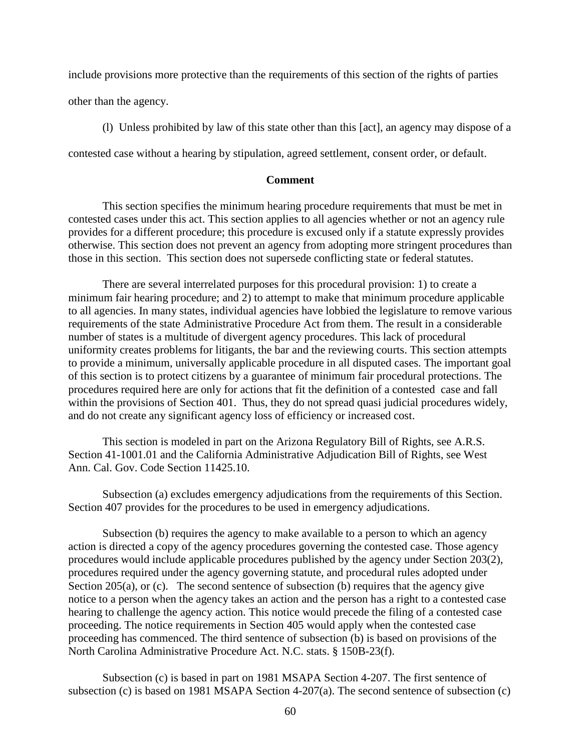include provisions more protective than the requirements of this section of the rights of parties other than the agency.

(l) Unless prohibited by law of this state other than this [act], an agency may dispose of a contested case without a hearing by stipulation, agreed settlement, consent order, or default.

**Comment**

This section specifies the minimum hearing procedure requirements that must be met in contested cases under this act. This section applies to all agencies whether or not an agency rule provides for a different procedure; this procedure is excused only if a statute expressly provides otherwise. This section does not prevent an agency from adopting more stringent procedures than those in this section. This section does not supersede conflicting state or federal statutes.

There are several interrelated purposes for this procedural provision: 1) to create a minimum fair hearing procedure; and 2) to attempt to make that minimum procedure applicable to all agencies. In many states, individual agencies have lobbied the legislature to remove various requirements of the state Administrative Procedure Act from them. The result in a considerable number of states is a multitude of divergent agency procedures. This lack of procedural uniformity creates problems for litigants, the bar and the reviewing courts. This section attempts to provide a minimum, universally applicable procedure in all disputed cases. The important goal of this section is to protect citizens by a guarantee of minimum fair procedural protections. The procedures required here are only for actions that fit the definition of a contested case and fall within the provisions of Section 401. Thus, they do not spread quasi judicial procedures widely, and do not create any significant agency loss of efficiency or increased cost.

This section is modeled in part on the Arizona Regulatory Bill of Rights, see A.R.S. Section 41-1001.01 and the California Administrative Adjudication Bill of Rights, see West Ann. Cal. Gov. Code Section 11425.10.

Subsection (a) excludes emergency adjudications from the requirements of this Section. Section 407 provides for the procedures to be used in emergency adjudications.

Subsection (b) requires the agency to make available to a person to which an agency action is directed a copy of the agency procedures governing the contested case. Those agency procedures would include applicable procedures published by the agency under Section 203(2), procedures required under the agency governing statute, and procedural rules adopted under Section 205(a), or (c). The second sentence of subsection (b) requires that the agency give notice to a person when the agency takes an action and the person has a right to a contested case hearing to challenge the agency action. This notice would precede the filing of a contested case proceeding. The notice requirements in Section 405 would apply when the contested case proceeding has commenced. The third sentence of subsection (b) is based on provisions of the North Carolina Administrative Procedure Act. N.C. stats. § 150B-23(f).

Subsection (c) is based in part on 1981 MSAPA Section 4-207. The first sentence of subsection (c) is based on 1981 MSAPA Section 4-207(a). The second sentence of subsection (c)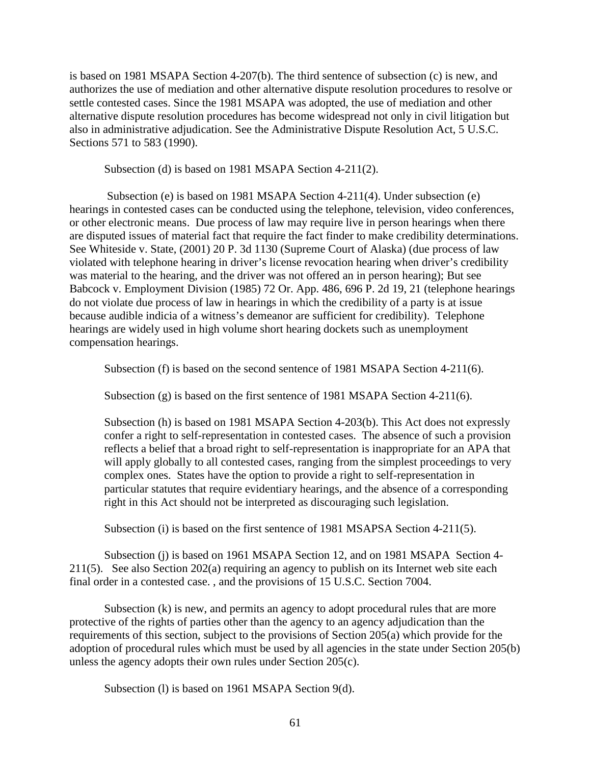is based on 1981 MSAPA Section 4-207(b). The third sentence of subsection (c) is new, and authorizes the use of mediation and other alternative dispute resolution procedures to resolve or settle contested cases. Since the 1981 MSAPA was adopted, the use of mediation and other alternative dispute resolution procedures has become widespread not only in civil litigation but also in administrative adjudication. See the Administrative Dispute Resolution Act, 5 U.S.C. Sections 571 to 583 (1990).

Subsection (d) is based on 1981 MSAPA Section 4-211(2).

Subsection (e) is based on 1981 MSAPA Section 4-211(4). Under subsection (e) hearings in contested cases can be conducted using the telephone, television, video conferences, or other electronic means. Due process of law may require live in person hearings when there are disputed issues of material fact that require the fact finder to make credibility determinations. See Whiteside v. State, (2001) 20 P. 3d 1130 (Supreme Court of Alaska) (due process of law violated with telephone hearing in driver's license revocation hearing when driver's credibility was material to the hearing, and the driver was not offered an in person hearing); But see Babcock v. Employment Division (1985) 72 Or. App. 486, 696 P. 2d 19, 21 (telephone hearings do not violate due process of law in hearings in which the credibility of a party is at issue because audible indicia of a witness's demeanor are sufficient for credibility). Telephone hearings are widely used in high volume short hearing dockets such as unemployment compensation hearings.

Subsection (f) is based on the second sentence of 1981 MSAPA Section 4-211(6).

Subsection (g) is based on the first sentence of 1981 MSAPA Section 4-211(6).

Subsection (h) is based on 1981 MSAPA Section 4-203(b). This Act does not expressly confer a right to self-representation in contested cases. The absence of such a provision reflects a belief that a broad right to self-representation is inappropriate for an APA that will apply globally to all contested cases, ranging from the simplest proceedings to very complex ones. States have the option to provide a right to self-representation in particular statutes that require evidentiary hearings, and the absence of a corresponding right in this Act should not be interpreted as discouraging such legislation.

Subsection (i) is based on the first sentence of 1981 MSAPSA Section 4-211(5).

Subsection (j) is based on 1961 MSAPA Section 12, and on 1981 MSAPA Section 4-211(5). See also Section 202(a) requiring an agency to publish on its Internet web site each final order in a contested case. , and the provisions of 15 U.S.C. Section 7004.

Subsection (k) is new, and permits an agency to adopt procedural rules that are more protective of the rights of parties other than the agency to an agency adjudication than the requirements of this section, subject to the provisions of Section 205(a) which provide for the adoption of procedural rules which must be used by all agencies in the state under Section 205(b) unless the agency adopts their own rules under Section 205(c).

Subsection (l) is based on 1961 MSAPA Section 9(d).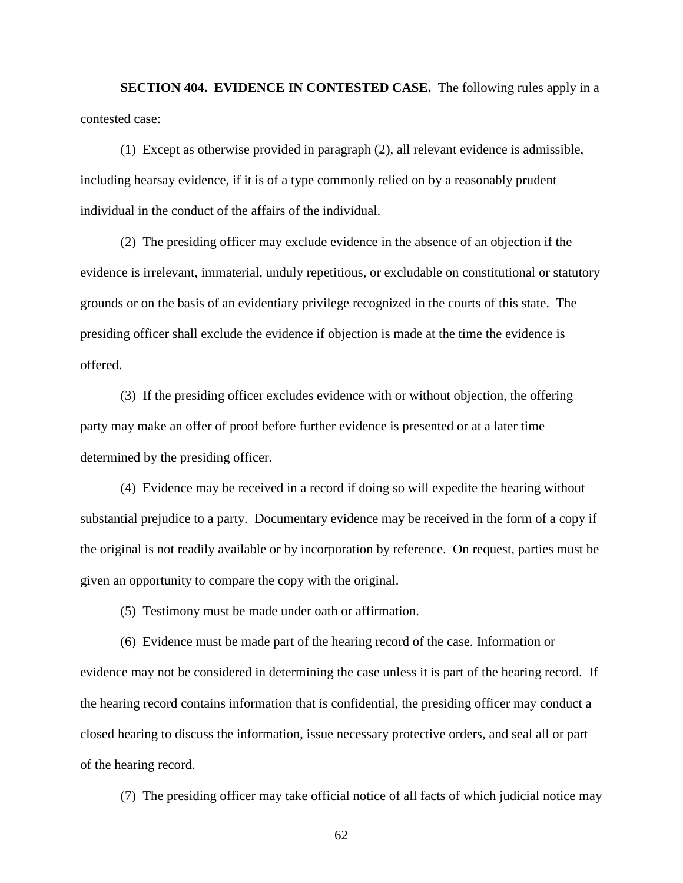**SECTION 404. EVIDENCE IN CONTESTED CASE.** The following rules apply in a contested case:

(1) Except as otherwise provided in paragraph (2), all relevant evidence is admissible, including hearsay evidence, if it is of a type commonly relied on by a reasonably prudent individual in the conduct of the affairs of the individual.

(2) The presiding officer may exclude evidence in the absence of an objection if the evidence is irrelevant, immaterial, unduly repetitious, or excludable on constitutional or statutory grounds or on the basis of an evidentiary privilege recognized in the courts of this state. The presiding officer shall exclude the evidence if objection is made at the time the evidence is offered.

(3) If the presiding officer excludes evidence with or without objection, the offering party may make an offer of proof before further evidence is presented or at a later time determined by the presiding officer.

(4) Evidence may be received in a record if doing so will expedite the hearing without substantial prejudice to a party. Documentary evidence may be received in the form of a copy if the original is not readily available or by incorporation by reference. On request, parties must be given an opportunity to compare the copy with the original.

(5) Testimony must be made under oath or affirmation.

(6) Evidence must be made part of the hearing record of the case. Information or evidence may not be considered in determining the case unless it is part of the hearing record. If the hearing record contains information that is confidential, the presiding officer may conduct a closed hearing to discuss the information, issue necessary protective orders, and seal all or part of the hearing record.

(7) The presiding officer may take official notice of all facts of which judicial notice may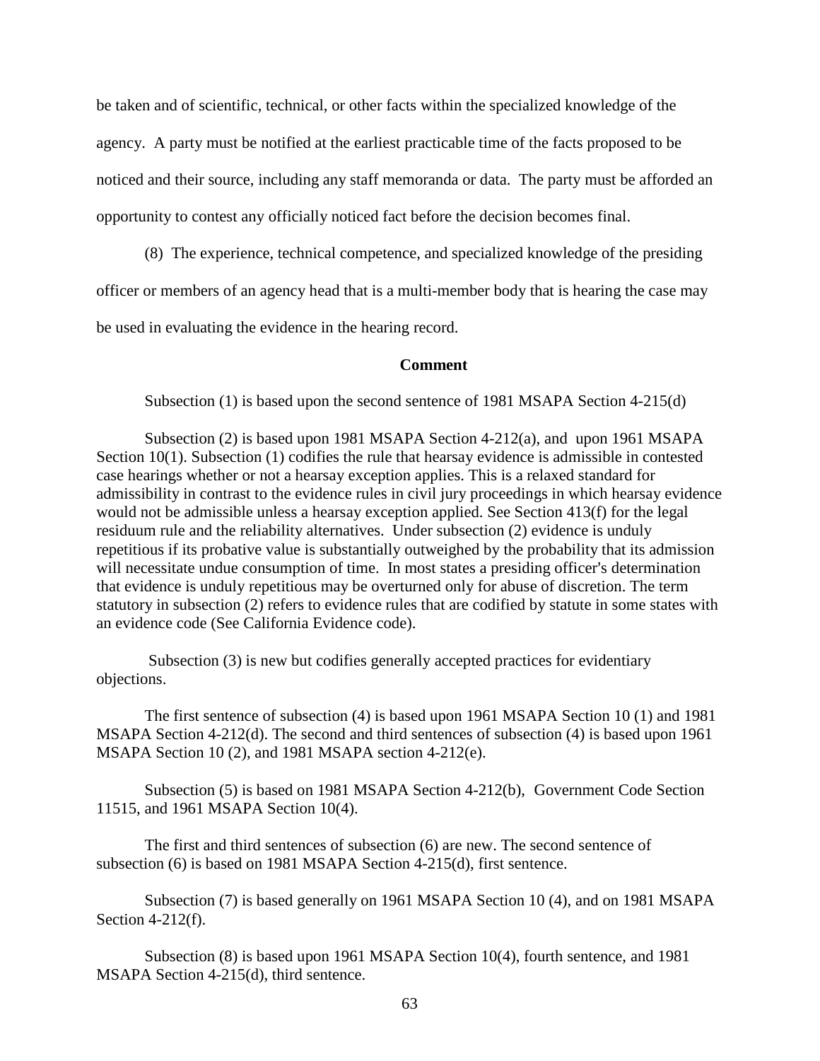be taken and of scientific, technical, or other facts within the specialized knowledge of the agency. A party must be notified at the earliest practicable time of the facts proposed to be noticed and their source, including any staff memoranda or data. The party must be afforded an opportunity to contest any officially noticed fact before the decision becomes final.

(8) The experience, technical competence, and specialized knowledge of the presiding officer or members of an agency head that is a multi-member body that is hearing the case may be used in evaluating the evidence in the hearing record.

**Comment**

Subsection (1) is based upon the second sentence of 1981 MSAPA Section 4-215(d)

Subsection (2) is based upon 1981 MSAPA Section 4-212(a), and upon 1961 MSAPA Section 10(1). Subsection (1) codifies the rule that hearsay evidence is admissible in contested case hearings whether or not a hearsay exception applies. This is a relaxed standard for admissibility in contrast to the evidence rules in civil jury proceedings in which hearsay evidence would not be admissible unless a hearsay exception applied. See Section 413(f) for the legal residuum rule and the reliability alternatives. Under subsection (2) evidence is unduly repetitious if its probative value is substantially outweighed by the probability that its admission will necessitate undue consumption of time. In most states a presiding officer's determination that evidence is unduly repetitious may be overturned only for abuse of discretion. The term statutory in subsection (2) refers to evidence rules that are codified by statute in some states with an evidence code (See California Evidence code).

Subsection (3) is new but codifies generally accepted practices for evidentiary objections.

The first sentence of subsection (4) is based upon 1961 MSAPA Section 10 (1) and 1981 MSAPA Section 4-212(d). The second and third sentences of subsection (4) is based upon 1961 MSAPA Section 10 (2), and 1981 MSAPA section 4-212(e).

Subsection (5) is based on 1981 MSAPA Section 4-212(b), Government Code Section 11515, and 1961 MSAPA Section 10(4).

The first and third sentences of subsection (6) are new. The second sentence of subsection (6) is based on 1981 MSAPA Section 4-215(d), first sentence.

Subsection (7) is based generally on 1961 MSAPA Section 10 (4), and on 1981 MSAPA Section 4-212(f).

Subsection (8) is based upon 1961 MSAPA Section 10(4), fourth sentence, and 1981 MSAPA Section 4-215(d), third sentence.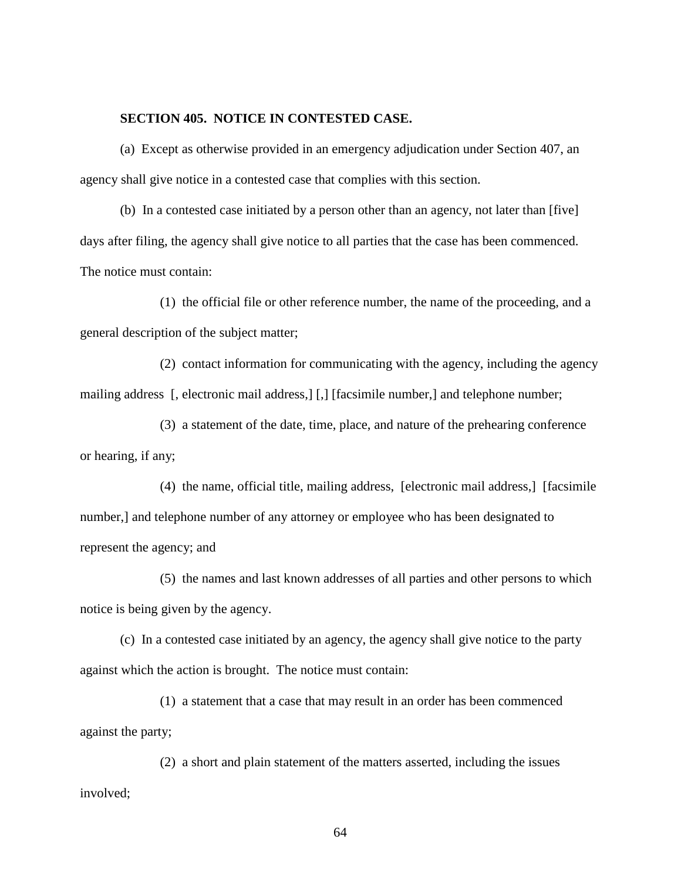**SECTION 405. NOTICE IN CONTESTED CASE.**

(a) Except as otherwise provided in an emergency adjudication under Section 407, an agency shall give notice in a contested case that complies with this section.

(b) In a contested case initiated by a person other than an agency, not later than [five] days after filing, the agency shall give notice to all parties that the case has been commenced. The notice must contain:

(1) the official file or other reference number, the name of the proceeding, and a general description of the subject matter;

(2) contact information for communicating with the agency, including the agency mailing address [, electronic mail address,] [,] [facsimile number,] and telephone number;

(3) a statement of the date, time, place, and nature of the prehearing conference or hearing, if any;

(4) the name, official title, mailing address, [electronic mail address,] [facsimile number,] and telephone number of any attorney or employee who has been designated to represent the agency; and

(5) the names and last known addresses of all parties and other persons to which notice is being given by the agency.

(c) In a contested case initiated by an agency, the agency shall give notice to the party against which the action is brought. The notice must contain:

(1) a statement that a case that may result in an order has been commenced against the party;

(2) a short and plain statement of the matters asserted, including the issues involved;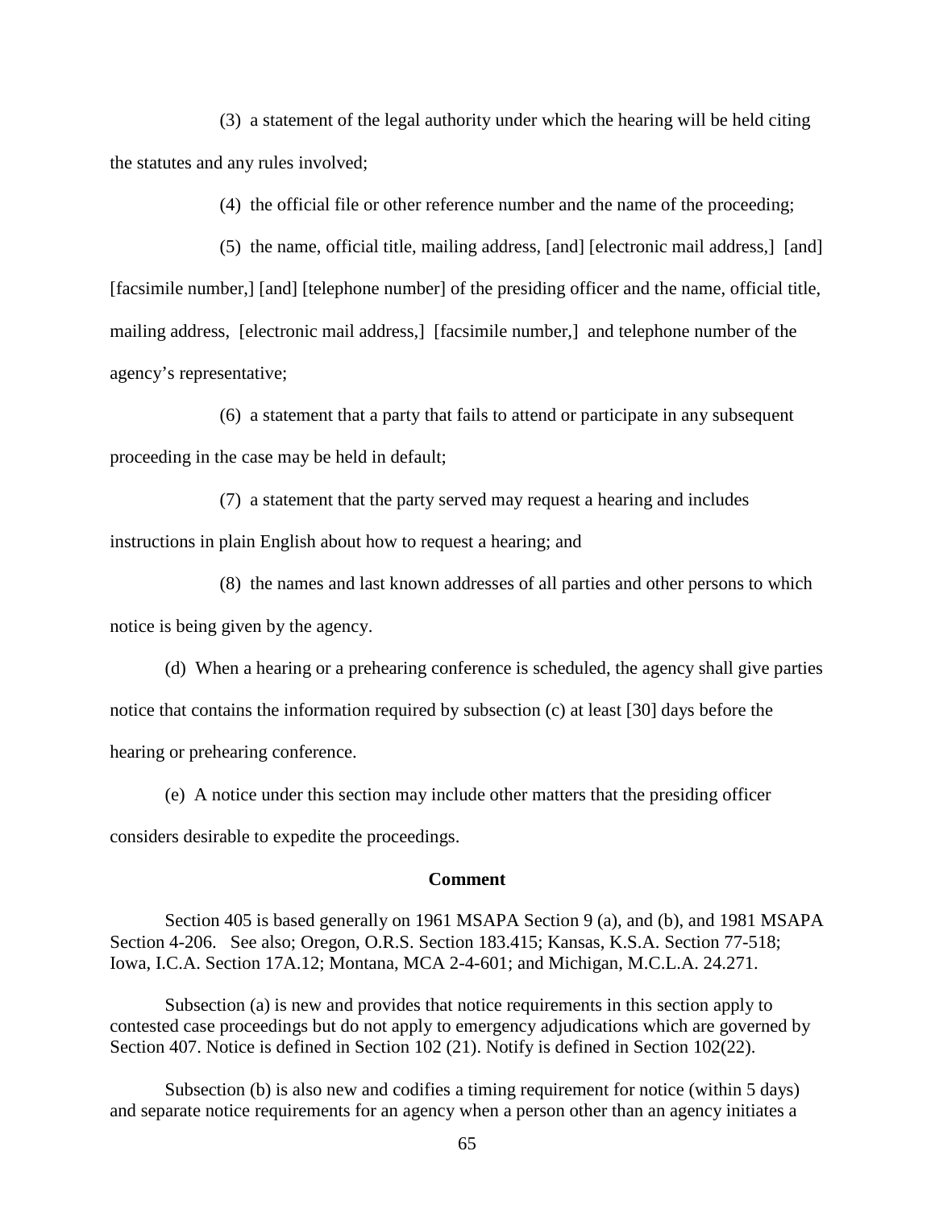(3) a statement of the legal authority under which the hearing will be held citing the statutes and any rules involved;

(4) the official file or other reference number and the name of the proceeding;

(5) the name, official title, mailing address, [and] [electronic mail address,] [and] [facsimile number,] [and] [telephone number] of the presiding officer and the name, official title, mailing address, [electronic mail address,] [facsimile number,] and telephone number of the agency's representative;

(6) a statement that a party that fails to attend or participate in any subsequent proceeding in the case may be held in default;

(7) a statement that the party served may request a hearing and includes instructions in plain English about how to request a hearing; and

(8) the names and last known addresses of all parties and other persons to which notice is being given by the agency.

(d) When a hearing or a prehearing conference is scheduled, the agency shall give parties notice that contains the information required by subsection (c) at least [30] days before the hearing or prehearing conference.

(e) A notice under this section may include other matters that the presiding officer considers desirable to expedite the proceedings.

**Comment**

Section 405 is based generally on 1961 MSAPA Section 9 (a), and (b), and 1981 MSAPA Section 4-206. See also; Oregon, O.R.S. Section 183.415; Kansas, K.S.A. Section 77-518; Iowa, I.C.A. Section 17A.12; Montana, MCA 2-4-601; and Michigan, M.C.L.A. 24.271.

Subsection (a) is new and provides that notice requirements in this section apply to contested case proceedings but do not apply to emergency adjudications which are governed by Section 407. Notice is defined in Section 102 (21). Notify is defined in Section 102(22).

Subsection (b) is also new and codifies a timing requirement for notice (within 5 days) and separate notice requirements for an agency when a person other than an agency initiates a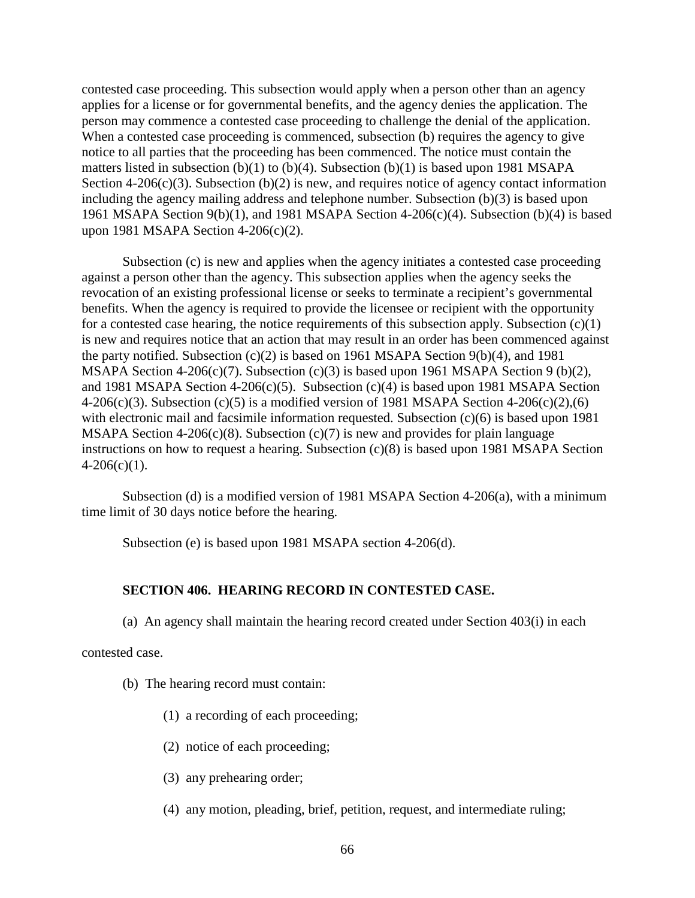contested case proceeding. This subsection would apply when a person other than an agency applies for a license or for governmental benefits, and the agency denies the application. The person may commence a contested case proceeding to challenge the denial of the application. When a contested case proceeding is commenced, subsection (b) requires the agency to give notice to all parties that the proceeding has been commenced. The notice must contain the matters listed in subsection (b)(1) to (b)(4). Subsection (b)(1) is based upon 1981 MSAPA Section 4-206(c)(3). Subsection (b)(2) is new, and requires notice of agency contact information including the agency mailing address and telephone number. Subsection (b)(3) is based upon 1961 MSAPA Section 9(b)(1), and 1981 MSAPA Section 4-206(c)(4). Subsection (b)(4) is based upon 1981 MSAPA Section 4-206(c)(2).

Subsection (c) is new and applies when the agency initiates a contested case proceeding against a person other than the agency. This subsection applies when the agency seeks the revocation of an existing professional license or seeks to terminate a recipient's governmental benefits. When the agency is required to provide the licensee or recipient with the opportunity for a contested case hearing, the notice requirements of this subsection apply. Subsection (c)(1) is new and requires notice that an action that may result in an order has been commenced against the party notified. Subsection (c)(2) is based on 1961 MSAPA Section 9(b)(4), and 1981 MSAPA Section 4-206(c)(7). Subsection (c)(3) is based upon 1961 MSAPA Section 9 (b)(2), and 1981 MSAPA Section 4-206(c)(5). Subsection (c)(4) is based upon 1981 MSAPA Section 4-206(c)(3). Subsection (c)(5) is a modified version of 1981 MSAPA Section 4-206(c)(2),(6) with electronic mail and facsimile information requested. Subsection (c)(6) is based upon 1981 MSAPA Section 4-206(c)(8). Subsection (c)(7) is new and provides for plain language instructions on how to request a hearing. Subsection (c)(8) is based upon 1981 MSAPA Section 4-206(c)(1).

Subsection (d) is a modified version of 1981 MSAPA Section 4-206(a), with a minimum time limit of 30 days notice before the hearing.

Subsection (e) is based upon 1981 MSAPA section 4-206(d).

**SECTION 406. HEARING RECORD IN CONTESTED CASE.**

(a) An agency shall maintain the hearing record created under Section 403(i) in each contested case.

(b) The hearing record must contain:

(1) a recording of each proceeding;

(2) notice of each proceeding;

(3) any prehearing order;

(4) any motion, pleading, brief, petition, request, and intermediate ruling;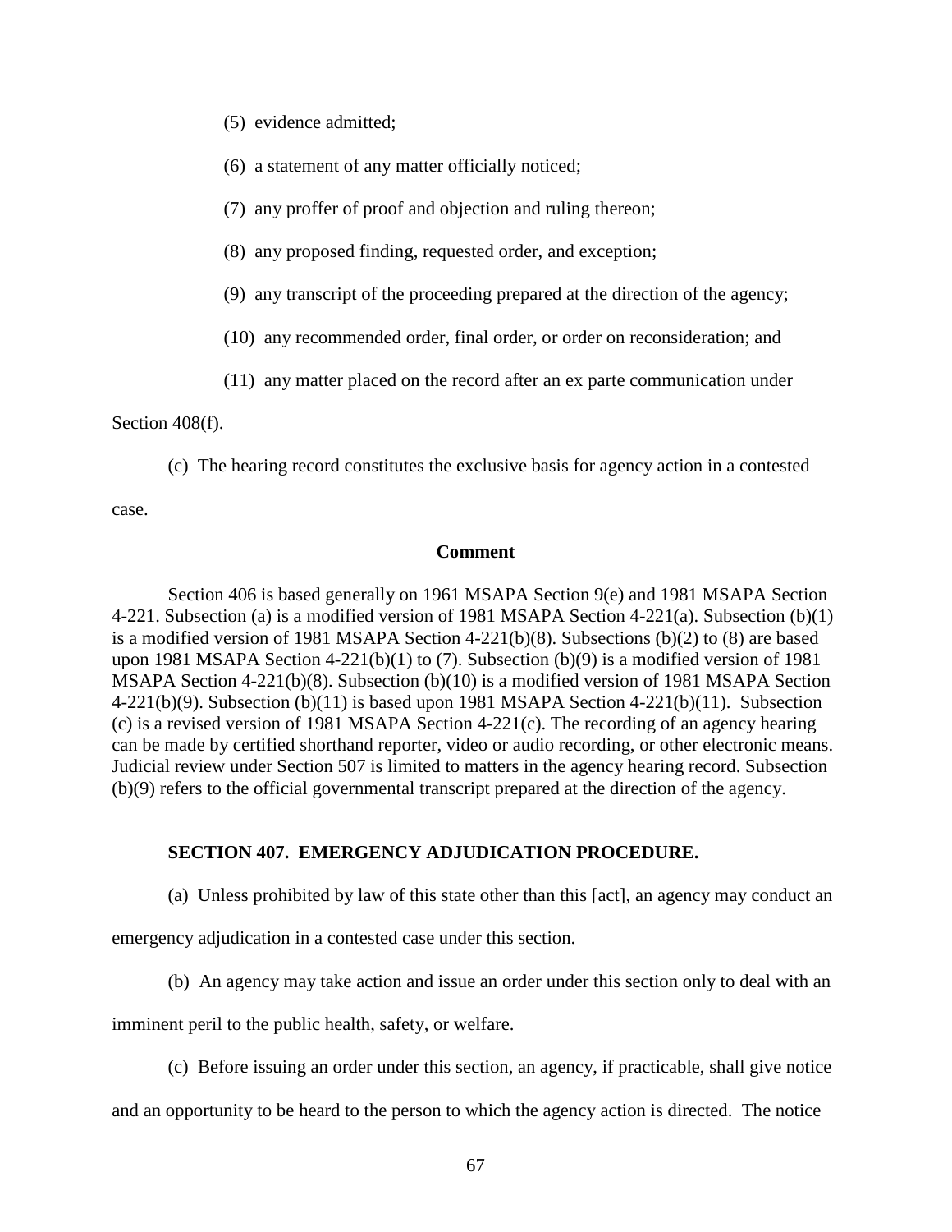(5) evidence admitted;

(6) a statement of any matter officially noticed;

(7) any proffer of proof and objection and ruling thereon;

(8) any proposed finding, requested order, and exception;

(9) any transcript of the proceeding prepared at the direction of the agency;

(10) any recommended order, final order, or order on reconsideration; and

(11) any matter placed on the record after an ex parte communication under Section 408(f).

(c) The hearing record constitutes the exclusive basis for agency action in a contested case.

**Comment**

Section 406 is based generally on 1961 MSAPA Section 9(e) and 1981 MSAPA Section 4-221. Subsection (a) is a modified version of 1981 MSAPA Section 4-221(a). Subsection (b)(1) is a modified version of 1981 MSAPA Section 4-221(b)(8). Subsections (b)(2) to (8) are based upon 1981 MSAPA Section 4-221(b)(1) to (7). Subsection (b)(9) is a modified version of 1981 MSAPA Section 4-221(b)(8). Subsection (b)(10) is a modified version of 1981 MSAPA Section 4-221(b)(9). Subsection (b)(11) is based upon 1981 MSAPA Section 4-221(b)(11). Subsection (c) is a revised version of 1981 MSAPA Section 4-221(c). The recording of an agency hearing can be made by certified shorthand reporter, video or audio recording, or other electronic means. Judicial review under Section 507 is limited to matters in the agency hearing record. Subsection (b)(9) refers to the official governmental transcript prepared at the direction of the agency.

**SECTION 407. EMERGENCY ADJUDICATION PROCEDURE.**

(a) Unless prohibited by law of this state other than this [act], an agency may conduct an emergency adjudication in a contested case under this section.

(b) An agency may take action and issue an order under this section only to deal with an imminent peril to the public health, safety, or welfare.

(c) Before issuing an order under this section, an agency, if practicable, shall give notice and an opportunity to be heard to the person to which the agency action is directed. The notice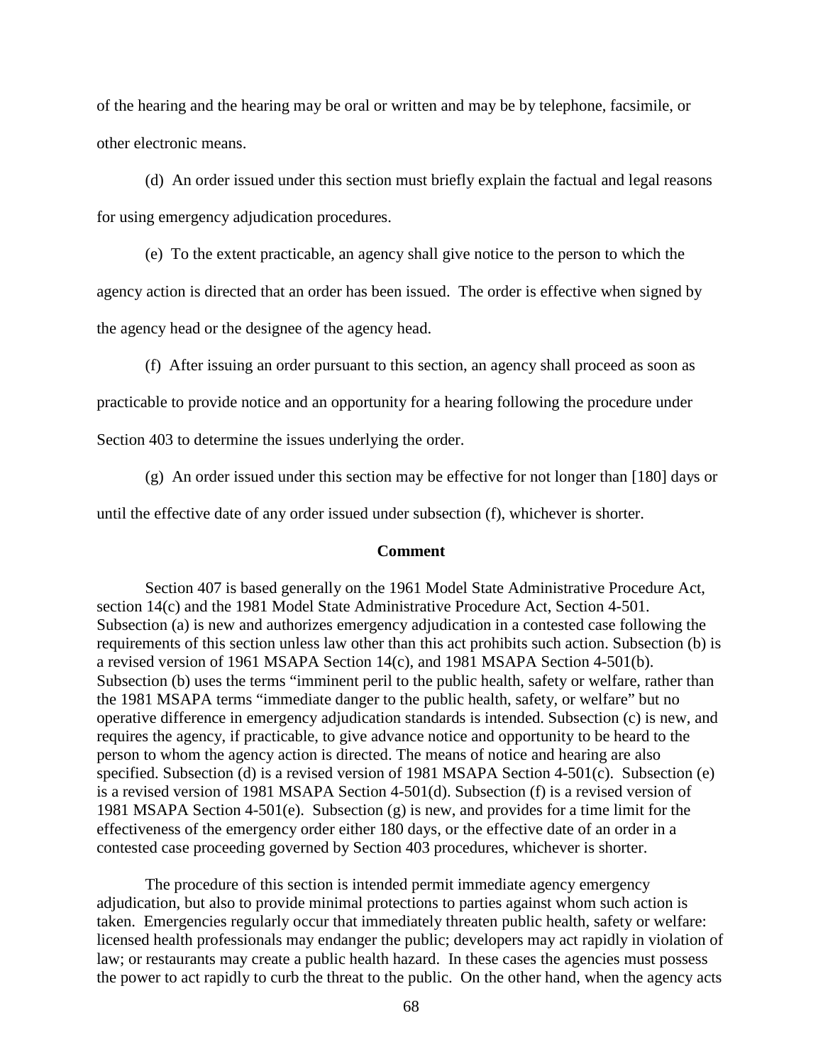of the hearing and the hearing may be oral or written and may be by telephone, facsimile, or other electronic means.

(d) An order issued under this section must briefly explain the factual and legal reasons for using emergency adjudication procedures.

(e) To the extent practicable, an agency shall give notice to the person to which the agency action is directed that an order has been issued. The order is effective when signed by the agency head or the designee of the agency head.

(f) After issuing an order pursuant to this section, an agency shall proceed as soon as practicable to provide notice and an opportunity for a hearing following the procedure under Section 403 to determine the issues underlying the order.

(g) An order issued under this section may be effective for not longer than [180] days or until the effective date of any order issued under subsection (f), whichever is shorter.

**Comment**

Section 407 is based generally on the 1961 Model State Administrative Procedure Act, section 14(c) and the 1981 Model State Administrative Procedure Act, Section 4-501. Subsection (a) is new and authorizes emergency adjudication in a contested case following the requirements of this section unless law other than this act prohibits such action. Subsection (b) is a revised version of 1961 MSAPA Section 14(c), and 1981 MSAPA Section 4-501(b). Subsection (b) uses the terms "imminent peril to the public health, safety or welfare, rather than the 1981 MSAPA terms "immediate danger to the public health, safety, or welfare" but no operative difference in emergency adjudication standards is intended. Subsection (c) is new, and requires the agency, if practicable, to give advance notice and opportunity to be heard to the person to whom the agency action is directed. The means of notice and hearing are also specified. Subsection (d) is a revised version of 1981 MSAPA Section 4-501(c). Subsection (e) is a revised version of 1981 MSAPA Section 4-501(d). Subsection (f) is a revised version of 1981 MSAPA Section 4-501(e). Subsection (g) is new, and provides for a time limit for the effectiveness of the emergency order either 180 days, or the effective date of an order in a contested case proceeding governed by Section 403 procedures, whichever is shorter.

The procedure of this section is intended permit immediate agency emergency adjudication, but also to provide minimal protections to parties against whom such action is taken. Emergencies regularly occur that immediately threaten public health, safety or welfare: licensed health professionals may endanger the public; developers may act rapidly in violation of law; or restaurants may create a public health hazard. In these cases the agencies must possess the power to act rapidly to curb the threat to the public. On the other hand, when the agency acts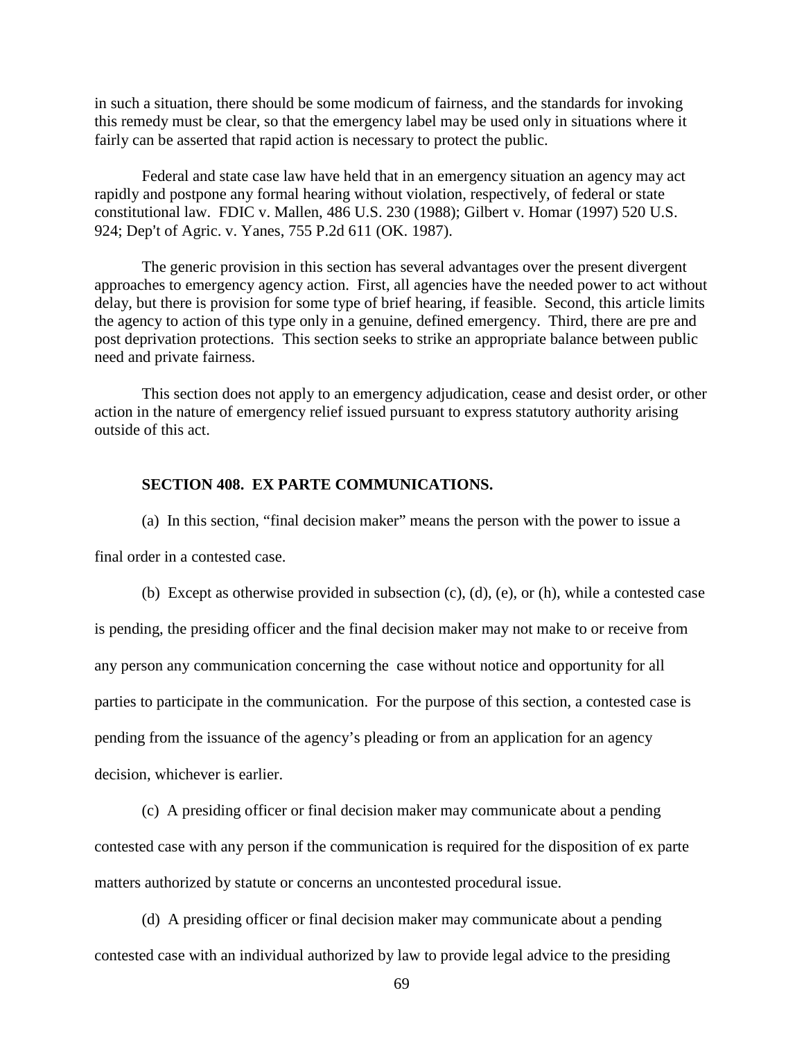in such a situation, there should be some modicum of fairness, and the standards for invoking this remedy must be clear, so that the emergency label may be used only in situations where it fairly can be asserted that rapid action is necessary to protect the public.

Federal and state case law have held that in an emergency situation an agency may act rapidly and postpone any formal hearing without violation, respectively, of federal or state constitutional law. FDIC v. Mallen, 486 U.S. 230 (1988); Gilbert v. Homar (1997) 520 U.S. 924; Dep't of Agric. v. Yanes, 755 P.2d 611 (OK. 1987).

The generic provision in this section has several advantages over the present divergent approaches to emergency agency action. First, all agencies have the needed power to act without delay, but there is provision for some type of brief hearing, if feasible. Second, this article limits the agency to action of this type only in a genuine, defined emergency. Third, there are pre and post deprivation protections. This section seeks to strike an appropriate balance between public need and private fairness.

This section does not apply to an emergency adjudication, cease and desist order, or other action in the nature of emergency relief issued pursuant to express statutory authority arising outside of this act.

**SECTION 408. EX PARTE COMMUNICATIONS.**

(a) In this section, "final decision maker" means the person with the power to issue a final order in a contested case.

(b) Except as otherwise provided in subsection (c), (d), (e), or (h), while a contested case is pending, the presiding officer and the final decision maker may not make to or receive from any person any communication concerning the case without notice and opportunity for all parties to participate in the communication. For the purpose of this section, a contested case is pending from the issuance of the agency's pleading or from an application for an agency decision, whichever is earlier.

(c) A presiding officer or final decision maker may communicate about a pending contested case with any person if the communication is required for the disposition of ex parte matters authorized by statute or concerns an uncontested procedural issue.

(d) A presiding officer or final decision maker may communicate about a pending contested case with an individual authorized by law to provide legal advice to the presiding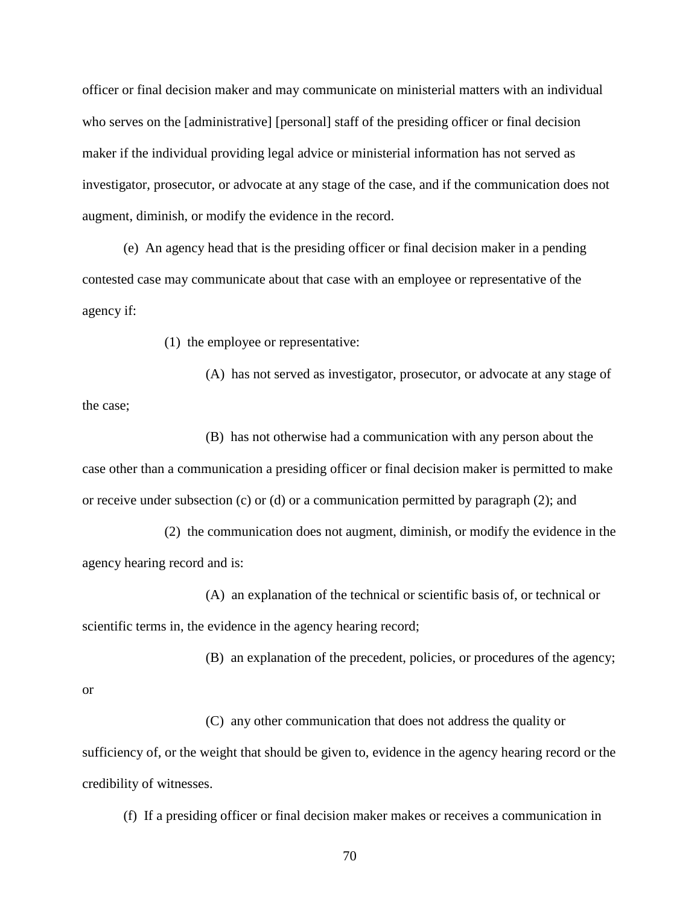officer or final decision maker and may communicate on ministerial matters with an individual who serves on the [administrative] [personal] staff of the presiding officer or final decision maker if the individual providing legal advice or ministerial information has not served as investigator, prosecutor, or advocate at any stage of the case, and if the communication does not augment, diminish, or modify the evidence in the record.

(e) An agency head that is the presiding officer or final decision maker in a pending contested case may communicate about that case with an employee or representative of the agency if:

(1) the employee or representative:

(A) has not served as investigator, prosecutor, or advocate at any stage of the case;

(B) has not otherwise had a communication with any person about the case other than a communication a presiding officer or final decision maker is permitted to make or receive under subsection (c) or (d) or a communication permitted by paragraph (2); and

(2) the communication does not augment, diminish, or modify the evidence in the agency hearing record and is:

(A) an explanation of the technical or scientific basis of, or technical or scientific terms in, the evidence in the agency hearing record;

(B) an explanation of the precedent, policies, or procedures of the agency; or

(C) any other communication that does not address the quality or sufficiency of, or the weight that should be given to, evidence in the agency hearing record or the credibility of witnesses.

(f) If a presiding officer or final decision maker makes or receives a communication in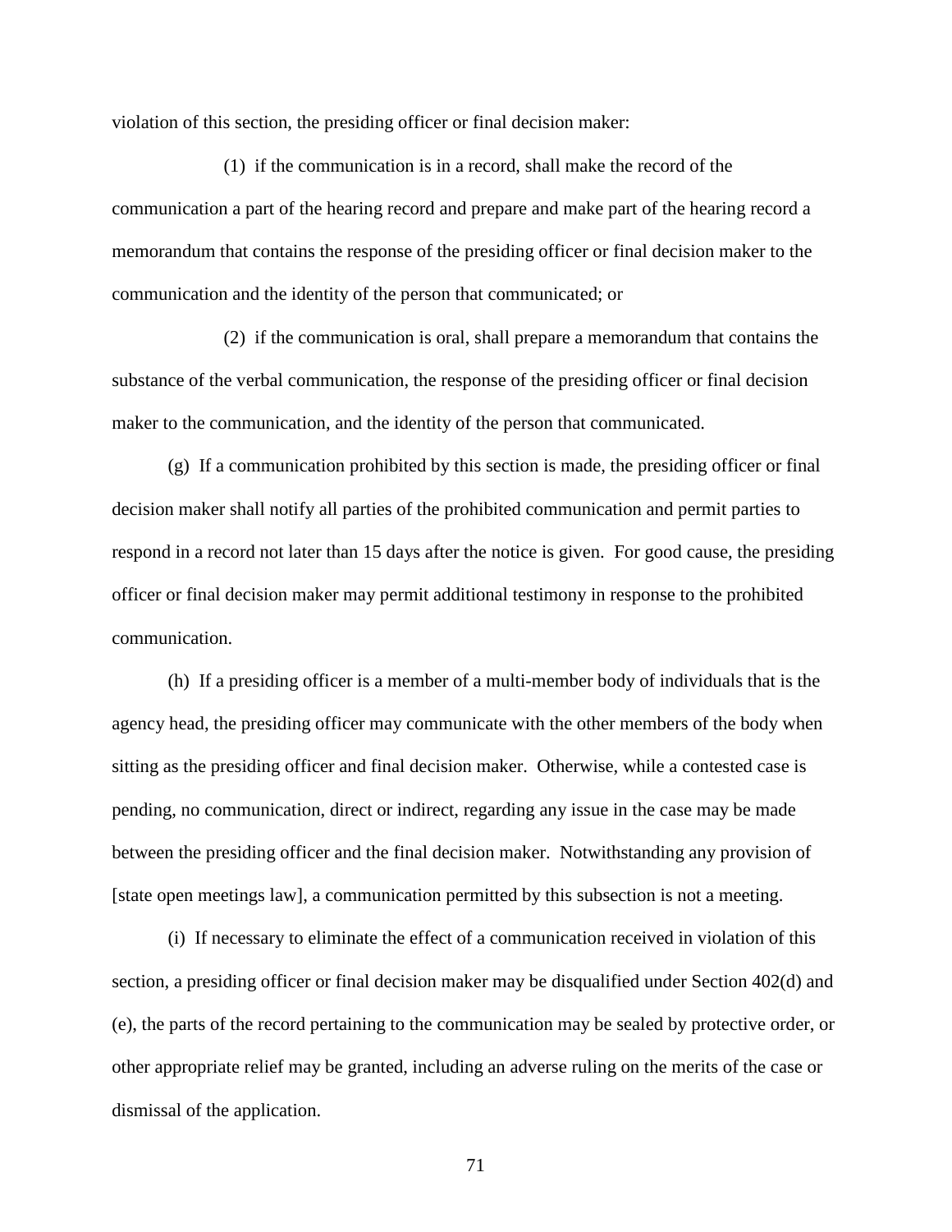violation of this section, the presiding officer or final decision maker:

(1) if the communication is in a record, shall make the record of the communication a part of the hearing record and prepare and make part of the hearing record a memorandum that contains the response of the presiding officer or final decision maker to the communication and the identity of the person that communicated; or

(2) if the communication is oral, shall prepare a memorandum that contains the substance of the verbal communication, the response of the presiding officer or final decision maker to the communication, and the identity of the person that communicated.

(g) If a communication prohibited by this section is made, the presiding officer or final decision maker shall notify all parties of the prohibited communication and permit parties to respond in a record not later than 15 days after the notice is given. For good cause, the presiding officer or final decision maker may permit additional testimony in response to the prohibited communication.

(h) If a presiding officer is a member of a multi-member body of individuals that is the agency head, the presiding officer may communicate with the other members of the body when sitting as the presiding officer and final decision maker. Otherwise, while a contested case is pending, no communication, direct or indirect, regarding any issue in the case may be made between the presiding officer and the final decision maker. Notwithstanding any provision of [state open meetings law], a communication permitted by this subsection is not a meeting.

(i) If necessary to eliminate the effect of a communication received in violation of this section, a presiding officer or final decision maker may be disqualified under Section 402(d) and (e), the parts of the record pertaining to the communication may be sealed by protective order, or other appropriate relief may be granted, including an adverse ruling on the merits of the case or dismissal of the application.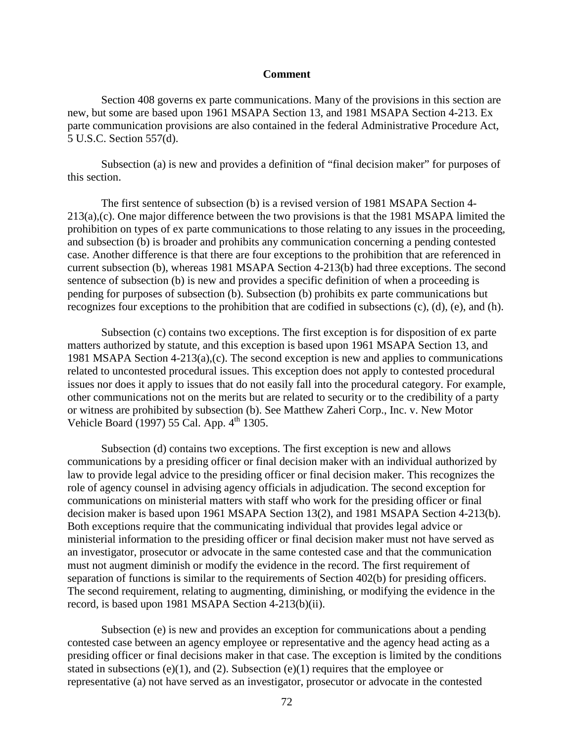**Comment**

Section 408 governs ex parte communications. Many of the provisions in this section are new, but some are based upon 1961 MSAPA Section 13, and 1981 MSAPA Section 4-213. Ex parte communication provisions are also contained in the federal Administrative Procedure Act, 5 U.S.C. Section 557(d).

Subsection (a) is new and provides a definition of "final decision maker" for purposes of this section.

The first sentence of subsection (b) is a revised version of 1981 MSAPA Section 4-213(a),(c). One major difference between the two provisions is that the 1981 MSAPA limited the prohibition on types of ex parte communications to those relating to any issues in the proceeding, and subsection (b) is broader and prohibits any communication concerning a pending contested case. Another difference is that there are four exceptions to the prohibition that are referenced in current subsection (b), whereas 1981 MSAPA Section 4-213(b) had three exceptions. The second sentence of subsection (b) is new and provides a specific definition of when a proceeding is pending for purposes of subsection (b). Subsection (b) prohibits ex parte communications but recognizes four exceptions to the prohibition that are codified in subsections (c), (d), (e), and (h).

Subsection (c) contains two exceptions. The first exception is for disposition of ex parte matters authorized by statute, and this exception is based upon 1961 MSAPA Section 13, and 1981 MSAPA Section 4-213(a),(c). The second exception is new and applies to communications related to uncontested procedural issues. This exception does not apply to contested procedural issues nor does it apply to issues that do not easily fall into the procedural category. For example, other communications not on the merits but are related to security or to the credibility of a party or witness are prohibited by subsection (b). See Matthew Zaheri Corp., Inc. v. New Motor Vehicle Board (1997) 55 Cal. App. 4th 1305.

Subsection (d) contains two exceptions. The first exception is new and allows communications by a presiding officer or final decision maker with an individual authorized by law to provide legal advice to the presiding officer or final decision maker. This recognizes the role of agency counsel in advising agency officials in adjudication. The second exception for communications on ministerial matters with staff who work for the presiding officer or final decision maker is based upon 1961 MSAPA Section 13(2), and 1981 MSAPA Section 4-213(b). Both exceptions require that the communicating individual that provides legal advice or ministerial information to the presiding officer or final decision maker must not have served as an investigator, prosecutor or advocate in the same contested case and that the communication must not augment diminish or modify the evidence in the record. The first requirement of separation of functions is similar to the requirements of Section 402(b) for presiding officers. The second requirement, relating to augmenting, diminishing, or modifying the evidence in the record, is based upon 1981 MSAPA Section 4-213(b)(ii).

Subsection (e) is new and provides an exception for communications about a pending contested case between an agency employee or representative and the agency head acting as a presiding officer or final decisions maker in that case. The exception is limited by the conditions stated in subsections (e)(1), and (2). Subsection (e)(1) requires that the employee or representative (a) not have served as an investigator, prosecutor or advocate in the contested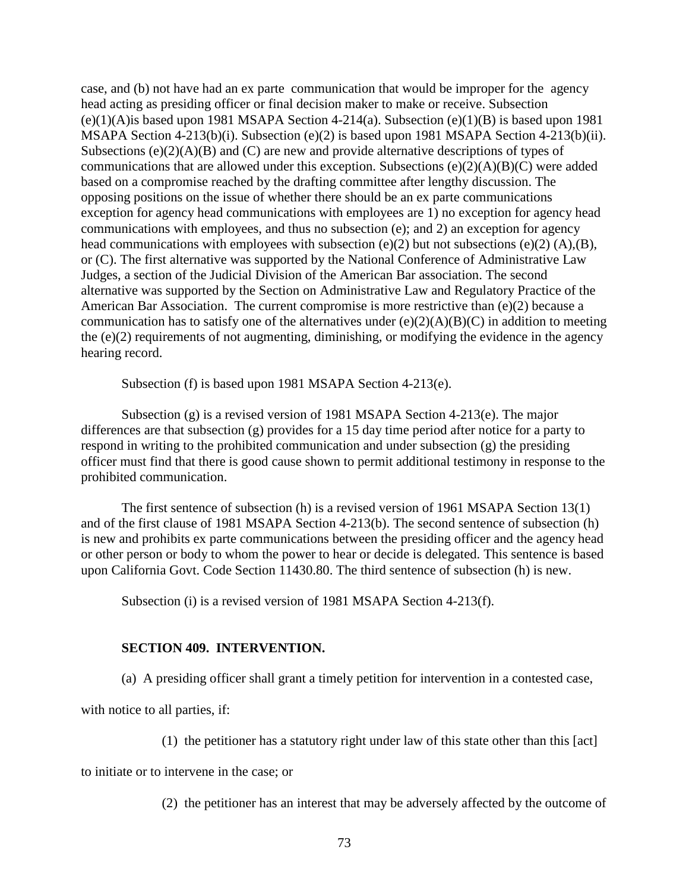case, and (b) not have had an ex parte communication that would be improper for the agency head acting as presiding officer or final decision maker to make or receive. Subsection (e)(1)(A)is based upon 1981 MSAPA Section 4-214(a). Subsection (e)(1)(B) is based upon 1981 MSAPA Section 4-213(b)(i). Subsection (e)(2) is based upon 1981 MSAPA Section 4-213(b)(ii). Subsections (e)(2)(A)(B) and (C) are new and provide alternative descriptions of types of communications that are allowed under this exception. Subsections (e)(2)(A)(B)(C) were added based on a compromise reached by the drafting committee after lengthy discussion. The opposing positions on the issue of whether there should be an ex parte communications exception for agency head communications with employees are 1) no exception for agency head communications with employees, and thus no subsection (e); and 2) an exception for agency head communications with employees with subsection (e)(2) but not subsections (e)(2) (A),(B), or (C). The first alternative was supported by the National Conference of Administrative Law Judges, a section of the Judicial Division of the American Bar association. The second alternative was supported by the Section on Administrative Law and Regulatory Practice of the American Bar Association. The current compromise is more restrictive than (e)(2) because a communication has to satisfy one of the alternatives under (e)(2)(A)(B)(C) in addition to meeting the (e)(2) requirements of not augmenting, diminishing, or modifying the evidence in the agency hearing record.

Subsection (f) is based upon 1981 MSAPA Section 4-213(e).

Subsection (g) is a revised version of 1981 MSAPA Section 4-213(e). The major differences are that subsection (g) provides for a 15 day time period after notice for a party to respond in writing to the prohibited communication and under subsection (g) the presiding officer must find that there is good cause shown to permit additional testimony in response to the prohibited communication.

The first sentence of subsection (h) is a revised version of 1961 MSAPA Section 13(1) and of the first clause of 1981 MSAPA Section 4-213(b). The second sentence of subsection (h) is new and prohibits ex parte communications between the presiding officer and the agency head or other person or body to whom the power to hear or decide is delegated. This sentence is based upon California Govt. Code Section 11430.80. The third sentence of subsection (h) is new.

Subsection (i) is a revised version of 1981 MSAPA Section 4-213(f).

**SECTION 409. INTERVENTION.**

(a) A presiding officer shall grant a timely petition for intervention in a contested case, with notice to all parties, if:

(1) the petitioner has a statutory right under law of this state other than this [act] to initiate or to intervene in the case; or

(2) the petitioner has an interest that may be adversely affected by the outcome of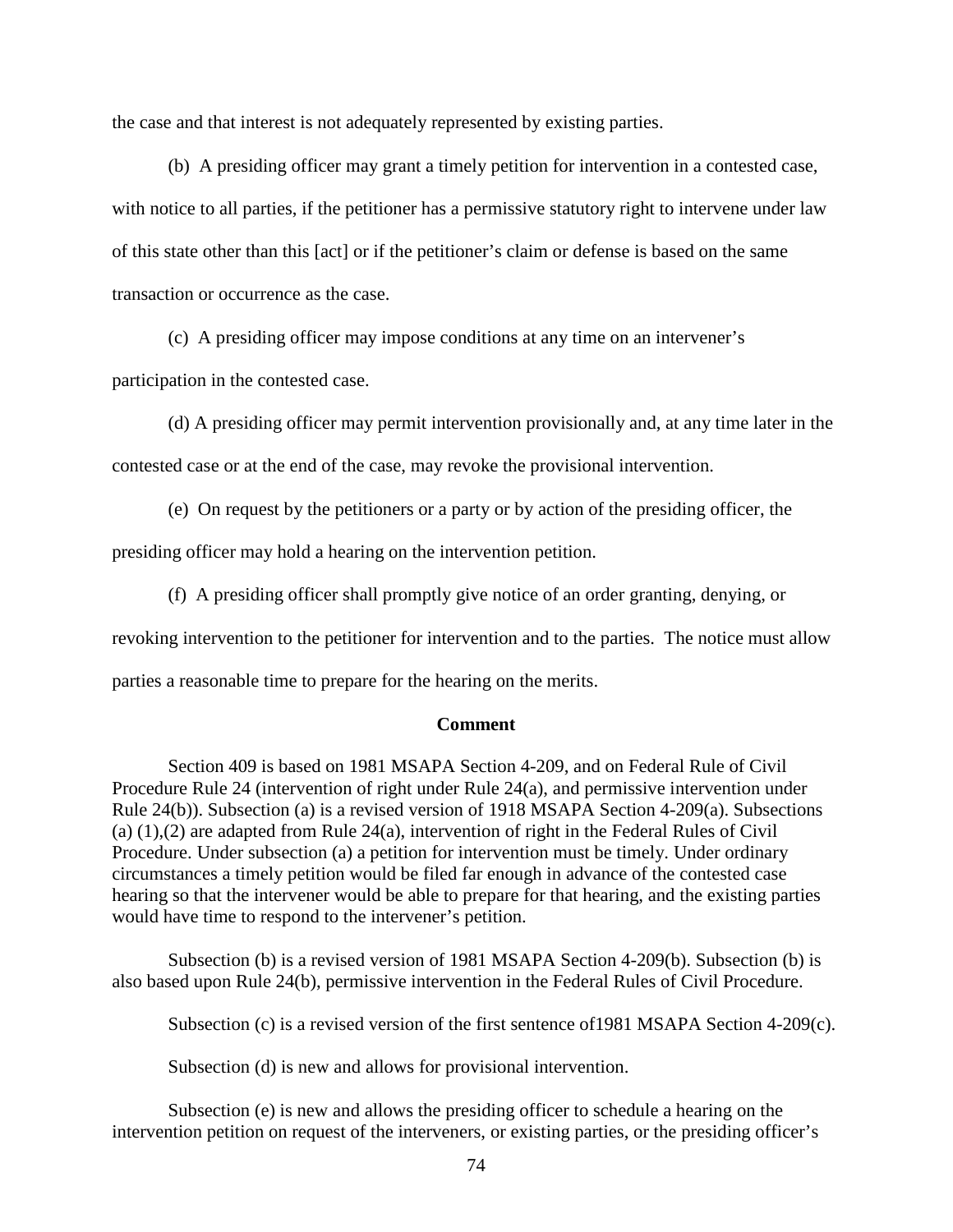the case and that interest is not adequately represented by existing parties.

(b) A presiding officer may grant a timely petition for intervention in a contested case, with notice to all parties, if the petitioner has a permissive statutory right to intervene under law of this state other than this [act] or if the petitioner's claim or defense is based on the same transaction or occurrence as the case.

(c) A presiding officer may impose conditions at any time on an intervener's participation in the contested case.

(d) A presiding officer may permit intervention provisionally and, at any time later in the contested case or at the end of the case, may revoke the provisional intervention.

(e) On request by the petitioners or a party or by action of the presiding officer, the presiding officer may hold a hearing on the intervention petition.

(f) A presiding officer shall promptly give notice of an order granting, denying, or revoking intervention to the petitioner for intervention and to the parties. The notice must allow parties a reasonable time to prepare for the hearing on the merits.

**Comment**

Section 409 is based on 1981 MSAPA Section 4-209, and on Federal Rule of Civil Procedure Rule 24 (intervention of right under Rule 24(a), and permissive intervention under Rule 24(b)). Subsection (a) is a revised version of 1918 MSAPA Section 4-209(a). Subsections (a) (1),(2) are adapted from Rule 24(a), intervention of right in the Federal Rules of Civil Procedure. Under subsection (a) a petition for intervention must be timely. Under ordinary circumstances a timely petition would be filed far enough in advance of the contested case hearing so that the intervener would be able to prepare for that hearing, and the existing parties would have time to respond to the intervener's petition.

Subsection (b) is a revised version of 1981 MSAPA Section 4-209(b). Subsection (b) is also based upon Rule 24(b), permissive intervention in the Federal Rules of Civil Procedure.

Subsection (c) is a revised version of the first sentence of1981 MSAPA Section 4-209(c).

Subsection (d) is new and allows for provisional intervention.

Subsection (e) is new and allows the presiding officer to schedule a hearing on the intervention petition on request of the interveners, or existing parties, or the presiding officer's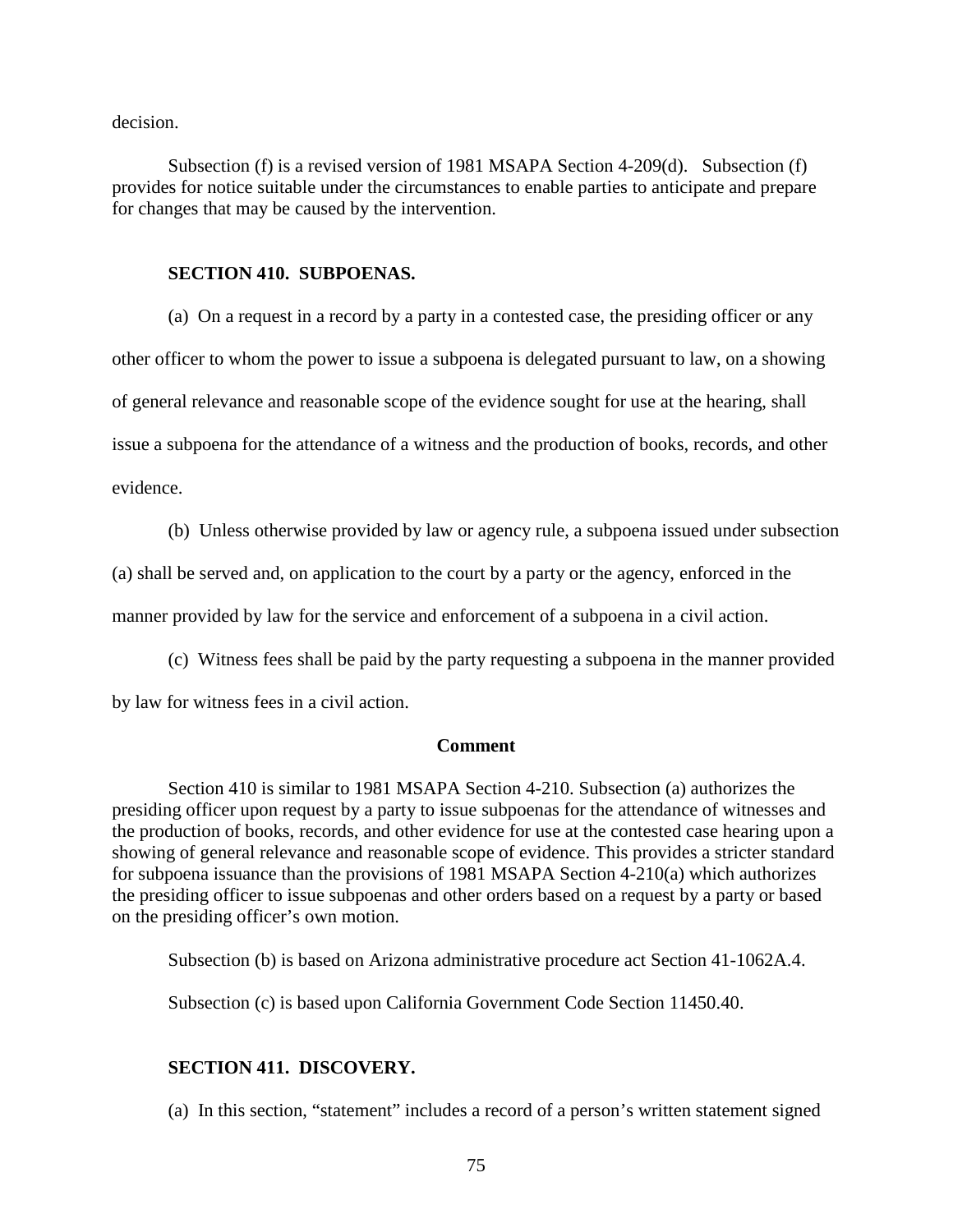decision.

Subsection (f) is a revised version of 1981 MSAPA Section 4-209(d). Subsection (f) provides for notice suitable under the circumstances to enable parties to anticipate and prepare for changes that may be caused by the intervention.

**SECTION 410. SUBPOENAS.**

(a) On a request in a record by a party in a contested case, the presiding officer or any other officer to whom the power to issue a subpoena is delegated pursuant to law, on a showing of general relevance and reasonable scope of the evidence sought for use at the hearing, shall issue a subpoena for the attendance of a witness and the production of books, records, and other evidence.

(b) Unless otherwise provided by law or agency rule, a subpoena issued under subsection (a) shall be served and, on application to the court by a party or the agency, enforced in the manner provided by law for the service and enforcement of a subpoena in a civil action.

(c) Witness fees shall be paid by the party requesting a subpoena in the manner provided by law for witness fees in a civil action.

**Comment**

Section 410 is similar to 1981 MSAPA Section 4-210. Subsection (a) authorizes the presiding officer upon request by a party to issue subpoenas for the attendance of witnesses and the production of books, records, and other evidence for use at the contested case hearing upon a showing of general relevance and reasonable scope of evidence. This provides a stricter standard for subpoena issuance than the provisions of 1981 MSAPA Section 4-210(a) which authorizes the presiding officer to issue subpoenas and other orders based on a request by a party or based on the presiding officer's own motion.

Subsection (b) is based on Arizona administrative procedure act Section 41-1062A.4.

Subsection (c) is based upon California Government Code Section 11450.40.

**SECTION 411. DISCOVERY.**

(a) In this section, "statement" includes a record of a person's written statement signed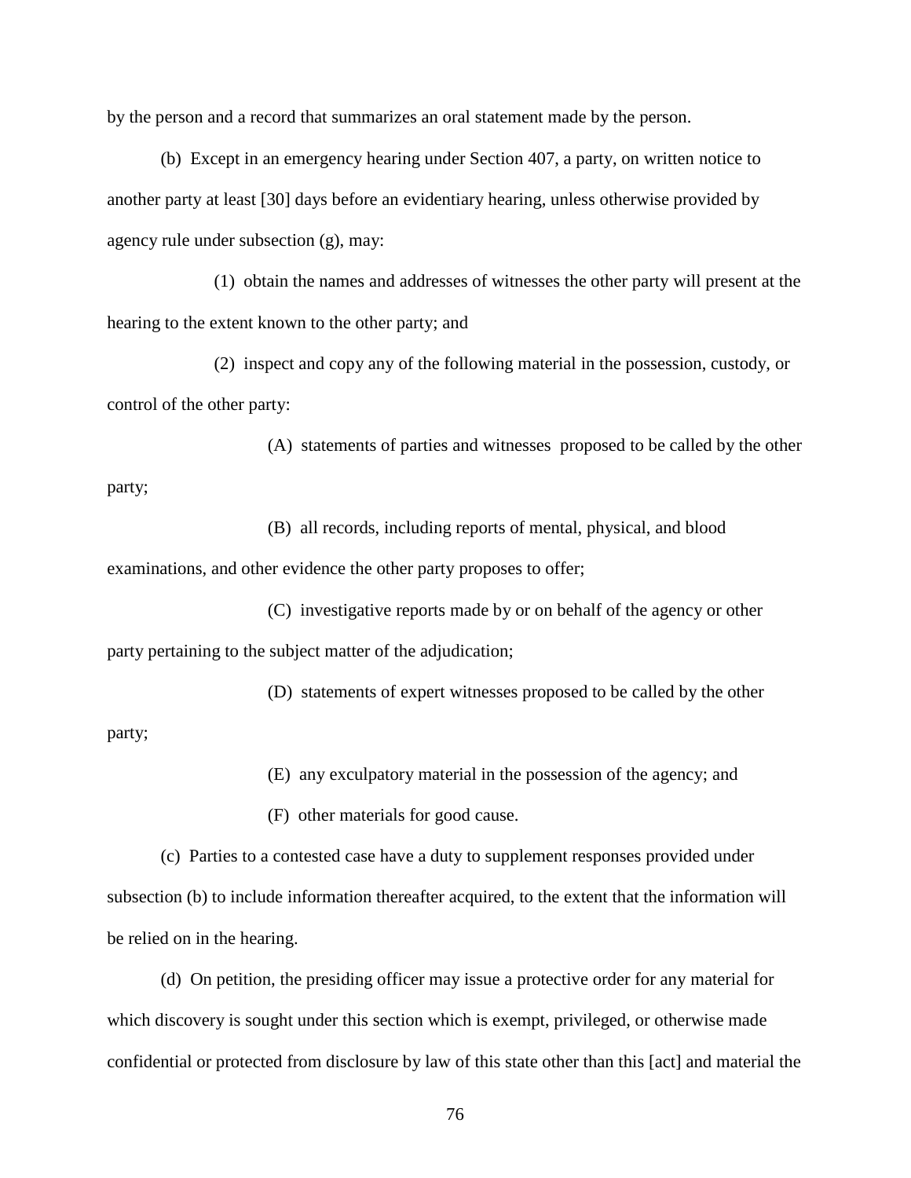by the person and a record that summarizes an oral statement made by the person.

(b) Except in an emergency hearing under Section 407, a party, on written notice to another party at least [30] days before an evidentiary hearing, unless otherwise provided by agency rule under subsection (g), may:

(1) obtain the names and addresses of witnesses the other party will present at the hearing to the extent known to the other party; and

(2) inspect and copy any of the following material in the possession, custody, or control of the other party:

(A) statements of parties and witnesses proposed to be called by the other party;

(B) all records, including reports of mental, physical, and blood examinations, and other evidence the other party proposes to offer;

(C) investigative reports made by or on behalf of the agency or other party pertaining to the subject matter of the adjudication;

(D) statements of expert witnesses proposed to be called by the other party;

(E) any exculpatory material in the possession of the agency; and

(F) other materials for good cause.

(c) Parties to a contested case have a duty to supplement responses provided under subsection (b) to include information thereafter acquired, to the extent that the information will be relied on in the hearing.

(d) On petition, the presiding officer may issue a protective order for any material for which discovery is sought under this section which is exempt, privileged, or otherwise made confidential or protected from disclosure by law of this state other than this [act] and material the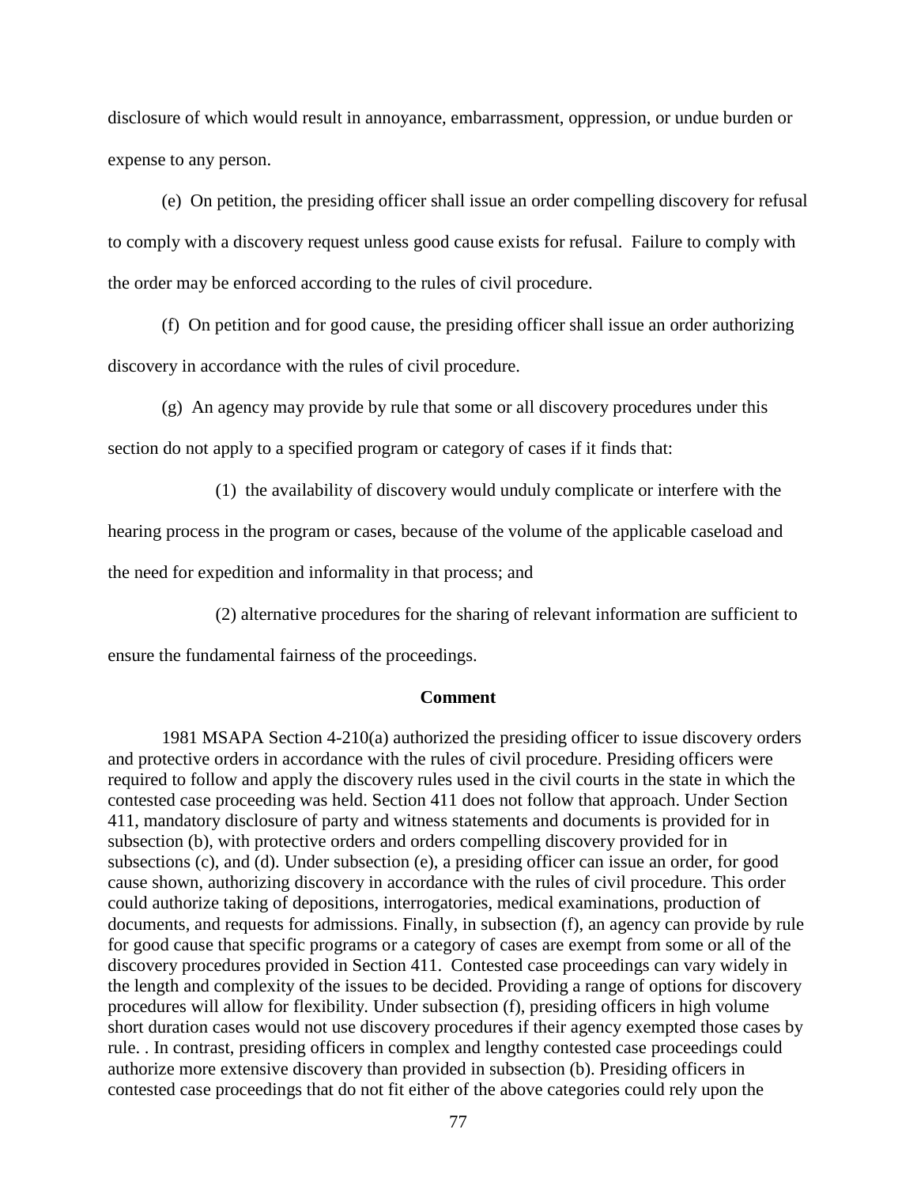disclosure of which would result in annoyance, embarrassment, oppression, or undue burden or expense to any person.

(e) On petition, the presiding officer shall issue an order compelling discovery for refusal to comply with a discovery request unless good cause exists for refusal. Failure to comply with the order may be enforced according to the rules of civil procedure.

(f) On petition and for good cause, the presiding officer shall issue an order authorizing discovery in accordance with the rules of civil procedure.

(g) An agency may provide by rule that some or all discovery procedures under this section do not apply to a specified program or category of cases if it finds that:

(1) the availability of discovery would unduly complicate or interfere with the hearing process in the program or cases, because of the volume of the applicable caseload and the need for expedition and informality in that process; and

(2) alternative procedures for the sharing of relevant information are sufficient to ensure the fundamental fairness of the proceedings.

**Comment**

1981 MSAPA Section 4-210(a) authorized the presiding officer to issue discovery orders and protective orders in accordance with the rules of civil procedure. Presiding officers were required to follow and apply the discovery rules used in the civil courts in the state in which the contested case proceeding was held. Section 411 does not follow that approach. Under Section 411, mandatory disclosure of party and witness statements and documents is provided for in subsection (b), with protective orders and orders compelling discovery provided for in subsections (c), and (d). Under subsection (e), a presiding officer can issue an order, for good cause shown, authorizing discovery in accordance with the rules of civil procedure. This order could authorize taking of depositions, interrogatories, medical examinations, production of documents, and requests for admissions. Finally, in subsection (f), an agency can provide by rule for good cause that specific programs or a category of cases are exempt from some or all of the discovery procedures provided in Section 411. Contested case proceedings can vary widely in the length and complexity of the issues to be decided. Providing a range of options for discovery procedures will allow for flexibility. Under subsection (f), presiding officers in high volume short duration cases would not use discovery procedures if their agency exempted those cases by rule. . In contrast, presiding officers in complex and lengthy contested case proceedings could authorize more extensive discovery than provided in subsection (b). Presiding officers in contested case proceedings that do not fit either of the above categories could rely upon the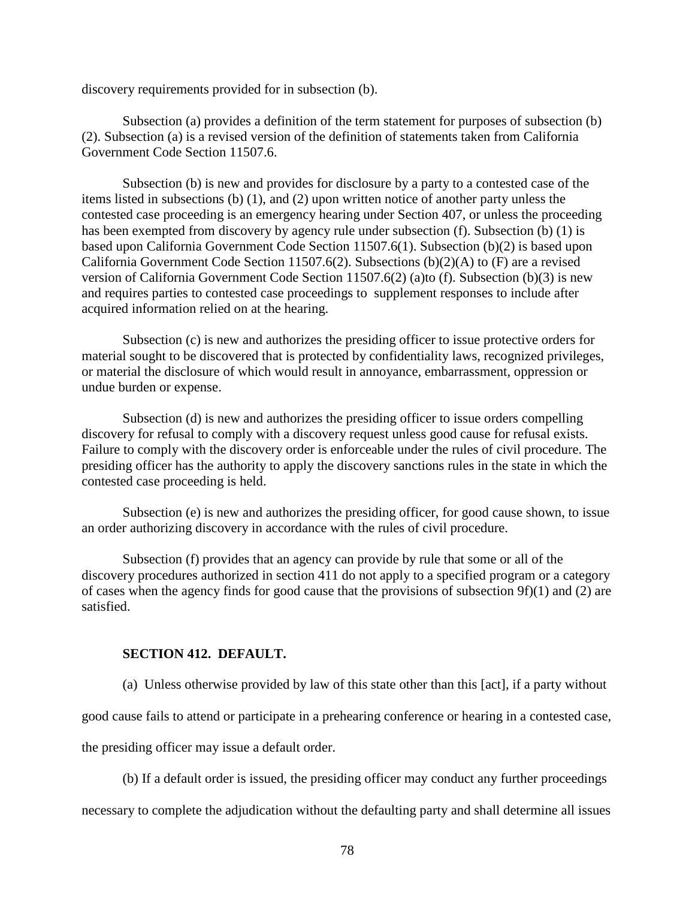discovery requirements provided for in subsection (b).

Subsection (a) provides a definition of the term statement for purposes of subsection (b)(2). Subsection (a) is a revised version of the definition of statements taken from California Government Code Section 11507.6.

Subsection (b) is new and provides for disclosure by a party to a contested case of the items listed in subsections (b) (1), and (2) upon written notice of another party unless the contested case proceeding is an emergency hearing under Section 407, or unless the proceeding has been exempted from discovery by agency rule under subsection (f). Subsection (b) (1) is based upon California Government Code Section 11507.6(1). Subsection (b)(2) is based upon California Government Code Section 11507.6(2). Subsections (b)(2)(A) to (F) are a revised version of California Government Code Section 11507.6(2) (a)to (f). Subsection (b)(3) is new and requires parties to contested case proceedings to supplement responses to include after acquired information relied on at the hearing.

Subsection (c) is new and authorizes the presiding officer to issue protective orders for material sought to be discovered that is protected by confidentiality laws, recognized privileges, or material the disclosure of which would result in annoyance, embarrassment, oppression or undue burden or expense.

Subsection (d) is new and authorizes the presiding officer to issue orders compelling discovery for refusal to comply with a discovery request unless good cause for refusal exists. Failure to comply with the discovery order is enforceable under the rules of civil procedure. The presiding officer has the authority to apply the discovery sanctions rules in the state in which the contested case proceeding is held.

Subsection (e) is new and authorizes the presiding officer, for good cause shown, to issue an order authorizing discovery in accordance with the rules of civil procedure.

Subsection (f) provides that an agency can provide by rule that some or all of the discovery procedures authorized in section 411 do not apply to a specified program or a category of cases when the agency finds for good cause that the provisions of subsection 9f)(1) and (2) are satisfied.

**SECTION 412. DEFAULT.**

(a) Unless otherwise provided by law of this state other than this [act], if a party without good cause fails to attend or participate in a prehearing conference or hearing in a contested case, the presiding officer may issue a default order.

(b) If a default order is issued, the presiding officer may conduct any further proceedings necessary to complete the adjudication without the defaulting party and shall determine all issues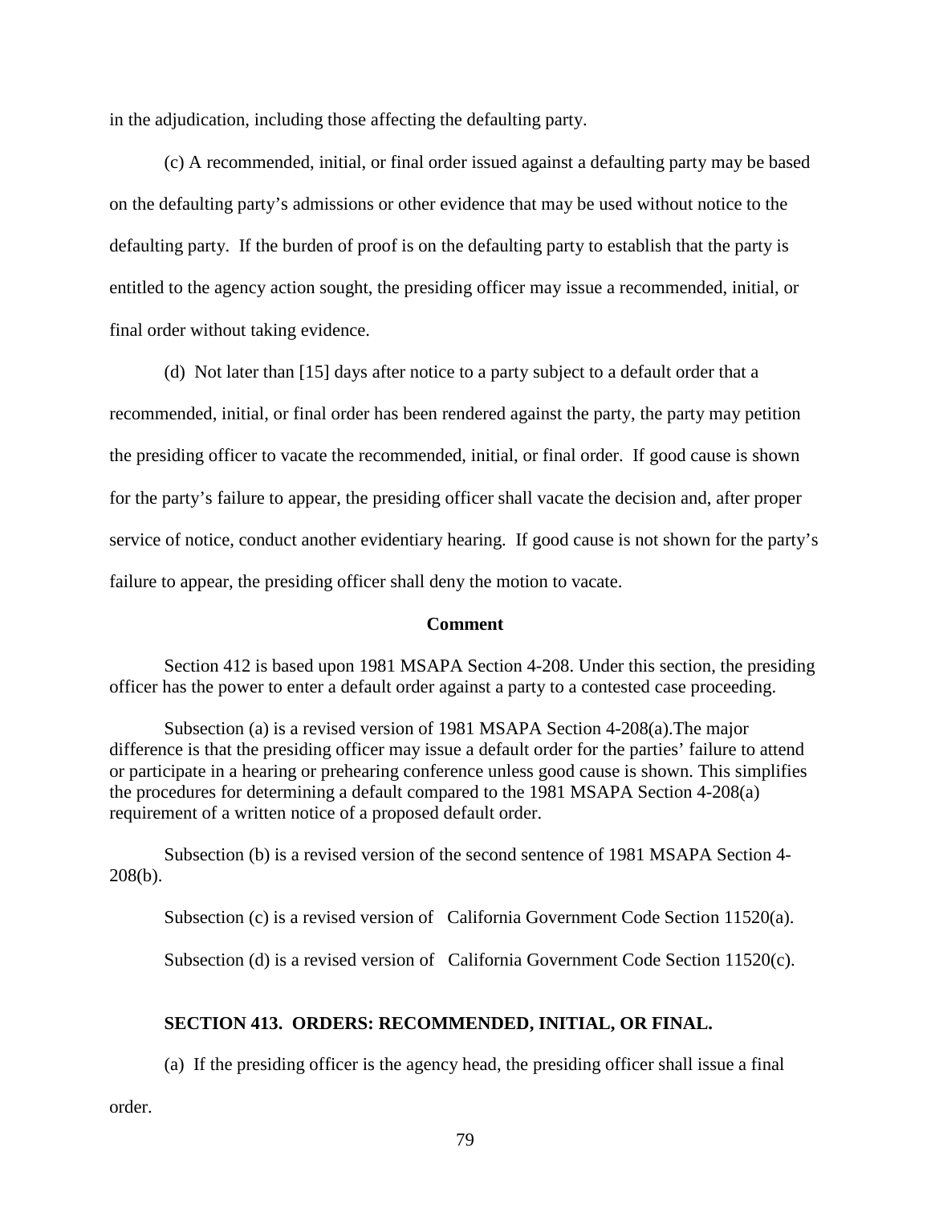in the adjudication, including those affecting the defaulting party.

(c) A recommended, initial, or final order issued against a defaulting party may be based on the defaulting party's admissions or other evidence that may be used without notice to the defaulting party. If the burden of proof is on the defaulting party to establish that the party is entitled to the agency action sought, the presiding officer may issue a recommended, initial, or final order without taking evidence.

(d) Not later than [15] days after notice to a party subject to a default order that a recommended, initial, or final order has been rendered against the party, the party may petition the presiding officer to vacate the recommended, initial, or final order. If good cause is shown for the party's failure to appear, the presiding officer shall vacate the decision and, after proper service of notice, conduct another evidentiary hearing. If good cause is not shown for the party's failure to appear, the presiding officer shall deny the motion to vacate.

**Comment**

Section 412 is based upon 1981 MSAPA Section 4-208. Under this section, the presiding officer has the power to enter a default order against a party to a contested case proceeding.

Subsection (a) is a revised version of 1981 MSAPA Section 4-208(a).The major difference is that the presiding officer may issue a default order for the parties' failure to attend or participate in a hearing or prehearing conference unless good cause is shown. This simplifies the procedures for determining a default compared to the 1981 MSAPA Section 4-208(a) requirement of a written notice of a proposed default order.

Subsection (b) is a revised version of the second sentence of 1981 MSAPA Section 4-208(b).

Subsection (c) is a revised version of California Government Code Section 11520(a).

Subsection (d) is a revised version of California Government Code Section 11520(c).

### SECTION 413. ORDERS: RECOMMENDED, INITIAL, OR FINAL.

(a) If the presiding officer is the agency head, the presiding officer shall issue a final order.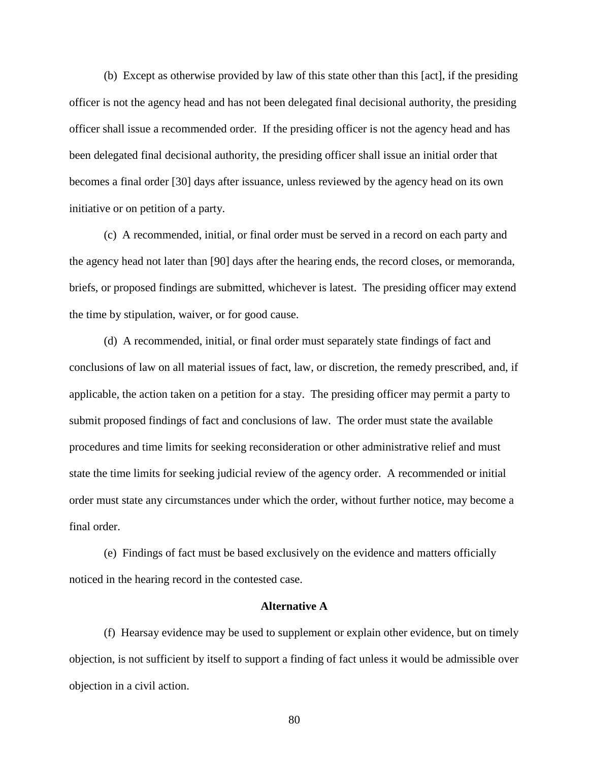(b) Except as otherwise provided by law of this state other than this [act], if the presiding officer is not the agency head and has not been delegated final decisional authority, the presiding officer shall issue a recommended order. If the presiding officer is not the agency head and has been delegated final decisional authority, the presiding officer shall issue an initial order that becomes a final order [30] days after issuance, unless reviewed by the agency head on its own initiative or on petition of a party.

(c) A recommended, initial, or final order must be served in a record on each party and the agency head not later than [90] days after the hearing ends, the record closes, or memoranda, briefs, or proposed findings are submitted, whichever is latest. The presiding officer may extend the time by stipulation, waiver, or for good cause.

(d) A recommended, initial, or final order must separately state findings of fact and conclusions of law on all material issues of fact, law, or discretion, the remedy prescribed, and, if applicable, the action taken on a petition for a stay. The presiding officer may permit a party to submit proposed findings of fact and conclusions of law. The order must state the available procedures and time limits for seeking reconsideration or other administrative relief and must state the time limits for seeking judicial review of the agency order. A recommended or initial order must state any circumstances under which the order, without further notice, may become a final order.

(e) Findings of fact must be based exclusively on the evidence and matters officially noticed in the hearing record in the contested case.

**Alternative A**

(f) Hearsay evidence may be used to supplement or explain other evidence, but on timely objection, is not sufficient by itself to support a finding of fact unless it would be admissible over objection in a civil action.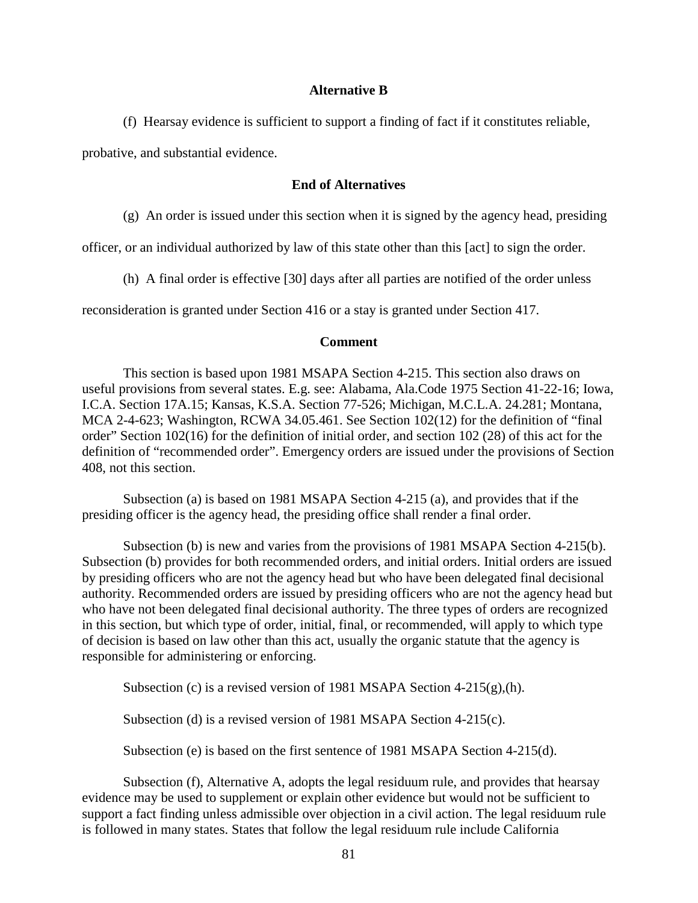**Alternative B**

(f) Hearsay evidence is sufficient to support a finding of fact if it constitutes reliable, probative, and substantial evidence.

**End of Alternatives**

(g) An order is issued under this section when it is signed by the agency head, presiding officer, or an individual authorized by law of this state other than this [act] to sign the order.

(h) A final order is effective [30] days after all parties are notified of the order unless reconsideration is granted under Section 416 or a stay is granted under Section 417.

**Comment**

This section is based upon 1981 MSAPA Section 4-215. This section also draws on useful provisions from several states. E.g. see: Alabama, Ala.Code 1975 Section 41-22-16; Iowa, I.C.A. Section 17A.15; Kansas, K.S.A. Section 77-526; Michigan, M.C.L.A. 24.281; Montana, MCA 2-4-623; Washington, RCWA 34.05.461. See Section 102(12) for the definition of "final order" Section 102(16) for the definition of initial order, and section 102 (28) of this act for the definition of "recommended order". Emergency orders are issued under the provisions of Section 408, not this section.

Subsection (a) is based on 1981 MSAPA Section 4-215 (a), and provides that if the presiding officer is the agency head, the presiding office shall render a final order.

Subsection (b) is new and varies from the provisions of 1981 MSAPA Section 4-215(b). Subsection (b) provides for both recommended orders, and initial orders. Initial orders are issued by presiding officers who are not the agency head but who have been delegated final decisional authority. Recommended orders are issued by presiding officers who are not the agency head but who have not been delegated final decisional authority. The three types of orders are recognized in this section, but which type of order, initial, final, or recommended, will apply to which type of decision is based on law other than this act, usually the organic statute that the agency is responsible for administering or enforcing.

Subsection (c) is a revised version of 1981 MSAPA Section 4-215(g),(h).

Subsection (d) is a revised version of 1981 MSAPA Section 4-215(c).

Subsection (e) is based on the first sentence of 1981 MSAPA Section 4-215(d).

Subsection (f), Alternative A, adopts the legal residuum rule, and provides that hearsay evidence may be used to supplement or explain other evidence but would not be sufficient to support a fact finding unless admissible over objection in a civil action. The legal residuum rule is followed in many states. States that follow the legal residuum rule include California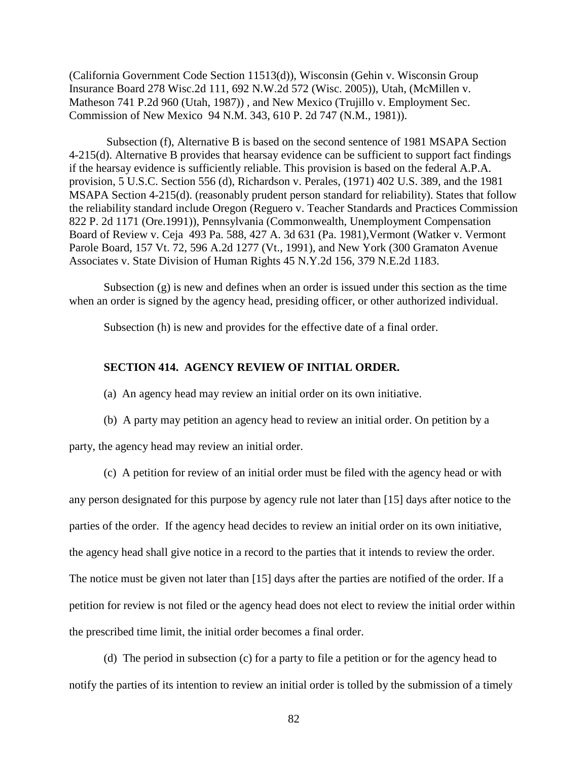(California Government Code Section 11513(d)), Wisconsin (Gehin v. Wisconsin Group Insurance Board 278 Wisc.2d 111, 692 N.W.2d 572 (Wisc. 2005)), Utah, (McMillen v. Matheson 741 P.2d 960 (Utah, 1987)) , and New Mexico (Trujillo v. Employment Sec. Commission of New Mexico 94 N.M. 343, 610 P. 2d 747 (N.M., 1981)).

Subsection (f), Alternative B is based on the second sentence of 1981 MSAPA Section 4-215(d). Alternative B provides that hearsay evidence can be sufficient to support fact findings if the hearsay evidence is sufficiently reliable. This provision is based on the federal A.P.A. provision, 5 U.S.C. Section 556 (d), Richardson v. Perales, (1971) 402 U.S. 389, and the 1981 MSAPA Section 4-215(d). (reasonably prudent person standard for reliability). States that follow the reliability standard include Oregon (Reguero v. Teacher Standards and Practices Commission 822 P. 2d 1171 (Ore.1991)), Pennsylvania (Commonwealth, Unemployment Compensation Board of Review v. Ceja 493 Pa. 588, 427 A. 3d 631 (Pa. 1981),Vermont (Watker v. Vermont Parole Board, 157 Vt. 72, 596 A.2d 1277 (Vt., 1991), and New York (300 Gramaton Avenue Associates v. State Division of Human Rights 45 N.Y.2d 156, 379 N.E.2d 1183.

Subsection (g) is new and defines when an order is issued under this section as the time when an order is signed by the agency head, presiding officer, or other authorized individual.

Subsection (h) is new and provides for the effective date of a final order.

**SECTION 414. AGENCY REVIEW OF INITIAL ORDER.**

(a) An agency head may review an initial order on its own initiative.

(b) A party may petition an agency head to review an initial order. On petition by a party, the agency head may review an initial order.

(c) A petition for review of an initial order must be filed with the agency head or with any person designated for this purpose by agency rule not later than [15] days after notice to the parties of the order. If the agency head decides to review an initial order on its own initiative, the agency head shall give notice in a record to the parties that it intends to review the order. The notice must be given not later than [15] days after the parties are notified of the order. If a petition for review is not filed or the agency head does not elect to review the initial order within the prescribed time limit, the initial order becomes a final order.

(d) The period in subsection (c) for a party to file a petition or for the agency head to notify the parties of its intention to review an initial order is tolled by the submission of a timely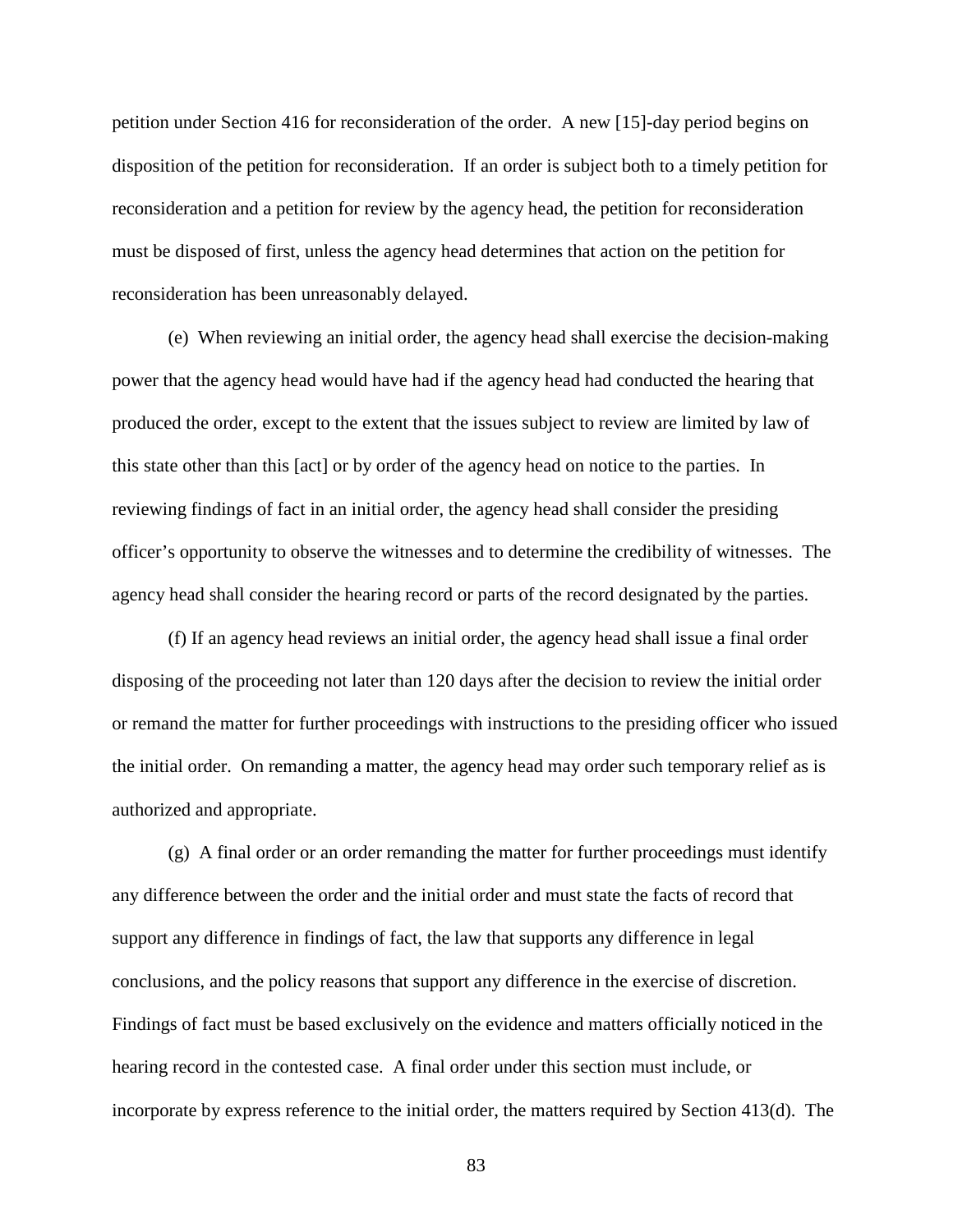petition under Section 416 for reconsideration of the order. A new [15]-day period begins on disposition of the petition for reconsideration. If an order is subject both to a timely petition for reconsideration and a petition for review by the agency head, the petition for reconsideration must be disposed of first, unless the agency head determines that action on the petition for reconsideration has been unreasonably delayed.

(e) When reviewing an initial order, the agency head shall exercise the decision-making power that the agency head would have had if the agency head had conducted the hearing that produced the order, except to the extent that the issues subject to review are limited by law of this state other than this [act] or by order of the agency head on notice to the parties. In reviewing findings of fact in an initial order, the agency head shall consider the presiding officer's opportunity to observe the witnesses and to determine the credibility of witnesses. The agency head shall consider the hearing record or parts of the record designated by the parties.

(f) If an agency head reviews an initial order, the agency head shall issue a final order disposing of the proceeding not later than 120 days after the decision to review the initial order or remand the matter for further proceedings with instructions to the presiding officer who issued the initial order. On remanding a matter, the agency head may order such temporary relief as is authorized and appropriate.

(g) A final order or an order remanding the matter for further proceedings must identify any difference between the order and the initial order and must state the facts of record that support any difference in findings of fact, the law that supports any difference in legal conclusions, and the policy reasons that support any difference in the exercise of discretion. Findings of fact must be based exclusively on the evidence and matters officially noticed in the hearing record in the contested case. A final order under this section must include, or incorporate by express reference to the initial order, the matters required by Section 413(d). The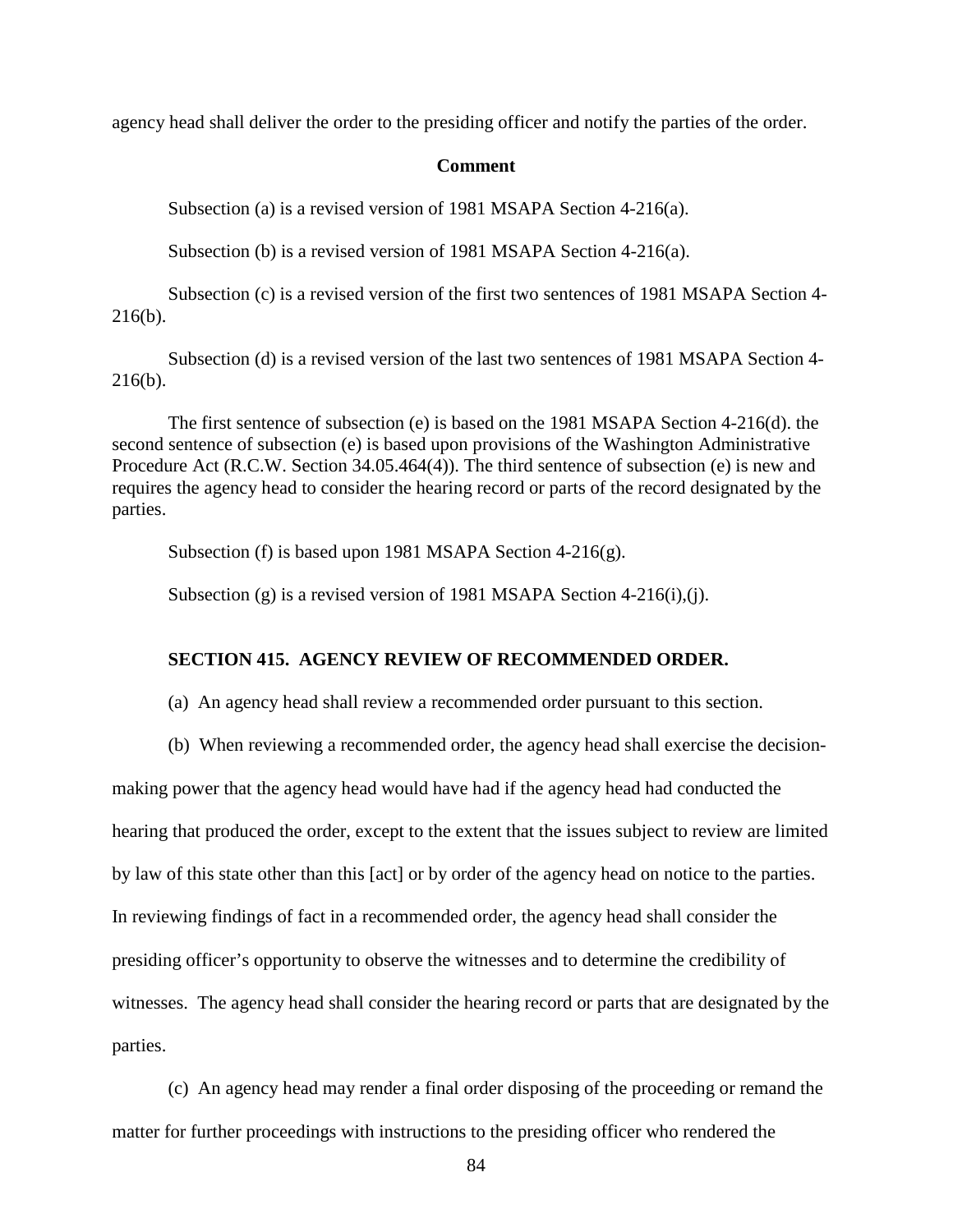agency head shall deliver the order to the presiding officer and notify the parties of the order.

**Comment**

Subsection (a) is a revised version of 1981 MSAPA Section 4-216(a).

Subsection (b) is a revised version of 1981 MSAPA Section 4-216(a).

Subsection (c) is a revised version of the first two sentences of 1981 MSAPA Section 4-216(b).

Subsection (d) is a revised version of the last two sentences of 1981 MSAPA Section 4-216(b).

The first sentence of subsection (e) is based on the 1981 MSAPA Section 4-216(d). the second sentence of subsection (e) is based upon provisions of the Washington Administrative Procedure Act (R.C.W. Section 34.05.464(4)). The third sentence of subsection (e) is new and requires the agency head to consider the hearing record or parts of the record designated by the parties.

Subsection (f) is based upon 1981 MSAPA Section 4-216(g).

Subsection (g) is a revised version of 1981 MSAPA Section 4-216(i),(j).

**SECTION 415. AGENCY REVIEW OF RECOMMENDED ORDER.**

(a) An agency head shall review a recommended order pursuant to this section.

(b) When reviewing a recommended order, the agency head shall exercise the decision-making power that the agency head would have had if the agency head had conducted the hearing that produced the order, except to the extent that the issues subject to review are limited by law of this state other than this [act] or by order of the agency head on notice to the parties. In reviewing findings of fact in a recommended order, the agency head shall consider the presiding officer's opportunity to observe the witnesses and to determine the credibility of witnesses. The agency head shall consider the hearing record or parts that are designated by the parties.

(c) An agency head may render a final order disposing of the proceeding or remand the matter for further proceedings with instructions to the presiding officer who rendered the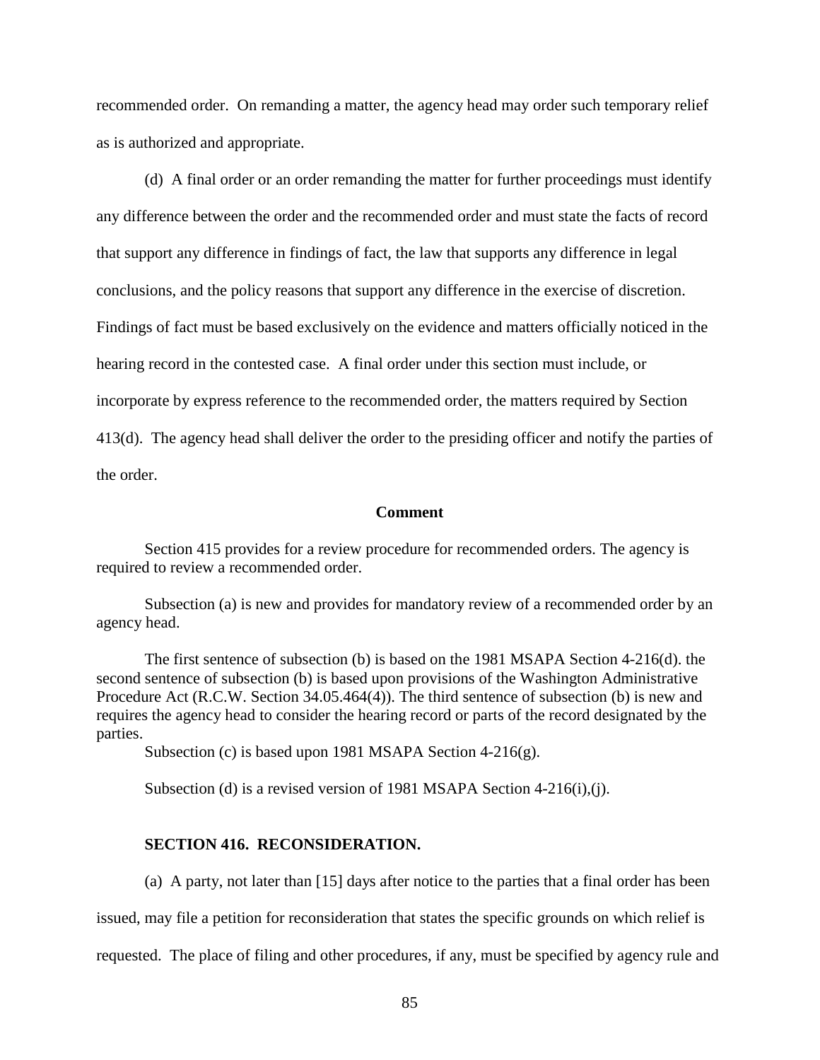recommended order. On remanding a matter, the agency head may order such temporary relief as is authorized and appropriate.

(d) A final order or an order remanding the matter for further proceedings must identify any difference between the order and the recommended order and must state the facts of record that support any difference in findings of fact, the law that supports any difference in legal conclusions, and the policy reasons that support any difference in the exercise of discretion. Findings of fact must be based exclusively on the evidence and matters officially noticed in the hearing record in the contested case. A final order under this section must include, or incorporate by express reference to the recommended order, the matters required by Section 413(d). The agency head shall deliver the order to the presiding officer and notify the parties of the order.

**Comment**

Section 415 provides for a review procedure for recommended orders. The agency is required to review a recommended order.

Subsection (a) is new and provides for mandatory review of a recommended order by an agency head.

The first sentence of subsection (b) is based on the 1981 MSAPA Section 4-216(d). the second sentence of subsection (b) is based upon provisions of the Washington Administrative Procedure Act (R.C.W. Section 34.05.464(4)). The third sentence of subsection (b) is new and requires the agency head to consider the hearing record or parts of the record designated by the parties.

Subsection (c) is based upon 1981 MSAPA Section 4-216(g).

Subsection (d) is a revised version of 1981 MSAPA Section 4-216(i),(j).

### SECTION 416. RECONSIDERATION.

(a) A party, not later than [15] days after notice to the parties that a final order has been issued, may file a petition for reconsideration that states the specific grounds on which relief is requested. The place of filing and other procedures, if any, must be specified by agency rule and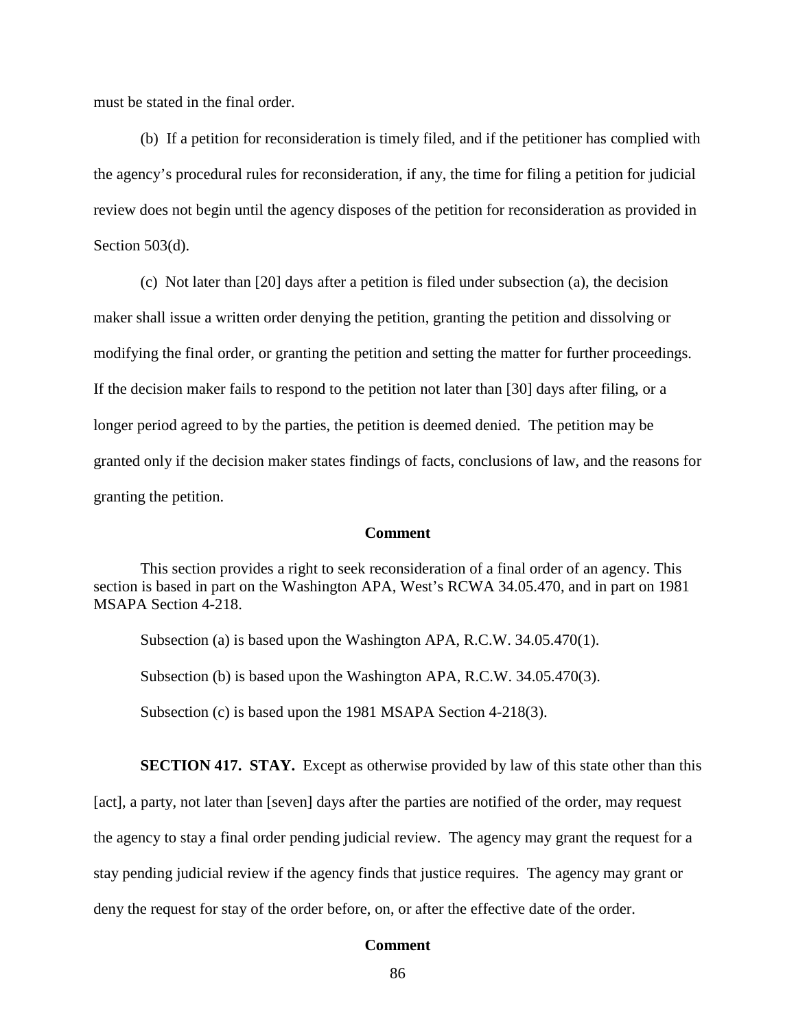must be stated in the final order.

(b) If a petition for reconsideration is timely filed, and if the petitioner has complied with the agency's procedural rules for reconsideration, if any, the time for filing a petition for judicial review does not begin until the agency disposes of the petition for reconsideration as provided in Section 503(d).

(c) Not later than [20] days after a petition is filed under subsection (a), the decision maker shall issue a written order denying the petition, granting the petition and dissolving or modifying the final order, or granting the petition and setting the matter for further proceedings. If the decision maker fails to respond to the petition not later than [30] days after filing, or a longer period agreed to by the parties, the petition is deemed denied. The petition may be granted only if the decision maker states findings of facts, conclusions of law, and the reasons for granting the petition.

**Comment**

This section provides a right to seek reconsideration of a final order of an agency. This section is based in part on the Washington APA, West's RCWA 34.05.470, and in part on 1981 MSAPA Section 4-218.

Subsection (a) is based upon the Washington APA, R.C.W. 34.05.470(1).

Subsection (b) is based upon the Washington APA, R.C.W. 34.05.470(3).

Subsection (c) is based upon the 1981 MSAPA Section 4-218(3).

**SECTION 417. STAY.** Except as otherwise provided by law of this state other than this [act], a party, not later than [seven] days after the parties are notified of the order, may request the agency to stay a final order pending judicial review. The agency may grant the request for a stay pending judicial review if the agency finds that justice requires. The agency may grant or deny the request for stay of the order before, on, or after the effective date of the order.

**Comment**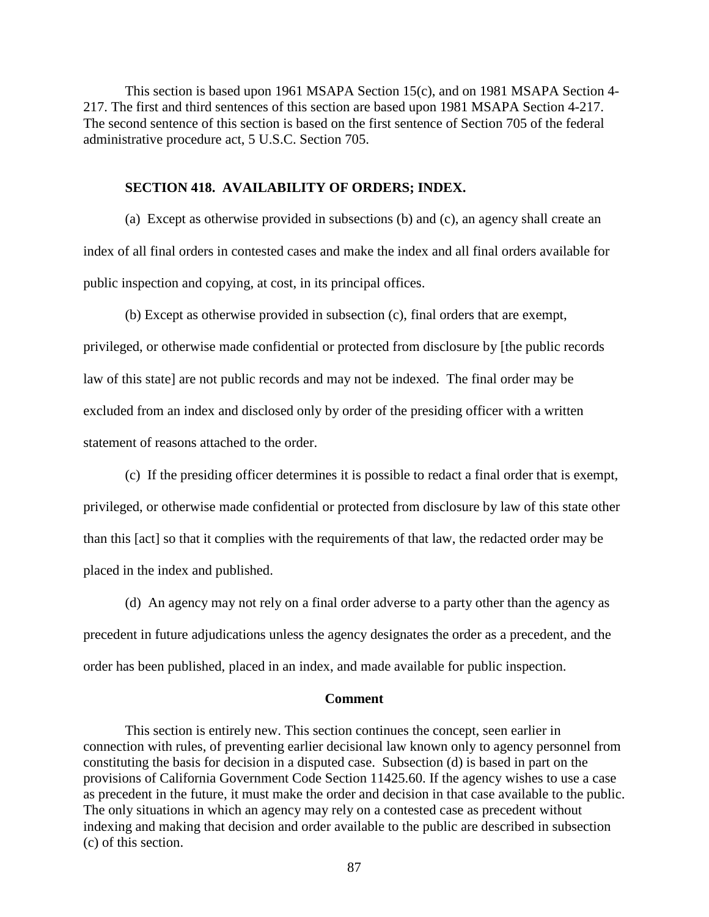This section is based upon 1961 MSAPA Section 15(c), and on 1981 MSAPA Section 4-217. The first and third sentences of this section are based upon 1981 MSAPA Section 4-217. The second sentence of this section is based on the first sentence of Section 705 of the federal administrative procedure act, 5 U.S.C. Section 705.

**SECTION 418. AVAILABILITY OF ORDERS; INDEX.**

(a) Except as otherwise provided in subsections (b) and (c), an agency shall create an index of all final orders in contested cases and make the index and all final orders available for public inspection and copying, at cost, in its principal offices.

(b) Except as otherwise provided in subsection (c), final orders that are exempt, privileged, or otherwise made confidential or protected from disclosure by [the public records law of this state] are not public records and may not be indexed. The final order may be excluded from an index and disclosed only by order of the presiding officer with a written statement of reasons attached to the order.

(c) If the presiding officer determines it is possible to redact a final order that is exempt, privileged, or otherwise made confidential or protected from disclosure by law of this state other than this [act] so that it complies with the requirements of that law, the redacted order may be placed in the index and published.

(d) An agency may not rely on a final order adverse to a party other than the agency as precedent in future adjudications unless the agency designates the order as a precedent, and the order has been published, placed in an index, and made available for public inspection.

**Comment**

This section is entirely new. This section continues the concept, seen earlier in connection with rules, of preventing earlier decisional law known only to agency personnel from constituting the basis for decision in a disputed case. Subsection (d) is based in part on the provisions of California Government Code Section 11425.60. If the agency wishes to use a case as precedent in the future, it must make the order and decision in that case available to the public. The only situations in which an agency may rely on a contested case as precedent without indexing and making that decision and order available to the public are described in subsection (c) of this section.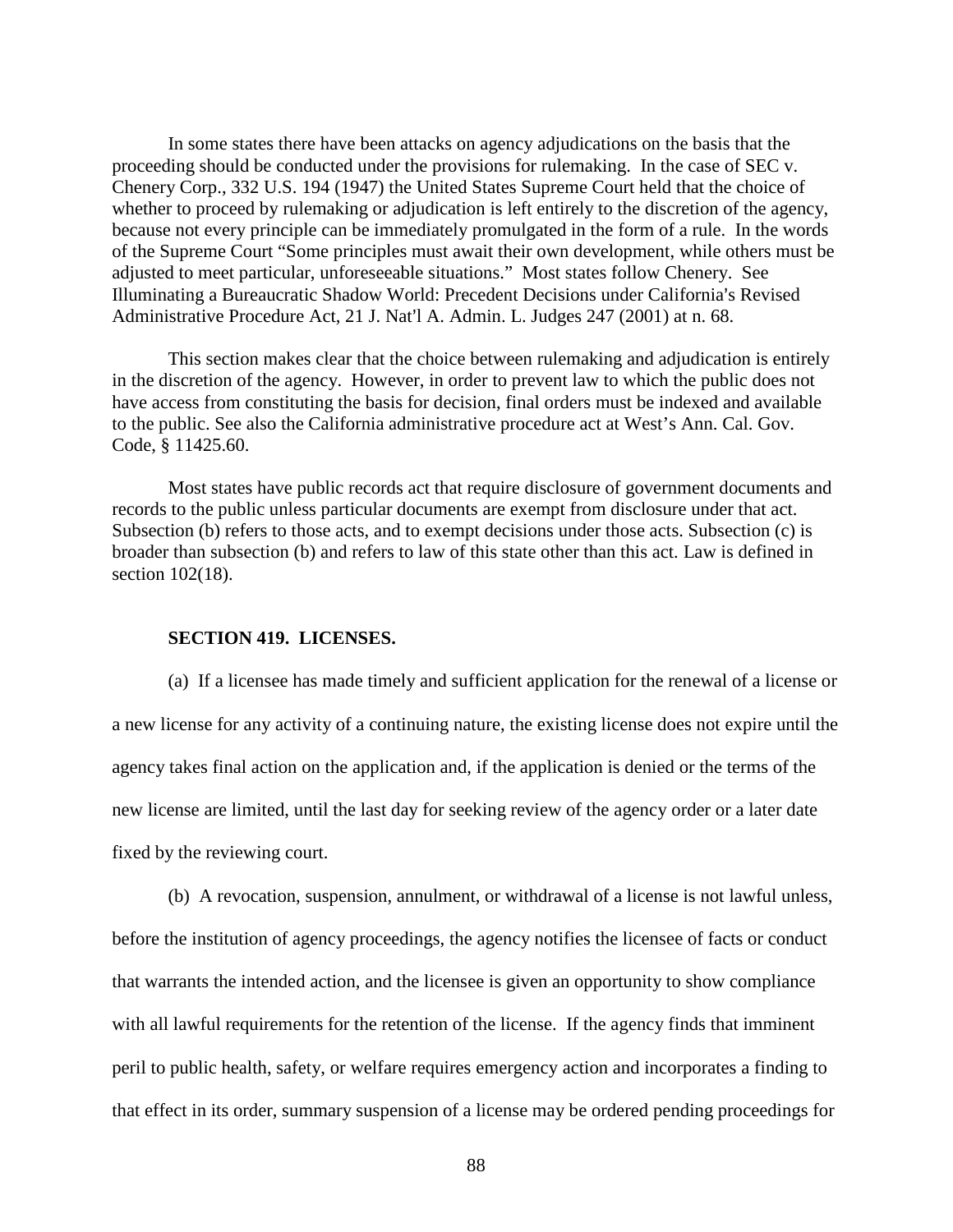In some states there have been attacks on agency adjudications on the basis that the proceeding should be conducted under the provisions for rulemaking. In the case of SEC v. Chenery Corp., 332 U.S. 194 (1947) the United States Supreme Court held that the choice of whether to proceed by rulemaking or adjudication is left entirely to the discretion of the agency, because not every principle can be immediately promulgated in the form of a rule. In the words of the Supreme Court "Some principles must await their own development, while others must be adjusted to meet particular, unforeseeable situations." Most states follow Chenery. See Illuminating a Bureaucratic Shadow World: Precedent Decisions under California's Revised Administrative Procedure Act, 21 J. Nat'l A. Admin. L. Judges 247 (2001) at n. 68.

This section makes clear that the choice between rulemaking and adjudication is entirely in the discretion of the agency. However, in order to prevent law to which the public does not have access from constituting the basis for decision, final orders must be indexed and available to the public. See also the California administrative procedure act at West's Ann. Cal. Gov. Code, § 11425.60.

Most states have public records act that require disclosure of government documents and records to the public unless particular documents are exempt from disclosure under that act. Subsection (b) refers to those acts, and to exempt decisions under those acts. Subsection (c) is broader than subsection (b) and refers to law of this state other than this act. Law is defined in section 102(18).

**SECTION 419. LICENSES.**

(a) If a licensee has made timely and sufficient application for the renewal of a license or a new license for any activity of a continuing nature, the existing license does not expire until the agency takes final action on the application and, if the application is denied or the terms of the new license are limited, until the last day for seeking review of the agency order or a later date fixed by the reviewing court.

(b) A revocation, suspension, annulment, or withdrawal of a license is not lawful unless, before the institution of agency proceedings, the agency notifies the licensee of facts or conduct that warrants the intended action, and the licensee is given an opportunity to show compliance with all lawful requirements for the retention of the license. If the agency finds that imminent peril to public health, safety, or welfare requires emergency action and incorporates a finding to that effect in its order, summary suspension of a license may be ordered pending proceedings for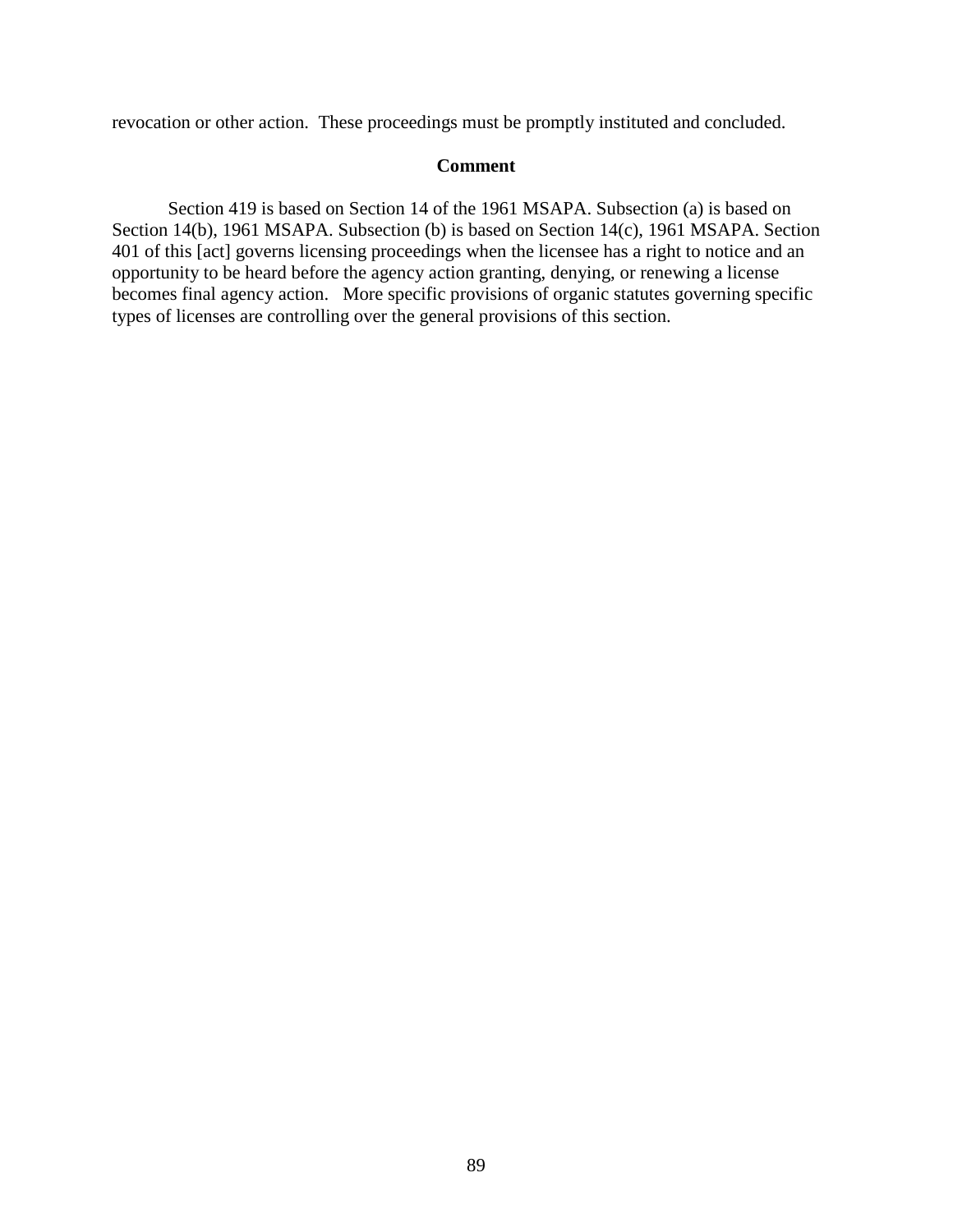revocation or other action. These proceedings must be promptly instituted and concluded.

**Comment**

Section 419 is based on Section 14 of the 1961 MSAPA. Subsection (a) is based on Section 14(b), 1961 MSAPA. Subsection (b) is based on Section 14(c), 1961 MSAPA. Section 401 of this [act] governs licensing proceedings when the licensee has a right to notice and an opportunity to be heard before the agency action granting, denying, or renewing a license becomes final agency action. More specific provisions of organic statutes governing specific types of licenses are controlling over the general provisions of this section.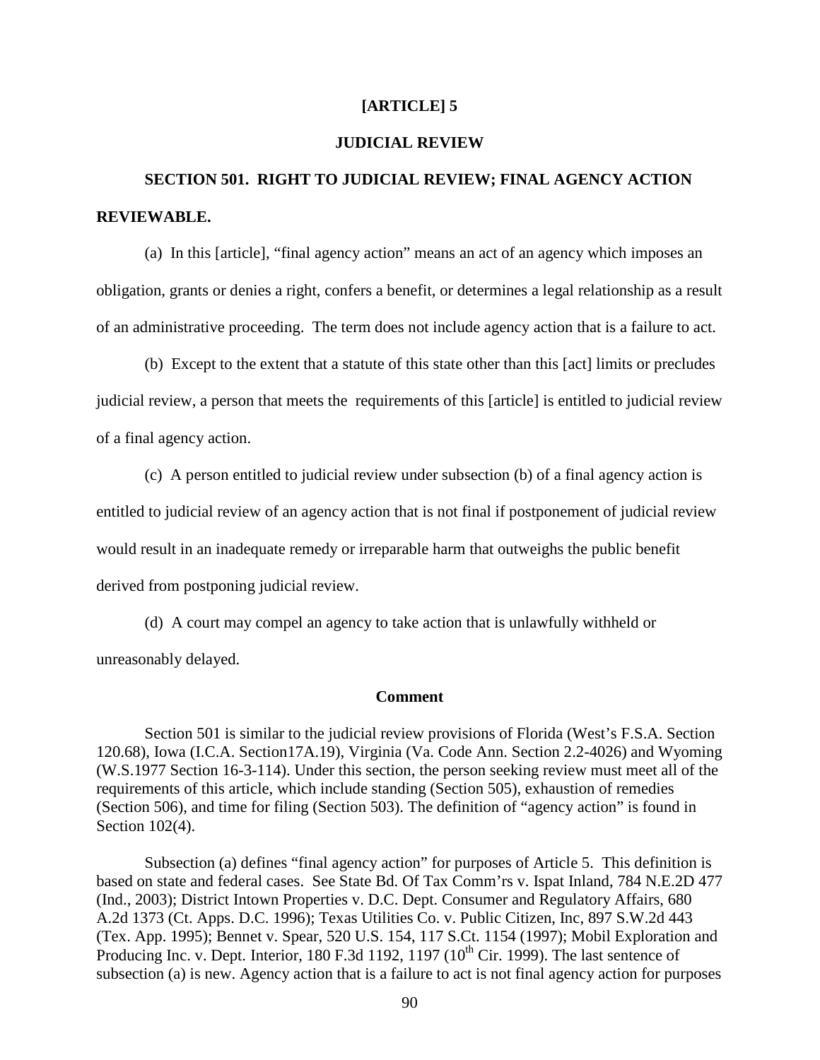**[ARTICLE] 5**

**JUDICIAL REVIEW**

**SECTION 501. RIGHT TO JUDICIAL REVIEW; FINAL AGENCY ACTION REVIEWABLE.**

(a) In this [article], "final agency action" means an act of an agency which imposes an obligation, grants or denies a right, confers a benefit, or determines a legal relationship as a result of an administrative proceeding. The term does not include agency action that is a failure to act.

(b) Except to the extent that a statute of this state other than this [act] limits or precludes judicial review, a person that meets the requirements of this [article] is entitled to judicial review of a final agency action.

(c) A person entitled to judicial review under subsection (b) of a final agency action is entitled to judicial review of an agency action that is not final if postponement of judicial review would result in an inadequate remedy or irreparable harm that outweighs the public benefit derived from postponing judicial review.

(d) A court may compel an agency to take action that is unlawfully withheld or unreasonably delayed.

**Comment**

Section 501 is similar to the judicial review provisions of Florida (West's F.S.A. Section 120.68), Iowa (I.C.A. Section17A.19), Virginia (Va. Code Ann. Section 2.2-4026) and Wyoming (W.S.1977 Section 16-3-114). Under this section, the person seeking review must meet all of the requirements of this article, which include standing (Section 505), exhaustion of remedies (Section 506), and time for filing (Section 503). The definition of "agency action" is found in Section 102(4).

Subsection (a) defines "final agency action" for purposes of Article 5. This definition is based on state and federal cases. See State Bd. Of Tax Comm'rs v. Ispat Inland, 784 N.E.2D 477 (Ind., 2003); District Intown Properties v. D.C. Dept. Consumer and Regulatory Affairs, 680 A.2d 1373 (Ct. Apps. D.C. 1996); Texas Utilities Co. v. Public Citizen, Inc, 897 S.W.2d 443 (Tex. App. 1995); Bennet v. Spear, 520 U.S. 154, 117 S.Ct. 1154 (1997); Mobil Exploration and Producing Inc. v. Dept. Interior, 180 F.3d 1192, 1197 (10th Cir. 1999). The last sentence of subsection (a) is new. Agency action that is a failure to act is not final agency action for purposes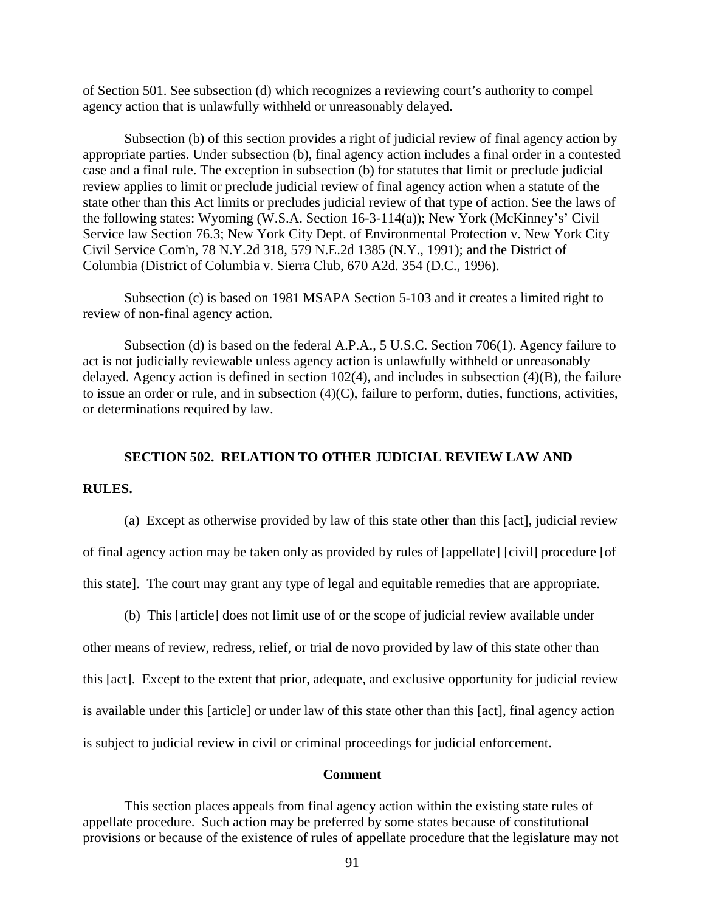of Section 501. See subsection (d) which recognizes a reviewing court's authority to compel agency action that is unlawfully withheld or unreasonably delayed.

Subsection (b) of this section provides a right of judicial review of final agency action by appropriate parties. Under subsection (b), final agency action includes a final order in a contested case and a final rule. The exception in subsection (b) for statutes that limit or preclude judicial review applies to limit or preclude judicial review of final agency action when a statute of the state other than this Act limits or precludes judicial review of that type of action. See the laws of the following states: Wyoming (W.S.A. Section 16-3-114(a)); New York (McKinney's' Civil Service law Section 76.3; New York City Dept. of Environmental Protection v. New York City Civil Service Com'n, 78 N.Y.2d 318, 579 N.E.2d 1385 (N.Y., 1991); and the District of Columbia (District of Columbia v. Sierra Club, 670 A2d. 354 (D.C., 1996).

Subsection (c) is based on 1981 MSAPA Section 5-103 and it creates a limited right to review of non-final agency action.

Subsection (d) is based on the federal A.P.A., 5 U.S.C. Section 706(1). Agency failure to act is not judicially reviewable unless agency action is unlawfully withheld or unreasonably delayed. Agency action is defined in section 102(4), and includes in subsection (4)(B), the failure to issue an order or rule, and in subsection (4)(C), failure to perform, duties, functions, activities, or determinations required by law.

## SECTION 502. RELATION TO OTHER JUDICIAL REVIEW LAW AND RULES.

(a) Except as otherwise provided by law of this state other than this [act], judicial review of final agency action may be taken only as provided by rules of [appellate] [civil] procedure [of this state]. The court may grant any type of legal and equitable remedies that are appropriate.

(b) This [article] does not limit use of or the scope of judicial review available under other means of review, redress, relief, or trial de novo provided by law of this state other than this [act]. Except to the extent that prior, adequate, and exclusive opportunity for judicial review is available under this [article] or under law of this state other than this [act], final agency action is subject to judicial review in civil or criminal proceedings for judicial enforcement.

### Comment

This section places appeals from final agency action within the existing state rules of appellate procedure. Such action may be preferred by some states because of constitutional provisions or because of the existence of rules of appellate procedure that the legislature may not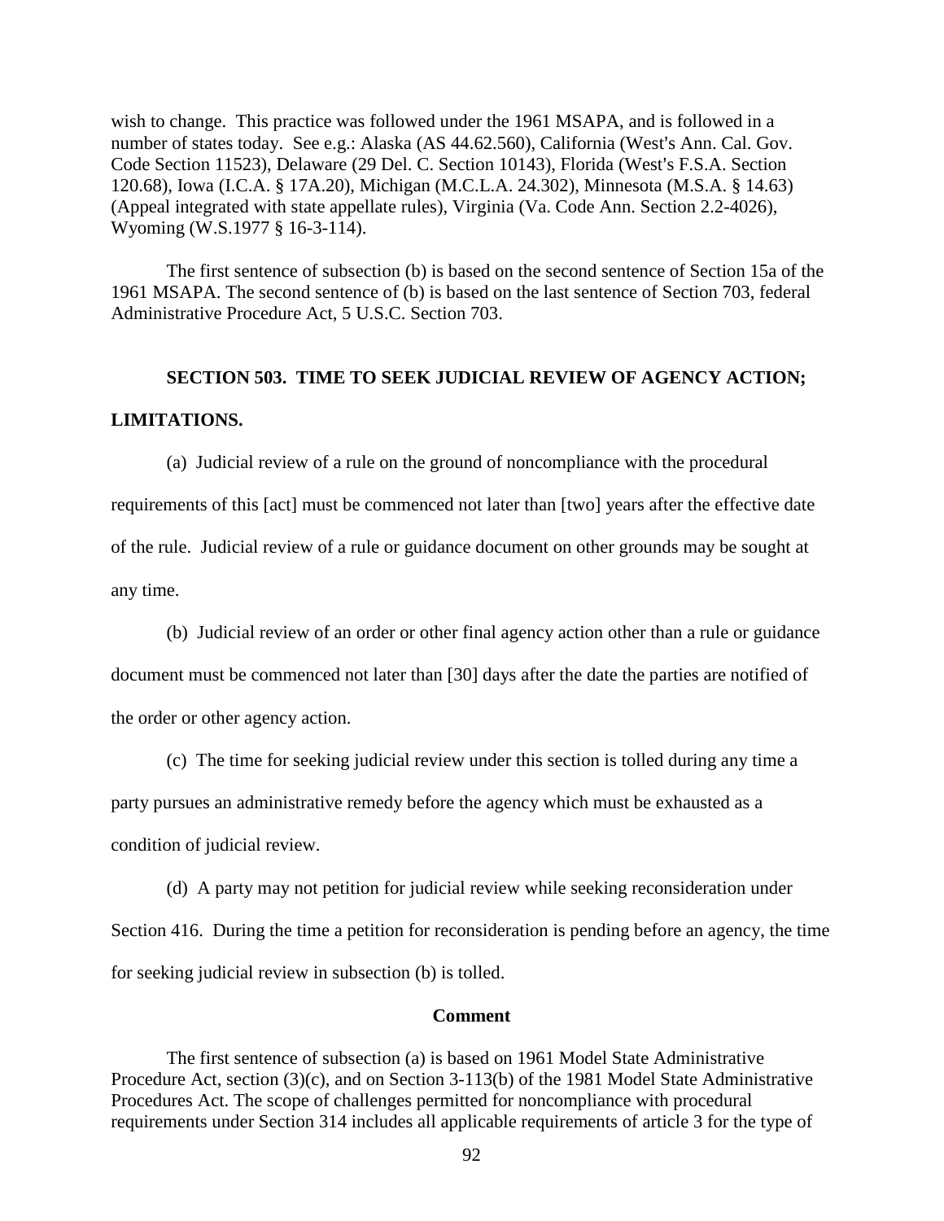wish to change. This practice was followed under the 1961 MSAPA, and is followed in a number of states today. See e.g.: Alaska (AS 44.62.560), California (West's Ann. Cal. Gov. Code Section 11523), Delaware (29 Del. C. Section 10143), Florida (West's F.S.A. Section 120.68), Iowa (I.C.A. § 17A.20), Michigan (M.C.L.A. 24.302), Minnesota (M.S.A. § 14.63) (Appeal integrated with state appellate rules), Virginia (Va. Code Ann. Section 2.2-4026), Wyoming (W.S.1977 § 16-3-114).

The first sentence of subsection (b) is based on the second sentence of Section 15a of the 1961 MSAPA. The second sentence of (b) is based on the last sentence of Section 703, federal Administrative Procedure Act, 5 U.S.C. Section 703.

**SECTION 503. TIME TO SEEK JUDICIAL REVIEW OF AGENCY ACTION; LIMITATIONS.**

(a) Judicial review of a rule on the ground of noncompliance with the procedural requirements of this [act] must be commenced not later than [two] years after the effective date of the rule. Judicial review of a rule or guidance document on other grounds may be sought at any time.

(b) Judicial review of an order or other final agency action other than a rule or guidance document must be commenced not later than [30] days after the date the parties are notified of the order or other agency action.

(c) The time for seeking judicial review under this section is tolled during any time a party pursues an administrative remedy before the agency which must be exhausted as a condition of judicial review.

(d) A party may not petition for judicial review while seeking reconsideration under Section 416. During the time a petition for reconsideration is pending before an agency, the time for seeking judicial review in subsection (b) is tolled.

**Comment**

The first sentence of subsection (a) is based on 1961 Model State Administrative Procedure Act, section (3)(c), and on Section 3-113(b) of the 1981 Model State Administrative Procedures Act. The scope of challenges permitted for noncompliance with procedural requirements under Section 314 includes all applicable requirements of article 3 for the type of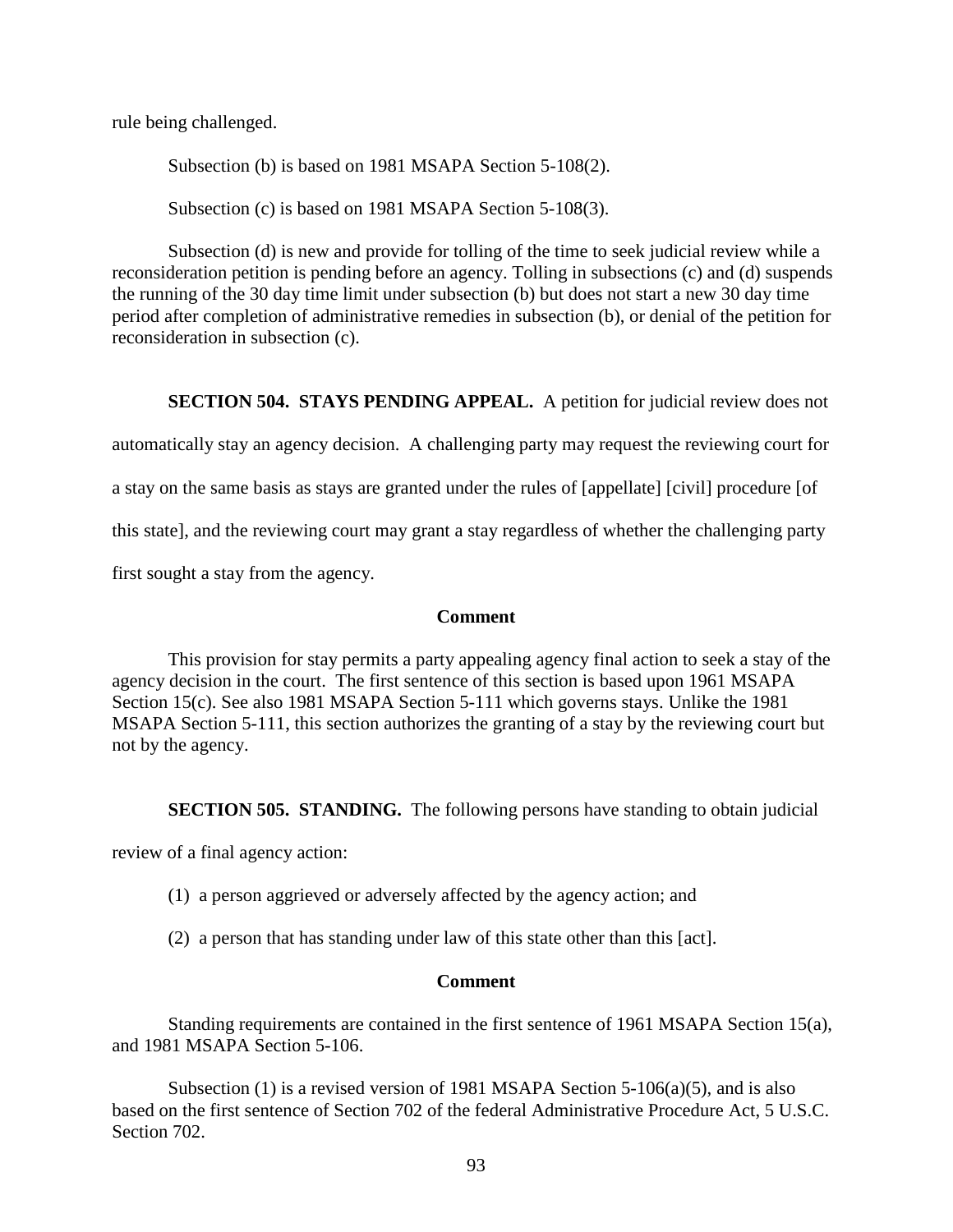rule being challenged.

Subsection (b) is based on 1981 MSAPA Section 5-108(2).

Subsection (c) is based on 1981 MSAPA Section 5-108(3).

Subsection (d) is new and provide for tolling of the time to seek judicial review while a reconsideration petition is pending before an agency. Tolling in subsections (c) and (d) suspends the running of the 30 day time limit under subsection (b) but does not start a new 30 day time period after completion of administrative remedies in subsection (b), or denial of the petition for reconsideration in subsection (c).

**SECTION 504. STAYS PENDING APPEAL.** A petition for judicial review does not automatically stay an agency decision. A challenging party may request the reviewing court for a stay on the same basis as stays are granted under the rules of [appellate] [civil] procedure [of this state], and the reviewing court may grant a stay regardless of whether the challenging party first sought a stay from the agency.

**Comment**

This provision for stay permits a party appealing agency final action to seek a stay of the agency decision in the court. The first sentence of this section is based upon 1961 MSAPA Section 15(c). See also 1981 MSAPA Section 5-111 which governs stays. Unlike the 1981 MSAPA Section 5-111, this section authorizes the granting of a stay by the reviewing court but not by the agency.

**SECTION 505. STANDING.** The following persons have standing to obtain judicial review of a final agency action:

(1) a person aggrieved or adversely affected by the agency action; and

(2) a person that has standing under law of this state other than this [act].

**Comment**

Standing requirements are contained in the first sentence of 1961 MSAPA Section 15(a), and 1981 MSAPA Section 5-106.

Subsection (1) is a revised version of 1981 MSAPA Section 5-106(a)(5), and is also based on the first sentence of Section 702 of the federal Administrative Procedure Act, 5 U.S.C. Section 702.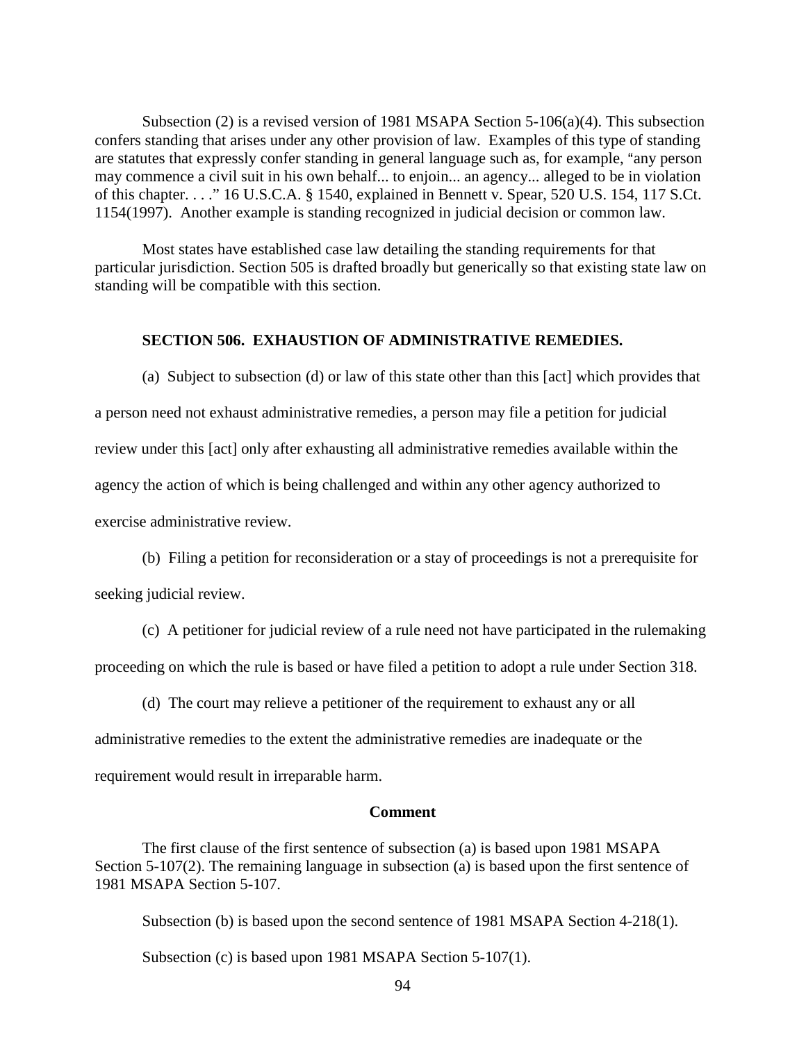Subsection (2) is a revised version of 1981 MSAPA Section 5-106(a)(4). This subsection confers standing that arises under any other provision of law. Examples of this type of standing are statutes that expressly confer standing in general language such as, for example, "any person may commence a civil suit in his own behalf... to enjoin... an agency... alleged to be in violation of this chapter. . . ." 16 U.S.C.A. § 1540, explained in Bennett v. Spear, 520 U.S. 154, 117 S.Ct. 1154(1997). Another example is standing recognized in judicial decision or common law.

Most states have established case law detailing the standing requirements for that particular jurisdiction. Section 505 is drafted broadly but generically so that existing state law on standing will be compatible with this section.

### SECTION 506. EXHAUSTION OF ADMINISTRATIVE REMEDIES.

(a) Subject to subsection (d) or law of this state other than this [act] which provides that a person need not exhaust administrative remedies, a person may file a petition for judicial review under this [act] only after exhausting all administrative remedies available within the agency the action of which is being challenged and within any other agency authorized to exercise administrative review.

(b) Filing a petition for reconsideration or a stay of proceedings is not a prerequisite for seeking judicial review.

(c) A petitioner for judicial review of a rule need not have participated in the rulemaking proceeding on which the rule is based or have filed a petition to adopt a rule under Section 318.

(d) The court may relieve a petitioner of the requirement to exhaust any or all administrative remedies to the extent the administrative remedies are inadequate or the requirement would result in irreparable harm.

**Comment**

The first clause of the first sentence of subsection (a) is based upon 1981 MSAPA Section 5-107(2). The remaining language in subsection (a) is based upon the first sentence of 1981 MSAPA Section 5-107.

Subsection (b) is based upon the second sentence of 1981 MSAPA Section 4-218(1).

Subsection (c) is based upon 1981 MSAPA Section 5-107(1).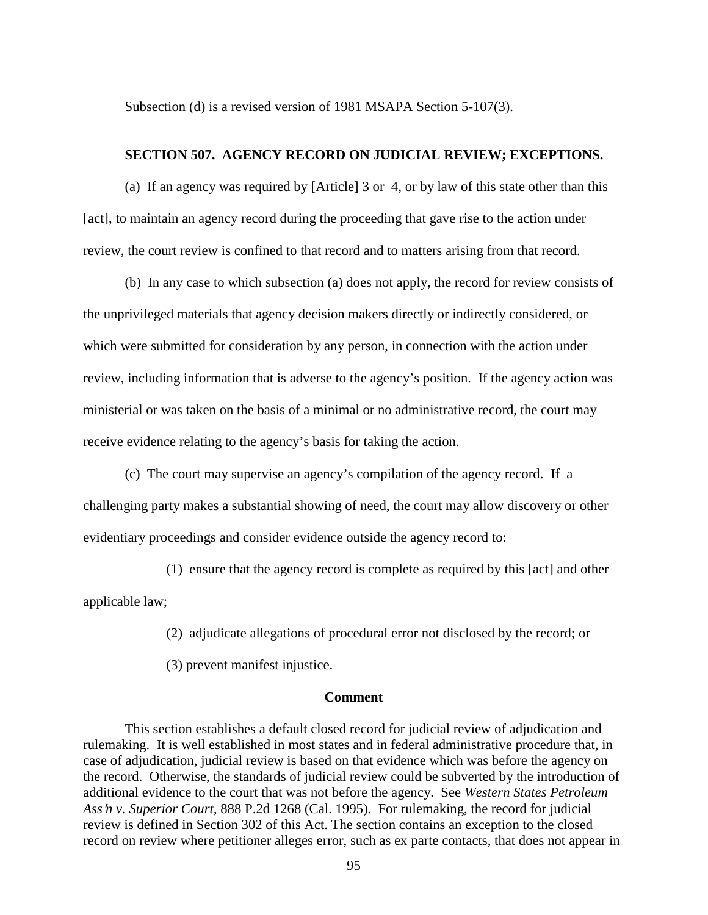Subsection (d) is a revised version of 1981 MSAPA Section 5-107(3).

**SECTION 507. AGENCY RECORD ON JUDICIAL REVIEW; EXCEPTIONS.**

(a) If an agency was required by [Article] 3 or 4, or by law of this state other than this [act], to maintain an agency record during the proceeding that gave rise to the action under review, the court review is confined to that record and to matters arising from that record.

(b) In any case to which subsection (a) does not apply, the record for review consists of the unprivileged materials that agency decision makers directly or indirectly considered, or which were submitted for consideration by any person, in connection with the action under review, including information that is adverse to the agency's position. If the agency action was ministerial or was taken on the basis of a minimal or no administrative record, the court may receive evidence relating to the agency's basis for taking the action.

(c) The court may supervise an agency's compilation of the agency record. If a challenging party makes a substantial showing of need, the court may allow discovery or other evidentiary proceedings and consider evidence outside the agency record to:

(1) ensure that the agency record is complete as required by this [act] and other applicable law;

(2) adjudicate allegations of procedural error not disclosed by the record; or

(3) prevent manifest injustice.

**Comment**

This section establishes a default closed record for judicial review of adjudication and rulemaking. It is well established in most states and in federal administrative procedure that, in case of adjudication, judicial review is based on that evidence which was before the agency on the record. Otherwise, the standards of judicial review could be subverted by the introduction of additional evidence to the court that was not before the agency. See *Western States Petroleum Ass'n v. Superior Court*, 888 P.2d 1268 (Cal. 1995). For rulemaking, the record for judicial review is defined in Section 302 of this Act. The section contains an exception to the closed record on review where petitioner alleges error, such as ex parte contacts, that does not appear in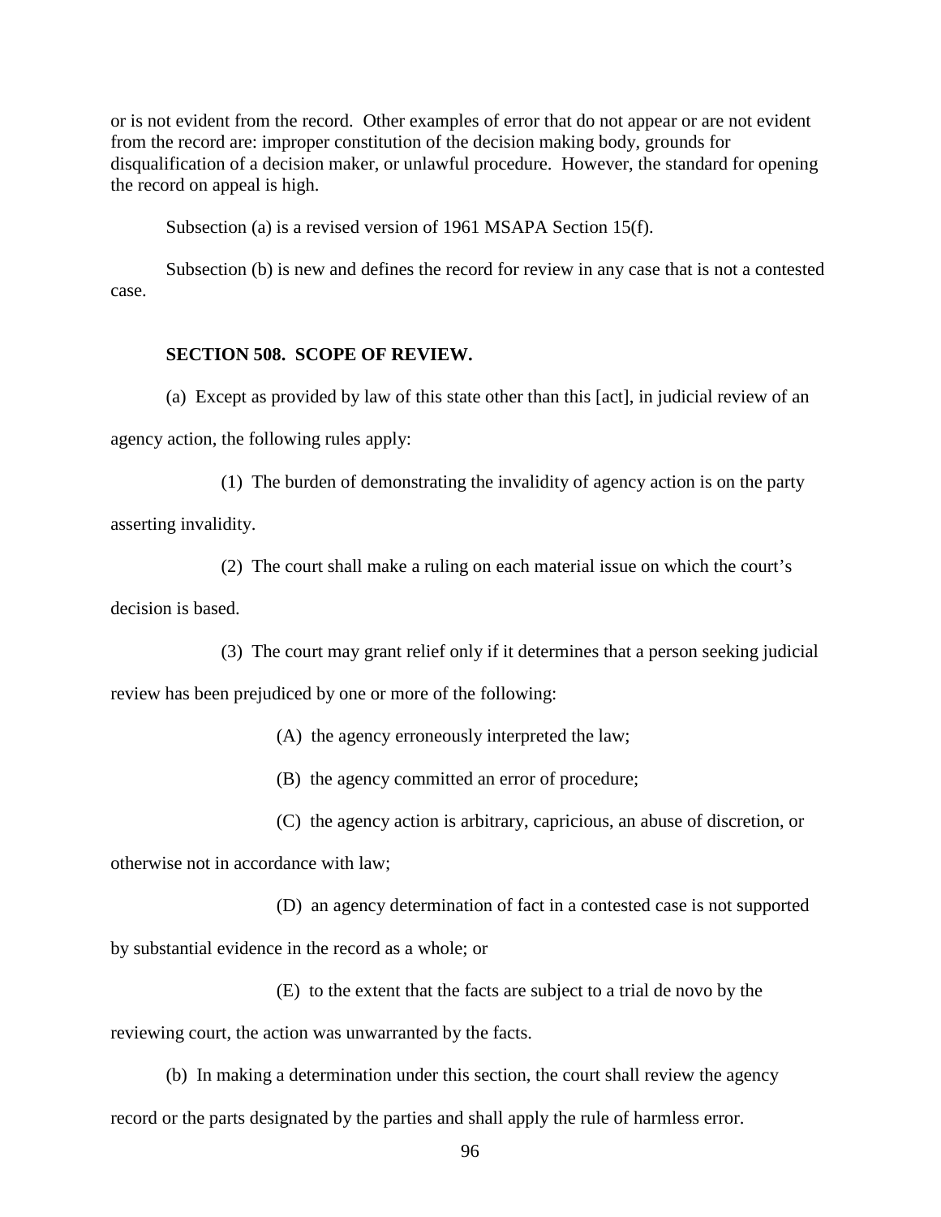or is not evident from the record. Other examples of error that do not appear or are not evident from the record are: improper constitution of the decision making body, grounds for disqualification of a decision maker, or unlawful procedure. However, the standard for opening the record on appeal is high.

Subsection (a) is a revised version of 1961 MSAPA Section 15(f).

Subsection (b) is new and defines the record for review in any case that is not a contested case.

**SECTION 508. SCOPE OF REVIEW.**

(a) Except as provided by law of this state other than this [act], in judicial review of an agency action, the following rules apply:

(1) The burden of demonstrating the invalidity of agency action is on the party asserting invalidity.

(2) The court shall make a ruling on each material issue on which the court's decision is based.

(3) The court may grant relief only if it determines that a person seeking judicial review has been prejudiced by one or more of the following:

(A) the agency erroneously interpreted the law;

(B) the agency committed an error of procedure;

(C) the agency action is arbitrary, capricious, an abuse of discretion, or otherwise not in accordance with law;

(D) an agency determination of fact in a contested case is not supported by substantial evidence in the record as a whole; or

(E) to the extent that the facts are subject to a trial de novo by the reviewing court, the action was unwarranted by the facts.

(b) In making a determination under this section, the court shall review the agency record or the parts designated by the parties and shall apply the rule of harmless error.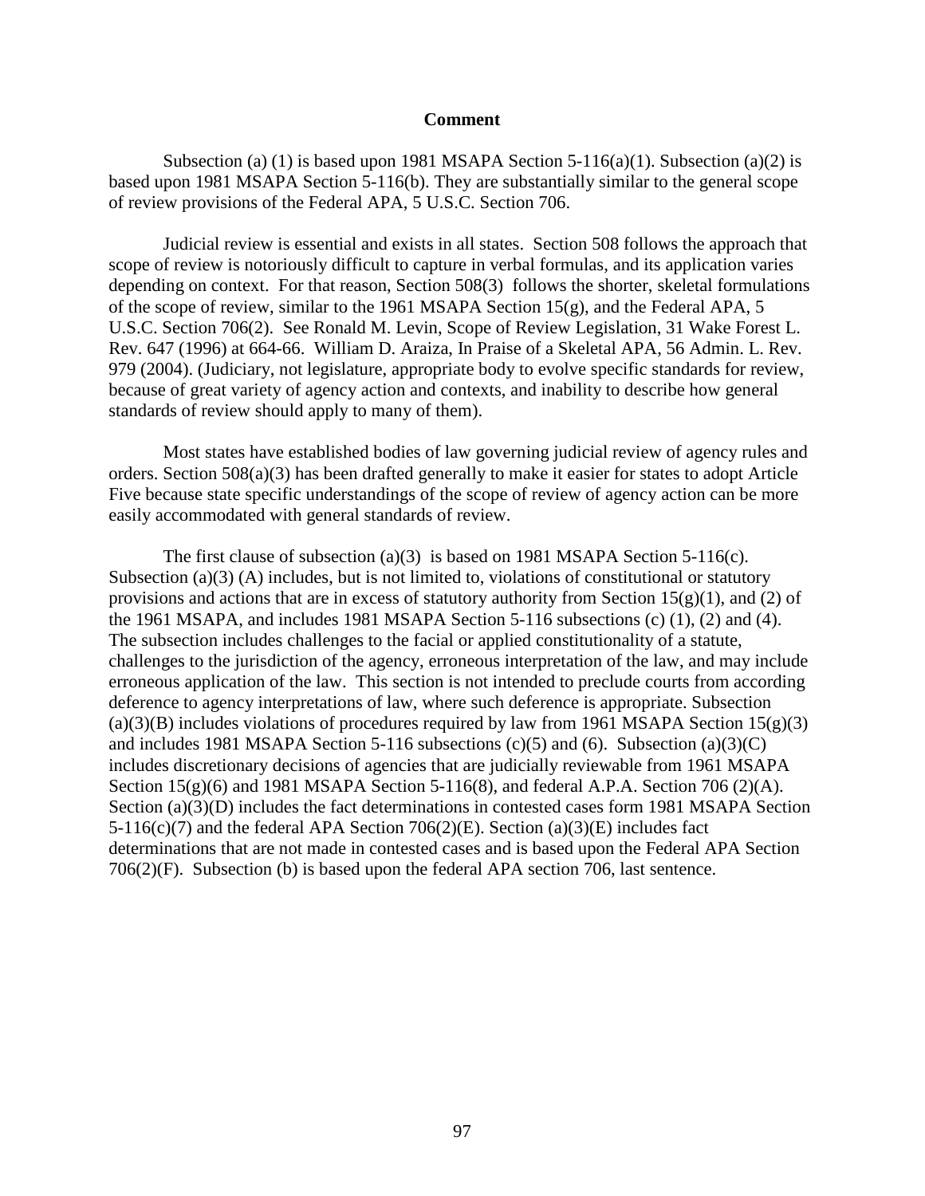**Comment**

Subsection (a) (1) is based upon 1981 MSAPA Section 5-116(a)(1). Subsection (a)(2) is based upon 1981 MSAPA Section 5-116(b). They are substantially similar to the general scope of review provisions of the Federal APA, 5 U.S.C. Section 706.

Judicial review is essential and exists in all states. Section 508 follows the approach that scope of review is notoriously difficult to capture in verbal formulas, and its application varies depending on context. For that reason, Section 508(3) follows the shorter, skeletal formulations of the scope of review, similar to the 1961 MSAPA Section 15(g), and the Federal APA, 5 U.S.C. Section 706(2). See Ronald M. Levin, Scope of Review Legislation, 31 Wake Forest L. Rev. 647 (1996) at 664-66. William D. Araiza, In Praise of a Skeletal APA, 56 Admin. L. Rev. 979 (2004). (Judiciary, not legislature, appropriate body to evolve specific standards for review, because of great variety of agency action and contexts, and inability to describe how general standards of review should apply to many of them).

Most states have established bodies of law governing judicial review of agency rules and orders. Section 508(a)(3) has been drafted generally to make it easier for states to adopt Article Five because state specific understandings of the scope of review of agency action can be more easily accommodated with general standards of review.

The first clause of subsection (a)(3) is based on 1981 MSAPA Section 5-116(c). Subsection (a)(3) (A) includes, but is not limited to, violations of constitutional or statutory provisions and actions that are in excess of statutory authority from Section 15(g)(1), and (2) of the 1961 MSAPA, and includes 1981 MSAPA Section 5-116 subsections (c) (1), (2) and (4). The subsection includes challenges to the facial or applied constitutionality of a statute, challenges to the jurisdiction of the agency, erroneous interpretation of the law, and may include erroneous application of the law. This section is not intended to preclude courts from according deference to agency interpretations of law, where such deference is appropriate. Subsection (a)(3)(B) includes violations of procedures required by law from 1961 MSAPA Section 15(g)(3) and includes 1981 MSAPA Section 5-116 subsections (c)(5) and (6). Subsection (a)(3)(C) includes discretionary decisions of agencies that are judicially reviewable from 1961 MSAPA Section 15(g)(6) and 1981 MSAPA Section 5-116(8), and federal A.P.A. Section 706 (2)(A). Section (a)(3)(D) includes the fact determinations in contested cases form 1981 MSAPA Section 5-116(c)(7) and the federal APA Section 706(2)(E). Section (a)(3)(E) includes fact determinations that are not made in contested cases and is based upon the Federal APA Section 706(2)(F). Subsection (b) is based upon the federal APA section 706, last sentence.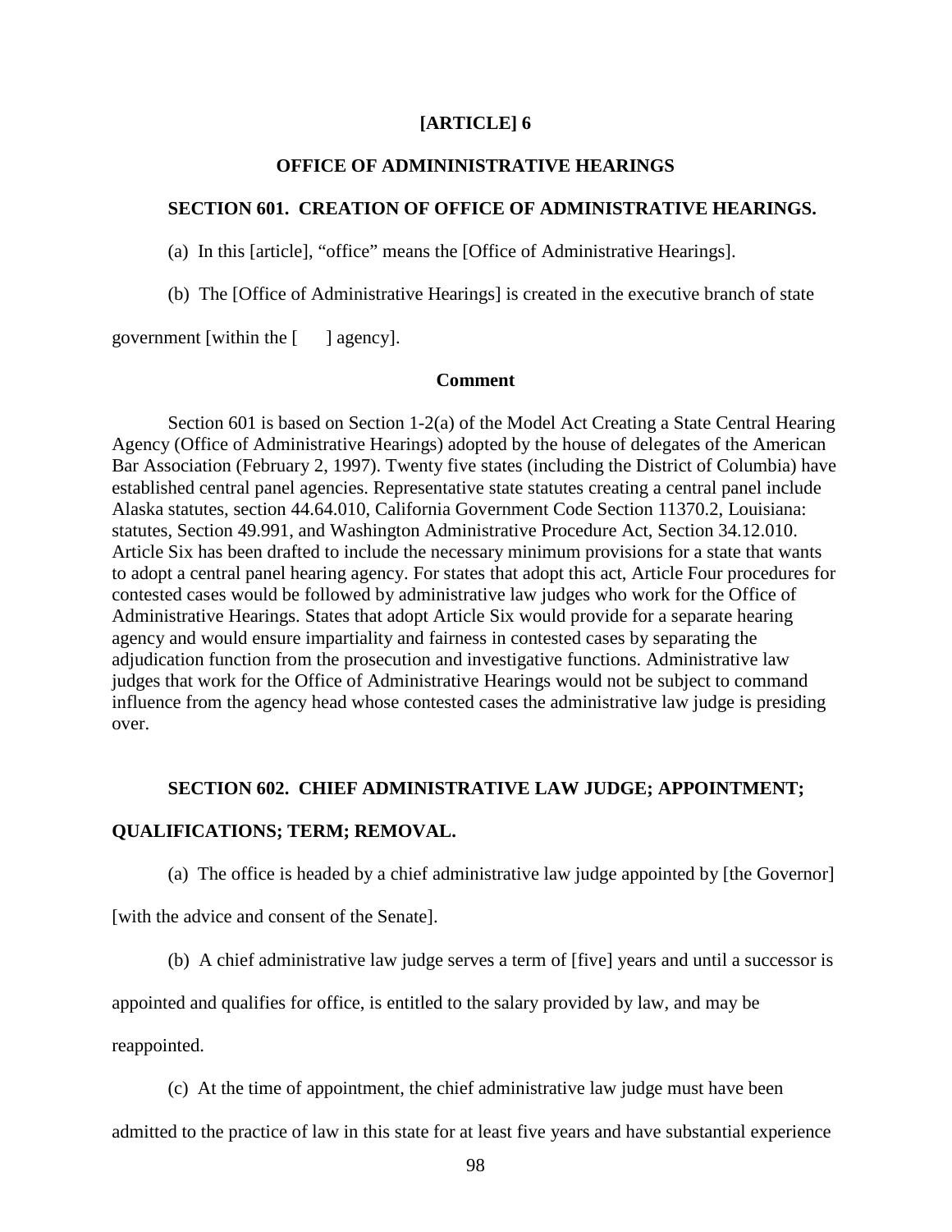## [ARTICLE] 6

## OFFICE OF ADMINININISTRATIVE HEARINGS

### SECTION 601. CREATION OF OFFICE OF ADMINISTRATIVE HEARINGS.

(a) In this [article], "office" means the [Office of Administrative Hearings].

(b) The [Office of Administrative Hearings] is created in the executive branch of state government [within the [ ] agency].

**Comment**

Section 601 is based on Section 1-2(a) of the Model Act Creating a State Central Hearing Agency (Office of Administrative Hearings) adopted by the house of delegates of the American Bar Association (February 2, 1997). Twenty five states (including the District of Columbia) have established central panel agencies. Representative state statutes creating a central panel include Alaska statutes, section 44.64.010, California Government Code Section 11370.2, Louisiana: statutes, Section 49.991, and Washington Administrative Procedure Act, Section 34.12.010. Article Six has been drafted to include the necessary minimum provisions for a state that wants to adopt a central panel hearing agency. For states that adopt this act, Article Four procedures for contested cases would be followed by administrative law judges who work for the Office of Administrative Hearings. States that adopt Article Six would provide for a separate hearing agency and would ensure impartiality and fairness in contested cases by separating the adjudication function from the prosecution and investigative functions. Administrative law judges that work for the Office of Administrative Hearings would not be subject to command influence from the agency head whose contested cases the administrative law judge is presiding over.

### SECTION 602. CHIEF ADMINISTRATIVE LAW JUDGE; APPOINTMENT; QUALIFICATIONS; TERM; REMOVAL.

(a) The office is headed by a chief administrative law judge appointed by [the Governor] [with the advice and consent of the Senate].

(b) A chief administrative law judge serves a term of [five] years and until a successor is appointed and qualifies for office, is entitled to the salary provided by law, and may be reappointed.

(c) At the time of appointment, the chief administrative law judge must have been admitted to the practice of law in this state for at least five years and have substantial experience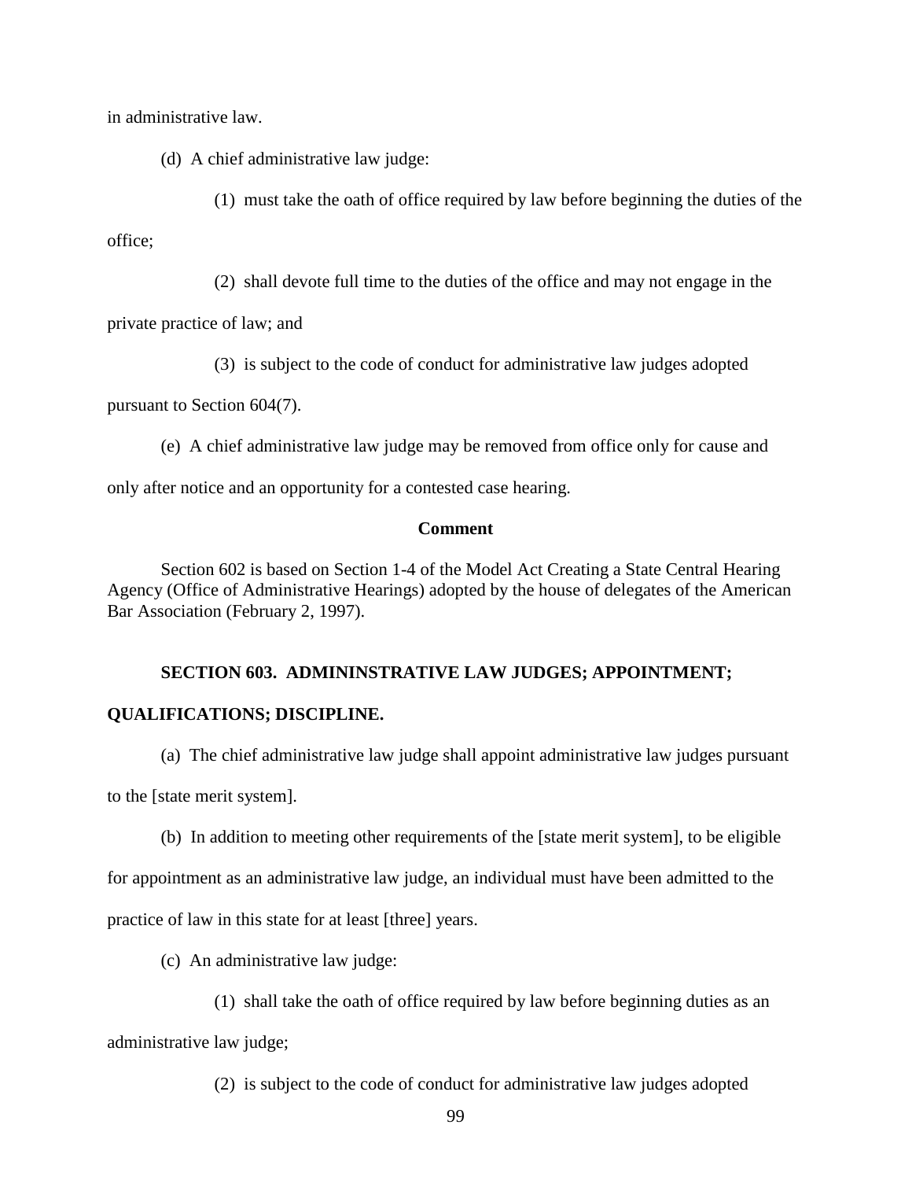in administrative law.

(d) A chief administrative law judge:

(1) must take the oath of office required by law before beginning the duties of the office;

(2) shall devote full time to the duties of the office and may not engage in the private practice of law; and

(3) is subject to the code of conduct for administrative law judges adopted pursuant to Section 604(7).

(e) A chief administrative law judge may be removed from office only for cause and only after notice and an opportunity for a contested case hearing.

**Comment**

Section 602 is based on Section 1-4 of the Model Act Creating a State Central Hearing Agency (Office of Administrative Hearings) adopted by the house of delegates of the American Bar Association (February 2, 1997).

**SECTION 603. ADMININSTRATIVE LAW JUDGES; APPOINTMENT; QUALIFICATIONS; DISCIPLINE.**

(a) The chief administrative law judge shall appoint administrative law judges pursuant to the [state merit system].

(b) In addition to meeting other requirements of the [state merit system], to be eligible for appointment as an administrative law judge, an individual must have been admitted to the practice of law in this state for at least [three] years.

(c) An administrative law judge:

(1) shall take the oath of office required by law before beginning duties as an administrative law judge;

(2) is subject to the code of conduct for administrative law judges adopted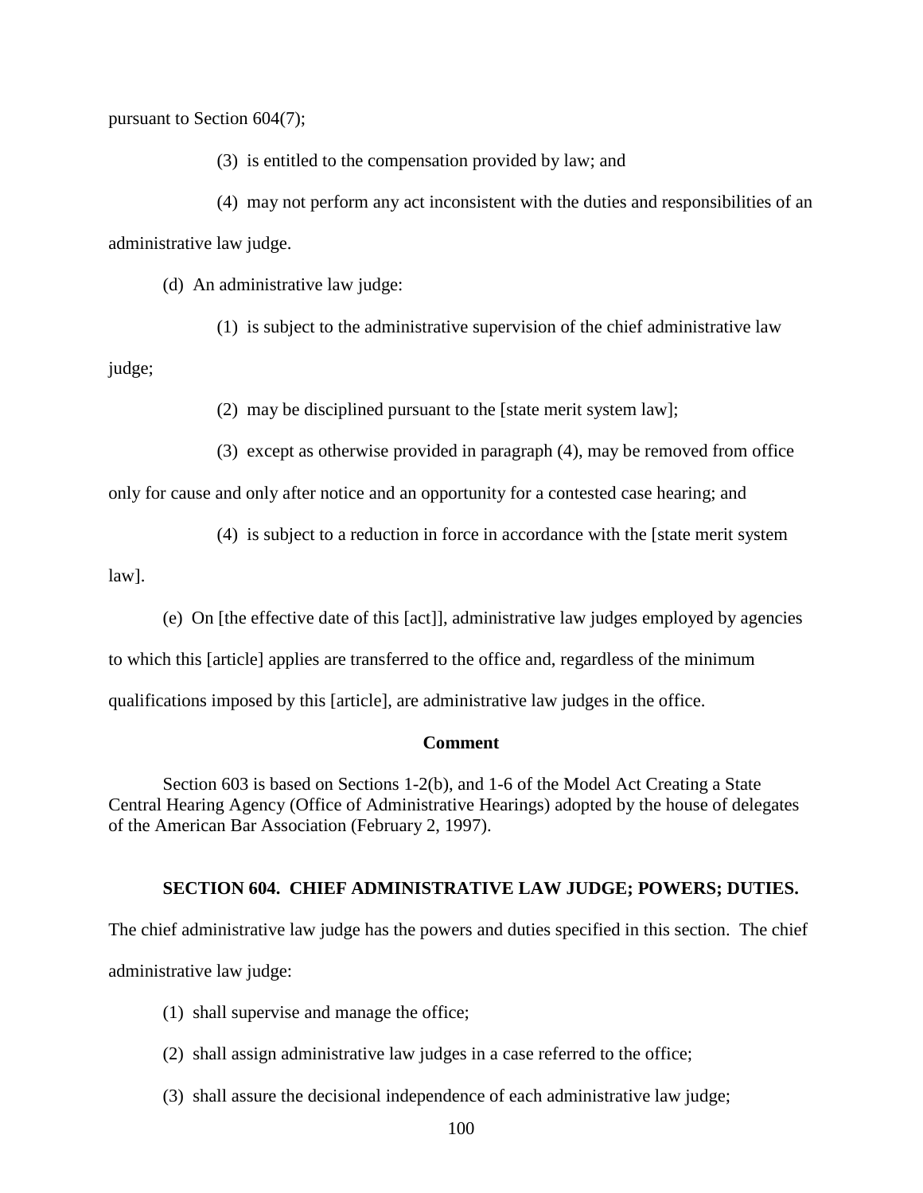pursuant to Section 604(7);

(3) is entitled to the compensation provided by law; and

(4) may not perform any act inconsistent with the duties and responsibilities of an administrative law judge.

(d) An administrative law judge:

(1) is subject to the administrative supervision of the chief administrative law judge;

(2) may be disciplined pursuant to the [state merit system law];

(3) except as otherwise provided in paragraph (4), may be removed from office only for cause and only after notice and an opportunity for a contested case hearing; and

(4) is subject to a reduction in force in accordance with the [state merit system law].

(e) On [the effective date of this [act]], administrative law judges employed by agencies to which this [article] applies are transferred to the office and, regardless of the minimum qualifications imposed by this [article], are administrative law judges in the office.

**Comment**

Section 603 is based on Sections 1-2(b), and 1-6 of the Model Act Creating a State Central Hearing Agency (Office of Administrative Hearings) adopted by the house of delegates of the American Bar Association (February 2, 1997).

**SECTION 604. CHIEF ADMINISTRATIVE LAW JUDGE; POWERS; DUTIES.**

The chief administrative law judge has the powers and duties specified in this section. The chief administrative law judge:

(1) shall supervise and manage the office;

(2) shall assign administrative law judges in a case referred to the office;

(3) shall assure the decisional independence of each administrative law judge;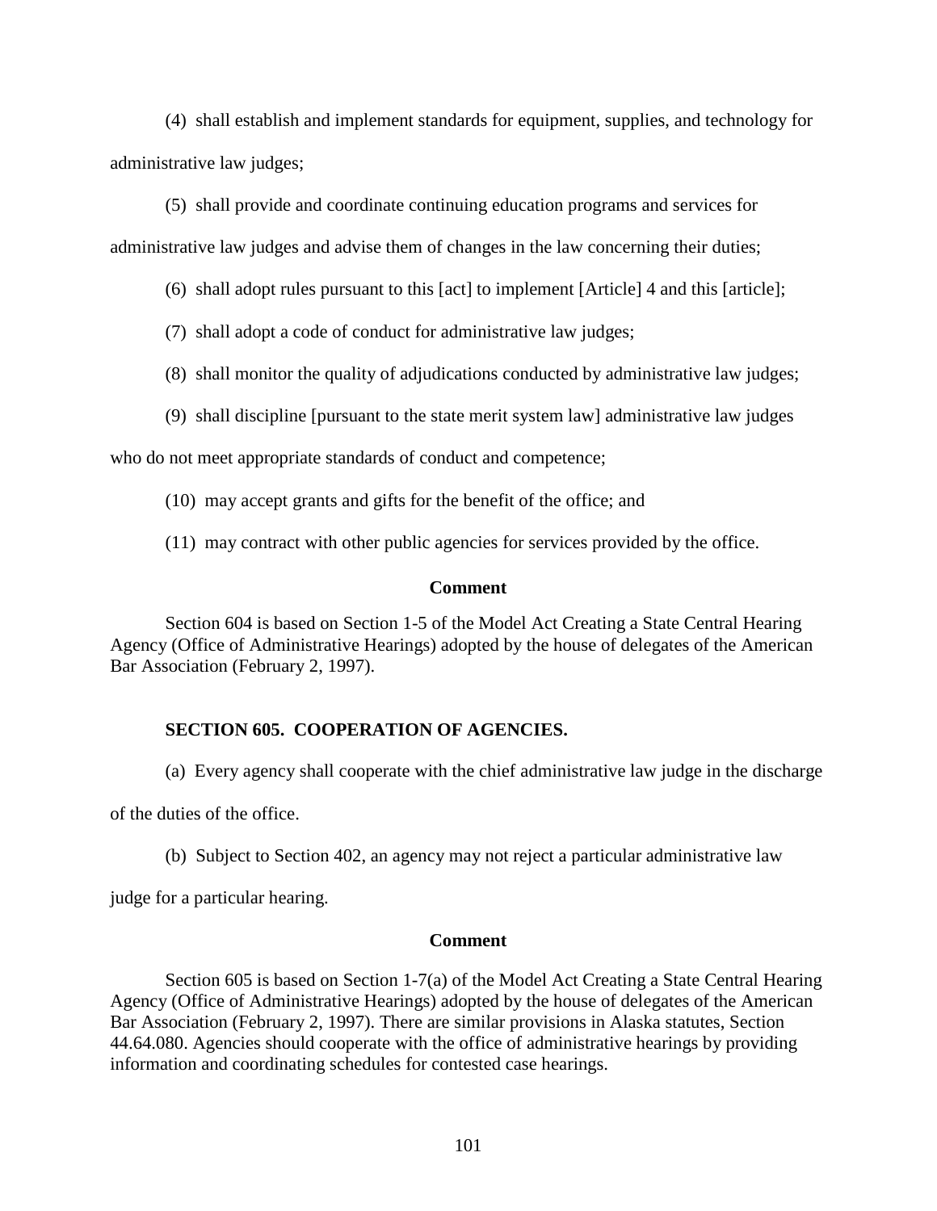(4) shall establish and implement standards for equipment, supplies, and technology for administrative law judges;

(5) shall provide and coordinate continuing education programs and services for administrative law judges and advise them of changes in the law concerning their duties;

(6) shall adopt rules pursuant to this [act] to implement [Article] 4 and this [article];

(7) shall adopt a code of conduct for administrative law judges;

(8) shall monitor the quality of adjudications conducted by administrative law judges;

(9) shall discipline [pursuant to the state merit system law] administrative law judges who do not meet appropriate standards of conduct and competence;

(10) may accept grants and gifts for the benefit of the office; and

(11) may contract with other public agencies for services provided by the office.

**Comment**

Section 604 is based on Section 1-5 of the Model Act Creating a State Central Hearing Agency (Office of Administrative Hearings) adopted by the house of delegates of the American Bar Association (February 2, 1997).

### SECTION 605. COOPERATION OF AGENCIES.

(a) Every agency shall cooperate with the chief administrative law judge in the discharge of the duties of the office.

(b) Subject to Section 402, an agency may not reject a particular administrative law judge for a particular hearing.

**Comment**

Section 605 is based on Section 1-7(a) of the Model Act Creating a State Central Hearing Agency (Office of Administrative Hearings) adopted by the house of delegates of the American Bar Association (February 2, 1997). There are similar provisions in Alaska statutes, Section 44.64.080. Agencies should cooperate with the office of administrative hearings by providing information and coordinating schedules for contested case hearings.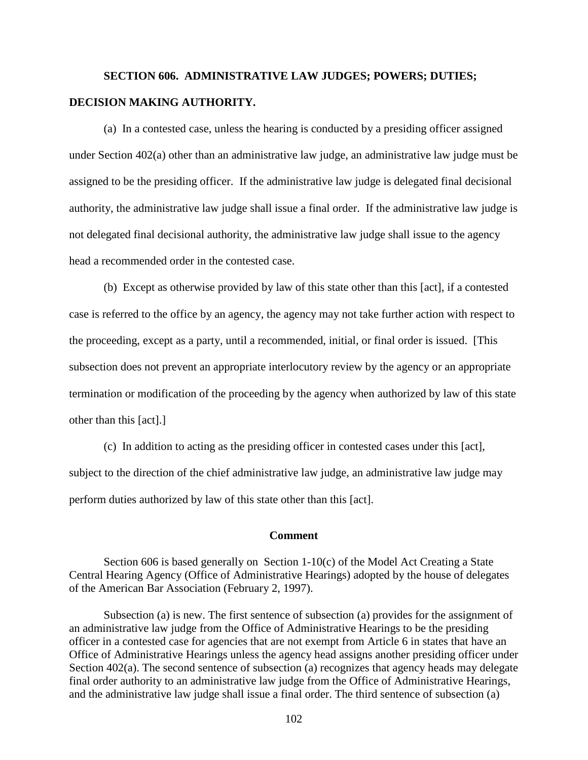## SECTION 606. ADMINISTRATIVE LAW JUDGES; POWERS; DUTIES; DECISION MAKING AUTHORITY.

(a) In a contested case, unless the hearing is conducted by a presiding officer assigned under Section 402(a) other than an administrative law judge, an administrative law judge must be assigned to be the presiding officer. If the administrative law judge is delegated final decisional authority, the administrative law judge shall issue a final order. If the administrative law judge is not delegated final decisional authority, the administrative law judge shall issue to the agency head a recommended order in the contested case.

(b) Except as otherwise provided by law of this state other than this [act], if a contested case is referred to the office by an agency, the agency may not take further action with respect to the proceeding, except as a party, until a recommended, initial, or final order is issued. [This subsection does not prevent an appropriate interlocutory review by the agency or an appropriate termination or modification of the proceeding by the agency when authorized by law of this state other than this [act].]

(c) In addition to acting as the presiding officer in contested cases under this [act], subject to the direction of the chief administrative law judge, an administrative law judge may perform duties authorized by law of this state other than this [act].

### Comment

Section 606 is based generally on Section 1-10(c) of the Model Act Creating a State Central Hearing Agency (Office of Administrative Hearings) adopted by the house of delegates of the American Bar Association (February 2, 1997).

Subsection (a) is new. The first sentence of subsection (a) provides for the assignment of an administrative law judge from the Office of Administrative Hearings to be the presiding officer in a contested case for agencies that are not exempt from Article 6 in states that have an Office of Administrative Hearings unless the agency head assigns another presiding officer under Section 402(a). The second sentence of subsection (a) recognizes that agency heads may delegate final order authority to an administrative law judge from the Office of Administrative Hearings, and the administrative law judge shall issue a final order. The third sentence of subsection (a)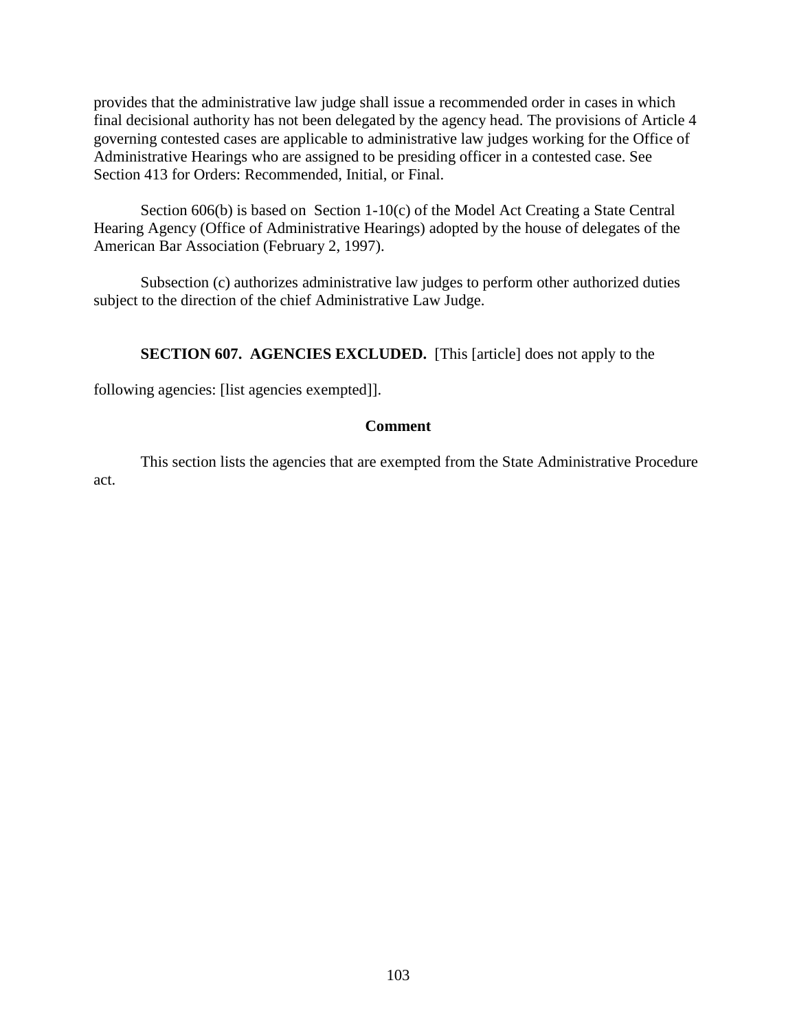provides that the administrative law judge shall issue a recommended order in cases in which final decisional authority has not been delegated by the agency head. The provisions of Article 4 governing contested cases are applicable to administrative law judges working for the Office of Administrative Hearings who are assigned to be presiding officer in a contested case. See Section 413 for Orders: Recommended, Initial, or Final.

Section 606(b) is based on Section 1-10(c) of the Model Act Creating a State Central Hearing Agency (Office of Administrative Hearings) adopted by the house of delegates of the American Bar Association (February 2, 1997).

Subsection (c) authorizes administrative law judges to perform other authorized duties subject to the direction of the chief Administrative Law Judge.

**SECTION 607. AGENCIES EXCLUDED.** [This [article] does not apply to the following agencies: [list agencies exempted]].

**Comment**

This section lists the agencies that are exempted from the State Administrative Procedure act.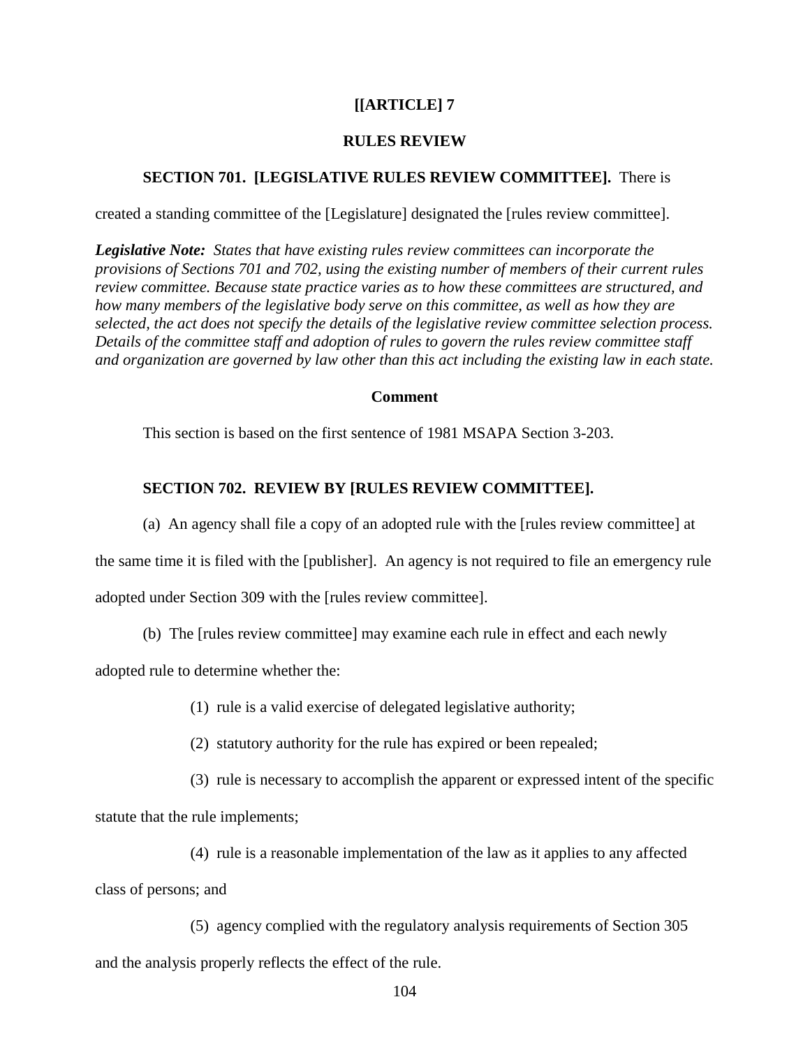## [[ARTICLE] 7

## RULES REVIEW

**SECTION 701. [LEGISLATIVE RULES REVIEW COMMITTEE].** There is created a standing committee of the [Legislature] designated the [rules review committee].

***Legislative Note:*** *States that have existing rules review committees can incorporate the provisions of Sections 701 and 702, using the existing number of members of their current rules review committee. Because state practice varies as to how these committees are structured, and how many members of the legislative body serve on this committee, as well as how they are selected, the act does not specify the details of the legislative review committee selection process. Details of the committee staff and adoption of rules to govern the rules review committee staff and organization are governed by law other than this act including the existing law in each state.*

### Comment

This section is based on the first sentence of 1981 MSAPA Section 3-203.

**SECTION 702. REVIEW BY [RULES REVIEW COMMITTEE].**

(a) An agency shall file a copy of an adopted rule with the [rules review committee] at the same time it is filed with the [publisher]. An agency is not required to file an emergency rule adopted under Section 309 with the [rules review committee].

(b) The [rules review committee] may examine each rule in effect and each newly adopted rule to determine whether the:

(1) rule is a valid exercise of delegated legislative authority;

(2) statutory authority for the rule has expired or been repealed;

(3) rule is necessary to accomplish the apparent or expressed intent of the specific statute that the rule implements;

(4) rule is a reasonable implementation of the law as it applies to any affected class of persons; and

(5) agency complied with the regulatory analysis requirements of Section 305 and the analysis properly reflects the effect of the rule.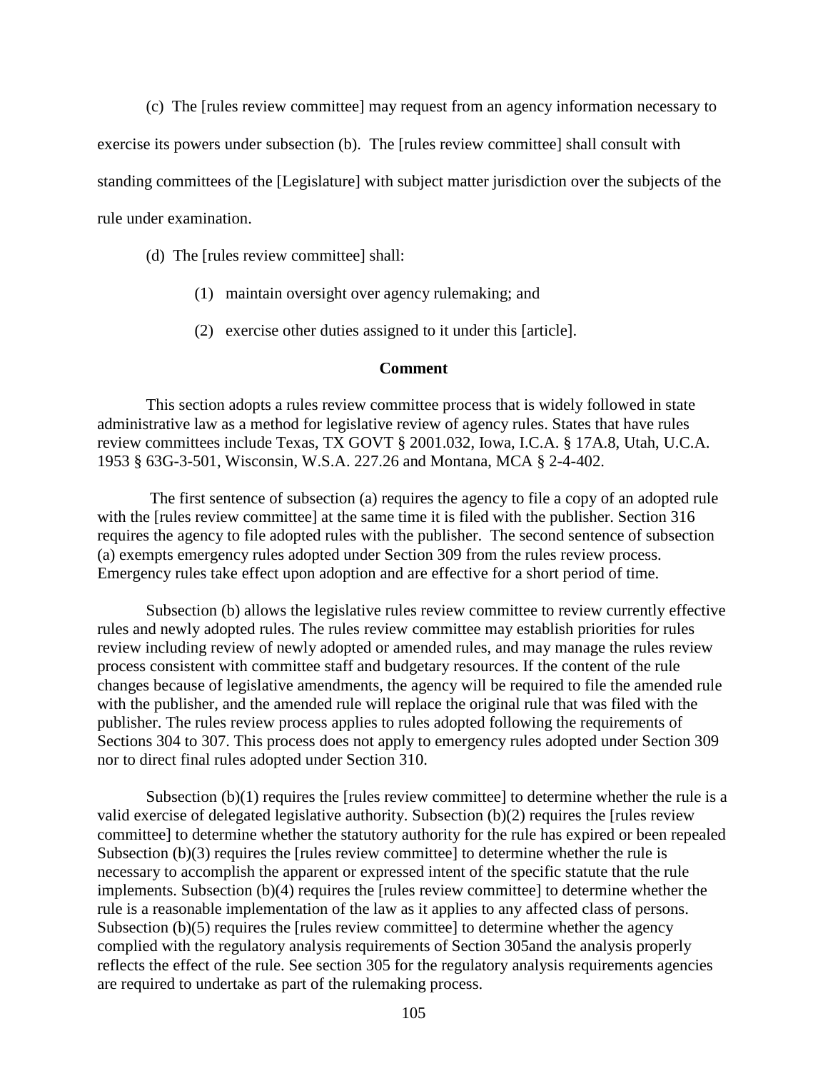(c) The [rules review committee] may request from an agency information necessary to exercise its powers under subsection (b). The [rules review committee] shall consult with standing committees of the [Legislature] with subject matter jurisdiction over the subjects of the rule under examination.

(d) The [rules review committee] shall:

(1) maintain oversight over agency rulemaking; and

(2) exercise other duties assigned to it under this [article].

**Comment**

This section adopts a rules review committee process that is widely followed in state administrative law as a method for legislative review of agency rules. States that have rules review committees include Texas, TX GOVT § 2001.032, Iowa, I.C.A. § 17A.8, Utah, U.C.A. 1953 § 63G-3-501, Wisconsin, W.S.A. 227.26 and Montana, MCA § 2-4-402.

The first sentence of subsection (a) requires the agency to file a copy of an adopted rule with the [rules review committee] at the same time it is filed with the publisher. Section 316 requires the agency to file adopted rules with the publisher. The second sentence of subsection (a) exempts emergency rules adopted under Section 309 from the rules review process. Emergency rules take effect upon adoption and are effective for a short period of time.

Subsection (b) allows the legislative rules review committee to review currently effective rules and newly adopted rules. The rules review committee may establish priorities for rules review including review of newly adopted or amended rules, and may manage the rules review process consistent with committee staff and budgetary resources. If the content of the rule changes because of legislative amendments, the agency will be required to file the amended rule with the publisher, and the amended rule will replace the original rule that was filed with the publisher. The rules review process applies to rules adopted following the requirements of Sections 304 to 307. This process does not apply to emergency rules adopted under Section 309 nor to direct final rules adopted under Section 310.

Subsection (b)(1) requires the [rules review committee] to determine whether the rule is a valid exercise of delegated legislative authority. Subsection (b)(2) requires the [rules review committee] to determine whether the statutory authority for the rule has expired or been repealed Subsection (b)(3) requires the [rules review committee] to determine whether the rule is necessary to accomplish the apparent or expressed intent of the specific statute that the rule implements. Subsection (b)(4) requires the [rules review committee] to determine whether the rule is a reasonable implementation of the law as it applies to any affected class of persons. Subsection (b)(5) requires the [rules review committee] to determine whether the agency complied with the regulatory analysis requirements of Section 305and the analysis properly reflects the effect of the rule. See section 305 for the regulatory analysis requirements agencies are required to undertake as part of the rulemaking process.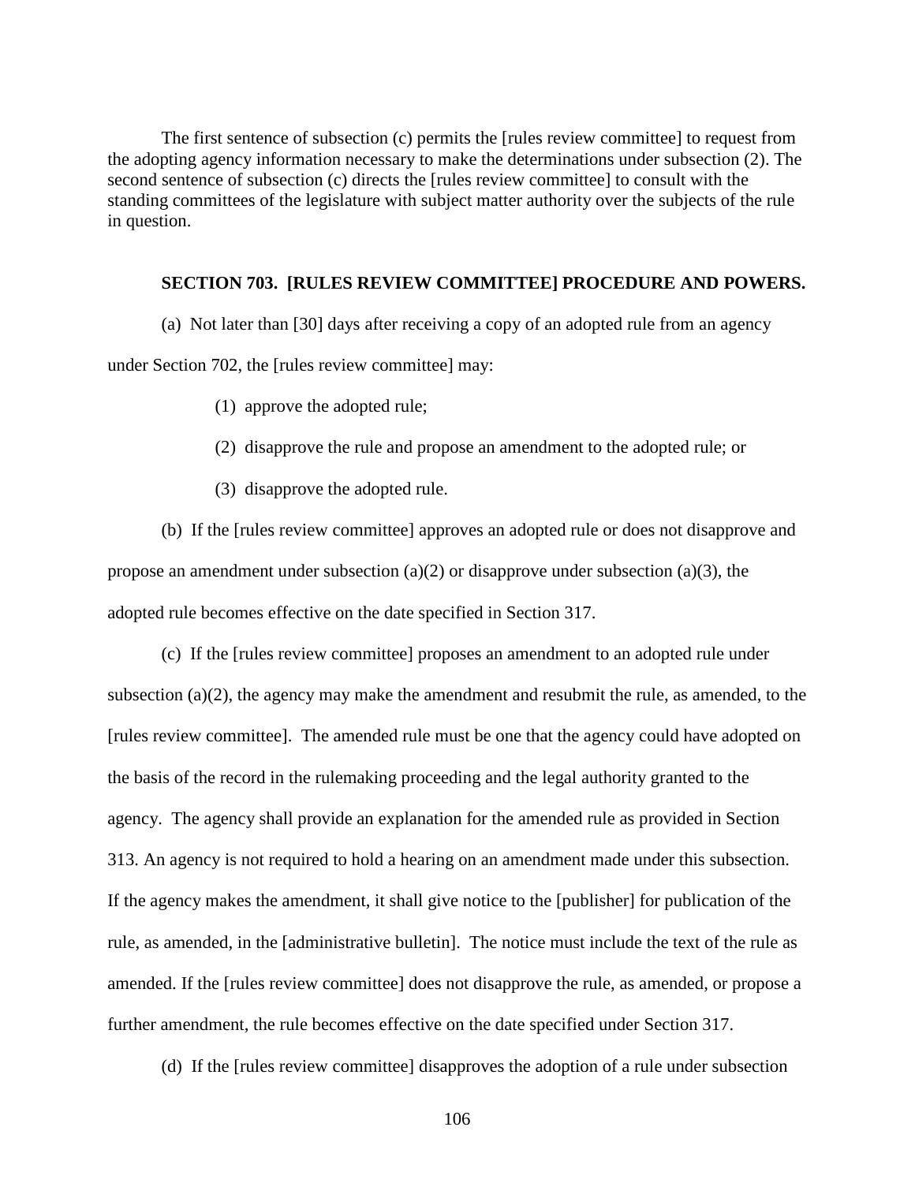The first sentence of subsection (c) permits the [rules review committee] to request from the adopting agency information necessary to make the determinations under subsection (2). The second sentence of subsection (c) directs the [rules review committee] to consult with the standing committees of the legislature with subject matter authority over the subjects of the rule in question.

**SECTION 703. [RULES REVIEW COMMITTEE] PROCEDURE AND POWERS.**

(a) Not later than [30] days after receiving a copy of an adopted rule from an agency under Section 702, the [rules review committee] may:

(1) approve the adopted rule;

(2) disapprove the rule and propose an amendment to the adopted rule; or

(3) disapprove the adopted rule.

(b) If the [rules review committee] approves an adopted rule or does not disapprove and propose an amendment under subsection (a)(2) or disapprove under subsection (a)(3), the adopted rule becomes effective on the date specified in Section 317.

(c) If the [rules review committee] proposes an amendment to an adopted rule under subsection (a)(2), the agency may make the amendment and resubmit the rule, as amended, to the [rules review committee]. The amended rule must be one that the agency could have adopted on the basis of the record in the rulemaking proceeding and the legal authority granted to the agency. The agency shall provide an explanation for the amended rule as provided in Section 313. An agency is not required to hold a hearing on an amendment made under this subsection. If the agency makes the amendment, it shall give notice to the [publisher] for publication of the rule, as amended, in the [administrative bulletin]. The notice must include the text of the rule as amended. If the [rules review committee] does not disapprove the rule, as amended, or propose a further amendment, the rule becomes effective on the date specified under Section 317.

(d) If the [rules review committee] disapproves the adoption of a rule under subsection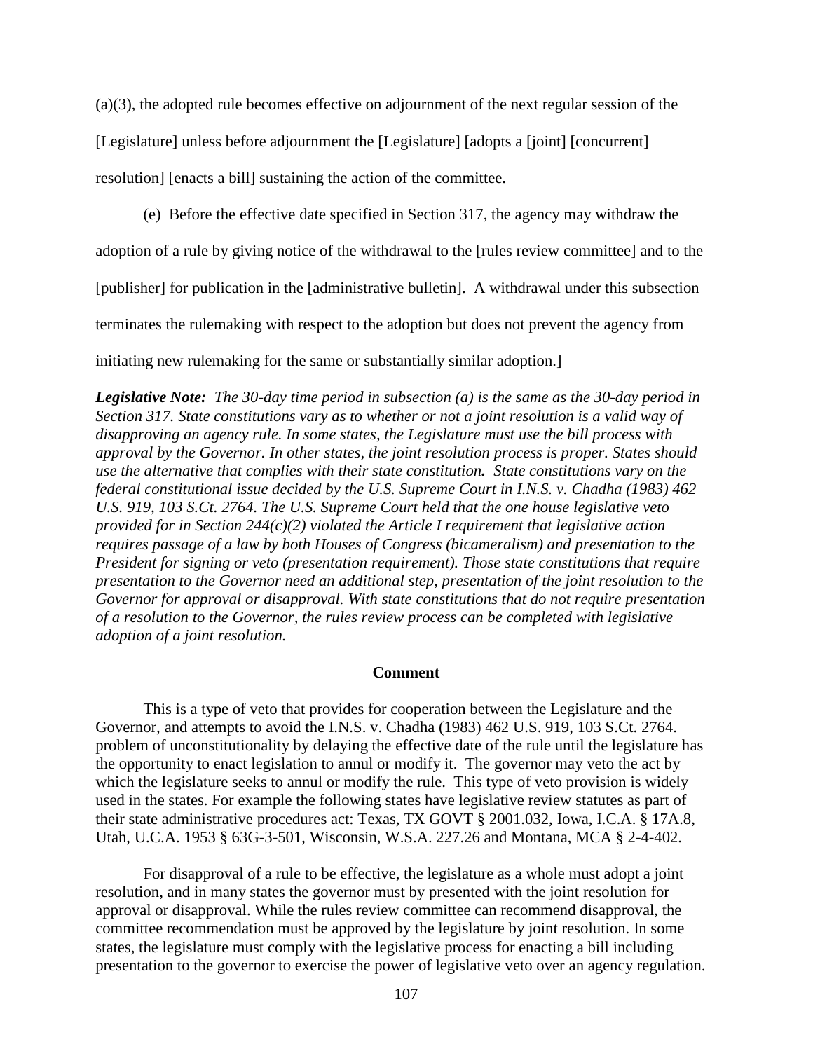(a)(3), the adopted rule becomes effective on adjournment of the next regular session of the [Legislature] unless before adjournment the [Legislature] [adopts a [joint] [concurrent] resolution] [enacts a bill] sustaining the action of the committee.

(e) Before the effective date specified in Section 317, the agency may withdraw the adoption of a rule by giving notice of the withdrawal to the [rules review committee] and to the [publisher] for publication in the [administrative bulletin]. A withdrawal under this subsection terminates the rulemaking with respect to the adoption but does not prevent the agency from initiating new rulemaking for the same or substantially similar adoption.]

***Legislative Note:*** *The 30-day time period in subsection (a) is the same as the 30-day period in Section 317. State constitutions vary as to whether or not a joint resolution is a valid way of disapproving an agency rule. In some states, the Legislature must use the bill process with approval by the Governor. In other states, the joint resolution process is proper. States should use the alternative that complies with their state constitution.* *State constitutions vary on the federal constitutional issue decided by the U.S. Supreme Court in I.N.S. v. Chadha (1983) 462 U.S. 919, 103 S.Ct. 2764. The U.S. Supreme Court held that the one house legislative veto provided for in Section 244(c)(2) violated the Article I requirement that legislative action requires passage of a law by both Houses of Congress (bicameralism) and presentation to the President for signing or veto (presentation requirement). Those state constitutions that require presentation to the Governor need an additional step, presentation of the joint resolution to the Governor for approval or disapproval. With state constitutions that do not require presentation of a resolution to the Governor, the rules review process can be completed with legislative adoption of a joint resolution.*

## Comment

This is a type of veto that provides for cooperation between the Legislature and the Governor, and attempts to avoid the I.N.S. v. Chadha (1983) 462 U.S. 919, 103 S.Ct. 2764. problem of unconstitutionality by delaying the effective date of the rule until the legislature has the opportunity to enact legislation to annul or modify it. The governor may veto the act by which the legislature seeks to annul or modify the rule. This type of veto provision is widely used in the states. For example the following states have legislative review statutes as part of their state administrative procedures act: Texas, TX GOVT § 2001.032, Iowa, I.C.A. § 17A.8, Utah, U.C.A. 1953 § 63G-3-501, Wisconsin, W.S.A. 227.26 and Montana, MCA § 2-4-402.

For disapproval of a rule to be effective, the legislature as a whole must adopt a joint resolution, and in many states the governor must by presented with the joint resolution for approval or disapproval. While the rules review committee can recommend disapproval, the committee recommendation must be approved by the legislature by joint resolution. In some states, the legislature must comply with the legislative process for enacting a bill including presentation to the governor to exercise the power of legislative veto over an agency regulation.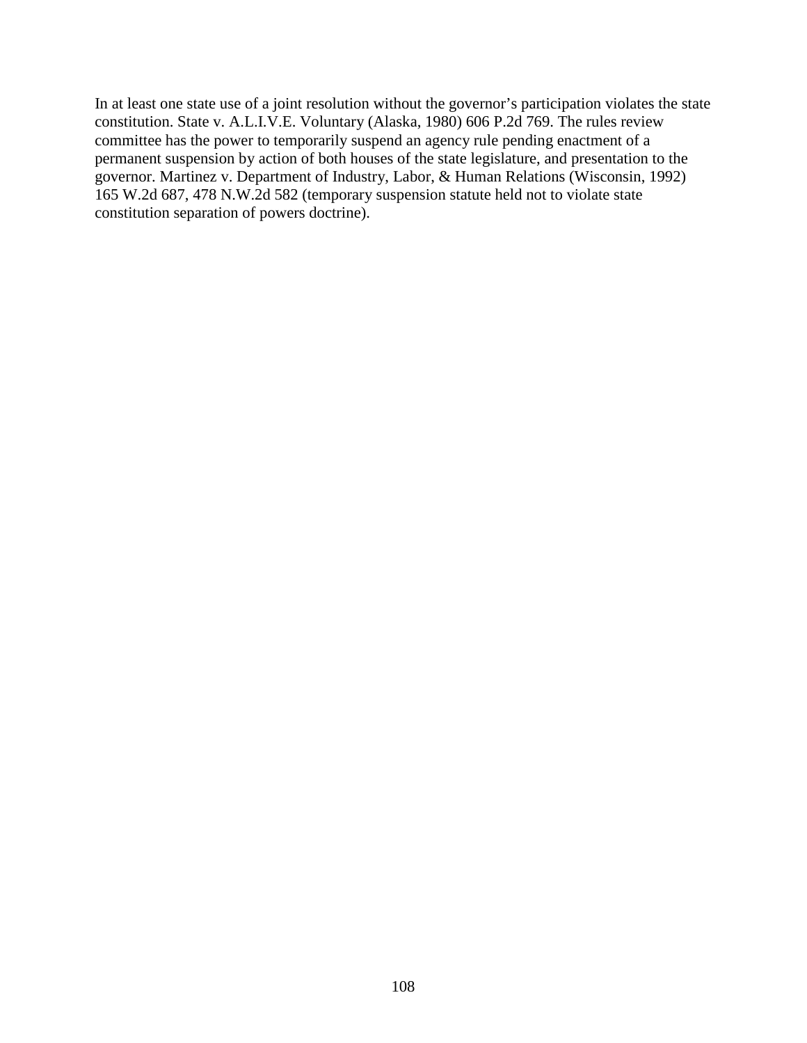In at least one state use of a joint resolution without the governor's participation violates the state constitution. State v. A.L.I.V.E. Voluntary (Alaska, 1980) 606 P.2d 769. The rules review committee has the power to temporarily suspend an agency rule pending enactment of a permanent suspension by action of both houses of the state legislature, and presentation to the governor. Martinez v. Department of Industry, Labor, & Human Relations (Wisconsin, 1992) 165 W.2d 687, 478 N.W.2d 582 (temporary suspension statute held not to violate state constitution separation of powers doctrine).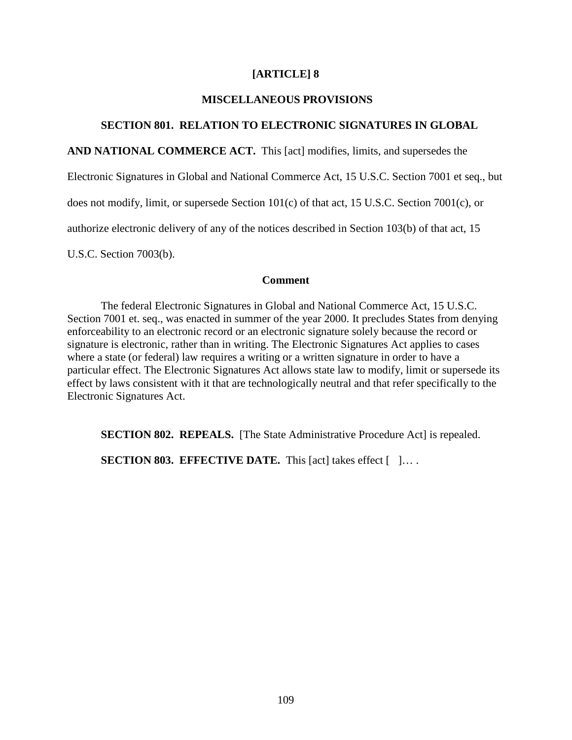# [ARTICLE] 8

## MISCELLANEOUS PROVISIONS

**SECTION 801. RELATION TO ELECTRONIC SIGNATURES IN GLOBAL AND NATIONAL COMMERCE ACT.** This [act] modifies, limits, and supersedes the Electronic Signatures in Global and National Commerce Act, 15 U.S.C. Section 7001 et seq., but does not modify, limit, or supersede Section 101(c) of that act, 15 U.S.C. Section 7001(c), or authorize electronic delivery of any of the notices described in Section 103(b) of that act, 15 U.S.C. Section 7003(b).

### Comment

The federal Electronic Signatures in Global and National Commerce Act, 15 U.S.C. Section 7001 et. seq., was enacted in summer of the year 2000. It precludes States from denying enforceability to an electronic record or an electronic signature solely because the record or signature is electronic, rather than in writing. The Electronic Signatures Act applies to cases where a state (or federal) law requires a writing or a written signature in order to have a particular effect. The Electronic Signatures Act allows state law to modify, limit or supersede its effect by laws consistent with it that are technologically neutral and that refer specifically to the Electronic Signatures Act.

**SECTION 802. REPEALS.** [The State Administrative Procedure Act] is repealed.

**SECTION 803. EFFECTIVE DATE.** This [act] takes effect [ ]… .